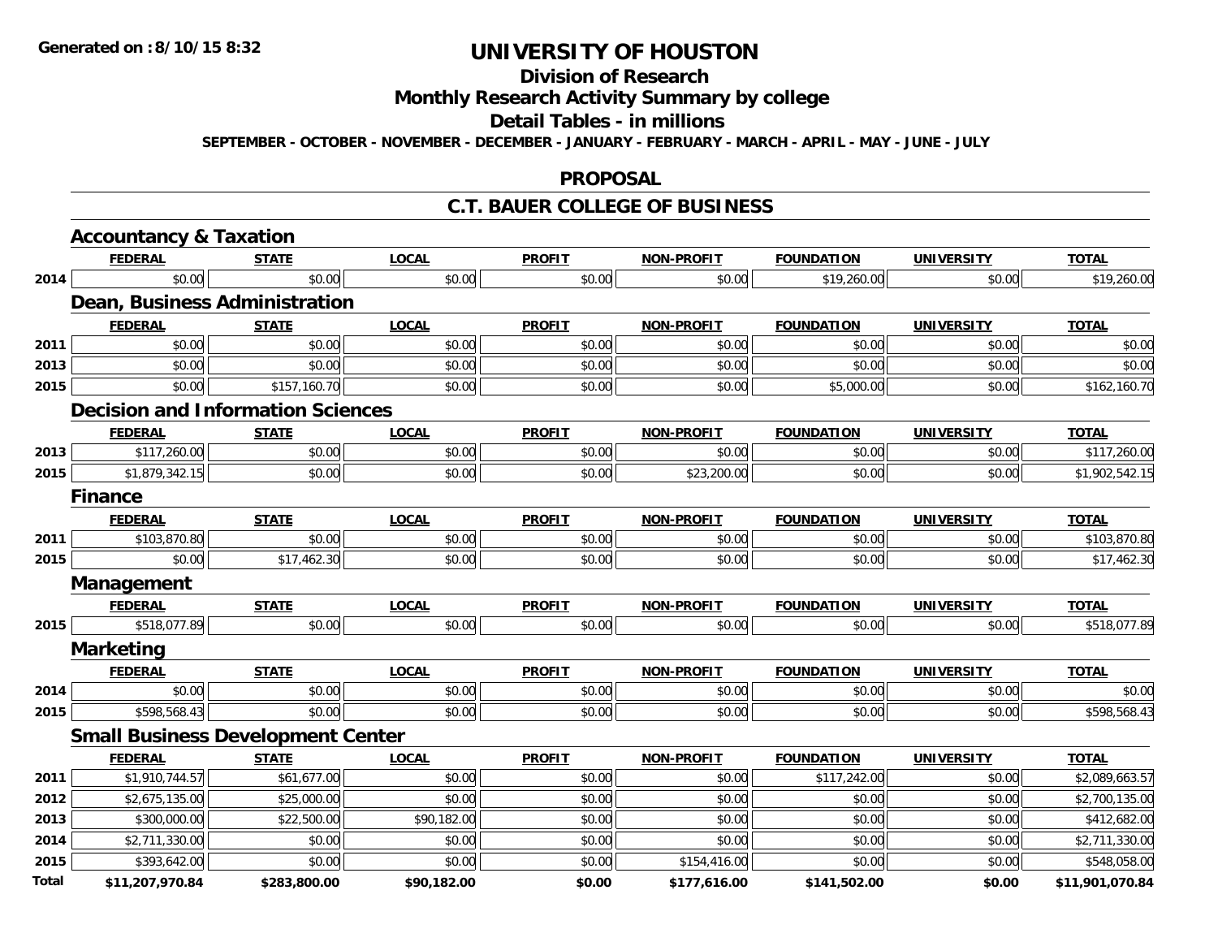**Generated on :8/10/15 8:32**

# UNIVERSITY OF HOUSTON

## Division of Research

## Monthly Research Activity Summary by college

## Detail Tables - in millions

**SEPTEMBER - OCTOBER - NOVEMBER - DECEMBER - JANUARY - FEBRUARY - MARCH - APRIL - MAY - JUNE - JULY**

## PROPOSAL

## C.T. BAUER COLLEGE OF BUSINESS

### Accountancy & Taxation

| | FEDERAL | STATE | LOCAL | PROFIT | NON-PROFIT | FOUNDATION | UNIVERSITY | TOTAL |
|---|---|---|---|---|---|---|---|---|
| 2014 | $0.00 | $0.00 | $0.00 | $0.00 | $0.00 | $19,260.00 | $0.00 | $19,260.00 |

### Dean, Business Administration

| | FEDERAL | STATE | LOCAL | PROFIT | NON-PROFIT | FOUNDATION | UNIVERSITY | TOTAL |
|---|---|---|---|---|---|---|---|---|
| 2011 | $0.00 | $0.00 | $0.00 | $0.00 | $0.00 | $0.00 | $0.00 | $0.00 |
| 2013 | $0.00 | $0.00 | $0.00 | $0.00 | $0.00 | $0.00 | $0.00 | $0.00 |
| 2015 | $0.00 | $157,160.70 | $0.00 | $0.00 | $0.00 | $5,000.00 | $0.00 | $162,160.70 |

### Decision and Information Sciences

| | FEDERAL | STATE | LOCAL | PROFIT | NON-PROFIT | FOUNDATION | UNIVERSITY | TOTAL |
|---|---|---|---|---|---|---|---|---|
| 2013 | $117,260.00 | $0.00 | $0.00 | $0.00 | $0.00 | $0.00 | $0.00 | $117,260.00 |
| 2015 | $1,879,342.15 | $0.00 | $0.00 | $0.00 | $23,200.00 | $0.00 | $0.00 | $1,902,542.15 |

### Finance

| | FEDERAL | STATE | LOCAL | PROFIT | NON-PROFIT | FOUNDATION | UNIVERSITY | TOTAL |
|---|---|---|---|---|---|---|---|---|
| 2011 | $103,870.80 | $0.00 | $0.00 | $0.00 | $0.00 | $0.00 | $0.00 | $103,870.80 |
| 2015 | $0.00 | $17,462.30 | $0.00 | $0.00 | $0.00 | $0.00 | $0.00 | $17,462.30 |

### Management

| | FEDERAL | STATE | LOCAL | PROFIT | NON-PROFIT | FOUNDATION | UNIVERSITY | TOTAL |
|---|---|---|---|---|---|---|---|---|
| 2015 | $518,077.89 | $0.00 | $0.00 | $0.00 | $0.00 | $0.00 | $0.00 | $518,077.89 |

### Marketing

| | FEDERAL | STATE | LOCAL | PROFIT | NON-PROFIT | FOUNDATION | UNIVERSITY | TOTAL |
|---|---|---|---|---|---|---|---|---|
| 2014 | $0.00 | $0.00 | $0.00 | $0.00 | $0.00 | $0.00 | $0.00 | $0.00 |
| 2015 | $598,568.43 | $0.00 | $0.00 | $0.00 | $0.00 | $0.00 | $0.00 | $598,568.43 |

### Small Business Development Center

| | FEDERAL | STATE | LOCAL | PROFIT | NON-PROFIT | FOUNDATION | UNIVERSITY | TOTAL |
|---|---|---|---|---|---|---|---|---|
| 2011 | $1,910,744.57 | $61,677.00 | $0.00 | $0.00 | $0.00 | $117,242.00 | $0.00 | $2,089,663.57 |
| 2012 | $2,675,135.00 | $25,000.00 | $0.00 | $0.00 | $0.00 | $0.00 | $0.00 | $2,700,135.00 |
| 2013 | $300,000.00 | $22,500.00 | $90,182.00 | $0.00 | $0.00 | $0.00 | $0.00 | $412,682.00 |
| 2014 | $2,711,330.00 | $0.00 | $0.00 | $0.00 | $0.00 | $0.00 | $0.00 | $2,711,330.00 |
| 2015 | $393,642.00 | $0.00 | $0.00 | $0.00 | $154,416.00 | $0.00 | $0.00 | $548,058.00 |
| **Total** | **$11,207,970.84** | **$283,800.00** | **$90,182.00** | **$0.00** | **$177,616.00** | **$141,502.00** | **$0.00** | **$11,901,070.84** |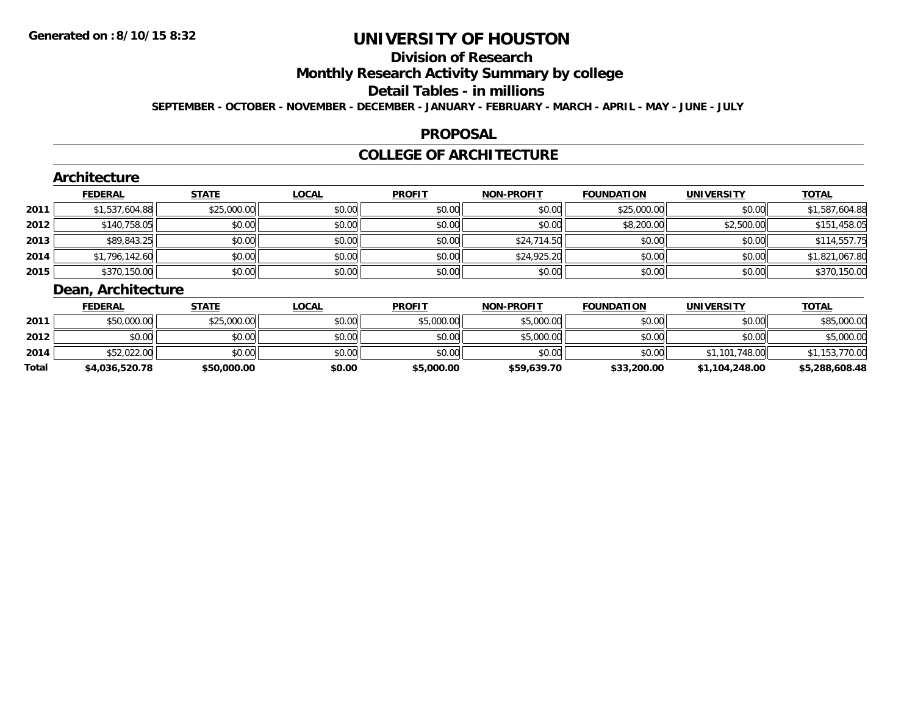Generated on :8/10/15 8:32

# UNIVERSITY OF HOUSTON

## Division of Research

## Monthly Research Activity Summary by college

## Detail Tables - in millions

**SEPTEMBER - OCTOBER - NOVEMBER - DECEMBER - JANUARY - FEBRUARY - MARCH - APRIL - MAY - JUNE - JULY**

## PROPOSAL

## COLLEGE OF ARCHITECTURE

### Architecture

| | FEDERAL | STATE | LOCAL | PROFIT | NON-PROFIT | FOUNDATION | UNIVERSITY | TOTAL |
|---|---|---|---|---|---|---|---|---|
| 2011 | $1,537,604.88 | $25,000.00 | $0.00 | $0.00 | $0.00 | $25,000.00 | $0.00 | $1,587,604.88 |
| 2012 | $140,758.05 | $0.00 | $0.00 | $0.00 | $0.00 | $8,200.00 | $2,500.00 | $151,458.05 |
| 2013 | $89,843.25 | $0.00 | $0.00 | $0.00 | $24,714.50 | $0.00 | $0.00 | $114,557.75 |
| 2014 | $1,796,142.60 | $0.00 | $0.00 | $0.00 | $24,925.20 | $0.00 | $0.00 | $1,821,067.80 |
| 2015 | $370,150.00 | $0.00 | $0.00 | $0.00 | $0.00 | $0.00 | $0.00 | $370,150.00 |

### Dean, Architecture

| | FEDERAL | STATE | LOCAL | PROFIT | NON-PROFIT | FOUNDATION | UNIVERSITY | TOTAL |
|---|---|---|---|---|---|---|---|---|
| 2011 | $50,000.00 | $25,000.00 | $0.00 | $5,000.00 | $5,000.00 | $0.00 | $0.00 | $85,000.00 |
| 2012 | $0.00 | $0.00 | $0.00 | $0.00 | $5,000.00 | $0.00 | $0.00 | $5,000.00 |
| 2014 | $52,022.00 | $0.00 | $0.00 | $0.00 | $0.00 | $0.00 | $1,101,748.00 | $1,153,770.00 |
| **Total** | **$4,036,520.78** | **$50,000.00** | **$0.00** | **$5,000.00** | **$59,639.70** | **$33,200.00** | **$1,104,248.00** | **$5,288,608.48** |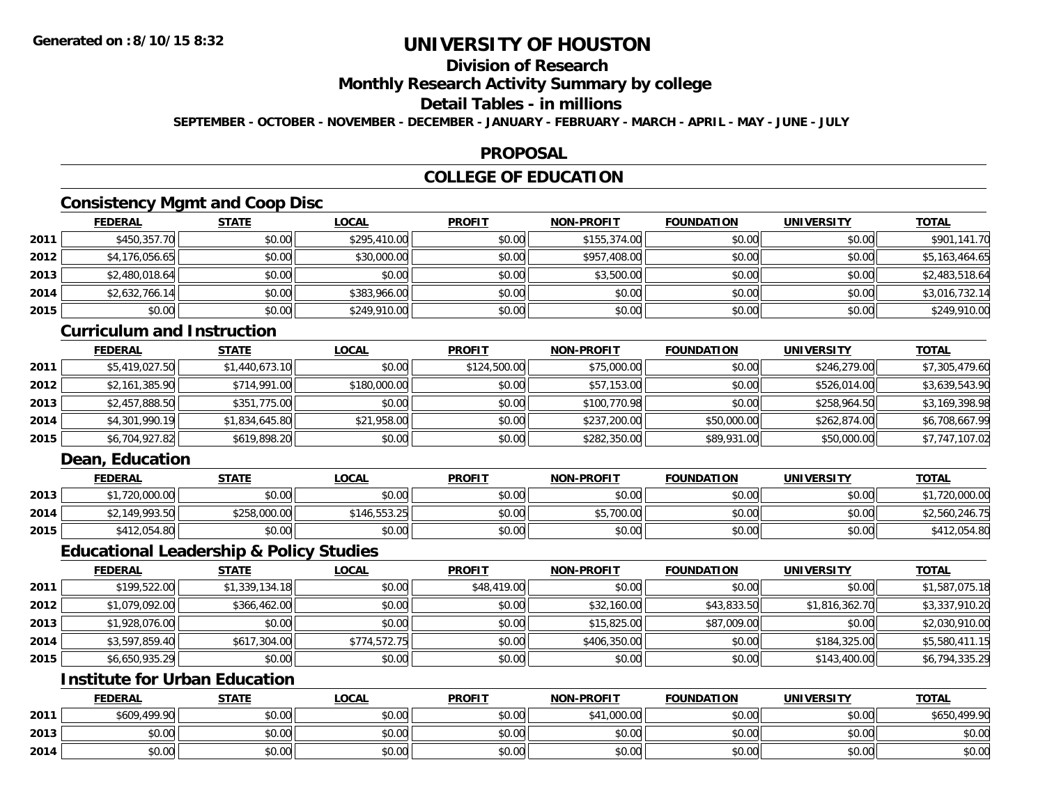**Generated on :8/10/15 8:32**

# UNIVERSITY OF HOUSTON

## Division of Research

## Monthly Research Activity Summary by college

## Detail Tables - in millions

**SEPTEMBER - OCTOBER - NOVEMBER - DECEMBER - JANUARY - FEBRUARY - MARCH - APRIL - MAY - JUNE - JULY**

## PROPOSAL

## COLLEGE OF EDUCATION

### Consistency Mgmt and Coop Disc

| | FEDERAL | STATE | LOCAL | PROFIT | NON-PROFIT | FOUNDATION | UNIVERSITY | TOTAL |
|---|---|---|---|---|---|---|---|---|
| 2011 | $450,357.70 | $0.00 | $295,410.00 | $0.00 | $155,374.00 | $0.00 | $0.00 | $901,141.70 |
| 2012 | $4,176,056.65 | $0.00 | $30,000.00 | $0.00 | $957,408.00 | $0.00 | $0.00 | $5,163,464.65 |
| 2013 | $2,480,018.64 | $0.00 | $0.00 | $0.00 | $3,500.00 | $0.00 | $0.00 | $2,483,518.64 |
| 2014 | $2,632,766.14 | $0.00 | $383,966.00 | $0.00 | $0.00 | $0.00 | $0.00 | $3,016,732.14 |
| 2015 | $0.00 | $0.00 | $249,910.00 | $0.00 | $0.00 | $0.00 | $0.00 | $249,910.00 |

### Curriculum and Instruction

| | FEDERAL | STATE | LOCAL | PROFIT | NON-PROFIT | FOUNDATION | UNIVERSITY | TOTAL |
|---|---|---|---|---|---|---|---|---|
| 2011 | $5,419,027.50 | $1,440,673.10 | $0.00 | $124,500.00 | $75,000.00 | $0.00 | $246,279.00 | $7,305,479.60 |
| 2012 | $2,161,385.90 | $714,991.00 | $180,000.00 | $0.00 | $57,153.00 | $0.00 | $526,014.00 | $3,639,543.90 |
| 2013 | $2,457,888.50 | $351,775.00 | $0.00 | $0.00 | $100,770.98 | $0.00 | $258,964.50 | $3,169,398.98 |
| 2014 | $4,301,990.19 | $1,834,645.80 | $21,958.00 | $0.00 | $237,200.00 | $50,000.00 | $262,874.00 | $6,708,667.99 |
| 2015 | $6,704,927.82 | $619,898.20 | $0.00 | $0.00 | $282,350.00 | $89,931.00 | $50,000.00 | $7,747,107.02 |

### Dean, Education

| | FEDERAL | STATE | LOCAL | PROFIT | NON-PROFIT | FOUNDATION | UNIVERSITY | TOTAL |
|---|---|---|---|---|---|---|---|---|
| 2013 | $1,720,000.00 | $0.00 | $0.00 | $0.00 | $0.00 | $0.00 | $0.00 | $1,720,000.00 |
| 2014 | $2,149,993.50 | $258,000.00 | $146,553.25 | $0.00 | $5,700.00 | $0.00 | $0.00 | $2,560,246.75 |
| 2015 | $412,054.80 | $0.00 | $0.00 | $0.00 | $0.00 | $0.00 | $0.00 | $412,054.80 |

### Educational Leadership & Policy Studies

| | FEDERAL | STATE | LOCAL | PROFIT | NON-PROFIT | FOUNDATION | UNIVERSITY | TOTAL |
|---|---|---|---|---|---|---|---|---|
| 2011 | $199,522.00 | $1,339,134.18 | $0.00 | $48,419.00 | $0.00 | $0.00 | $0.00 | $1,587,075.18 |
| 2012 | $1,079,092.00 | $366,462.00 | $0.00 | $0.00 | $32,160.00 | $43,833.50 | $1,816,362.70 | $3,337,910.20 |
| 2013 | $1,928,076.00 | $0.00 | $0.00 | $0.00 | $15,825.00 | $87,009.00 | $0.00 | $2,030,910.00 |
| 2014 | $3,597,859.40 | $617,304.00 | $774,572.75 | $0.00 | $406,350.00 | $0.00 | $184,325.00 | $5,580,411.15 |
| 2015 | $6,650,935.29 | $0.00 | $0.00 | $0.00 | $0.00 | $0.00 | $143,400.00 | $6,794,335.29 |

### Institute for Urban Education

| | FEDERAL | STATE | LOCAL | PROFIT | NON-PROFIT | FOUNDATION | UNIVERSITY | TOTAL |
|---|---|---|---|---|---|---|---|---|
| 2011 | $609,499.90 | $0.00 | $0.00 | $0.00 | $41,000.00 | $0.00 | $0.00 | $650,499.90 |
| 2013 | $0.00 | $0.00 | $0.00 | $0.00 | $0.00 | $0.00 | $0.00 | $0.00 |
| 2014 | $0.00 | $0.00 | $0.00 | $0.00 | $0.00 | $0.00 | $0.00 | $0.00 |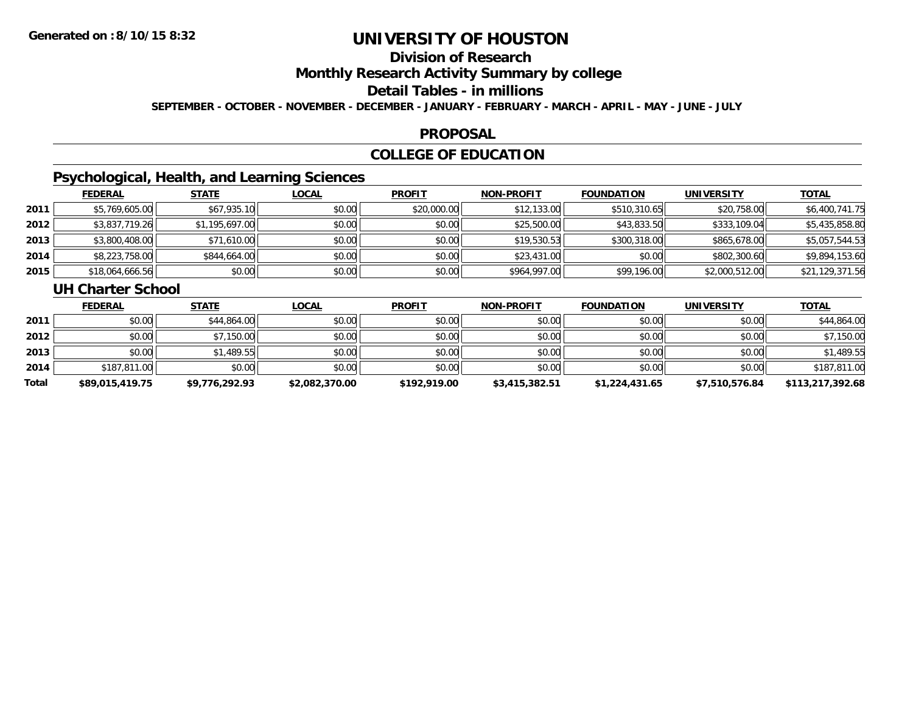**Generated on :8/10/15 8:32**

# UNIVERSITY OF HOUSTON

## Division of Research

## Monthly Research Activity Summary by college

## Detail Tables - in millions

**SEPTEMBER - OCTOBER - NOVEMBER - DECEMBER - JANUARY - FEBRUARY - MARCH - APRIL - MAY - JUNE - JULY**

## PROPOSAL

## COLLEGE OF EDUCATION

### Psychological, Health, and Learning Sciences

| | FEDERAL | STATE | LOCAL | PROFIT | NON-PROFIT | FOUNDATION | UNIVERSITY | TOTAL |
|---|---|---|---|---|---|---|---|---|
| 2011 | $5,769,605.00 | $67,935.10 | $0.00 | $20,000.00 | $12,133.00 | $510,310.65 | $20,758.00 | $6,400,741.75 |
| 2012 | $3,837,719.26 | $1,195,697.00 | $0.00 | $0.00 | $25,500.00 | $43,833.50 | $333,109.04 | $5,435,858.80 |
| 2013 | $3,800,408.00 | $71,610.00 | $0.00 | $0.00 | $19,530.53 | $300,318.00 | $865,678.00 | $5,057,544.53 |
| 2014 | $8,223,758.00 | $844,664.00 | $0.00 | $0.00 | $23,431.00 | $0.00 | $802,300.60 | $9,894,153.60 |
| 2015 | $18,064,666.56 | $0.00 | $0.00 | $0.00 | $964,997.00 | $99,196.00 | $2,000,512.00 | $21,129,371.56 |

### UH Charter School

| | FEDERAL | STATE | LOCAL | PROFIT | NON-PROFIT | FOUNDATION | UNIVERSITY | TOTAL |
|---|---|---|---|---|---|---|---|---|
| 2011 | $0.00 | $44,864.00 | $0.00 | $0.00 | $0.00 | $0.00 | $0.00 | $44,864.00 |
| 2012 | $0.00 | $7,150.00 | $0.00 | $0.00 | $0.00 | $0.00 | $0.00 | $7,150.00 |
| 2013 | $0.00 | $1,489.55 | $0.00 | $0.00 | $0.00 | $0.00 | $0.00 | $1,489.55 |
| 2014 | $187,811.00 | $0.00 | $0.00 | $0.00 | $0.00 | $0.00 | $0.00 | $187,811.00 |
| **Total** | **$89,015,419.75** | **$9,776,292.93** | **$2,082,370.00** | **$192,919.00** | **$3,415,382.51** | **$1,224,431.65** | **$7,510,576.84** | **$113,217,392.68** |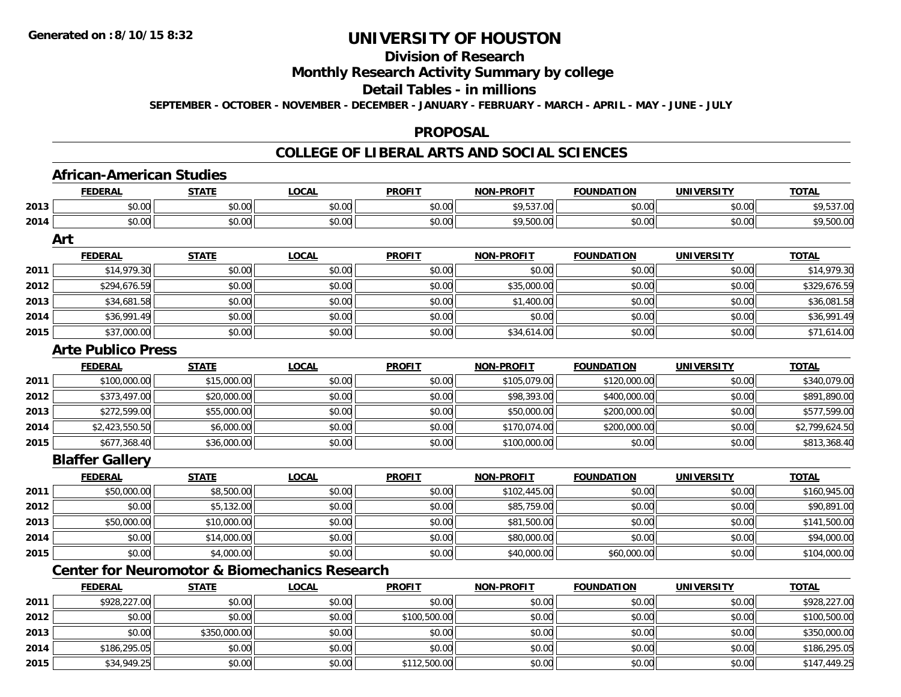**Generated on :8/10/15 8:32**

# UNIVERSITY OF HOUSTON

## Division of Research

## Monthly Research Activity Summary by college

## Detail Tables - in millions

**SEPTEMBER - OCTOBER - NOVEMBER - DECEMBER - JANUARY - FEBRUARY - MARCH - APRIL - MAY - JUNE - JULY**

## PROPOSAL

## COLLEGE OF LIBERAL ARTS AND SOCIAL SCIENCES

### African-American Studies

| | FEDERAL | STATE | LOCAL | PROFIT | NON-PROFIT | FOUNDATION | UNIVERSITY | TOTAL |
|---|---|---|---|---|---|---|---|---|
| 2013 | $0.00 | $0.00 | $0.00 | $0.00 | $9,537.00 | $0.00 | $0.00 | $9,537.00 |
| 2014 | $0.00 | $0.00 | $0.00 | $0.00 | $9,500.00 | $0.00 | $0.00 | $9,500.00 |

### Art

| | FEDERAL | STATE | LOCAL | PROFIT | NON-PROFIT | FOUNDATION | UNIVERSITY | TOTAL |
|---|---|---|---|---|---|---|---|---|
| 2011 | $14,979.30 | $0.00 | $0.00 | $0.00 | $0.00 | $0.00 | $0.00 | $14,979.30 |
| 2012 | $294,676.59 | $0.00 | $0.00 | $0.00 | $35,000.00 | $0.00 | $0.00 | $329,676.59 |
| 2013 | $34,681.58 | $0.00 | $0.00 | $0.00 | $1,400.00 | $0.00 | $0.00 | $36,081.58 |
| 2014 | $36,991.49 | $0.00 | $0.00 | $0.00 | $0.00 | $0.00 | $0.00 | $36,991.49 |
| 2015 | $37,000.00 | $0.00 | $0.00 | $0.00 | $34,614.00 | $0.00 | $0.00 | $71,614.00 |

### Arte Publico Press

| | FEDERAL | STATE | LOCAL | PROFIT | NON-PROFIT | FOUNDATION | UNIVERSITY | TOTAL |
|---|---|---|---|---|---|---|---|---|
| 2011 | $100,000.00 | $15,000.00 | $0.00 | $0.00 | $105,079.00 | $120,000.00 | $0.00 | $340,079.00 |
| 2012 | $373,497.00 | $20,000.00 | $0.00 | $0.00 | $98,393.00 | $400,000.00 | $0.00 | $891,890.00 |
| 2013 | $272,599.00 | $55,000.00 | $0.00 | $0.00 | $50,000.00 | $200,000.00 | $0.00 | $577,599.00 |
| 2014 | $2,423,550.50 | $6,000.00 | $0.00 | $0.00 | $170,074.00 | $200,000.00 | $0.00 | $2,799,624.50 |
| 2015 | $677,368.40 | $36,000.00 | $0.00 | $0.00 | $100,000.00 | $0.00 | $0.00 | $813,368.40 |

### Blaffer Gallery

| | FEDERAL | STATE | LOCAL | PROFIT | NON-PROFIT | FOUNDATION | UNIVERSITY | TOTAL |
|---|---|---|---|---|---|---|---|---|
| 2011 | $50,000.00 | $8,500.00 | $0.00 | $0.00 | $102,445.00 | $0.00 | $0.00 | $160,945.00 |
| 2012 | $0.00 | $5,132.00 | $0.00 | $0.00 | $85,759.00 | $0.00 | $0.00 | $90,891.00 |
| 2013 | $50,000.00 | $10,000.00 | $0.00 | $0.00 | $81,500.00 | $0.00 | $0.00 | $141,500.00 |
| 2014 | $0.00 | $14,000.00 | $0.00 | $0.00 | $80,000.00 | $0.00 | $0.00 | $94,000.00 |
| 2015 | $0.00 | $4,000.00 | $0.00 | $0.00 | $40,000.00 | $60,000.00 | $0.00 | $104,000.00 |

### Center for Neuromotor & Biomechanics Research

| | FEDERAL | STATE | LOCAL | PROFIT | NON-PROFIT | FOUNDATION | UNIVERSITY | TOTAL |
|---|---|---|---|---|---|---|---|---|
| 2011 | $928,227.00 | $0.00 | $0.00 | $0.00 | $0.00 | $0.00 | $0.00 | $928,227.00 |
| 2012 | $0.00 | $0.00 | $0.00 | $100,500.00 | $0.00 | $0.00 | $0.00 | $100,500.00 |
| 2013 | $0.00 | $350,000.00 | $0.00 | $0.00 | $0.00 | $0.00 | $0.00 | $350,000.00 |
| 2014 | $186,295.05 | $0.00 | $0.00 | $0.00 | $0.00 | $0.00 | $0.00 | $186,295.05 |
| 2015 | $34,949.25 | $0.00 | $0.00 | $112,500.00 | $0.00 | $0.00 | $0.00 | $147,449.25 |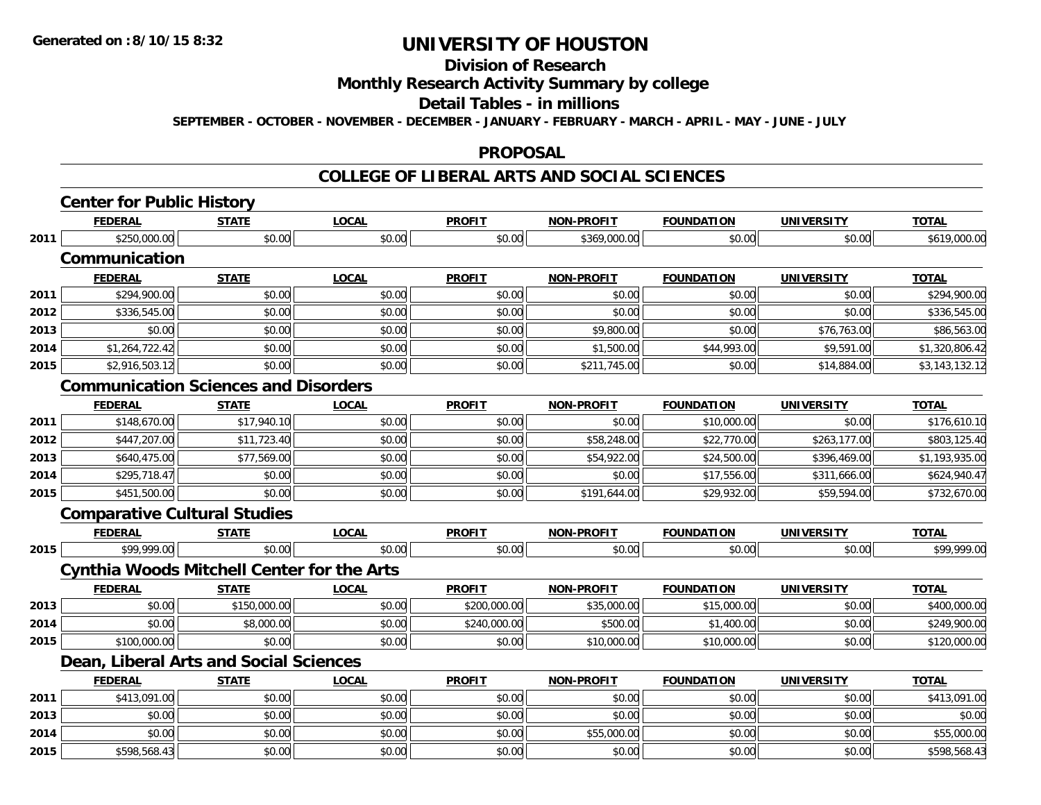**Generated on :8/10/15 8:32**

# UNIVERSITY OF HOUSTON

## Division of Research

## Monthly Research Activity Summary by college

## Detail Tables - in millions

**SEPTEMBER - OCTOBER - NOVEMBER - DECEMBER - JANUARY - FEBRUARY - MARCH - APRIL - MAY - JUNE - JULY**

## PROPOSAL

## COLLEGE OF LIBERAL ARTS AND SOCIAL SCIENCES

### Center for Public History

| | FEDERAL | STATE | LOCAL | PROFIT | NON-PROFIT | FOUNDATION | UNIVERSITY | TOTAL |
|---|---|---|---|---|---|---|---|---|
| 2011 | $250,000.00 | $0.00 | $0.00 | $0.00 | $369,000.00 | $0.00 | $0.00 | $619,000.00 |

### Communication

| | FEDERAL | STATE | LOCAL | PROFIT | NON-PROFIT | FOUNDATION | UNIVERSITY | TOTAL |
|---|---|---|---|---|---|---|---|---|
| 2011 | $294,900.00 | $0.00 | $0.00 | $0.00 | $0.00 | $0.00 | $0.00 | $294,900.00 |
| 2012 | $336,545.00 | $0.00 | $0.00 | $0.00 | $0.00 | $0.00 | $0.00 | $336,545.00 |
| 2013 | $0.00 | $0.00 | $0.00 | $0.00 | $9,800.00 | $0.00 | $76,763.00 | $86,563.00 |
| 2014 | $1,264,722.42 | $0.00 | $0.00 | $0.00 | $1,500.00 | $44,993.00 | $9,591.00 | $1,320,806.42 |
| 2015 | $2,916,503.12 | $0.00 | $0.00 | $0.00 | $211,745.00 | $0.00 | $14,884.00 | $3,143,132.12 |

### Communication Sciences and Disorders

| | FEDERAL | STATE | LOCAL | PROFIT | NON-PROFIT | FOUNDATION | UNIVERSITY | TOTAL |
|---|---|---|---|---|---|---|---|---|
| 2011 | $148,670.00 | $17,940.10 | $0.00 | $0.00 | $0.00 | $10,000.00 | $0.00 | $176,610.10 |
| 2012 | $447,207.00 | $11,723.40 | $0.00 | $0.00 | $58,248.00 | $22,770.00 | $263,177.00 | $803,125.40 |
| 2013 | $640,475.00 | $77,569.00 | $0.00 | $0.00 | $54,922.00 | $24,500.00 | $396,469.00 | $1,193,935.00 |
| 2014 | $295,718.47 | $0.00 | $0.00 | $0.00 | $0.00 | $17,556.00 | $311,666.00 | $624,940.47 |
| 2015 | $451,500.00 | $0.00 | $0.00 | $0.00 | $191,644.00 | $29,932.00 | $59,594.00 | $732,670.00 |

### Comparative Cultural Studies

| | FEDERAL | STATE | LOCAL | PROFIT | NON-PROFIT | FOUNDATION | UNIVERSITY | TOTAL |
|---|---|---|---|---|---|---|---|---|
| 2015 | $99,999.00 | $0.00 | $0.00 | $0.00 | $0.00 | $0.00 | $0.00 | $99,999.00 |

### Cynthia Woods Mitchell Center for the Arts

| | FEDERAL | STATE | LOCAL | PROFIT | NON-PROFIT | FOUNDATION | UNIVERSITY | TOTAL |
|---|---|---|---|---|---|---|---|---|
| 2013 | $0.00 | $150,000.00 | $0.00 | $200,000.00 | $35,000.00 | $15,000.00 | $0.00 | $400,000.00 |
| 2014 | $0.00 | $8,000.00 | $0.00 | $240,000.00 | $500.00 | $1,400.00 | $0.00 | $249,900.00 |
| 2015 | $100,000.00 | $0.00 | $0.00 | $0.00 | $10,000.00 | $10,000.00 | $0.00 | $120,000.00 |

### Dean, Liberal Arts and Social Sciences

| | FEDERAL | STATE | LOCAL | PROFIT | NON-PROFIT | FOUNDATION | UNIVERSITY | TOTAL |
|---|---|---|---|---|---|---|---|---|
| 2011 | $413,091.00 | $0.00 | $0.00 | $0.00 | $0.00 | $0.00 | $0.00 | $413,091.00 |
| 2013 | $0.00 | $0.00 | $0.00 | $0.00 | $0.00 | $0.00 | $0.00 | $0.00 |
| 2014 | $0.00 | $0.00 | $0.00 | $0.00 | $55,000.00 | $0.00 | $0.00 | $55,000.00 |
| 2015 | $598,568.43 | $0.00 | $0.00 | $0.00 | $0.00 | $0.00 | $0.00 | $598,568.43 |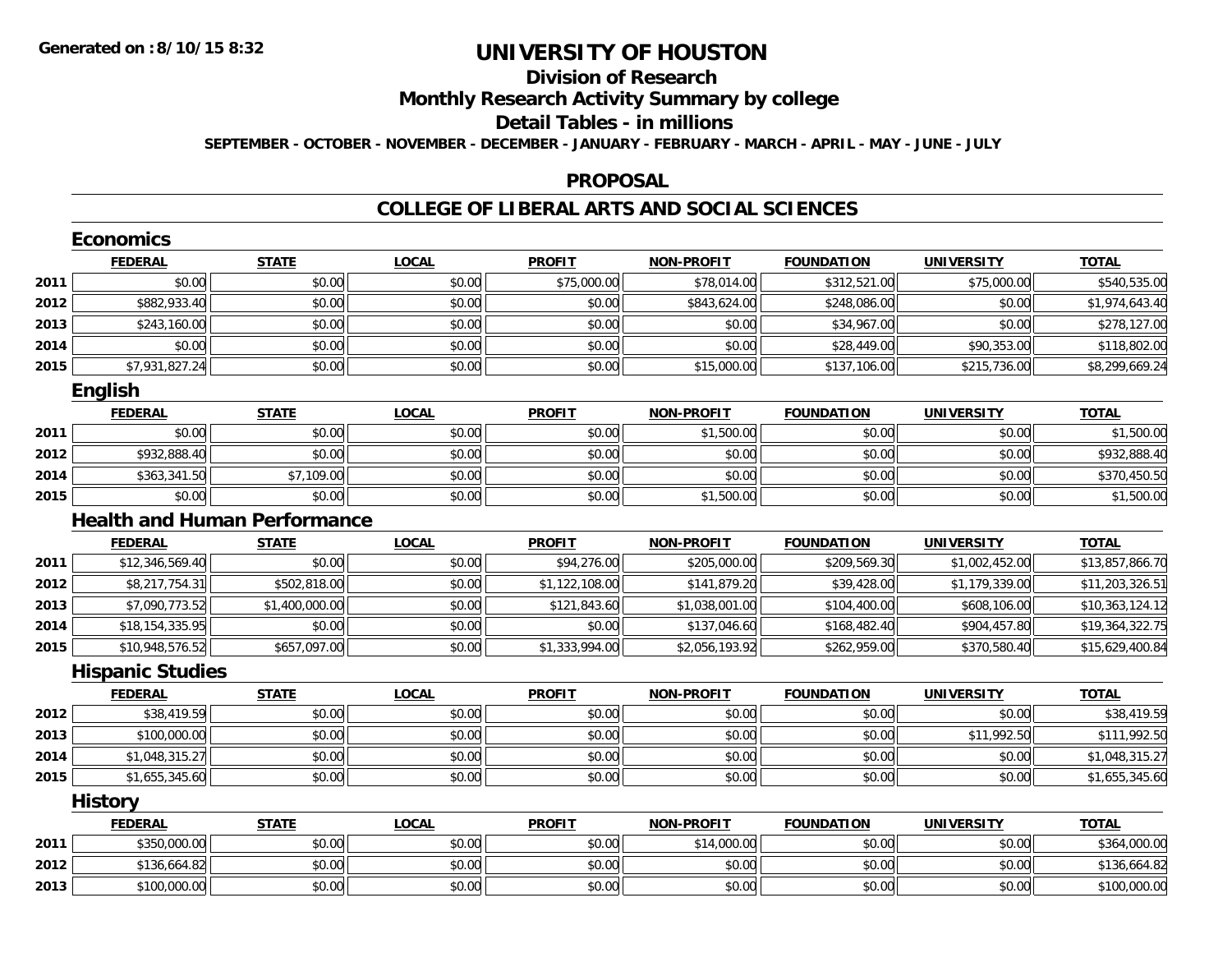# UNIVERSITY OF HOUSTON

## Division of Research

## Monthly Research Activity Summary by college

## Detail Tables - in millions

**SEPTEMBER - OCTOBER - NOVEMBER - DECEMBER - JANUARY - FEBRUARY - MARCH - APRIL - MAY - JUNE - JULY**

**Generated on : 8/10/15 8:32**

## PROPOSAL

## COLLEGE OF LIBERAL ARTS AND SOCIAL SCIENCES

### Economics

| | FEDERAL | STATE | LOCAL | PROFIT | NON-PROFIT | FOUNDATION | UNIVERSITY | TOTAL |
|---|---|---|---|---|---|---|---|---|
| 2011 | $0.00 | $0.00 | $0.00 | $75,000.00 | $78,014.00 | $312,521.00 | $75,000.00 | $540,535.00 |
| 2012 | $882,933.40 | $0.00 | $0.00 | $0.00 | $843,624.00 | $248,086.00 | $0.00 | $1,974,643.40 |
| 2013 | $243,160.00 | $0.00 | $0.00 | $0.00 | $0.00 | $34,967.00 | $0.00 | $278,127.00 |
| 2014 | $0.00 | $0.00 | $0.00 | $0.00 | $0.00 | $28,449.00 | $90,353.00 | $118,802.00 |
| 2015 | $7,931,827.24 | $0.00 | $0.00 | $0.00 | $15,000.00 | $137,106.00 | $215,736.00 | $8,299,669.24 |

### English

| | FEDERAL | STATE | LOCAL | PROFIT | NON-PROFIT | FOUNDATION | UNIVERSITY | TOTAL |
|---|---|---|---|---|---|---|---|---|
| 2011 | $0.00 | $0.00 | $0.00 | $0.00 | $1,500.00 | $0.00 | $0.00 | $1,500.00 |
| 2012 | $932,888.40 | $0.00 | $0.00 | $0.00 | $0.00 | $0.00 | $0.00 | $932,888.40 |
| 2014 | $363,341.50 | $7,109.00 | $0.00 | $0.00 | $0.00 | $0.00 | $0.00 | $370,450.50 |
| 2015 | $0.00 | $0.00 | $0.00 | $0.00 | $1,500.00 | $0.00 | $0.00 | $1,500.00 |

### Health and Human Performance

| | FEDERAL | STATE | LOCAL | PROFIT | NON-PROFIT | FOUNDATION | UNIVERSITY | TOTAL |
|---|---|---|---|---|---|---|---|---|
| 2011 | $12,346,569.40 | $0.00 | $0.00 | $94,276.00 | $205,000.00 | $209,569.30 | $1,002,452.00 | $13,857,866.70 |
| 2012 | $8,217,754.31 | $502,818.00 | $0.00 | $1,122,108.00 | $141,879.20 | $39,428.00 | $1,179,339.00 | $11,203,326.51 |
| 2013 | $7,090,773.52 | $1,400,000.00 | $0.00 | $121,843.60 | $1,038,001.00 | $104,400.00 | $608,106.00 | $10,363,124.12 |
| 2014 | $18,154,335.95 | $0.00 | $0.00 | $0.00 | $137,046.60 | $168,482.40 | $904,457.80 | $19,364,322.75 |
| 2015 | $10,948,576.52 | $657,097.00 | $0.00 | $1,333,994.00 | $2,056,193.92 | $262,959.00 | $370,580.40 | $15,629,400.84 |

### Hispanic Studies

| | FEDERAL | STATE | LOCAL | PROFIT | NON-PROFIT | FOUNDATION | UNIVERSITY | TOTAL |
|---|---|---|---|---|---|---|---|---|
| 2012 | $38,419.59 | $0.00 | $0.00 | $0.00 | $0.00 | $0.00 | $0.00 | $38,419.59 |
| 2013 | $100,000.00 | $0.00 | $0.00 | $0.00 | $0.00 | $0.00 | $11,992.50 | $111,992.50 |
| 2014 | $1,048,315.27 | $0.00 | $0.00 | $0.00 | $0.00 | $0.00 | $0.00 | $1,048,315.27 |
| 2015 | $1,655,345.60 | $0.00 | $0.00 | $0.00 | $0.00 | $0.00 | $0.00 | $1,655,345.60 |

### History

| | FEDERAL | STATE | LOCAL | PROFIT | NON-PROFIT | FOUNDATION | UNIVERSITY | TOTAL |
|---|---|---|---|---|---|---|---|---|
| 2011 | $350,000.00 | $0.00 | $0.00 | $0.00 | $14,000.00 | $0.00 | $0.00 | $364,000.00 |
| 2012 | $136,664.82 | $0.00 | $0.00 | $0.00 | $0.00 | $0.00 | $0.00 | $136,664.82 |
| 2013 | $100,000.00 | $0.00 | $0.00 | $0.00 | $0.00 | $0.00 | $0.00 | $100,000.00 |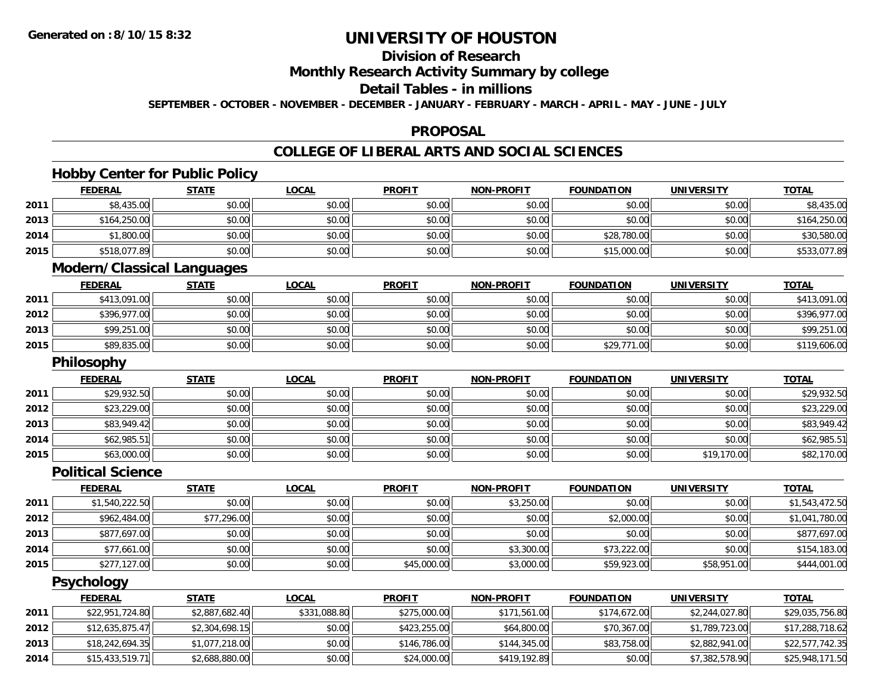# UNIVERSITY OF HOUSTON

## Division of Research

## Monthly Research Activity Summary by college

## Detail Tables - in millions

**SEPTEMBER - OCTOBER - NOVEMBER - DECEMBER - JANUARY - FEBRUARY - MARCH - APRIL - MAY - JUNE - JULY**

## PROPOSAL

## COLLEGE OF LIBERAL ARTS AND SOCIAL SCIENCES

### Hobby Center for Public Policy

| | FEDERAL | STATE | LOCAL | PROFIT | NON-PROFIT | FOUNDATION | UNIVERSITY | TOTAL |
|---|---|---|---|---|---|---|---|---|
| 2011 | $8,435.00 | $0.00 | $0.00 | $0.00 | $0.00 | $0.00 | $0.00 | $8,435.00 |
| 2013 | $164,250.00 | $0.00 | $0.00 | $0.00 | $0.00 | $0.00 | $0.00 | $164,250.00 |
| 2014 | $1,800.00 | $0.00 | $0.00 | $0.00 | $0.00 | $28,780.00 | $0.00 | $30,580.00 |
| 2015 | $518,077.89 | $0.00 | $0.00 | $0.00 | $0.00 | $15,000.00 | $0.00 | $533,077.89 |

### Modern/Classical Languages

| | FEDERAL | STATE | LOCAL | PROFIT | NON-PROFIT | FOUNDATION | UNIVERSITY | TOTAL |
|---|---|---|---|---|---|---|---|---|
| 2011 | $413,091.00 | $0.00 | $0.00 | $0.00 | $0.00 | $0.00 | $0.00 | $413,091.00 |
| 2012 | $396,977.00 | $0.00 | $0.00 | $0.00 | $0.00 | $0.00 | $0.00 | $396,977.00 |
| 2013 | $99,251.00 | $0.00 | $0.00 | $0.00 | $0.00 | $0.00 | $0.00 | $99,251.00 |
| 2015 | $89,835.00 | $0.00 | $0.00 | $0.00 | $0.00 | $29,771.00 | $0.00 | $119,606.00 |

### Philosophy

| | FEDERAL | STATE | LOCAL | PROFIT | NON-PROFIT | FOUNDATION | UNIVERSITY | TOTAL |
|---|---|---|---|---|---|---|---|---|
| 2011 | $29,932.50 | $0.00 | $0.00 | $0.00 | $0.00 | $0.00 | $0.00 | $29,932.50 |
| 2012 | $23,229.00 | $0.00 | $0.00 | $0.00 | $0.00 | $0.00 | $0.00 | $23,229.00 |
| 2013 | $83,949.42 | $0.00 | $0.00 | $0.00 | $0.00 | $0.00 | $0.00 | $83,949.42 |
| 2014 | $62,985.51 | $0.00 | $0.00 | $0.00 | $0.00 | $0.00 | $0.00 | $62,985.51 |
| 2015 | $63,000.00 | $0.00 | $0.00 | $0.00 | $0.00 | $0.00 | $19,170.00 | $82,170.00 |

### Political Science

| | FEDERAL | STATE | LOCAL | PROFIT | NON-PROFIT | FOUNDATION | UNIVERSITY | TOTAL |
|---|---|---|---|---|---|---|---|---|
| 2011 | $1,540,222.50 | $0.00 | $0.00 | $0.00 | $3,250.00 | $0.00 | $0.00 | $1,543,472.50 |
| 2012 | $962,484.00 | $77,296.00 | $0.00 | $0.00 | $0.00 | $2,000.00 | $0.00 | $1,041,780.00 |
| 2013 | $877,697.00 | $0.00 | $0.00 | $0.00 | $0.00 | $0.00 | $0.00 | $877,697.00 |
| 2014 | $77,661.00 | $0.00 | $0.00 | $0.00 | $3,300.00 | $73,222.00 | $0.00 | $154,183.00 |
| 2015 | $277,127.00 | $0.00 | $0.00 | $45,000.00 | $3,000.00 | $59,923.00 | $58,951.00 | $444,001.00 |

### Psychology

| | FEDERAL | STATE | LOCAL | PROFIT | NON-PROFIT | FOUNDATION | UNIVERSITY | TOTAL |
|---|---|---|---|---|---|---|---|---|
| 2011 | $22,951,724.80 | $2,887,682.40 | $331,088.80 | $275,000.00 | $171,561.00 | $174,672.00 | $2,244,027.80 | $29,035,756.80 |
| 2012 | $12,635,875.47 | $2,304,698.15 | $0.00 | $423,255.00 | $64,800.00 | $70,367.00 | $1,789,723.00 | $17,288,718.62 |
| 2013 | $18,242,694.35 | $1,077,218.00 | $0.00 | $146,786.00 | $144,345.00 | $83,758.00 | $2,882,941.00 | $22,577,742.35 |
| 2014 | $15,433,519.71 | $2,688,880.00 | $0.00 | $24,000.00 | $419,192.89 | $0.00 | $7,382,578.90 | $25,948,171.50 |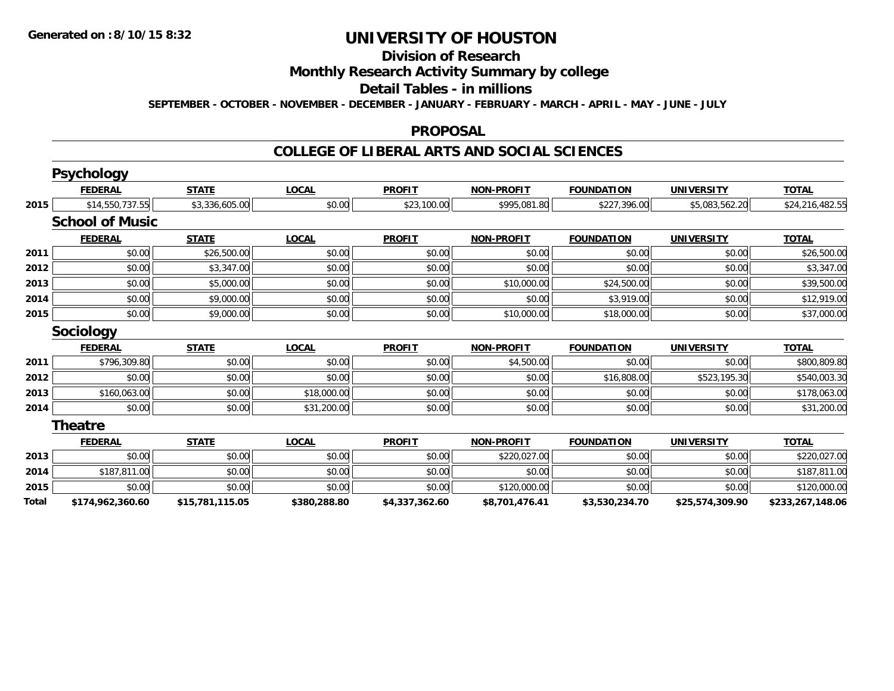**Generated on :8/10/15 8:32**

# UNIVERSITY OF HOUSTON

## Division of Research

## Monthly Research Activity Summary by college

## Detail Tables - in millions

**SEPTEMBER - OCTOBER - NOVEMBER - DECEMBER - JANUARY - FEBRUARY - MARCH - APRIL - MAY - JUNE - JULY**

## PROPOSAL

## COLLEGE OF LIBERAL ARTS AND SOCIAL SCIENCES

### Psychology

| | FEDERAL | STATE | LOCAL | PROFIT | NON-PROFIT | FOUNDATION | UNIVERSITY | TOTAL |
|---|---|---|---|---|---|---|---|---|
| 2015 | $14,550,737.55 | $3,336,605.00 | $0.00 | $23,100.00 | $995,081.80 | $227,396.00 | $5,083,562.20 | $24,216,482.55 |

### School of Music

| | FEDERAL | STATE | LOCAL | PROFIT | NON-PROFIT | FOUNDATION | UNIVERSITY | TOTAL |
|---|---|---|---|---|---|---|---|---|
| 2011 | $0.00 | $26,500.00 | $0.00 | $0.00 | $0.00 | $0.00 | $0.00 | $26,500.00 |
| 2012 | $0.00 | $3,347.00 | $0.00 | $0.00 | $0.00 | $0.00 | $0.00 | $3,347.00 |
| 2013 | $0.00 | $5,000.00 | $0.00 | $0.00 | $10,000.00 | $24,500.00 | $0.00 | $39,500.00 |
| 2014 | $0.00 | $9,000.00 | $0.00 | $0.00 | $0.00 | $3,919.00 | $0.00 | $12,919.00 |
| 2015 | $0.00 | $9,000.00 | $0.00 | $0.00 | $10,000.00 | $18,000.00 | $0.00 | $37,000.00 |

### Sociology

| | FEDERAL | STATE | LOCAL | PROFIT | NON-PROFIT | FOUNDATION | UNIVERSITY | TOTAL |
|---|---|---|---|---|---|---|---|---|
| 2011 | $796,309.80 | $0.00 | $0.00 | $0.00 | $4,500.00 | $0.00 | $0.00 | $800,809.80 |
| 2012 | $0.00 | $0.00 | $0.00 | $0.00 | $0.00 | $16,808.00 | $523,195.30 | $540,003.30 |
| 2013 | $160,063.00 | $0.00 | $18,000.00 | $0.00 | $0.00 | $0.00 | $0.00 | $178,063.00 |
| 2014 | $0.00 | $0.00 | $31,200.00 | $0.00 | $0.00 | $0.00 | $0.00 | $31,200.00 |

### Theatre

| | FEDERAL | STATE | LOCAL | PROFIT | NON-PROFIT | FOUNDATION | UNIVERSITY | TOTAL |
|---|---|---|---|---|---|---|---|---|
| 2013 | $0.00 | $0.00 | $0.00 | $0.00 | $220,027.00 | $0.00 | $0.00 | $220,027.00 |
| 2014 | $187,811.00 | $0.00 | $0.00 | $0.00 | $0.00 | $0.00 | $0.00 | $187,811.00 |
| 2015 | $0.00 | $0.00 | $0.00 | $0.00 | $120,000.00 | $0.00 | $0.00 | $120,000.00 |
| **Total** | **$174,962,360.60** | **$15,781,115.05** | **$380,288.80** | **$4,337,362.60** | **$8,701,476.41** | **$3,530,234.70** | **$25,574,309.90** | **$233,267,148.06** |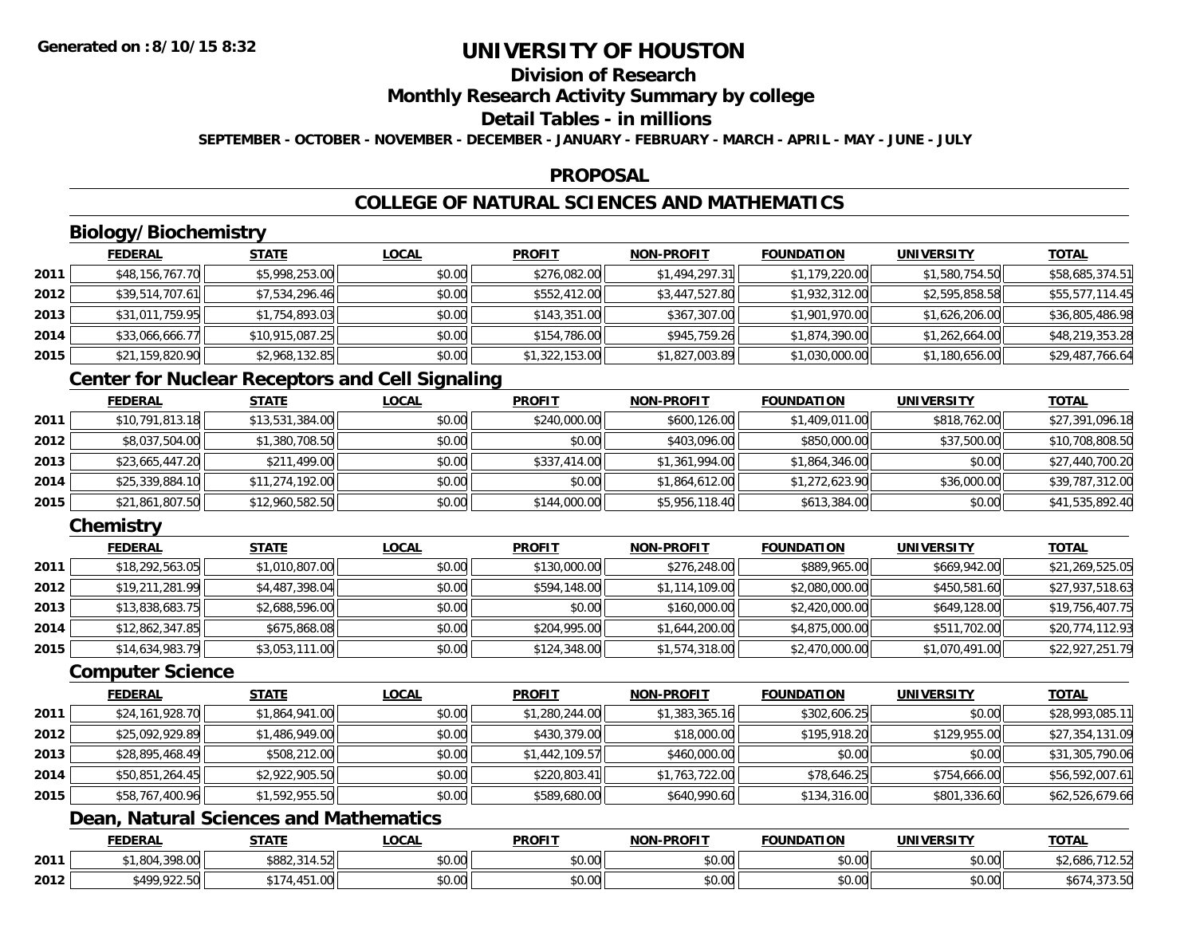# UNIVERSITY OF HOUSTON

## Division of Research

## Monthly Research Activity Summary by college

## Detail Tables - in millions

**SEPTEMBER - OCTOBER - NOVEMBER - DECEMBER - JANUARY - FEBRUARY - MARCH - APRIL - MAY - JUNE - JULY**

## PROPOSAL

## COLLEGE OF NATURAL SCIENCES AND MATHEMATICS

### Biology/Biochemistry

| | FEDERAL | STATE | LOCAL | PROFIT | NON-PROFIT | FOUNDATION | UNIVERSITY | TOTAL |
|---|---|---|---|---|---|---|---|---|
| 2011 | $48,156,767.70 | $5,998,253.00 | $0.00 | $276,082.00 | $1,494,297.31 | $1,179,220.00 | $1,580,754.50 | $58,685,374.51 |
| 2012 | $39,514,707.61 | $7,534,296.46 | $0.00 | $552,412.00 | $3,447,527.80 | $1,932,312.00 | $2,595,858.58 | $55,577,114.45 |
| 2013 | $31,011,759.95 | $1,754,893.03 | $0.00 | $143,351.00 | $367,307.00 | $1,901,970.00 | $1,626,206.00 | $36,805,486.98 |
| 2014 | $33,066,666.77 | $10,915,087.25 | $0.00 | $154,786.00 | $945,759.26 | $1,874,390.00 | $1,262,664.00 | $48,219,353.28 |
| 2015 | $21,159,820.90 | $2,968,132.85 | $0.00 | $1,322,153.00 | $1,827,003.89 | $1,030,000.00 | $1,180,656.00 | $29,487,766.64 |

### Center for Nuclear Receptors and Cell Signaling

| | FEDERAL | STATE | LOCAL | PROFIT | NON-PROFIT | FOUNDATION | UNIVERSITY | TOTAL |
|---|---|---|---|---|---|---|---|---|
| 2011 | $10,791,813.18 | $13,531,384.00 | $0.00 | $240,000.00 | $600,126.00 | $1,409,011.00 | $818,762.00 | $27,391,096.18 |
| 2012 | $8,037,504.00 | $1,380,708.50 | $0.00 | $0.00 | $403,096.00 | $850,000.00 | $37,500.00 | $10,708,808.50 |
| 2013 | $23,665,447.20 | $211,499.00 | $0.00 | $337,414.00 | $1,361,994.00 | $1,864,346.00 | $0.00 | $27,440,700.20 |
| 2014 | $25,339,884.10 | $11,274,192.00 | $0.00 | $0.00 | $1,864,612.00 | $1,272,623.90 | $36,000.00 | $39,787,312.00 |
| 2015 | $21,861,807.50 | $12,960,582.50 | $0.00 | $144,000.00 | $5,956,118.40 | $613,384.00 | $0.00 | $41,535,892.40 |

### Chemistry

| | FEDERAL | STATE | LOCAL | PROFIT | NON-PROFIT | FOUNDATION | UNIVERSITY | TOTAL |
|---|---|---|---|---|---|---|---|---|
| 2011 | $18,292,563.05 | $1,010,807.00 | $0.00 | $130,000.00 | $276,248.00 | $889,965.00 | $669,942.00 | $21,269,525.05 |
| 2012 | $19,211,281.99 | $4,487,398.04 | $0.00 | $594,148.00 | $1,114,109.00 | $2,080,000.00 | $450,581.60 | $27,937,518.63 |
| 2013 | $13,838,683.75 | $2,688,596.00 | $0.00 | $0.00 | $160,000.00 | $2,420,000.00 | $649,128.00 | $19,756,407.75 |
| 2014 | $12,862,347.85 | $675,868.08 | $0.00 | $204,995.00 | $1,644,200.00 | $4,875,000.00 | $511,702.00 | $20,774,112.93 |
| 2015 | $14,634,983.79 | $3,053,111.00 | $0.00 | $124,348.00 | $1,574,318.00 | $2,470,000.00 | $1,070,491.00 | $22,927,251.79 |

### Computer Science

| | FEDERAL | STATE | LOCAL | PROFIT | NON-PROFIT | FOUNDATION | UNIVERSITY | TOTAL |
|---|---|---|---|---|---|---|---|---|
| 2011 | $24,161,928.70 | $1,864,941.00 | $0.00 | $1,280,244.00 | $1,383,365.16 | $302,606.25 | $0.00 | $28,993,085.11 |
| 2012 | $25,092,929.89 | $1,486,949.00 | $0.00 | $430,379.00 | $18,000.00 | $195,918.20 | $129,955.00 | $27,354,131.09 |
| 2013 | $28,895,468.49 | $508,212.00 | $0.00 | $1,442,109.57 | $460,000.00 | $0.00 | $0.00 | $31,305,790.06 |
| 2014 | $50,851,264.45 | $2,922,905.50 | $0.00 | $220,803.41 | $1,763,722.00 | $78,646.25 | $754,666.00 | $56,592,007.61 |
| 2015 | $58,767,400.96 | $1,592,955.50 | $0.00 | $589,680.00 | $640,990.60 | $134,316.00 | $801,336.60 | $62,526,679.66 |

### Dean, Natural Sciences and Mathematics

| | FEDERAL | STATE | LOCAL | PROFIT | NON-PROFIT | FOUNDATION | UNIVERSITY | TOTAL |
|---|---|---|---|---|---|---|---|---|
| 2011 | $1,804,398.00 | $882,314.52 | $0.00 | $0.00 | $0.00 | $0.00 | $0.00 | $2,686,712.52 |
| 2012 | $499,922.50 | $174,451.00 | $0.00 | $0.00 | $0.00 | $0.00 | $0.00 | $674,373.50 |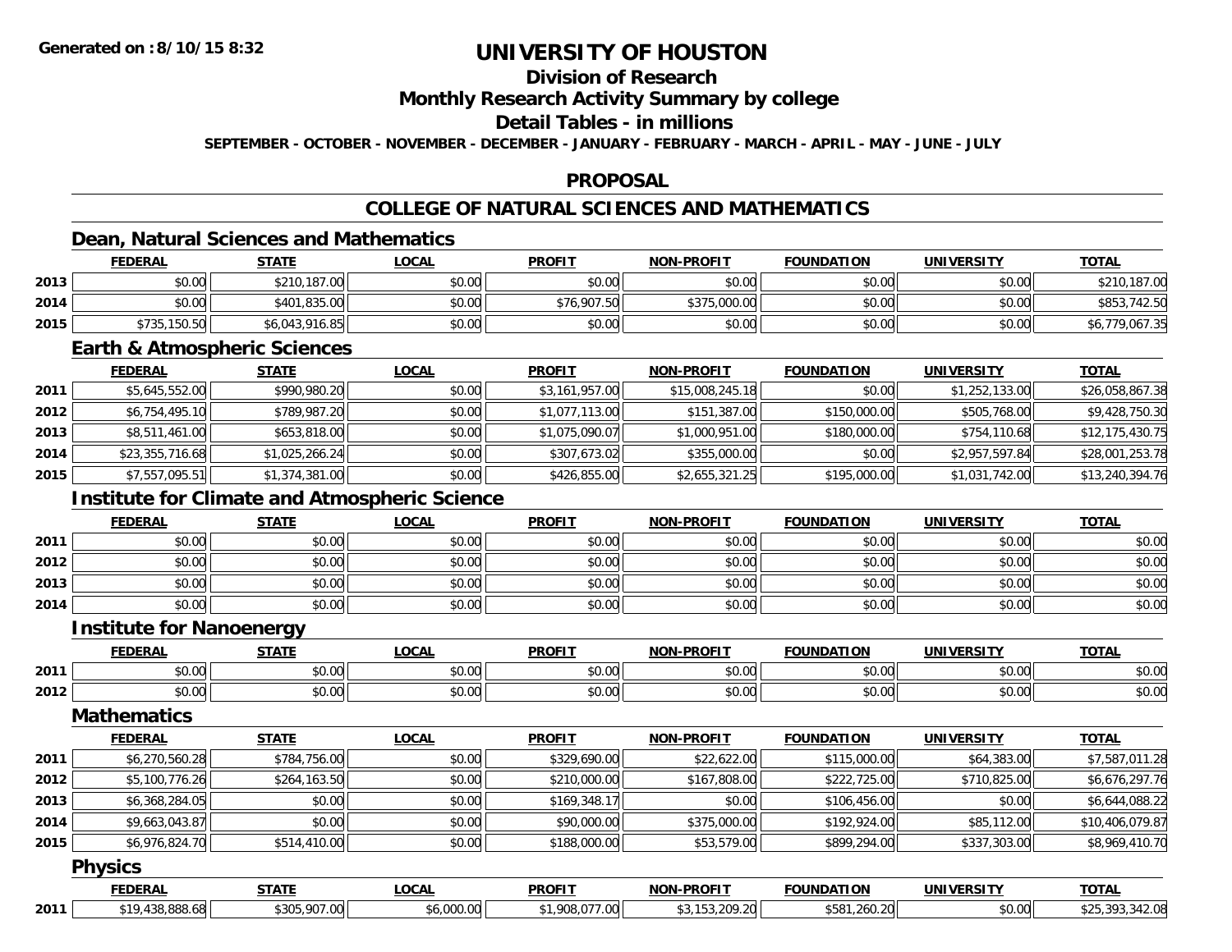# UNIVERSITY OF HOUSTON

## Division of Research

## Monthly Research Activity Summary by college

## Detail Tables - in millions

**SEPTEMBER - OCTOBER - NOVEMBER - DECEMBER - JANUARY - FEBRUARY - MARCH - APRIL - MAY - JUNE - JULY**

## PROPOSAL

## COLLEGE OF NATURAL SCIENCES AND MATHEMATICS

### Dean, Natural Sciences and Mathematics

| | FEDERAL | STATE | LOCAL | PROFIT | NON-PROFIT | FOUNDATION | UNIVERSITY | TOTAL |
|---|---|---|---|---|---|---|---|---|
| 2013 | $0.00 | $210,187.00 | $0.00 | $0.00 | $0.00 | $0.00 | $0.00 | $210,187.00 |
| 2014 | $0.00 | $401,835.00 | $0.00 | $76,907.50 | $375,000.00 | $0.00 | $0.00 | $853,742.50 |
| 2015 | $735,150.50 | $6,043,916.85 | $0.00 | $0.00 | $0.00 | $0.00 | $0.00 | $6,779,067.35 |

### Earth & Atmospheric Sciences

| | FEDERAL | STATE | LOCAL | PROFIT | NON-PROFIT | FOUNDATION | UNIVERSITY | TOTAL |
|---|---|---|---|---|---|---|---|---|
| 2011 | $5,645,552.00 | $990,980.20 | $0.00 | $3,161,957.00 | $15,008,245.18 | $0.00 | $1,252,133.00 | $26,058,867.38 |
| 2012 | $6,754,495.10 | $789,987.20 | $0.00 | $1,077,113.00 | $151,387.00 | $150,000.00 | $505,768.00 | $9,428,750.30 |
| 2013 | $8,511,461.00 | $653,818.00 | $0.00 | $1,075,090.07 | $1,000,951.00 | $180,000.00 | $754,110.68 | $12,175,430.75 |
| 2014 | $23,355,716.68 | $1,025,266.24 | $0.00 | $307,673.02 | $355,000.00 | $0.00 | $2,957,597.84 | $28,001,253.78 |
| 2015 | $7,557,095.51 | $1,374,381.00 | $0.00 | $426,855.00 | $2,655,321.25 | $195,000.00 | $1,031,742.00 | $13,240,394.76 |

### Institute for Climate and Atmospheric Science

| | FEDERAL | STATE | LOCAL | PROFIT | NON-PROFIT | FOUNDATION | UNIVERSITY | TOTAL |
|---|---|---|---|---|---|---|---|---|
| 2011 | $0.00 | $0.00 | $0.00 | $0.00 | $0.00 | $0.00 | $0.00 | $0.00 |
| 2012 | $0.00 | $0.00 | $0.00 | $0.00 | $0.00 | $0.00 | $0.00 | $0.00 |
| 2013 | $0.00 | $0.00 | $0.00 | $0.00 | $0.00 | $0.00 | $0.00 | $0.00 |
| 2014 | $0.00 | $0.00 | $0.00 | $0.00 | $0.00 | $0.00 | $0.00 | $0.00 |

### Institute for Nanoenergy

| | FEDERAL | STATE | LOCAL | PROFIT | NON-PROFIT | FOUNDATION | UNIVERSITY | TOTAL |
|---|---|---|---|---|---|---|---|---|
| 2011 | $0.00 | $0.00 | $0.00 | $0.00 | $0.00 | $0.00 | $0.00 | $0.00 |
| 2012 | $0.00 | $0.00 | $0.00 | $0.00 | $0.00 | $0.00 | $0.00 | $0.00 |

### Mathematics

| | FEDERAL | STATE | LOCAL | PROFIT | NON-PROFIT | FOUNDATION | UNIVERSITY | TOTAL |
|---|---|---|---|---|---|---|---|---|
| 2011 | $6,270,560.28 | $784,756.00 | $0.00 | $329,690.00 | $22,622.00 | $115,000.00 | $64,383.00 | $7,587,011.28 |
| 2012 | $5,100,776.26 | $264,163.50 | $0.00 | $210,000.00 | $167,808.00 | $222,725.00 | $710,825.00 | $6,676,297.76 |
| 2013 | $6,368,284.05 | $0.00 | $0.00 | $169,348.17 | $0.00 | $106,456.00 | $0.00 | $6,644,088.22 |
| 2014 | $9,663,043.87 | $0.00 | $0.00 | $90,000.00 | $375,000.00 | $192,924.00 | $85,112.00 | $10,406,079.87 |
| 2015 | $6,976,824.70 | $514,410.00 | $0.00 | $188,000.00 | $53,579.00 | $899,294.00 | $337,303.00 | $8,969,410.70 |

### Physics

| | FEDERAL | STATE | LOCAL | PROFIT | NON-PROFIT | FOUNDATION | UNIVERSITY | TOTAL |
|---|---|---|---|---|---|---|---|---|
| 2011 | $19,438,888.68 | $305,907.00 | $6,000.00 | $1,908,077.00 | $3,153,209.20 | $581,260.20 | $0.00 | $25,393,342.08 |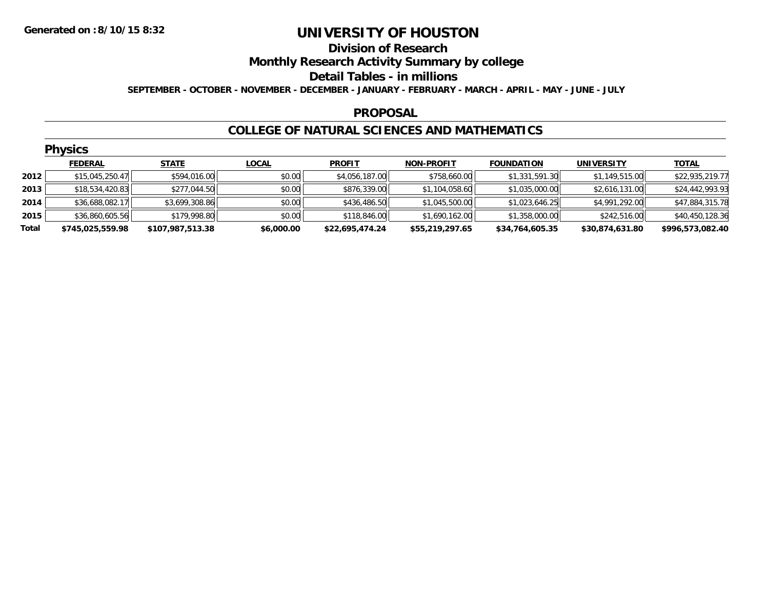# UNIVERSITY OF HOUSTON

## Division of Research

## Monthly Research Activity Summary by college

## Detail Tables - in millions

**SEPTEMBER - OCTOBER - NOVEMBER - DECEMBER - JANUARY - FEBRUARY - MARCH - APRIL - MAY - JUNE - JULY**

**Generated on : 8/10/15 8:32**

## PROPOSAL

## COLLEGE OF NATURAL SCIENCES AND MATHEMATICS

### Physics

| | FEDERAL | STATE | LOCAL | PROFIT | NON-PROFIT | FOUNDATION | UNIVERSITY | TOTAL |
|---|---|---|---|---|---|---|---|---|
| 2012 | $15,045,250.47 | $594,016.00 | $0.00 | $4,056,187.00 | $758,660.00 | $1,331,591.30 | $1,149,515.00 | $22,935,219.77 |
| 2013 | $18,534,420.83 | $277,044.50 | $0.00 | $876,339.00 | $1,104,058.60 | $1,035,000.00 | $2,616,131.00 | $24,442,993.93 |
| 2014 | $36,688,082.17 | $3,699,308.86 | $0.00 | $436,486.50 | $1,045,500.00 | $1,023,646.25 | $4,991,292.00 | $47,884,315.78 |
| 2015 | $36,860,605.56 | $179,998.80 | $0.00 | $118,846.00 | $1,690,162.00 | $1,358,000.00 | $242,516.00 | $40,450,128.36 |
| **Total** | **$745,025,559.98** | **$107,987,513.38** | **$6,000.00** | **$22,695,474.24** | **$55,219,297.65** | **$34,764,605.35** | **$30,874,631.80** | **$996,573,082.40** |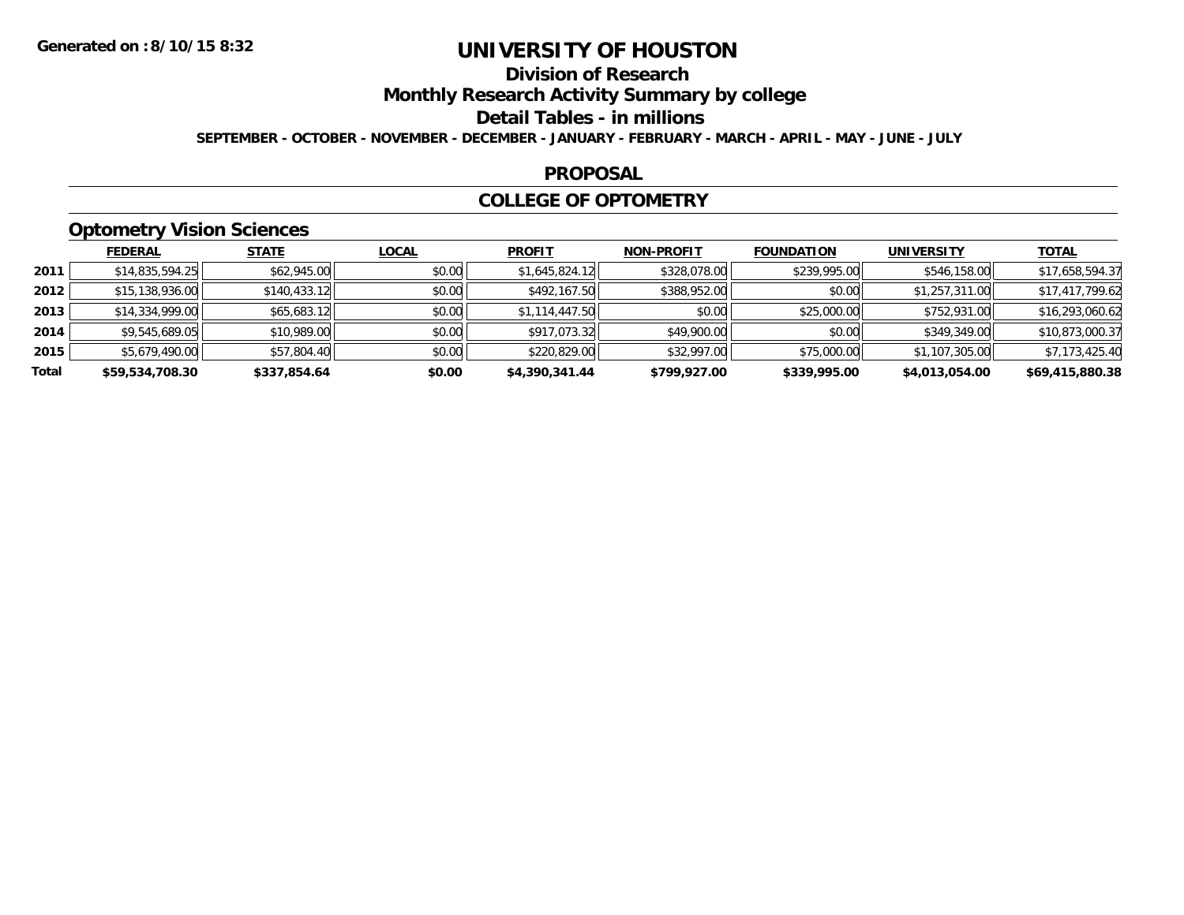**Generated on :8/10/15 8:32**

# UNIVERSITY OF HOUSTON

## Division of Research

## Monthly Research Activity Summary by college

## Detail Tables - in millions

**SEPTEMBER - OCTOBER - NOVEMBER - DECEMBER - JANUARY - FEBRUARY - MARCH - APRIL - MAY - JUNE - JULY**

## PROPOSAL

## COLLEGE OF OPTOMETRY

### Optometry Vision Sciences

| | FEDERAL | STATE | LOCAL | PROFIT | NON-PROFIT | FOUNDATION | UNIVERSITY | TOTAL |
|---|---|---|---|---|---|---|---|---|
| 2011 | $14,835,594.25 | $62,945.00 | $0.00 | $1,645,824.12 | $328,078.00 | $239,995.00 | $546,158.00 | $17,658,594.37 |
| 2012 | $15,138,936.00 | $140,433.12 | $0.00 | $492,167.50 | $388,952.00 | $0.00 | $1,257,311.00 | $17,417,799.62 |
| 2013 | $14,334,999.00 | $65,683.12 | $0.00 | $1,114,447.50 | $0.00 | $25,000.00 | $752,931.00 | $16,293,060.62 |
| 2014 | $9,545,689.05 | $10,989.00 | $0.00 | $917,073.32 | $49,900.00 | $0.00 | $349,349.00 | $10,873,000.37 |
| 2015 | $5,679,490.00 | $57,804.40 | $0.00 | $220,829.00 | $32,997.00 | $75,000.00 | $1,107,305.00 | $7,173,425.40 |
| **Total** | **$59,534,708.30** | **$337,854.64** | **$0.00** | **$4,390,341.44** | **$799,927.00** | **$339,995.00** | **$4,013,054.00** | **$69,415,880.38** |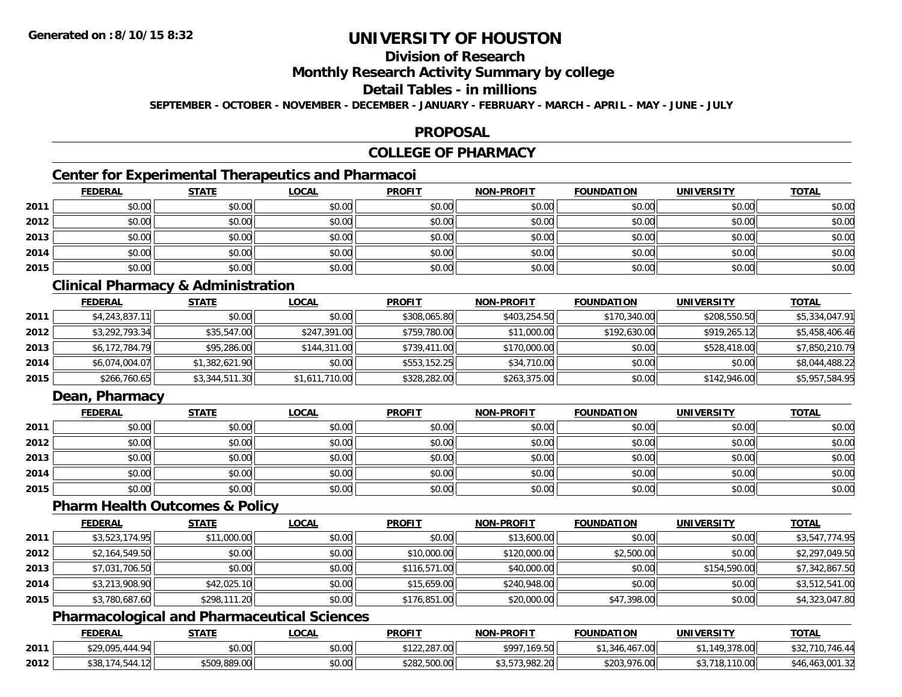# UNIVERSITY OF HOUSTON

## Division of Research

## Monthly Research Activity Summary by college

## Detail Tables - in millions

**SEPTEMBER - OCTOBER - NOVEMBER - DECEMBER - JANUARY - FEBRUARY - MARCH - APRIL - MAY - JUNE - JULY**

## PROPOSAL

## COLLEGE OF PHARMACY

### Center for Experimental Therapeutics and Pharmacoi

| | FEDERAL | STATE | LOCAL | PROFIT | NON-PROFIT | FOUNDATION | UNIVERSITY | TOTAL |
|---|---|---|---|---|---|---|---|---|
| 2011 | $0.00 | $0.00 | $0.00 | $0.00 | $0.00 | $0.00 | $0.00 | $0.00 |
| 2012 | $0.00 | $0.00 | $0.00 | $0.00 | $0.00 | $0.00 | $0.00 | $0.00 |
| 2013 | $0.00 | $0.00 | $0.00 | $0.00 | $0.00 | $0.00 | $0.00 | $0.00 |
| 2014 | $0.00 | $0.00 | $0.00 | $0.00 | $0.00 | $0.00 | $0.00 | $0.00 |
| 2015 | $0.00 | $0.00 | $0.00 | $0.00 | $0.00 | $0.00 | $0.00 | $0.00 |

### Clinical Pharmacy & Administration

| | FEDERAL | STATE | LOCAL | PROFIT | NON-PROFIT | FOUNDATION | UNIVERSITY | TOTAL |
|---|---|---|---|---|---|---|---|---|
| 2011 | $4,243,837.11 | $0.00 | $0.00 | $308,065.80 | $403,254.50 | $170,340.00 | $208,550.50 | $5,334,047.91 |
| 2012 | $3,292,793.34 | $35,547.00 | $247,391.00 | $759,780.00 | $11,000.00 | $192,630.00 | $919,265.12 | $5,458,406.46 |
| 2013 | $6,172,784.79 | $95,286.00 | $144,311.00 | $739,411.00 | $170,000.00 | $0.00 | $528,418.00 | $7,850,210.79 |
| 2014 | $6,074,004.07 | $1,382,621.90 | $0.00 | $553,152.25 | $34,710.00 | $0.00 | $0.00 | $8,044,488.22 |
| 2015 | $266,760.65 | $3,344,511.30 | $1,611,710.00 | $328,282.00 | $263,375.00 | $0.00 | $142,946.00 | $5,957,584.95 |

### Dean, Pharmacy

| | FEDERAL | STATE | LOCAL | PROFIT | NON-PROFIT | FOUNDATION | UNIVERSITY | TOTAL |
|---|---|---|---|---|---|---|---|---|
| 2011 | $0.00 | $0.00 | $0.00 | $0.00 | $0.00 | $0.00 | $0.00 | $0.00 |
| 2012 | $0.00 | $0.00 | $0.00 | $0.00 | $0.00 | $0.00 | $0.00 | $0.00 |
| 2013 | $0.00 | $0.00 | $0.00 | $0.00 | $0.00 | $0.00 | $0.00 | $0.00 |
| 2014 | $0.00 | $0.00 | $0.00 | $0.00 | $0.00 | $0.00 | $0.00 | $0.00 |
| 2015 | $0.00 | $0.00 | $0.00 | $0.00 | $0.00 | $0.00 | $0.00 | $0.00 |

### Pharm Health Outcomes & Policy

| | FEDERAL | STATE | LOCAL | PROFIT | NON-PROFIT | FOUNDATION | UNIVERSITY | TOTAL |
|---|---|---|---|---|---|---|---|---|
| 2011 | $3,523,174.95 | $11,000.00 | $0.00 | $0.00 | $13,600.00 | $0.00 | $0.00 | $3,547,774.95 |
| 2012 | $2,164,549.50 | $0.00 | $0.00 | $10,000.00 | $120,000.00 | $2,500.00 | $0.00 | $2,297,049.50 |
| 2013 | $7,031,706.50 | $0.00 | $0.00 | $116,571.00 | $40,000.00 | $0.00 | $154,590.00 | $7,342,867.50 |
| 2014 | $3,213,908.90 | $42,025.10 | $0.00 | $15,659.00 | $240,948.00 | $0.00 | $0.00 | $3,512,541.00 |
| 2015 | $3,780,687.60 | $298,111.20 | $0.00 | $176,851.00 | $20,000.00 | $47,398.00 | $0.00 | $4,323,047.80 |

### Pharmacological and Pharmaceutical Sciences

| | FEDERAL | STATE | LOCAL | PROFIT | NON-PROFIT | FOUNDATION | UNIVERSITY | TOTAL |
|---|---|---|---|---|---|---|---|---|
| 2011 | $29,095,444.94 | $0.00 | $0.00 | $122,287.00 | $997,169.50 | $1,346,467.00 | $1,149,378.00 | $32,710,746.44 |
| 2012 | $38,174,544.12 | $509,889.00 | $0.00 | $282,500.00 | $3,573,982.20 | $203,976.00 | $3,718,110.00 | $46,463,001.32 |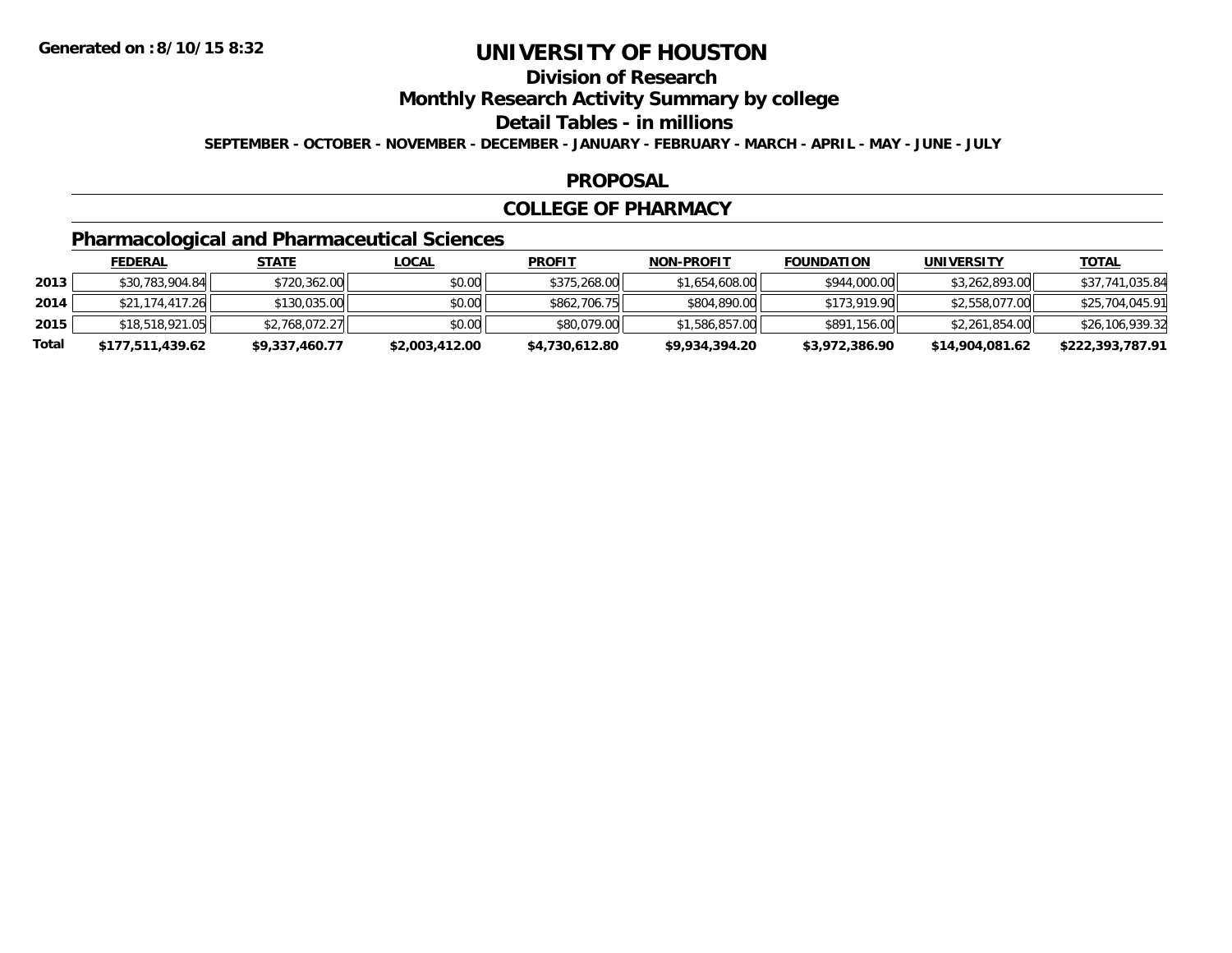**Generated on :8/10/15 8:32**

# UNIVERSITY OF HOUSTON

## Division of Research

## Monthly Research Activity Summary by college

## Detail Tables - in millions

**SEPTEMBER - OCTOBER - NOVEMBER - DECEMBER - JANUARY - FEBRUARY - MARCH - APRIL - MAY - JUNE - JULY**

## PROPOSAL

## COLLEGE OF PHARMACY

### Pharmacological and Pharmaceutical Sciences

| | FEDERAL | STATE | LOCAL | PROFIT | NON-PROFIT | FOUNDATION | UNIVERSITY | TOTAL |
|---|---|---|---|---|---|---|---|---|
| **2013** | $30,783,904.84 | $720,362.00 | $0.00 | $375,268.00 | $1,654,608.00 | $944,000.00 | $3,262,893.00 | $37,741,035.84 |
| **2014** | $21,174,417.26 | $130,035.00 | $0.00 | $862,706.75 | $804,890.00 | $173,919.90 | $2,558,077.00 | $25,704,045.91 |
| **2015** | $18,518,921.05 | $2,768,072.27 | $0.00 | $80,079.00 | $1,586,857.00 | $891,156.00 | $2,261,854.00 | $26,106,939.32 |
| **Total** | **$177,511,439.62** | **$9,337,460.77** | **$2,003,412.00** | **$4,730,612.80** | **$9,934,394.20** | **$3,972,386.90** | **$14,904,081.62** | **$222,393,787.91** |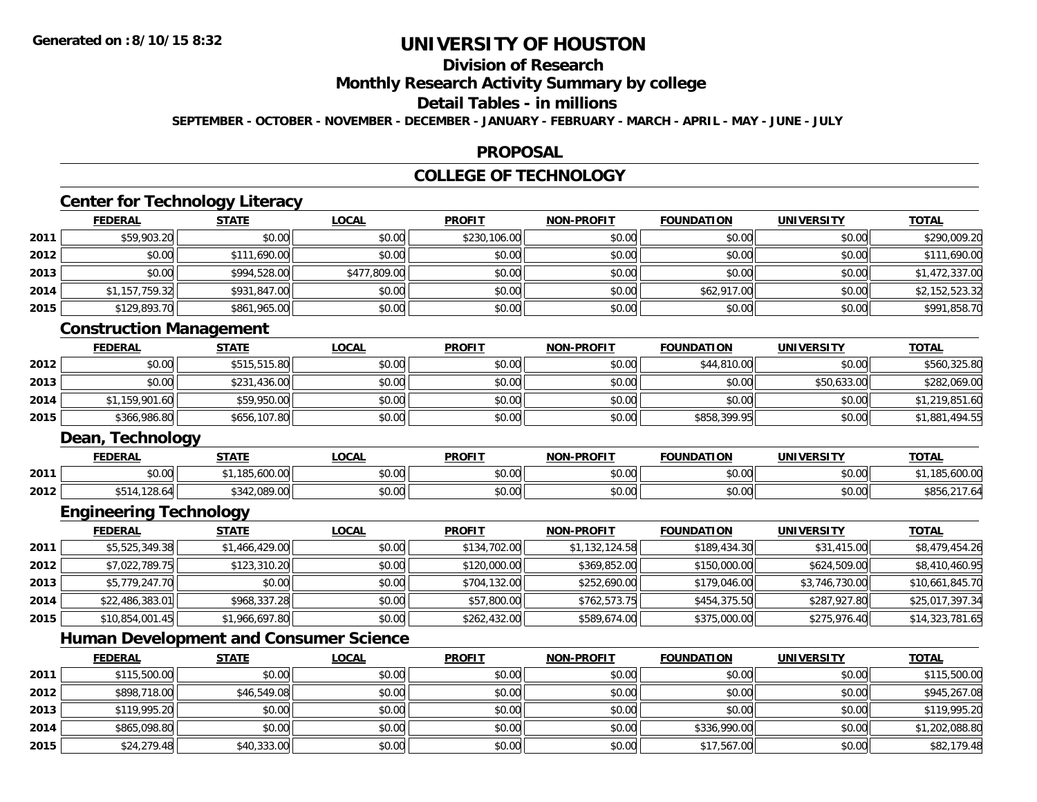**Generated on :8/10/15 8:32**

# UNIVERSITY OF HOUSTON

## Division of Research

## Monthly Research Activity Summary by college

## Detail Tables - in millions

**SEPTEMBER - OCTOBER - NOVEMBER - DECEMBER - JANUARY - FEBRUARY - MARCH - APRIL - MAY - JUNE - JULY**

## PROPOSAL

## COLLEGE OF TECHNOLOGY

### Center for Technology Literacy

| | FEDERAL | STATE | LOCAL | PROFIT | NON-PROFIT | FOUNDATION | UNIVERSITY | TOTAL |
|---|---|---|---|---|---|---|---|---|
| 2011 | $59,903.20 | $0.00 | $0.00 | $230,106.00 | $0.00 | $0.00 | $0.00 | $290,009.20 |
| 2012 | $0.00 | $111,690.00 | $0.00 | $0.00 | $0.00 | $0.00 | $0.00 | $111,690.00 |
| 2013 | $0.00 | $994,528.00 | $477,809.00 | $0.00 | $0.00 | $0.00 | $0.00 | $1,472,337.00 |
| 2014 | $1,157,759.32 | $931,847.00 | $0.00 | $0.00 | $0.00 | $62,917.00 | $0.00 | $2,152,523.32 |
| 2015 | $129,893.70 | $861,965.00 | $0.00 | $0.00 | $0.00 | $0.00 | $0.00 | $991,858.70 |

### Construction Management

| | FEDERAL | STATE | LOCAL | PROFIT | NON-PROFIT | FOUNDATION | UNIVERSITY | TOTAL |
|---|---|---|---|---|---|---|---|---|
| 2012 | $0.00 | $515,515.80 | $0.00 | $0.00 | $0.00 | $44,810.00 | $0.00 | $560,325.80 |
| 2013 | $0.00 | $231,436.00 | $0.00 | $0.00 | $0.00 | $0.00 | $50,633.00 | $282,069.00 |
| 2014 | $1,159,901.60 | $59,950.00 | $0.00 | $0.00 | $0.00 | $0.00 | $0.00 | $1,219,851.60 |
| 2015 | $366,986.80 | $656,107.80 | $0.00 | $0.00 | $0.00 | $858,399.95 | $0.00 | $1,881,494.55 |

### Dean, Technology

| | FEDERAL | STATE | LOCAL | PROFIT | NON-PROFIT | FOUNDATION | UNIVERSITY | TOTAL |
|---|---|---|---|---|---|---|---|---|
| 2011 | $0.00 | $1,185,600.00 | $0.00 | $0.00 | $0.00 | $0.00 | $0.00 | $1,185,600.00 |
| 2012 | $514,128.64 | $342,089.00 | $0.00 | $0.00 | $0.00 | $0.00 | $0.00 | $856,217.64 |

### Engineering Technology

| | FEDERAL | STATE | LOCAL | PROFIT | NON-PROFIT | FOUNDATION | UNIVERSITY | TOTAL |
|---|---|---|---|---|---|---|---|---|
| 2011 | $5,525,349.38 | $1,466,429.00 | $0.00 | $134,702.00 | $1,132,124.58 | $189,434.30 | $31,415.00 | $8,479,454.26 |
| 2012 | $7,022,789.75 | $123,310.20 | $0.00 | $120,000.00 | $369,852.00 | $150,000.00 | $624,509.00 | $8,410,460.95 |
| 2013 | $5,779,247.70 | $0.00 | $0.00 | $704,132.00 | $252,690.00 | $179,046.00 | $3,746,730.00 | $10,661,845.70 |
| 2014 | $22,486,383.01 | $968,337.28 | $0.00 | $57,800.00 | $762,573.75 | $454,375.50 | $287,927.80 | $25,017,397.34 |
| 2015 | $10,854,001.45 | $1,966,697.80 | $0.00 | $262,432.00 | $589,674.00 | $375,000.00 | $275,976.40 | $14,323,781.65 |

### Human Development and Consumer Science

| | FEDERAL | STATE | LOCAL | PROFIT | NON-PROFIT | FOUNDATION | UNIVERSITY | TOTAL |
|---|---|---|---|---|---|---|---|---|
| 2011 | $115,500.00 | $0.00 | $0.00 | $0.00 | $0.00 | $0.00 | $0.00 | $115,500.00 |
| 2012 | $898,718.00 | $46,549.08 | $0.00 | $0.00 | $0.00 | $0.00 | $0.00 | $945,267.08 |
| 2013 | $119,995.20 | $0.00 | $0.00 | $0.00 | $0.00 | $0.00 | $0.00 | $119,995.20 |
| 2014 | $865,098.80 | $0.00 | $0.00 | $0.00 | $0.00 | $336,990.00 | $0.00 | $1,202,088.80 |
| 2015 | $24,279.48 | $40,333.00 | $0.00 | $0.00 | $0.00 | $17,567.00 | $0.00 | $82,179.48 |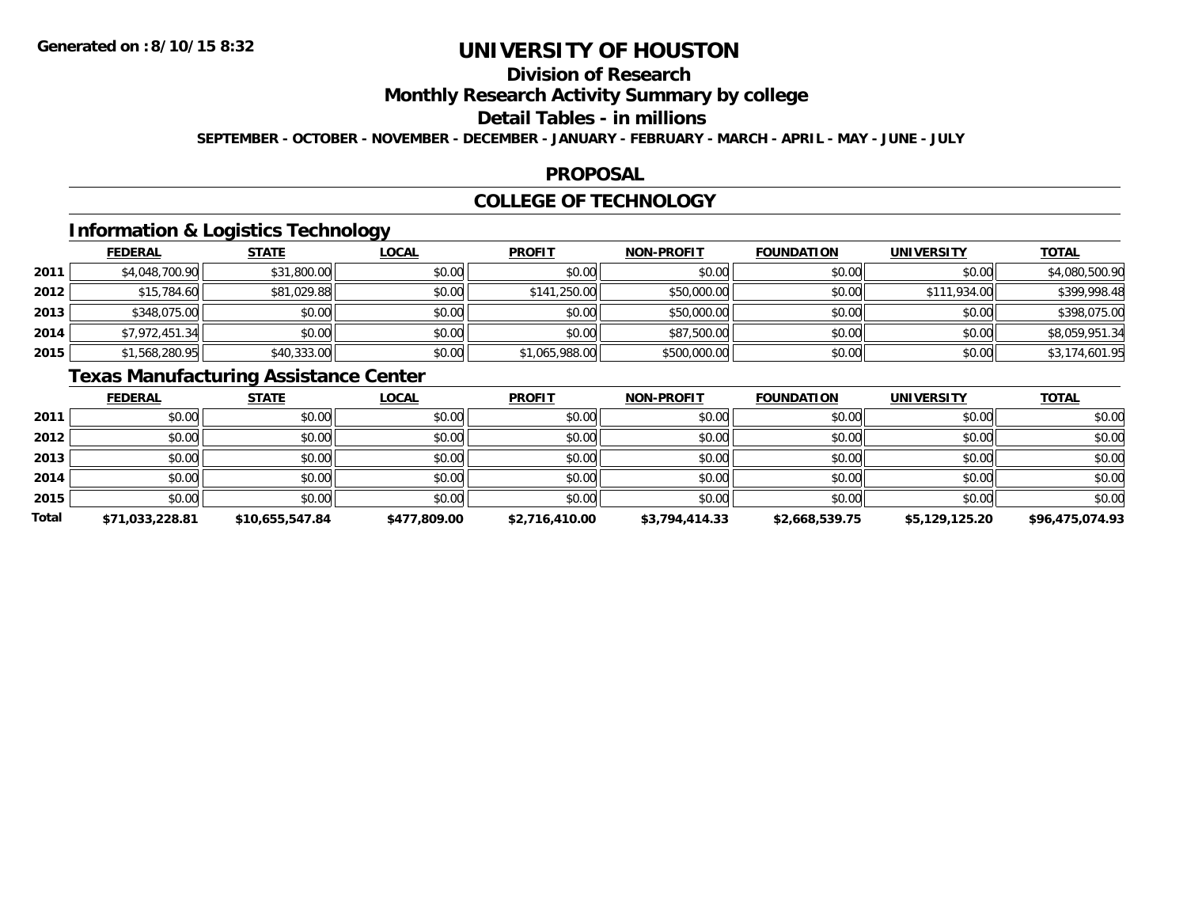# UNIVERSITY OF HOUSTON

## Division of Research

## Monthly Research Activity Summary by college

## Detail Tables - in millions

**SEPTEMBER - OCTOBER - NOVEMBER - DECEMBER - JANUARY - FEBRUARY - MARCH - APRIL - MAY - JUNE - JULY**

## PROPOSAL

## COLLEGE OF TECHNOLOGY

### Information & Logistics Technology

| | FEDERAL | STATE | LOCAL | PROFIT | NON-PROFIT | FOUNDATION | UNIVERSITY | TOTAL |
|---|---|---|---|---|---|---|---|---|
| 2011 | $4,048,700.90 | $31,800.00 | $0.00 | $0.00 | $0.00 | $0.00 | $0.00 | $4,080,500.90 |
| 2012 | $15,784.60 | $81,029.88 | $0.00 | $141,250.00 | $50,000.00 | $0.00 | $111,934.00 | $399,998.48 |
| 2013 | $348,075.00 | $0.00 | $0.00 | $0.00 | $50,000.00 | $0.00 | $0.00 | $398,075.00 |
| 2014 | $7,972,451.34 | $0.00 | $0.00 | $0.00 | $87,500.00 | $0.00 | $0.00 | $8,059,951.34 |
| 2015 | $1,568,280.95 | $40,333.00 | $0.00 | $1,065,988.00 | $500,000.00 | $0.00 | $0.00 | $3,174,601.95 |

### Texas Manufacturing Assistance Center

| | FEDERAL | STATE | LOCAL | PROFIT | NON-PROFIT | FOUNDATION | UNIVERSITY | TOTAL |
|---|---|---|---|---|---|---|---|---|
| 2011 | $0.00 | $0.00 | $0.00 | $0.00 | $0.00 | $0.00 | $0.00 | $0.00 |
| 2012 | $0.00 | $0.00 | $0.00 | $0.00 | $0.00 | $0.00 | $0.00 | $0.00 |
| 2013 | $0.00 | $0.00 | $0.00 | $0.00 | $0.00 | $0.00 | $0.00 | $0.00 |
| 2014 | $0.00 | $0.00 | $0.00 | $0.00 | $0.00 | $0.00 | $0.00 | $0.00 |
| 2015 | $0.00 | $0.00 | $0.00 | $0.00 | $0.00 | $0.00 | $0.00 | $0.00 |
| **Total** | **$71,033,228.81** | **$10,655,547.84** | **$477,809.00** | **$2,716,410.00** | **$3,794,414.33** | **$2,668,539.75** | **$5,129,125.20** | **$96,475,074.93** |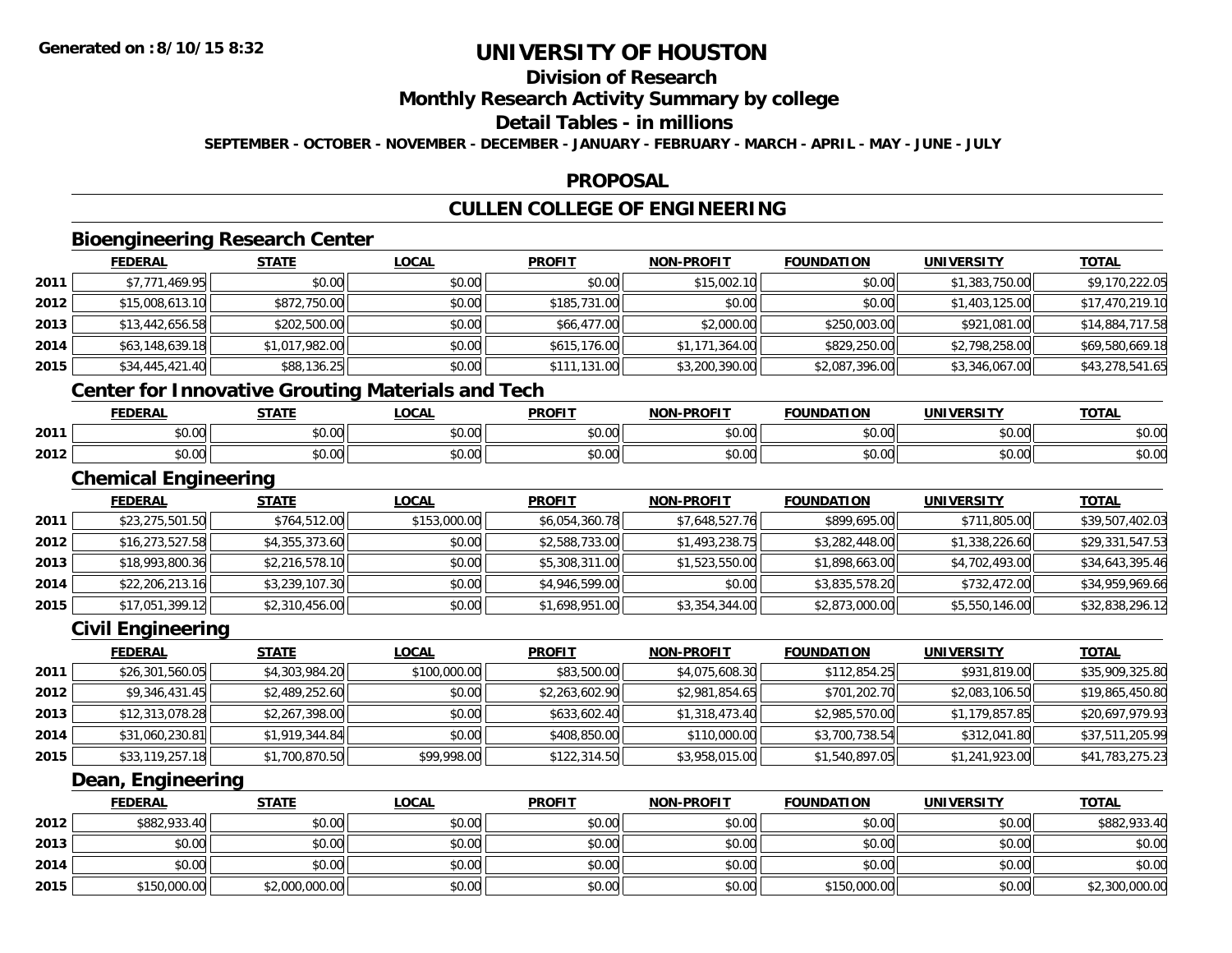# UNIVERSITY OF HOUSTON

## Division of Research

## Monthly Research Activity Summary by college

## Detail Tables - in millions

**SEPTEMBER - OCTOBER - NOVEMBER - DECEMBER - JANUARY - FEBRUARY - MARCH - APRIL - MAY - JUNE - JULY**

## PROPOSAL

## CULLEN COLLEGE OF ENGINEERING

### Bioengineering Research Center

| | FEDERAL | STATE | LOCAL | PROFIT | NON-PROFIT | FOUNDATION | UNIVERSITY | TOTAL |
|---|---|---|---|---|---|---|---|---|
| 2011 | $7,771,469.95 | $0.00 | $0.00 | $0.00 | $15,002.10 | $0.00 | $1,383,750.00 | $9,170,222.05 |
| 2012 | $15,008,613.10 | $872,750.00 | $0.00 | $185,731.00 | $0.00 | $0.00 | $1,403,125.00 | $17,470,219.10 |
| 2013 | $13,442,656.58 | $202,500.00 | $0.00 | $66,477.00 | $2,000.00 | $250,003.00 | $921,081.00 | $14,884,717.58 |
| 2014 | $63,148,639.18 | $1,017,982.00 | $0.00 | $615,176.00 | $1,171,364.00 | $829,250.00 | $2,798,258.00 | $69,580,669.18 |
| 2015 | $34,445,421.40 | $88,136.25 | $0.00 | $111,131.00 | $3,200,390.00 | $2,087,396.00 | $3,346,067.00 | $43,278,541.65 |

### Center for Innovative Grouting Materials and Tech

| | FEDERAL | STATE | LOCAL | PROFIT | NON-PROFIT | FOUNDATION | UNIVERSITY | TOTAL |
|---|---|---|---|---|---|---|---|---|
| 2011 | $0.00 | $0.00 | $0.00 | $0.00 | $0.00 | $0.00 | $0.00 | $0.00 |
| 2012 | $0.00 | $0.00 | $0.00 | $0.00 | $0.00 | $0.00 | $0.00 | $0.00 |

### Chemical Engineering

| | FEDERAL | STATE | LOCAL | PROFIT | NON-PROFIT | FOUNDATION | UNIVERSITY | TOTAL |
|---|---|---|---|---|---|---|---|---|
| 2011 | $23,275,501.50 | $764,512.00 | $153,000.00 | $6,054,360.78 | $7,648,527.76 | $899,695.00 | $711,805.00 | $39,507,402.03 |
| 2012 | $16,273,527.58 | $4,355,373.60 | $0.00 | $2,588,733.00 | $1,493,238.75 | $3,282,448.00 | $1,338,226.60 | $29,331,547.53 |
| 2013 | $18,993,800.36 | $2,216,578.10 | $0.00 | $5,308,311.00 | $1,523,550.00 | $1,898,663.00 | $4,702,493.00 | $34,643,395.46 |
| 2014 | $22,206,213.16 | $3,239,107.30 | $0.00 | $4,946,599.00 | $0.00 | $3,835,578.20 | $732,472.00 | $34,959,969.66 |
| 2015 | $17,051,399.12 | $2,310,456.00 | $0.00 | $1,698,951.00 | $3,354,344.00 | $2,873,000.00 | $5,550,146.00 | $32,838,296.12 |

### Civil Engineering

| | FEDERAL | STATE | LOCAL | PROFIT | NON-PROFIT | FOUNDATION | UNIVERSITY | TOTAL |
|---|---|---|---|---|---|---|---|---|
| 2011 | $26,301,560.05 | $4,303,984.20 | $100,000.00 | $83,500.00 | $4,075,608.30 | $112,854.25 | $931,819.00 | $35,909,325.80 |
| 2012 | $9,346,431.45 | $2,489,252.60 | $0.00 | $2,263,602.90 | $2,981,854.65 | $701,202.70 | $2,083,106.50 | $19,865,450.80 |
| 2013 | $12,313,078.28 | $2,267,398.00 | $0.00 | $633,602.40 | $1,318,473.40 | $2,985,570.00 | $1,179,857.85 | $20,697,979.93 |
| 2014 | $31,060,230.81 | $1,919,344.84 | $0.00 | $408,850.00 | $110,000.00 | $3,700,738.54 | $312,041.80 | $37,511,205.99 |
| 2015 | $33,119,257.18 | $1,700,870.50 | $99,998.00 | $122,314.50 | $3,958,015.00 | $1,540,897.05 | $1,241,923.00 | $41,783,275.23 |

### Dean, Engineering

| | FEDERAL | STATE | LOCAL | PROFIT | NON-PROFIT | FOUNDATION | UNIVERSITY | TOTAL |
|---|---|---|---|---|---|---|---|---|
| 2012 | $882,933.40 | $0.00 | $0.00 | $0.00 | $0.00 | $0.00 | $0.00 | $882,933.40 |
| 2013 | $0.00 | $0.00 | $0.00 | $0.00 | $0.00 | $0.00 | $0.00 | $0.00 |
| 2014 | $0.00 | $0.00 | $0.00 | $0.00 | $0.00 | $0.00 | $0.00 | $0.00 |
| 2015 | $150,000.00 | $2,000,000.00 | $0.00 | $0.00 | $0.00 | $150,000.00 | $0.00 | $2,300,000.00 |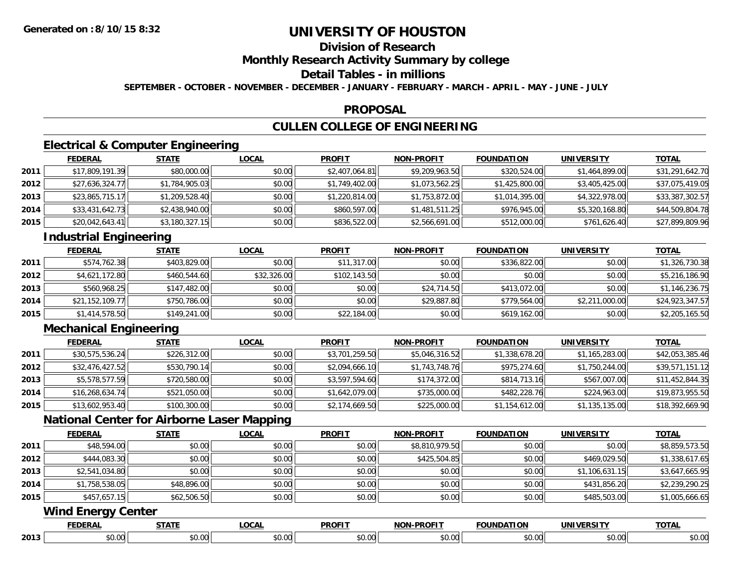# UNIVERSITY OF HOUSTON

## Division of Research

## Monthly Research Activity Summary by college

## Detail Tables - in millions

**SEPTEMBER - OCTOBER - NOVEMBER - DECEMBER - JANUARY - FEBRUARY - MARCH - APRIL - MAY - JUNE - JULY**

Generated on : 8/10/15 8:32

## PROPOSAL

## CULLEN COLLEGE OF ENGINEERING

### Electrical & Computer Engineering

| | FEDERAL | STATE | LOCAL | PROFIT | NON-PROFIT | FOUNDATION | UNIVERSITY | TOTAL |
|---|---|---|---|---|---|---|---|---|
| 2011 | $17,809,191.39 | $80,000.00 | $0.00 | $2,407,064.81 | $9,209,963.50 | $320,524.00 | $1,464,899.00 | $31,291,642.70 |
| 2012 | $27,636,324.77 | $1,784,905.03 | $0.00 | $1,749,402.00 | $1,073,562.25 | $1,425,800.00 | $3,405,425.00 | $37,075,419.05 |
| 2013 | $23,865,715.17 | $1,209,528.40 | $0.00 | $1,220,814.00 | $1,753,872.00 | $1,014,395.00 | $4,322,978.00 | $33,387,302.57 |
| 2014 | $33,431,642.73 | $2,438,940.00 | $0.00 | $860,597.00 | $1,481,511.25 | $976,945.00 | $5,320,168.80 | $44,509,804.78 |
| 2015 | $20,042,643.41 | $3,180,327.15 | $0.00 | $836,522.00 | $2,566,691.00 | $512,000.00 | $761,626.40 | $27,899,809.96 |

### Industrial Engineering

| | FEDERAL | STATE | LOCAL | PROFIT | NON-PROFIT | FOUNDATION | UNIVERSITY | TOTAL |
|---|---|---|---|---|---|---|---|---|
| 2011 | $574,762.38 | $403,829.00 | $0.00 | $11,317.00 | $0.00 | $336,822.00 | $0.00 | $1,326,730.38 |
| 2012 | $4,621,172.80 | $460,544.60 | $32,326.00 | $102,143.50 | $0.00 | $0.00 | $0.00 | $5,216,186.90 |
| 2013 | $560,968.25 | $147,482.00 | $0.00 | $0.00 | $24,714.50 | $413,072.00 | $0.00 | $1,146,236.75 |
| 2014 | $21,152,109.77 | $750,786.00 | $0.00 | $0.00 | $29,887.80 | $779,564.00 | $2,211,000.00 | $24,923,347.57 |
| 2015 | $1,414,578.50 | $149,241.00 | $0.00 | $22,184.00 | $0.00 | $619,162.00 | $0.00 | $2,205,165.50 |

### Mechanical Engineering

| | FEDERAL | STATE | LOCAL | PROFIT | NON-PROFIT | FOUNDATION | UNIVERSITY | TOTAL |
|---|---|---|---|---|---|---|---|---|
| 2011 | $30,575,536.24 | $226,312.00 | $0.00 | $3,701,259.50 | $5,046,316.52 | $1,338,678.20 | $1,165,283.00 | $42,053,385.46 |
| 2012 | $32,476,427.52 | $530,790.14 | $0.00 | $2,094,666.10 | $1,743,748.76 | $975,274.60 | $1,750,244.00 | $39,571,151.12 |
| 2013 | $5,578,577.59 | $720,580.00 | $0.00 | $3,597,594.60 | $174,372.00 | $814,713.16 | $567,007.00 | $11,452,844.35 |
| 2014 | $16,268,634.74 | $521,050.00 | $0.00 | $1,642,079.00 | $735,000.00 | $482,228.76 | $224,963.00 | $19,873,955.50 |
| 2015 | $13,602,953.40 | $100,300.00 | $0.00 | $2,174,669.50 | $225,000.00 | $1,154,612.00 | $1,135,135.00 | $18,392,669.90 |

### National Center for Airborne Laser Mapping

| | FEDERAL | STATE | LOCAL | PROFIT | NON-PROFIT | FOUNDATION | UNIVERSITY | TOTAL |
|---|---|---|---|---|---|---|---|---|
| 2011 | $48,594.00 | $0.00 | $0.00 | $0.00 | $8,810,979.50 | $0.00 | $0.00 | $8,859,573.50 |
| 2012 | $444,083.30 | $0.00 | $0.00 | $0.00 | $425,504.85 | $0.00 | $469,029.50 | $1,338,617.65 |
| 2013 | $2,541,034.80 | $0.00 | $0.00 | $0.00 | $0.00 | $0.00 | $1,106,631.15 | $3,647,665.95 |
| 2014 | $1,758,538.05 | $48,896.00 | $0.00 | $0.00 | $0.00 | $0.00 | $431,856.20 | $2,239,290.25 |
| 2015 | $457,657.15 | $62,506.50 | $0.00 | $0.00 | $0.00 | $0.00 | $485,503.00 | $1,005,666.65 |

### Wind Energy Center

| | FEDERAL | STATE | LOCAL | PROFIT | NON-PROFIT | FOUNDATION | UNIVERSITY | TOTAL |
|---|---|---|---|---|---|---|---|---|
| 2013 | $0.00 | $0.00 | $0.00 | $0.00 | $0.00 | $0.00 | $0.00 | $0.00 |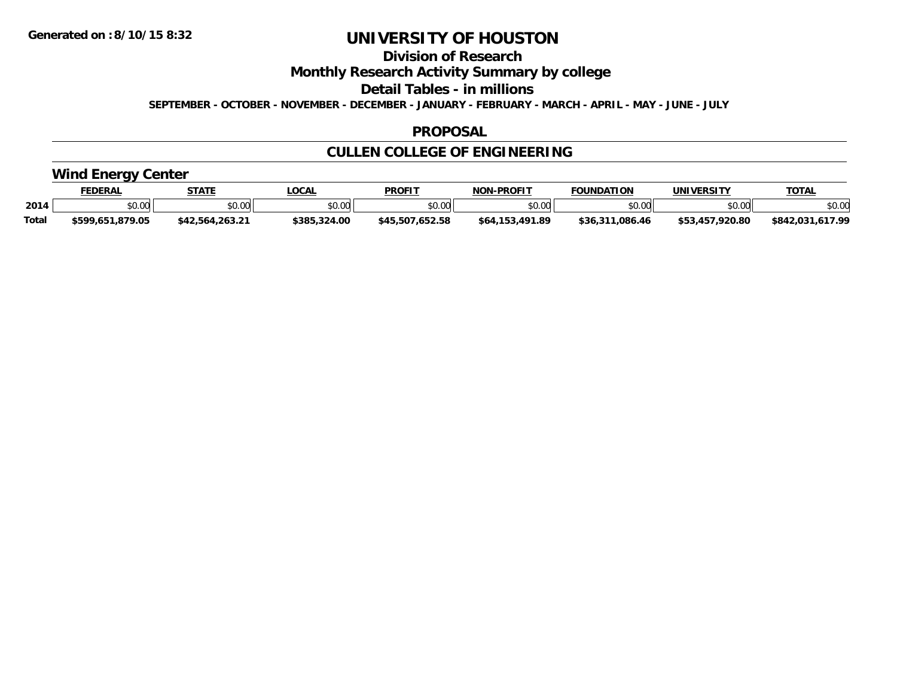Generated on :8/10/15 8:32

# UNIVERSITY OF HOUSTON

## Division of Research

## Monthly Research Activity Summary by college

## Detail Tables - in millions

**SEPTEMBER - OCTOBER - NOVEMBER - DECEMBER - JANUARY - FEBRUARY - MARCH - APRIL - MAY - JUNE - JULY**

## PROPOSAL

## CULLEN COLLEGE OF ENGINEERING

### Wind Energy Center

| | FEDERAL | STATE | LOCAL | PROFIT | NON-PROFIT | FOUNDATION | UNIVERSITY | TOTAL |
|---|---|---|---|---|---|---|---|---|
| 2014 | $0.00 | $0.00 | $0.00 | $0.00 | $0.00 | $0.00 | $0.00 | $0.00 |
| **Total** | **$599,651,879.05** | **$42,564,263.21** | **$385,324.00** | **$45,507,652.58** | **$64,153,491.89** | **$36,311,086.46** | **$53,457,920.80** | **$842,031,617.99** |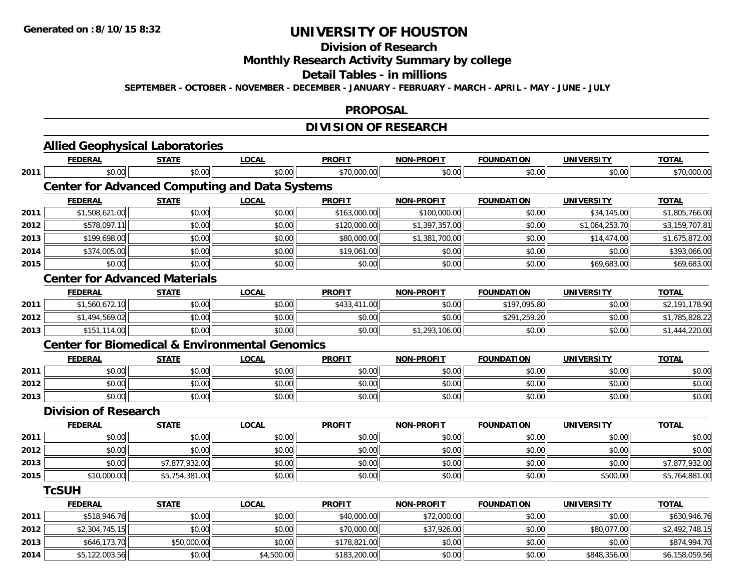# UNIVERSITY OF HOUSTON

## Division of Research

## Monthly Research Activity Summary by college

## Detail Tables - in millions

**SEPTEMBER - OCTOBER - NOVEMBER - DECEMBER - JANUARY - FEBRUARY - MARCH - APRIL - MAY - JUNE - JULY**

## PROPOSAL

## DIVISION OF RESEARCH

### Allied Geophysical Laboratories

| | FEDERAL | STATE | LOCAL | PROFIT | NON-PROFIT | FOUNDATION | UNIVERSITY | TOTAL |
|---|---|---|---|---|---|---|---|---|
| 2011 | $0.00 | $0.00 | $0.00 | $70,000.00 | $0.00 | $0.00 | $0.00 | $70,000.00 |

### Center for Advanced Computing and Data Systems

| | FEDERAL | STATE | LOCAL | PROFIT | NON-PROFIT | FOUNDATION | UNIVERSITY | TOTAL |
|---|---|---|---|---|---|---|---|---|
| 2011 | $1,508,621.00 | $0.00 | $0.00 | $163,000.00 | $100,000.00 | $0.00 | $34,145.00 | $1,805,766.00 |
| 2012 | $578,097.11 | $0.00 | $0.00 | $120,000.00 | $1,397,357.00 | $0.00 | $1,064,253.70 | $3,159,707.81 |
| 2013 | $199,698.00 | $0.00 | $0.00 | $80,000.00 | $1,381,700.00 | $0.00 | $14,474.00 | $1,675,872.00 |
| 2014 | $374,005.00 | $0.00 | $0.00 | $19,061.00 | $0.00 | $0.00 | $0.00 | $393,066.00 |
| 2015 | $0.00 | $0.00 | $0.00 | $0.00 | $0.00 | $0.00 | $69,683.00 | $69,683.00 |

### Center for Advanced Materials

| | FEDERAL | STATE | LOCAL | PROFIT | NON-PROFIT | FOUNDATION | UNIVERSITY | TOTAL |
|---|---|---|---|---|---|---|---|---|
| 2011 | $1,560,672.10 | $0.00 | $0.00 | $433,411.00 | $0.00 | $197,095.80 | $0.00 | $2,191,178.90 |
| 2012 | $1,494,569.02 | $0.00 | $0.00 | $0.00 | $0.00 | $291,259.20 | $0.00 | $1,785,828.22 |
| 2013 | $151,114.00 | $0.00 | $0.00 | $0.00 | $1,293,106.00 | $0.00 | $0.00 | $1,444,220.00 |

### Center for Biomedical & Environmental Genomics

| | FEDERAL | STATE | LOCAL | PROFIT | NON-PROFIT | FOUNDATION | UNIVERSITY | TOTAL |
|---|---|---|---|---|---|---|---|---|
| 2011 | $0.00 | $0.00 | $0.00 | $0.00 | $0.00 | $0.00 | $0.00 | $0.00 |
| 2012 | $0.00 | $0.00 | $0.00 | $0.00 | $0.00 | $0.00 | $0.00 | $0.00 |
| 2013 | $0.00 | $0.00 | $0.00 | $0.00 | $0.00 | $0.00 | $0.00 | $0.00 |

### Division of Research

| | FEDERAL | STATE | LOCAL | PROFIT | NON-PROFIT | FOUNDATION | UNIVERSITY | TOTAL |
|---|---|---|---|---|---|---|---|---|
| 2011 | $0.00 | $0.00 | $0.00 | $0.00 | $0.00 | $0.00 | $0.00 | $0.00 |
| 2012 | $0.00 | $0.00 | $0.00 | $0.00 | $0.00 | $0.00 | $0.00 | $0.00 |
| 2013 | $0.00 | $7,877,932.00 | $0.00 | $0.00 | $0.00 | $0.00 | $0.00 | $7,877,932.00 |
| 2015 | $10,000.00 | $5,754,381.00 | $0.00 | $0.00 | $0.00 | $0.00 | $500.00 | $5,764,881.00 |

### TcSUH

| | FEDERAL | STATE | LOCAL | PROFIT | NON-PROFIT | FOUNDATION | UNIVERSITY | TOTAL |
|---|---|---|---|---|---|---|---|---|
| 2011 | $518,946.76 | $0.00 | $0.00 | $40,000.00 | $72,000.00 | $0.00 | $0.00 | $630,946.76 |
| 2012 | $2,304,745.15 | $0.00 | $0.00 | $70,000.00 | $37,926.00 | $0.00 | $80,077.00 | $2,492,748.15 |
| 2013 | $646,173.70 | $50,000.00 | $0.00 | $178,821.00 | $0.00 | $0.00 | $0.00 | $874,994.70 |
| 2014 | $5,122,003.56 | $0.00 | $4,500.00 | $183,200.00 | $0.00 | $0.00 | $848,356.00 | $6,158,059.56 |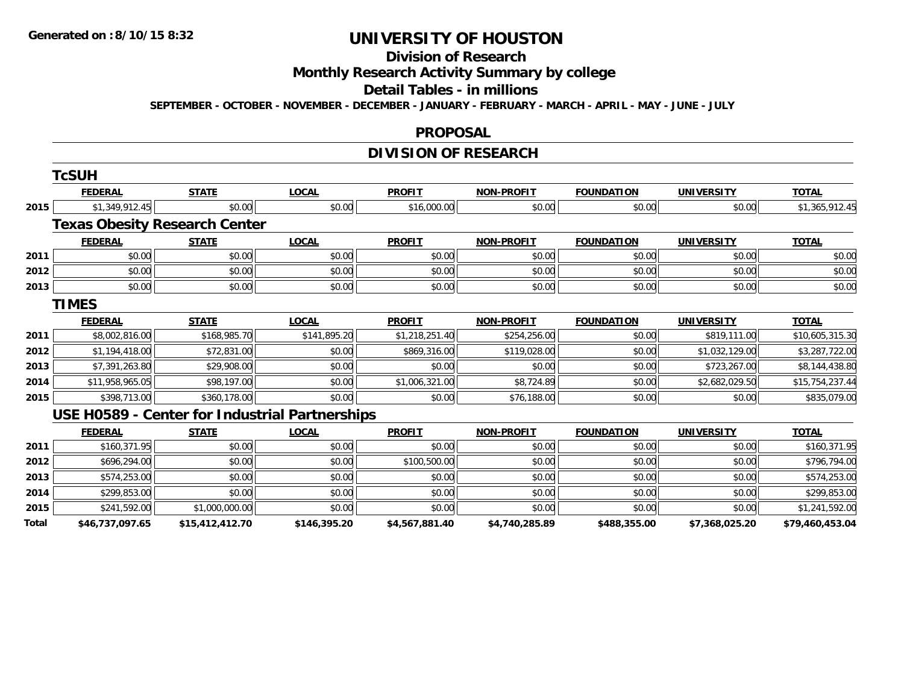# UNIVERSITY OF HOUSTON

## Division of Research

## Monthly Research Activity Summary by college

## Detail Tables - in millions

**SEPTEMBER - OCTOBER - NOVEMBER - DECEMBER - JANUARY - FEBRUARY - MARCH - APRIL - MAY - JUNE - JULY**

## PROPOSAL

## DIVISION OF RESEARCH

### TcSUH

| | FEDERAL | STATE | LOCAL | PROFIT | NON-PROFIT | FOUNDATION | UNIVERSITY | TOTAL |
|---|---|---|---|---|---|---|---|---|
| 2015 | $1,349,912.45 | $0.00 | $0.00 | $16,000.00 | $0.00 | $0.00 | $0.00 | $1,365,912.45 |

### Texas Obesity Research Center

| | FEDERAL | STATE | LOCAL | PROFIT | NON-PROFIT | FOUNDATION | UNIVERSITY | TOTAL |
|---|---|---|---|---|---|---|---|---|
| 2011 | $0.00 | $0.00 | $0.00 | $0.00 | $0.00 | $0.00 | $0.00 | $0.00 |
| 2012 | $0.00 | $0.00 | $0.00 | $0.00 | $0.00 | $0.00 | $0.00 | $0.00 |
| 2013 | $0.00 | $0.00 | $0.00 | $0.00 | $0.00 | $0.00 | $0.00 | $0.00 |

### TIMES

| | FEDERAL | STATE | LOCAL | PROFIT | NON-PROFIT | FOUNDATION | UNIVERSITY | TOTAL |
|---|---|---|---|---|---|---|---|---|
| 2011 | $8,002,816.00 | $168,985.70 | $141,895.20 | $1,218,251.40 | $254,256.00 | $0.00 | $819,111.00 | $10,605,315.30 |
| 2012 | $1,194,418.00 | $72,831.00 | $0.00 | $869,316.00 | $119,028.00 | $0.00 | $1,032,129.00 | $3,287,722.00 |
| 2013 | $7,391,263.80 | $29,908.00 | $0.00 | $0.00 | $0.00 | $0.00 | $723,267.00 | $8,144,438.80 |
| 2014 | $11,958,965.05 | $98,197.00 | $0.00 | $1,006,321.00 | $8,724.89 | $0.00 | $2,682,029.50 | $15,754,237.44 |
| 2015 | $398,713.00 | $360,178.00 | $0.00 | $0.00 | $76,188.00 | $0.00 | $0.00 | $835,079.00 |

### USE H0589 - Center for Industrial Partnerships

| | FEDERAL | STATE | LOCAL | PROFIT | NON-PROFIT | FOUNDATION | UNIVERSITY | TOTAL |
|---|---|---|---|---|---|---|---|---|
| 2011 | $160,371.95 | $0.00 | $0.00 | $0.00 | $0.00 | $0.00 | $0.00 | $160,371.95 |
| 2012 | $696,294.00 | $0.00 | $0.00 | $100,500.00 | $0.00 | $0.00 | $0.00 | $796,794.00 |
| 2013 | $574,253.00 | $0.00 | $0.00 | $0.00 | $0.00 | $0.00 | $0.00 | $574,253.00 |
| 2014 | $299,853.00 | $0.00 | $0.00 | $0.00 | $0.00 | $0.00 | $0.00 | $299,853.00 |
| 2015 | $241,592.00 | $1,000,000.00 | $0.00 | $0.00 | $0.00 | $0.00 | $0.00 | $1,241,592.00 |
| **Total** | **$46,737,097.65** | **$15,412,412.70** | **$146,395.20** | **$4,567,881.40** | **$4,740,285.89** | **$488,355.00** | **$7,368,025.20** | **$79,460,453.04** |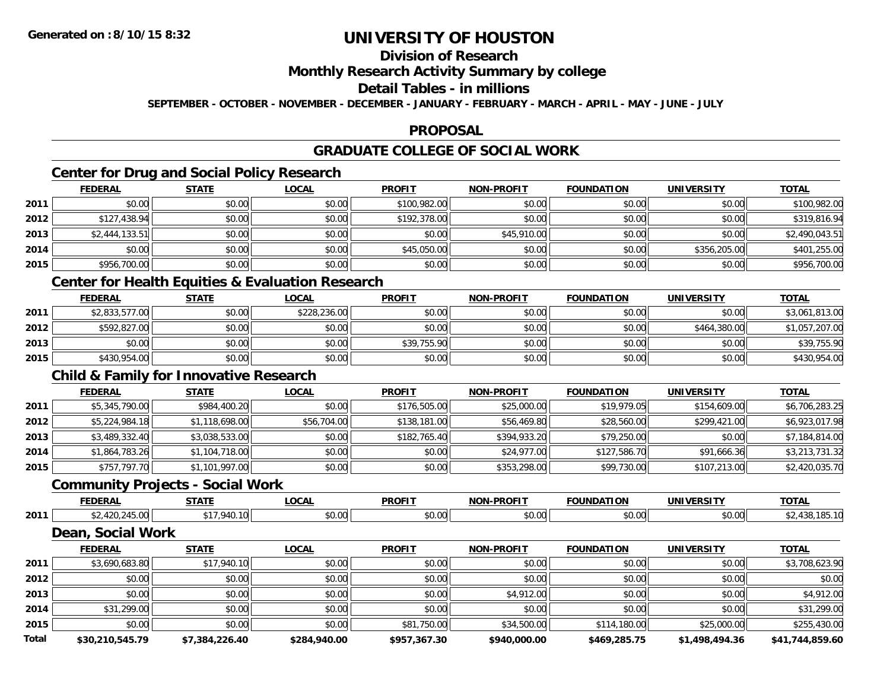# UNIVERSITY OF HOUSTON

## Division of Research

## Monthly Research Activity Summary by college

## Detail Tables - in millions

**SEPTEMBER - OCTOBER - NOVEMBER - DECEMBER - JANUARY - FEBRUARY - MARCH - APRIL - MAY - JUNE - JULY**

## PROPOSAL

## GRADUATE COLLEGE OF SOCIAL WORK

### Center for Drug and Social Policy Research

| | FEDERAL | STATE | LOCAL | PROFIT | NON-PROFIT | FOUNDATION | UNIVERSITY | TOTAL |
|---|---|---|---|---|---|---|---|---|
| 2011 | $0.00 | $0.00 | $0.00 | $100,982.00 | $0.00 | $0.00 | $0.00 | $100,982.00 |
| 2012 | $127,438.94 | $0.00 | $0.00 | $192,378.00 | $0.00 | $0.00 | $0.00 | $319,816.94 |
| 2013 | $2,444,133.51 | $0.00 | $0.00 | $0.00 | $45,910.00 | $0.00 | $0.00 | $2,490,043.51 |
| 2014 | $0.00 | $0.00 | $0.00 | $45,050.00 | $0.00 | $0.00 | $356,205.00 | $401,255.00 |
| 2015 | $956,700.00 | $0.00 | $0.00 | $0.00 | $0.00 | $0.00 | $0.00 | $956,700.00 |

### Center for Health Equities & Evaluation Research

| | FEDERAL | STATE | LOCAL | PROFIT | NON-PROFIT | FOUNDATION | UNIVERSITY | TOTAL |
|---|---|---|---|---|---|---|---|---|
| 2011 | $2,833,577.00 | $0.00 | $228,236.00 | $0.00 | $0.00 | $0.00 | $0.00 | $3,061,813.00 |
| 2012 | $592,827.00 | $0.00 | $0.00 | $0.00 | $0.00 | $0.00 | $464,380.00 | $1,057,207.00 |
| 2013 | $0.00 | $0.00 | $0.00 | $39,755.90 | $0.00 | $0.00 | $0.00 | $39,755.90 |
| 2015 | $430,954.00 | $0.00 | $0.00 | $0.00 | $0.00 | $0.00 | $0.00 | $430,954.00 |

### Child & Family for Innovative Research

| | FEDERAL | STATE | LOCAL | PROFIT | NON-PROFIT | FOUNDATION | UNIVERSITY | TOTAL |
|---|---|---|---|---|---|---|---|---|
| 2011 | $5,345,790.00 | $984,400.20 | $0.00 | $176,505.00 | $25,000.00 | $19,979.05 | $154,609.00 | $6,706,283.25 |
| 2012 | $5,224,984.18 | $1,118,698.00 | $56,704.00 | $138,181.00 | $56,469.80 | $28,560.00 | $299,421.00 | $6,923,017.98 |
| 2013 | $3,489,332.40 | $3,038,533.00 | $0.00 | $182,765.40 | $394,933.20 | $79,250.00 | $0.00 | $7,184,814.00 |
| 2014 | $1,864,783.26 | $1,104,718.00 | $0.00 | $0.00 | $24,977.00 | $127,586.70 | $91,666.36 | $3,213,731.32 |
| 2015 | $757,797.70 | $1,101,997.00 | $0.00 | $0.00 | $353,298.00 | $99,730.00 | $107,213.00 | $2,420,035.70 |

### Community Projects - Social Work

| | FEDERAL | STATE | LOCAL | PROFIT | NON-PROFIT | FOUNDATION | UNIVERSITY | TOTAL |
|---|---|---|---|---|---|---|---|---|
| 2011 | $2,420,245.00 | $17,940.10 | $0.00 | $0.00 | $0.00 | $0.00 | $0.00 | $2,438,185.10 |

### Dean, Social Work

| | FEDERAL | STATE | LOCAL | PROFIT | NON-PROFIT | FOUNDATION | UNIVERSITY | TOTAL |
|---|---|---|---|---|---|---|---|---|
| 2011 | $3,690,683.80 | $17,940.10 | $0.00 | $0.00 | $0.00 | $0.00 | $0.00 | $3,708,623.90 |
| 2012 | $0.00 | $0.00 | $0.00 | $0.00 | $0.00 | $0.00 | $0.00 | $0.00 |
| 2013 | $0.00 | $0.00 | $0.00 | $0.00 | $4,912.00 | $0.00 | $0.00 | $4,912.00 |
| 2014 | $31,299.00 | $0.00 | $0.00 | $0.00 | $0.00 | $0.00 | $0.00 | $31,299.00 |
| 2015 | $0.00 | $0.00 | $0.00 | $81,750.00 | $34,500.00 | $114,180.00 | $25,000.00 | $255,430.00 |
| **Total** | **$30,210,545.79** | **$7,384,226.40** | **$284,940.00** | **$957,367.30** | **$940,000.00** | **$469,285.75** | **$1,498,494.36** | **$41,744,859.60** |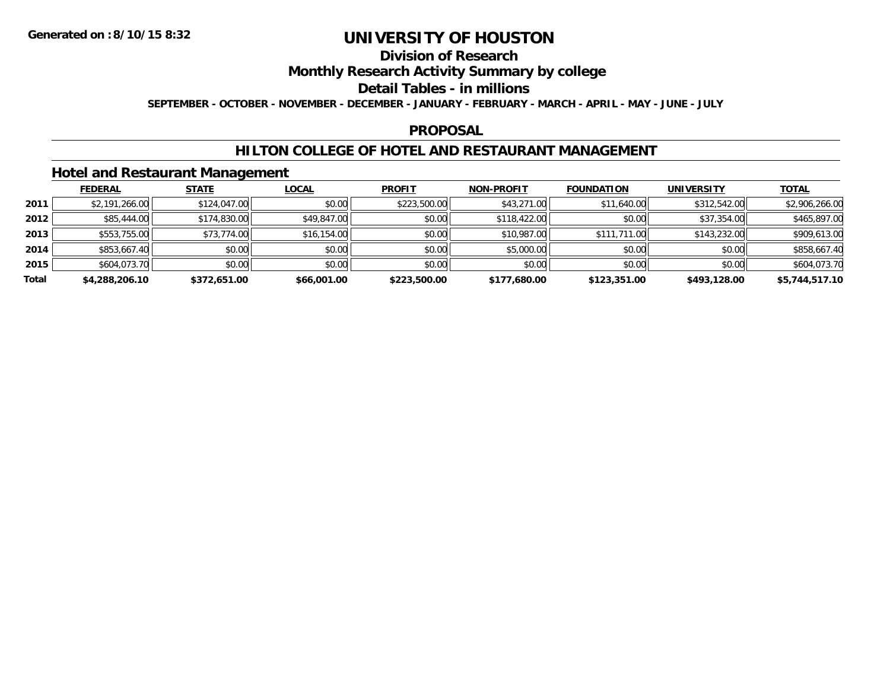Generated on :8/10/15 8:32

# UNIVERSITY OF HOUSTON

## Division of Research

## Monthly Research Activity Summary by college

## Detail Tables - in millions

**SEPTEMBER - OCTOBER - NOVEMBER - DECEMBER - JANUARY - FEBRUARY - MARCH - APRIL - MAY - JUNE - JULY**

## PROPOSAL

## HILTON COLLEGE OF HOTEL AND RESTAURANT MANAGEMENT

### Hotel and Restaurant Management

| | FEDERAL | STATE | LOCAL | PROFIT | NON-PROFIT | FOUNDATION | UNIVERSITY | TOTAL |
|---|---|---|---|---|---|---|---|---|
| 2011 | $2,191,266.00 | $124,047.00 | $0.00 | $223,500.00 | $43,271.00 | $11,640.00 | $312,542.00 | $2,906,266.00 |
| 2012 | $85,444.00 | $174,830.00 | $49,847.00 | $0.00 | $118,422.00 | $0.00 | $37,354.00 | $465,897.00 |
| 2013 | $553,755.00 | $73,774.00 | $16,154.00 | $0.00 | $10,987.00 | $111,711.00 | $143,232.00 | $909,613.00 |
| 2014 | $853,667.40 | $0.00 | $0.00 | $0.00 | $5,000.00 | $0.00 | $0.00 | $858,667.40 |
| 2015 | $604,073.70 | $0.00 | $0.00 | $0.00 | $0.00 | $0.00 | $0.00 | $604,073.70 |
| **Total** | **$4,288,206.10** | **$372,651.00** | **$66,001.00** | **$223,500.00** | **$177,680.00** | **$123,351.00** | **$493,128.00** | **$5,744,517.10** |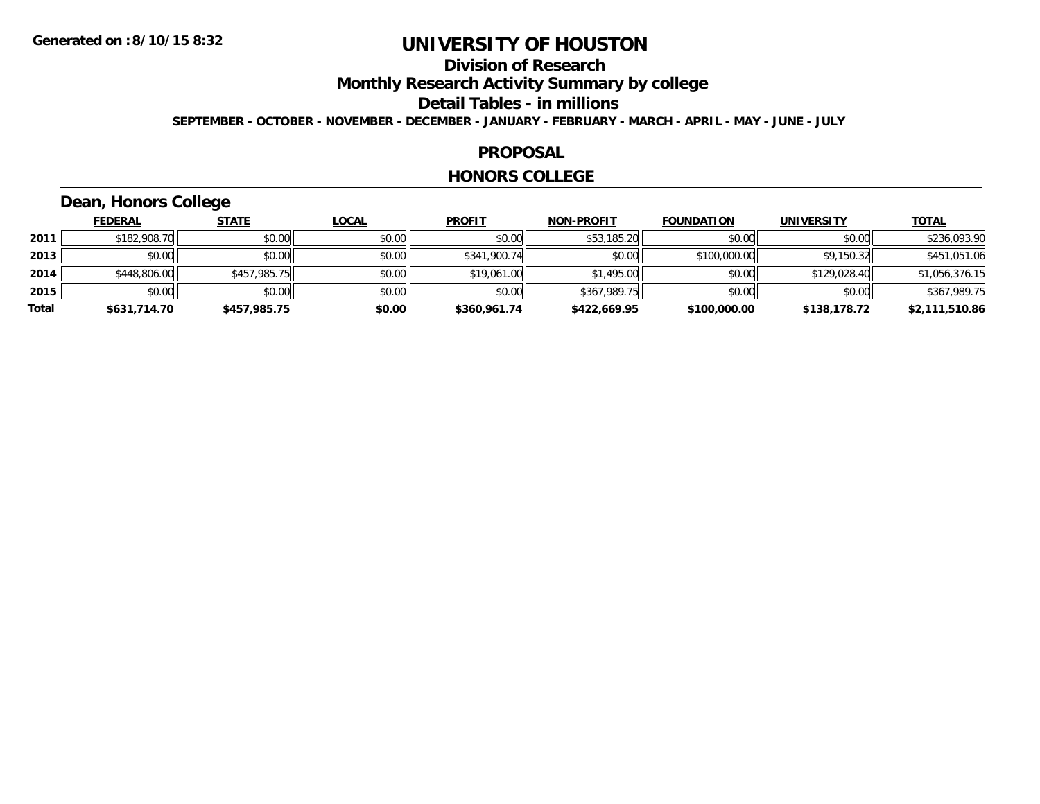**Generated on :8/10/15 8:32**

# UNIVERSITY OF HOUSTON

## Division of Research

## Monthly Research Activity Summary by college

## Detail Tables - in millions

**SEPTEMBER - OCTOBER - NOVEMBER - DECEMBER - JANUARY - FEBRUARY - MARCH - APRIL - MAY - JUNE - JULY**

## PROPOSAL

## HONORS COLLEGE

### Dean, Honors College

| | FEDERAL | STATE | LOCAL | PROFIT | NON-PROFIT | FOUNDATION | UNIVERSITY | TOTAL |
|---|---|---|---|---|---|---|---|---|
| 2011 | $182,908.70 | $0.00 | $0.00 | $0.00 | $53,185.20 | $0.00 | $0.00 | $236,093.90 |
| 2013 | $0.00 | $0.00 | $0.00 | $341,900.74 | $0.00 | $100,000.00 | $9,150.32 | $451,051.06 |
| 2014 | $448,806.00 | $457,985.75 | $0.00 | $19,061.00 | $1,495.00 | $0.00 | $129,028.40 | $1,056,376.15 |
| 2015 | $0.00 | $0.00 | $0.00 | $0.00 | $367,989.75 | $0.00 | $0.00 | $367,989.75 |
| **Total** | **$631,714.70** | **$457,985.75** | **$0.00** | **$360,961.74** | **$422,669.95** | **$100,000.00** | **$138,178.72** | **$2,111,510.86** |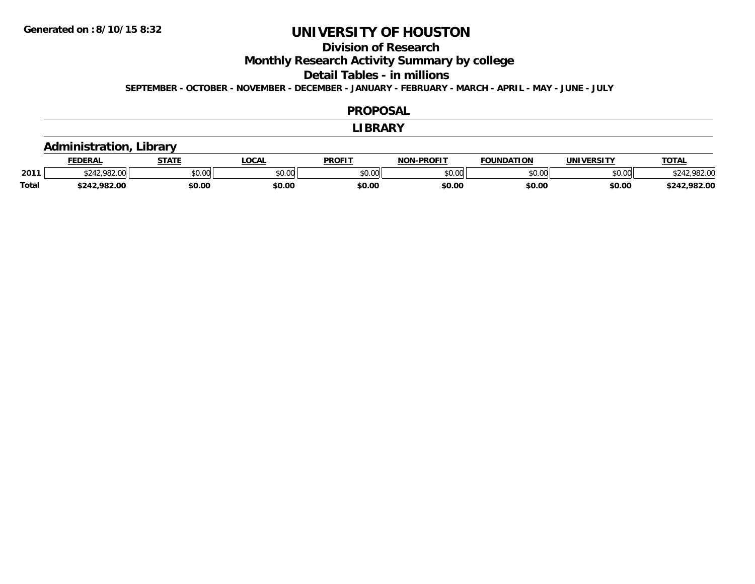# UNIVERSITY OF HOUSTON

## Division of Research

## Monthly Research Activity Summary by college

## Detail Tables - in millions

**SEPTEMBER - OCTOBER - NOVEMBER - DECEMBER - JANUARY - FEBRUARY - MARCH - APRIL - MAY - JUNE - JULY**

## PROPOSAL

## LIBRARY

### Administration, Library

| | FEDERAL | STATE | LOCAL | PROFIT | NON-PROFIT | FOUNDATION | UNIVERSITY | TOTAL |
|---|---|---|---|---|---|---|---|---|
| 2011 | $242,982.00 | $0.00 | $0.00 | $0.00 | $0.00 | $0.00 | $0.00 | $242,982.00 |
| **Total** | **$242,982.00** | **$0.00** | **$0.00** | **$0.00** | **$0.00** | **$0.00** | **$0.00** | **$242,982.00** |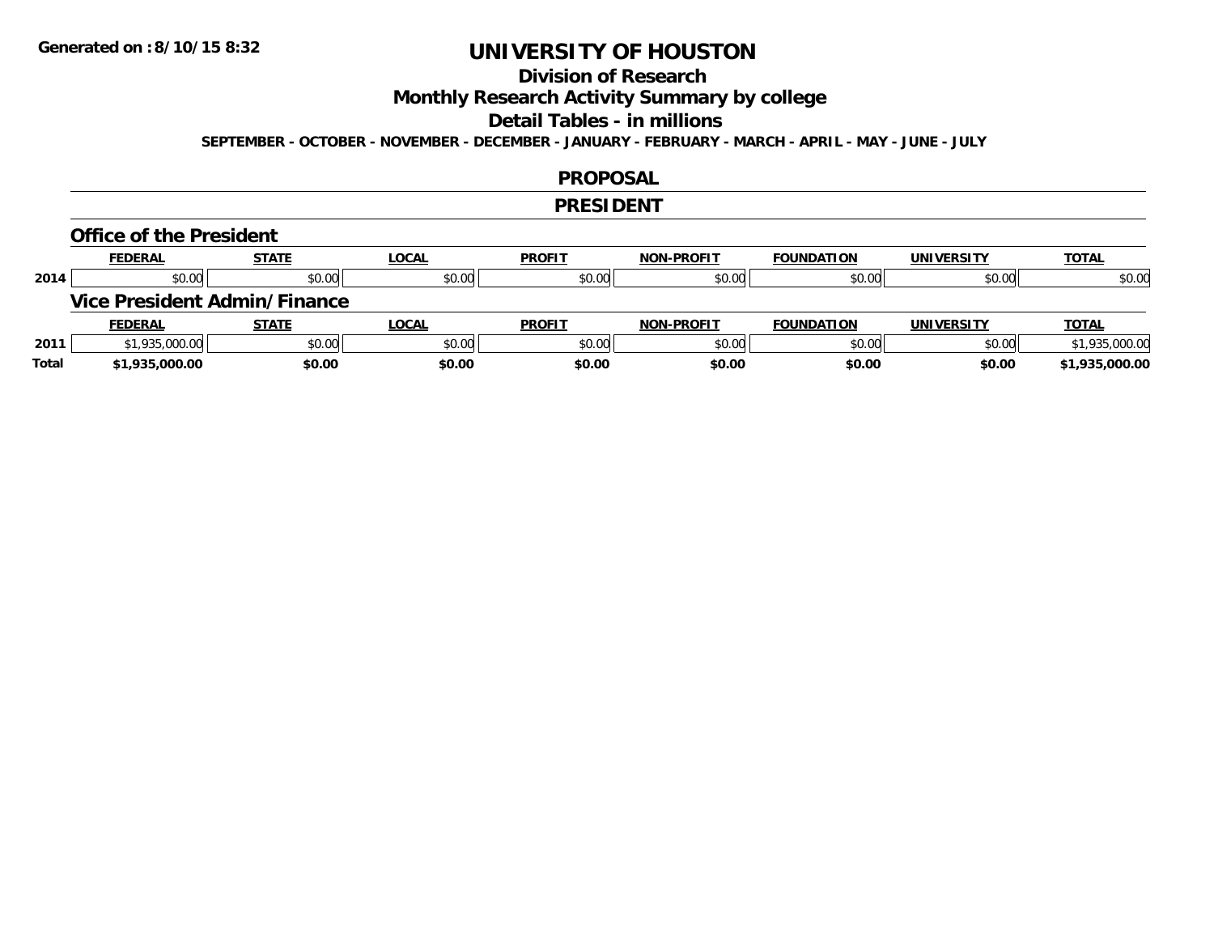Generated on :8/10/15 8:32

# UNIVERSITY OF HOUSTON

## Division of Research

## Monthly Research Activity Summary by college

## Detail Tables - in millions

**SEPTEMBER - OCTOBER - NOVEMBER - DECEMBER - JANUARY - FEBRUARY - MARCH - APRIL - MAY - JUNE - JULY**

## PROPOSAL

## PRESIDENT

### Office of the President

| | FEDERAL | STATE | LOCAL | PROFIT | NON-PROFIT | FOUNDATION | UNIVERSITY | TOTAL |
|---|---|---|---|---|---|---|---|---|
| 2014 | $0.00 | $0.00 | $0.00 | $0.00 | $0.00 | $0.00 | $0.00 | $0.00 |

### Vice President Admin/Finance

| | FEDERAL | STATE | LOCAL | PROFIT | NON-PROFIT | FOUNDATION | UNIVERSITY | TOTAL |
|---|---|---|---|---|---|---|---|---|
| 2011 | $1,935,000.00 | $0.00 | $0.00 | $0.00 | $0.00 | $0.00 | $0.00 | $1,935,000.00 |
| **Total** | **$1,935,000.00** | **$0.00** | **$0.00** | **$0.00** | **$0.00** | **$0.00** | **$0.00** | **$1,935,000.00** |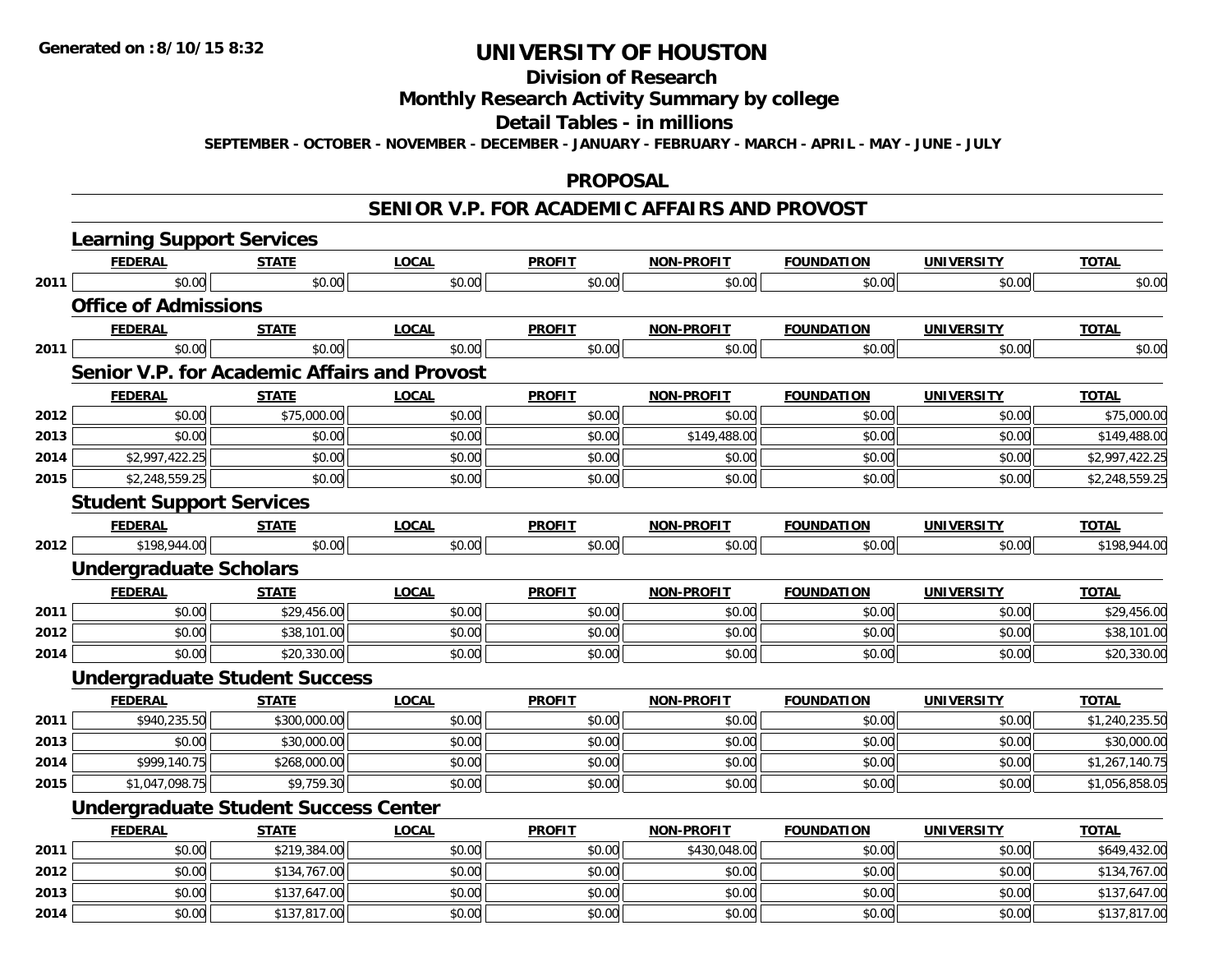**Generated on :8/10/15 8:32**

# UNIVERSITY OF HOUSTON

## Division of Research

## Monthly Research Activity Summary by college

## Detail Tables - in millions

**SEPTEMBER - OCTOBER - NOVEMBER - DECEMBER - JANUARY - FEBRUARY - MARCH - APRIL - MAY - JUNE - JULY**

## PROPOSAL

## SENIOR V.P. FOR ACADEMIC AFFAIRS AND PROVOST

### Learning Support Services

| | FEDERAL | STATE | LOCAL | PROFIT | NON-PROFIT | FOUNDATION | UNIVERSITY | TOTAL |
|---|---|---|---|---|---|---|---|---|
| 2011 | $0.00 | $0.00 | $0.00 | $0.00 | $0.00 | $0.00 | $0.00 | $0.00 |

### Office of Admissions

| | FEDERAL | STATE | LOCAL | PROFIT | NON-PROFIT | FOUNDATION | UNIVERSITY | TOTAL |
|---|---|---|---|---|---|---|---|---|
| 2011 | $0.00 | $0.00 | $0.00 | $0.00 | $0.00 | $0.00 | $0.00 | $0.00 |

### Senior V.P. for Academic Affairs and Provost

| | FEDERAL | STATE | LOCAL | PROFIT | NON-PROFIT | FOUNDATION | UNIVERSITY | TOTAL |
|---|---|---|---|---|---|---|---|---|
| 2012 | $0.00 | $75,000.00 | $0.00 | $0.00 | $0.00 | $0.00 | $0.00 | $75,000.00 |
| 2013 | $0.00 | $0.00 | $0.00 | $0.00 | $149,488.00 | $0.00 | $0.00 | $149,488.00 |
| 2014 | $2,997,422.25 | $0.00 | $0.00 | $0.00 | $0.00 | $0.00 | $0.00 | $2,997,422.25 |
| 2015 | $2,248,559.25 | $0.00 | $0.00 | $0.00 | $0.00 | $0.00 | $0.00 | $2,248,559.25 |

### Student Support Services

| | FEDERAL | STATE | LOCAL | PROFIT | NON-PROFIT | FOUNDATION | UNIVERSITY | TOTAL |
|---|---|---|---|---|---|---|---|---|
| 2012 | $198,944.00 | $0.00 | $0.00 | $0.00 | $0.00 | $0.00 | $0.00 | $198,944.00 |

### Undergraduate Scholars

| | FEDERAL | STATE | LOCAL | PROFIT | NON-PROFIT | FOUNDATION | UNIVERSITY | TOTAL |
|---|---|---|---|---|---|---|---|---|
| 2011 | $0.00 | $29,456.00 | $0.00 | $0.00 | $0.00 | $0.00 | $0.00 | $29,456.00 |
| 2012 | $0.00 | $38,101.00 | $0.00 | $0.00 | $0.00 | $0.00 | $0.00 | $38,101.00 |
| 2014 | $0.00 | $20,330.00 | $0.00 | $0.00 | $0.00 | $0.00 | $0.00 | $20,330.00 |

### Undergraduate Student Success

| | FEDERAL | STATE | LOCAL | PROFIT | NON-PROFIT | FOUNDATION | UNIVERSITY | TOTAL |
|---|---|---|---|---|---|---|---|---|
| 2011 | $940,235.50 | $300,000.00 | $0.00 | $0.00 | $0.00 | $0.00 | $0.00 | $1,240,235.50 |
| 2013 | $0.00 | $30,000.00 | $0.00 | $0.00 | $0.00 | $0.00 | $0.00 | $30,000.00 |
| 2014 | $999,140.75 | $268,000.00 | $0.00 | $0.00 | $0.00 | $0.00 | $0.00 | $1,267,140.75 |
| 2015 | $1,047,098.75 | $9,759.30 | $0.00 | $0.00 | $0.00 | $0.00 | $0.00 | $1,056,858.05 |

### Undergraduate Student Success Center

| | FEDERAL | STATE | LOCAL | PROFIT | NON-PROFIT | FOUNDATION | UNIVERSITY | TOTAL |
|---|---|---|---|---|---|---|---|---|
| 2011 | $0.00 | $219,384.00 | $0.00 | $0.00 | $430,048.00 | $0.00 | $0.00 | $649,432.00 |
| 2012 | $0.00 | $134,767.00 | $0.00 | $0.00 | $0.00 | $0.00 | $0.00 | $134,767.00 |
| 2013 | $0.00 | $137,647.00 | $0.00 | $0.00 | $0.00 | $0.00 | $0.00 | $137,647.00 |
| 2014 | $0.00 | $137,817.00 | $0.00 | $0.00 | $0.00 | $0.00 | $0.00 | $137,817.00 |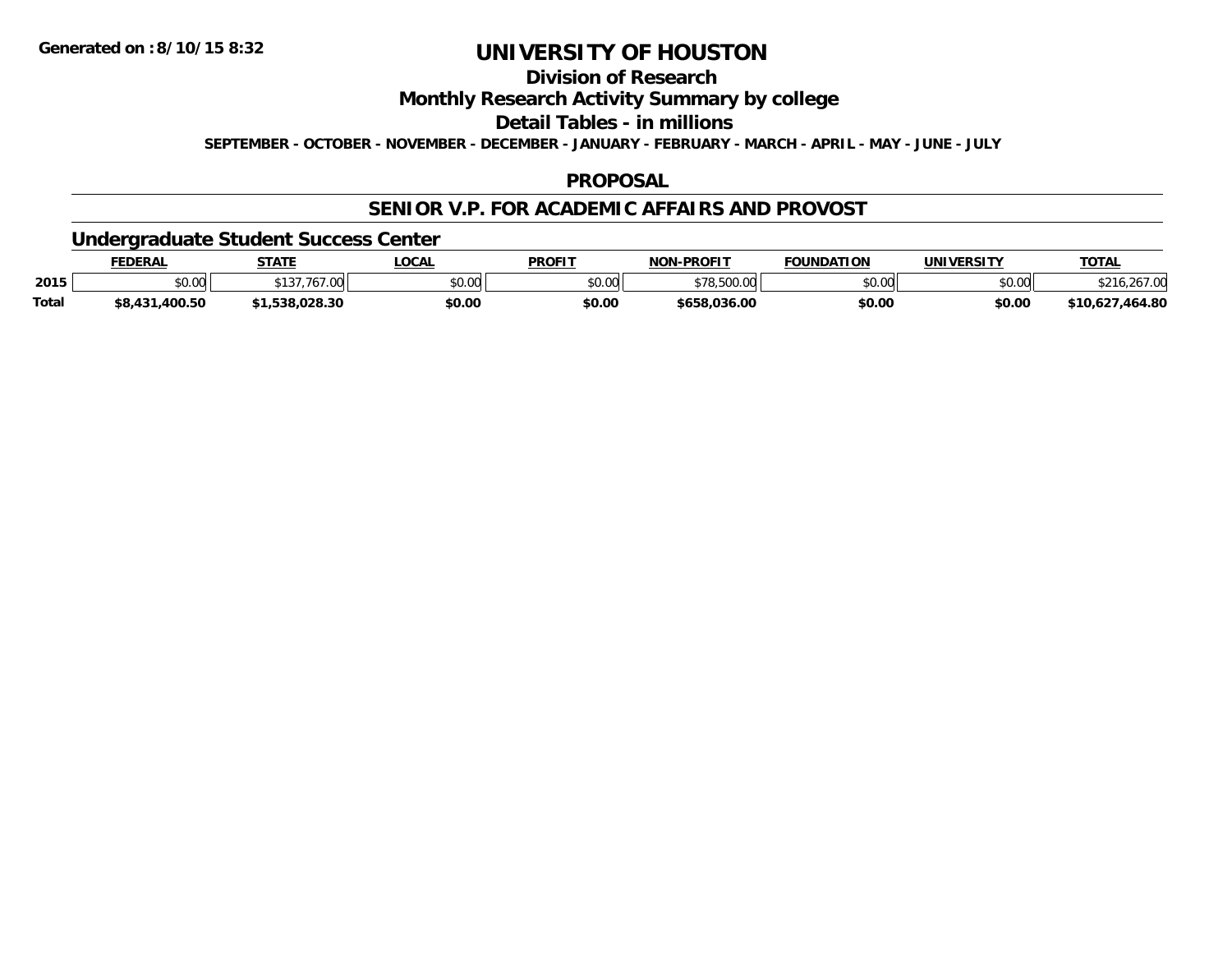Generated on :8/10/15 8:32

# UNIVERSITY OF HOUSTON

## Division of Research

## Monthly Research Activity Summary by college

## Detail Tables - in millions

SEPTEMBER - OCTOBER - NOVEMBER - DECEMBER - JANUARY - FEBRUARY - MARCH - APRIL - MAY - JUNE - JULY

## PROPOSAL

## SENIOR V.P. FOR ACADEMIC AFFAIRS AND PROVOST

### Undergraduate Student Success Center

| | FEDERAL | STATE | LOCAL | PROFIT | NON-PROFIT | FOUNDATION | UNIVERSITY | TOTAL |
|---|---|---|---|---|---|---|---|---|
| 2015 | $0.00 | $137,767.00 | $0.00 | $0.00 | $78,500.00 | $0.00 | $0.00 | $216,267.00 |
| Total | $8,431,400.50 | $1,538,028.30 | $0.00 | $0.00 | $658,036.00 | $0.00 | $0.00 | $10,627,464.80 |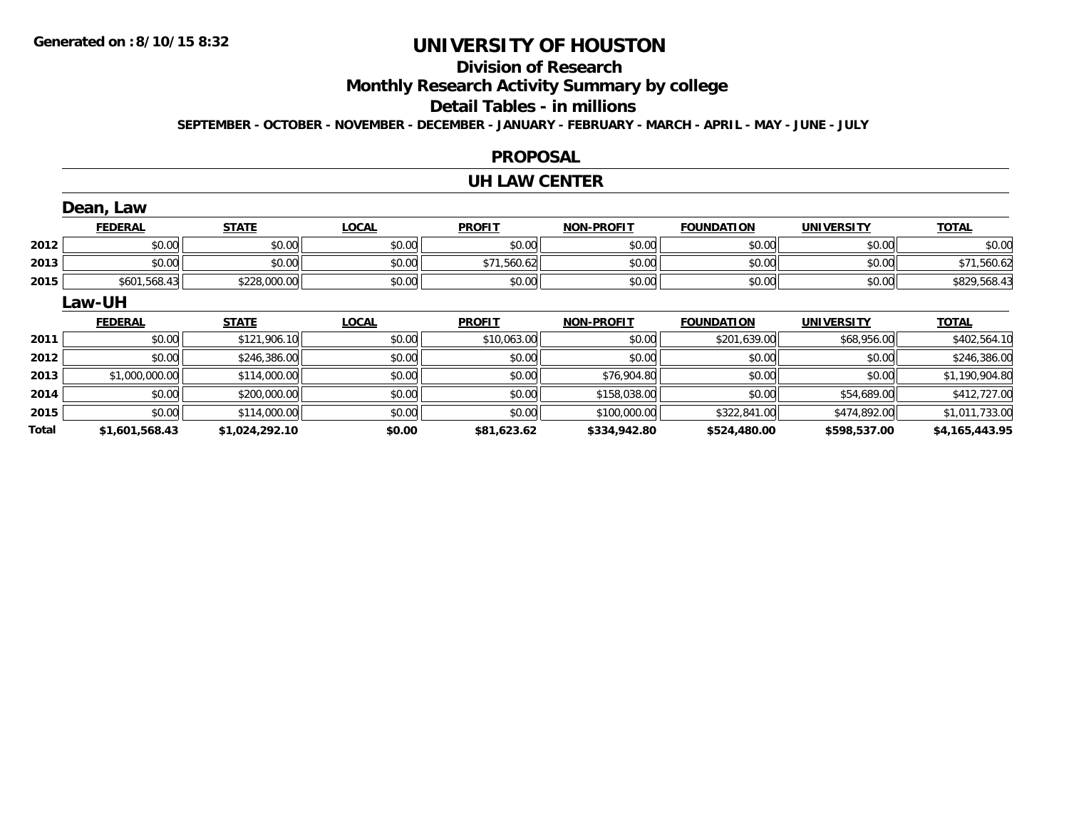**Generated on :8/10/15 8:32**

# UNIVERSITY OF HOUSTON

## Division of Research

## Monthly Research Activity Summary by college

## Detail Tables - in millions

**SEPTEMBER - OCTOBER - NOVEMBER - DECEMBER - JANUARY - FEBRUARY - MARCH - APRIL - MAY - JUNE - JULY**

## PROPOSAL

## UH LAW CENTER

### Dean, Law

| | FEDERAL | STATE | LOCAL | PROFIT | NON-PROFIT | FOUNDATION | UNIVERSITY | TOTAL |
|---|---|---|---|---|---|---|---|---|
| 2012 | $0.00 | $0.00 | $0.00 | $0.00 | $0.00 | $0.00 | $0.00 | $0.00 |
| 2013 | $0.00 | $0.00 | $0.00 | $71,560.62 | $0.00 | $0.00 | $0.00 | $71,560.62 |
| 2015 | $601,568.43 | $228,000.00 | $0.00 | $0.00 | $0.00 | $0.00 | $0.00 | $829,568.43 |

### Law-UH

| | FEDERAL | STATE | LOCAL | PROFIT | NON-PROFIT | FOUNDATION | UNIVERSITY | TOTAL |
|---|---|---|---|---|---|---|---|---|
| 2011 | $0.00 | $121,906.10 | $0.00 | $10,063.00 | $0.00 | $201,639.00 | $68,956.00 | $402,564.10 |
| 2012 | $0.00 | $246,386.00 | $0.00 | $0.00 | $0.00 | $0.00 | $0.00 | $246,386.00 |
| 2013 | $1,000,000.00 | $114,000.00 | $0.00 | $0.00 | $76,904.80 | $0.00 | $0.00 | $1,190,904.80 |
| 2014 | $0.00 | $200,000.00 | $0.00 | $0.00 | $158,038.00 | $0.00 | $54,689.00 | $412,727.00 |
| 2015 | $0.00 | $114,000.00 | $0.00 | $0.00 | $100,000.00 | $322,841.00 | $474,892.00 | $1,011,733.00 |
| **Total** | **$1,601,568.43** | **$1,024,292.10** | **$0.00** | **$81,623.62** | **$334,942.80** | **$524,480.00** | **$598,537.00** | **$4,165,443.95** |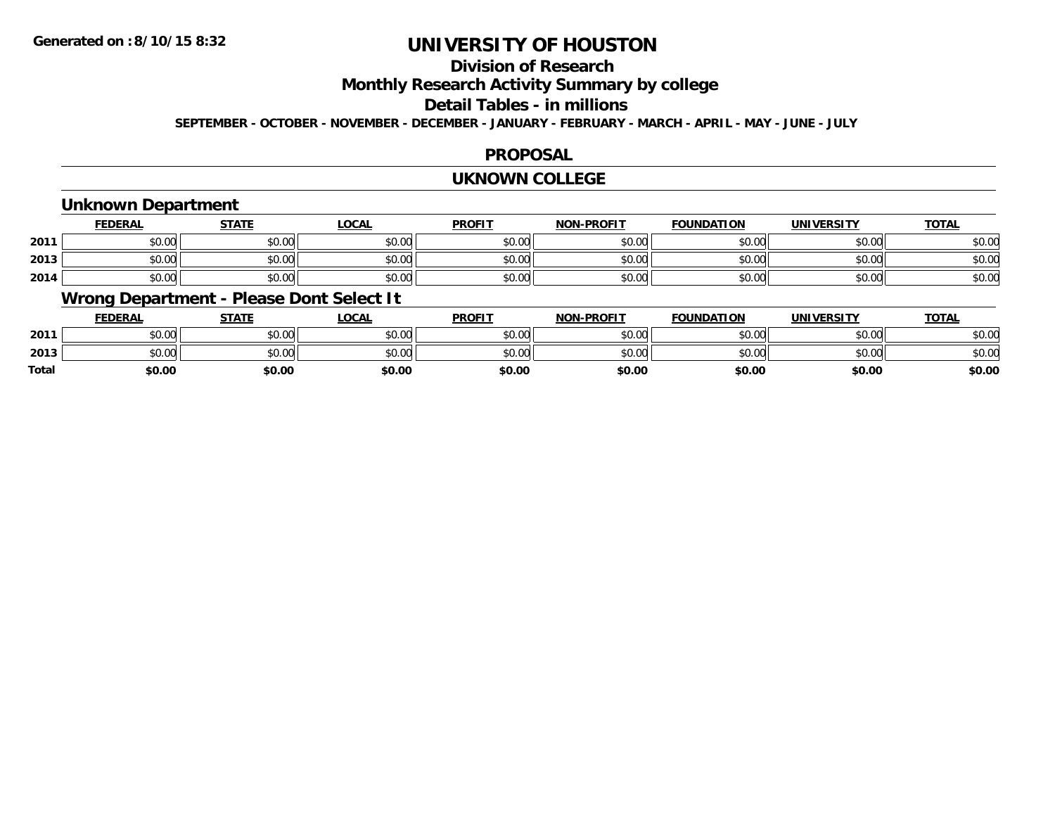**Generated on : 8/10/15 8:32**

# UNIVERSITY OF HOUSTON

## Division of Research

## Monthly Research Activity Summary by college

## Detail Tables - in millions

**SEPTEMBER - OCTOBER - NOVEMBER - DECEMBER - JANUARY - FEBRUARY - MARCH - APRIL - MAY - JUNE - JULY**

## PROPOSAL

## UKNOWN COLLEGE

### Unknown Department

| | FEDERAL | STATE | LOCAL | PROFIT | NON-PROFIT | FOUNDATION | UNIVERSITY | TOTAL |
|---|---|---|---|---|---|---|---|---|
| 2011 | $0.00 | $0.00 | $0.00 | $0.00 | $0.00 | $0.00 | $0.00 | $0.00 |
| 2013 | $0.00 | $0.00 | $0.00 | $0.00 | $0.00 | $0.00 | $0.00 | $0.00 |
| 2014 | $0.00 | $0.00 | $0.00 | $0.00 | $0.00 | $0.00 | $0.00 | $0.00 |

### Wrong Department - Please Dont Select It

| | FEDERAL | STATE | LOCAL | PROFIT | NON-PROFIT | FOUNDATION | UNIVERSITY | TOTAL |
|---|---|---|---|---|---|---|---|---|
| 2011 | $0.00 | $0.00 | $0.00 | $0.00 | $0.00 | $0.00 | $0.00 | $0.00 |
| 2013 | $0.00 | $0.00 | $0.00 | $0.00 | $0.00 | $0.00 | $0.00 | $0.00 |
| **Total** | **$0.00** | **$0.00** | **$0.00** | **$0.00** | **$0.00** | **$0.00** | **$0.00** | **$0.00** |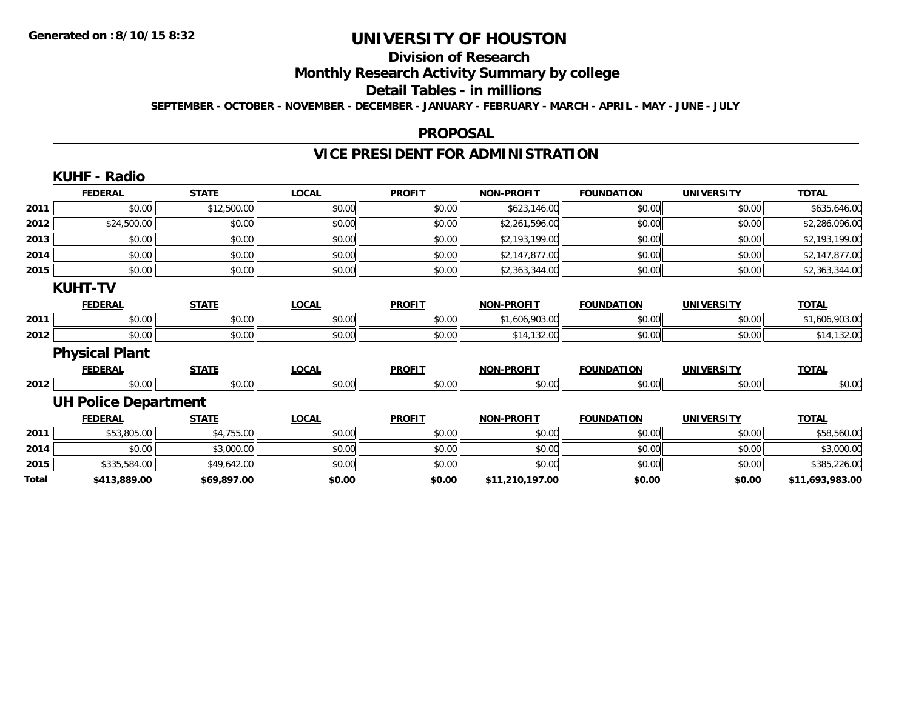# UNIVERSITY OF HOUSTON

## Division of Research

## Monthly Research Activity Summary by college

## Detail Tables - in millions

**SEPTEMBER - OCTOBER - NOVEMBER - DECEMBER - JANUARY - FEBRUARY - MARCH - APRIL - MAY - JUNE - JULY**

## PROPOSAL

## VICE PRESIDENT FOR ADMINISTRATION

### KUHF - Radio

| | FEDERAL | STATE | LOCAL | PROFIT | NON-PROFIT | FOUNDATION | UNIVERSITY | TOTAL |
|---|---|---|---|---|---|---|---|---|
| 2011 | $0.00 | $12,500.00 | $0.00 | $0.00 | $623,146.00 | $0.00 | $0.00 | $635,646.00 |
| 2012 | $24,500.00 | $0.00 | $0.00 | $0.00 | $2,261,596.00 | $0.00 | $0.00 | $2,286,096.00 |
| 2013 | $0.00 | $0.00 | $0.00 | $0.00 | $2,193,199.00 | $0.00 | $0.00 | $2,193,199.00 |
| 2014 | $0.00 | $0.00 | $0.00 | $0.00 | $2,147,877.00 | $0.00 | $0.00 | $2,147,877.00 |
| 2015 | $0.00 | $0.00 | $0.00 | $0.00 | $2,363,344.00 | $0.00 | $0.00 | $2,363,344.00 |

### KUHT-TV

| | FEDERAL | STATE | LOCAL | PROFIT | NON-PROFIT | FOUNDATION | UNIVERSITY | TOTAL |
|---|---|---|---|---|---|---|---|---|
| 2011 | $0.00 | $0.00 | $0.00 | $0.00 | $1,606,903.00 | $0.00 | $0.00 | $1,606,903.00 |
| 2012 | $0.00 | $0.00 | $0.00 | $0.00 | $14,132.00 | $0.00 | $0.00 | $14,132.00 |

### Physical Plant

| | FEDERAL | STATE | LOCAL | PROFIT | NON-PROFIT | FOUNDATION | UNIVERSITY | TOTAL |
|---|---|---|---|---|---|---|---|---|
| 2012 | $0.00 | $0.00 | $0.00 | $0.00 | $0.00 | $0.00 | $0.00 | $0.00 |

### UH Police Department

| | FEDERAL | STATE | LOCAL | PROFIT | NON-PROFIT | FOUNDATION | UNIVERSITY | TOTAL |
|---|---|---|---|---|---|---|---|---|
| 2011 | $53,805.00 | $4,755.00 | $0.00 | $0.00 | $0.00 | $0.00 | $0.00 | $58,560.00 |
| 2014 | $0.00 | $3,000.00 | $0.00 | $0.00 | $0.00 | $0.00 | $0.00 | $3,000.00 |
| 2015 | $335,584.00 | $49,642.00 | $0.00 | $0.00 | $0.00 | $0.00 | $0.00 | $385,226.00 |
| **Total** | **$413,889.00** | **$69,897.00** | **$0.00** | **$0.00** | **$11,210,197.00** | **$0.00** | **$0.00** | **$11,693,983.00** |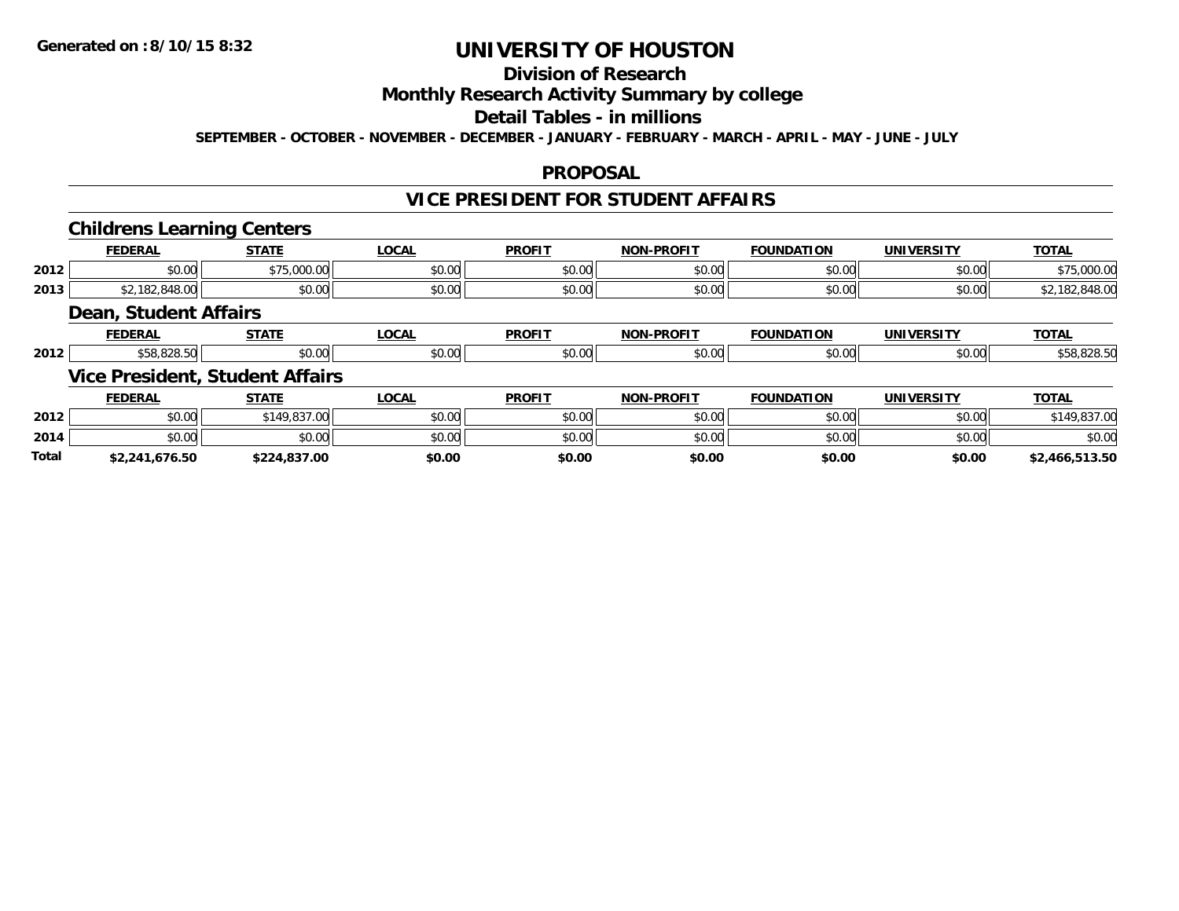**Generated on :8/10/15 8:32**

# UNIVERSITY OF HOUSTON

## Division of Research

## Monthly Research Activity Summary by college

## Detail Tables - in millions

**SEPTEMBER - OCTOBER - NOVEMBER - DECEMBER - JANUARY - FEBRUARY - MARCH - APRIL - MAY - JUNE - JULY**

## PROPOSAL

## VICE PRESIDENT FOR STUDENT AFFAIRS

### Childrens Learning Centers

| | FEDERAL | STATE | LOCAL | PROFIT | NON-PROFIT | FOUNDATION | UNIVERSITY | TOTAL |
|---|---|---|---|---|---|---|---|---|
| 2012 | $0.00 | $75,000.00 | $0.00 | $0.00 | $0.00 | $0.00 | $0.00 | $75,000.00 |
| 2013 | $2,182,848.00 | $0.00 | $0.00 | $0.00 | $0.00 | $0.00 | $0.00 | $2,182,848.00 |

### Dean, Student Affairs

| | FEDERAL | STATE | LOCAL | PROFIT | NON-PROFIT | FOUNDATION | UNIVERSITY | TOTAL |
|---|---|---|---|---|---|---|---|---|
| 2012 | $58,828.50 | $0.00 | $0.00 | $0.00 | $0.00 | $0.00 | $0.00 | $58,828.50 |

### Vice President, Student Affairs

| | FEDERAL | STATE | LOCAL | PROFIT | NON-PROFIT | FOUNDATION | UNIVERSITY | TOTAL |
|---|---|---|---|---|---|---|---|---|
| 2012 | $0.00 | $149,837.00 | $0.00 | $0.00 | $0.00 | $0.00 | $0.00 | $149,837.00 |
| 2014 | $0.00 | $0.00 | $0.00 | $0.00 | $0.00 | $0.00 | $0.00 | $0.00 |
| **Total** | **$2,241,676.50** | **$224,837.00** | **$0.00** | **$0.00** | **$0.00** | **$0.00** | **$0.00** | **$2,466,513.50** |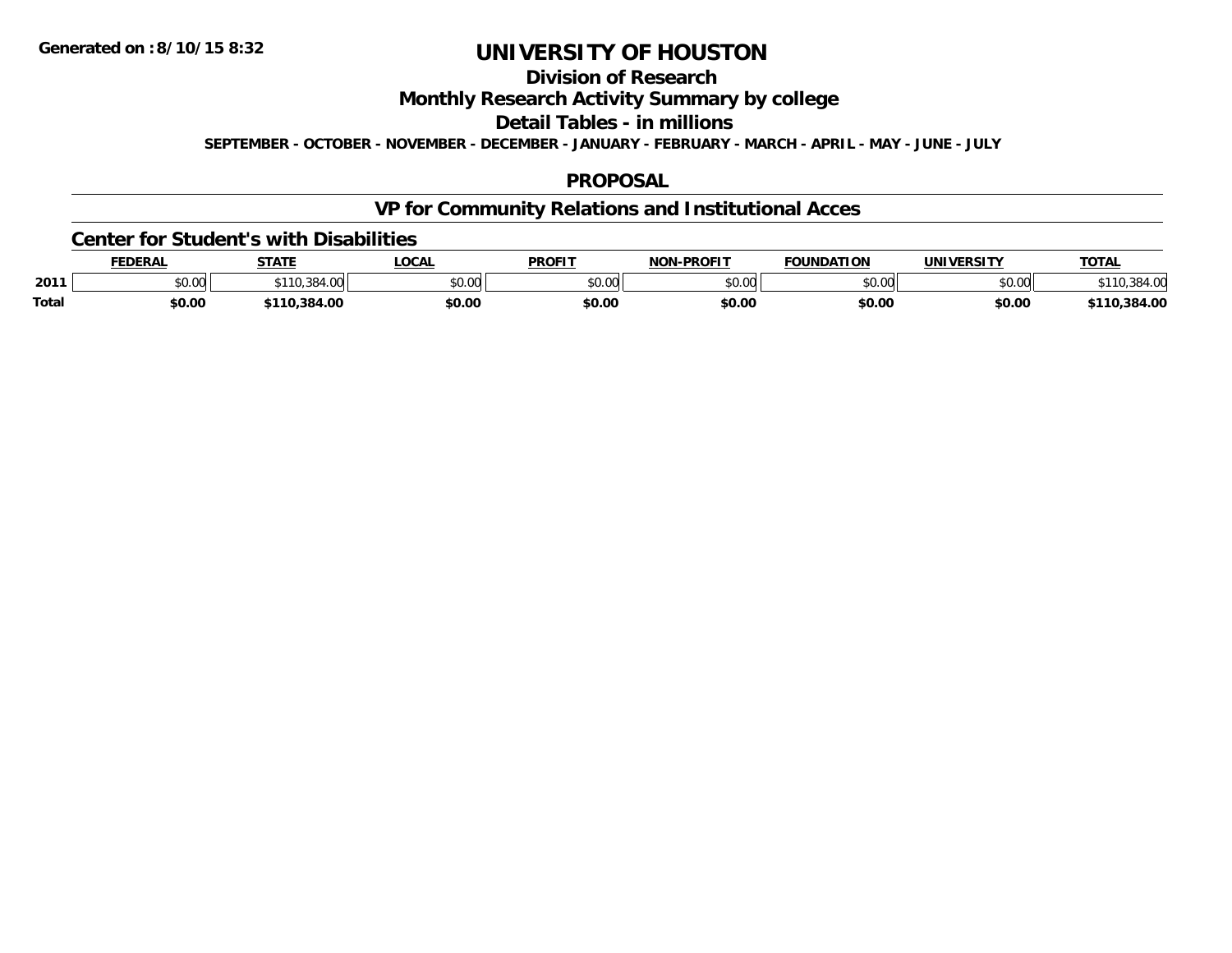Generated on :8/10/15 8:32

# UNIVERSITY OF HOUSTON

## Division of Research

## Monthly Research Activity Summary by college

## Detail Tables - in millions

**SEPTEMBER - OCTOBER - NOVEMBER - DECEMBER - JANUARY - FEBRUARY - MARCH - APRIL - MAY - JUNE - JULY**

## PROPOSAL

## VP for Community Relations and Institutional Acces

### Center for Student's with Disabilities

| | FEDERAL | STATE | LOCAL | PROFIT | NON-PROFIT | FOUNDATION | UNIVERSITY | TOTAL |
|---|---|---|---|---|---|---|---|---|
| 2011 | $0.00 | $110,384.00 | $0.00 | $0.00 | $0.00 | $0.00 | $0.00 | $110,384.00 |
| **Total** | **$0.00** | **$110,384.00** | **$0.00** | **$0.00** | **$0.00** | **$0.00** | **$0.00** | **$110,384.00** |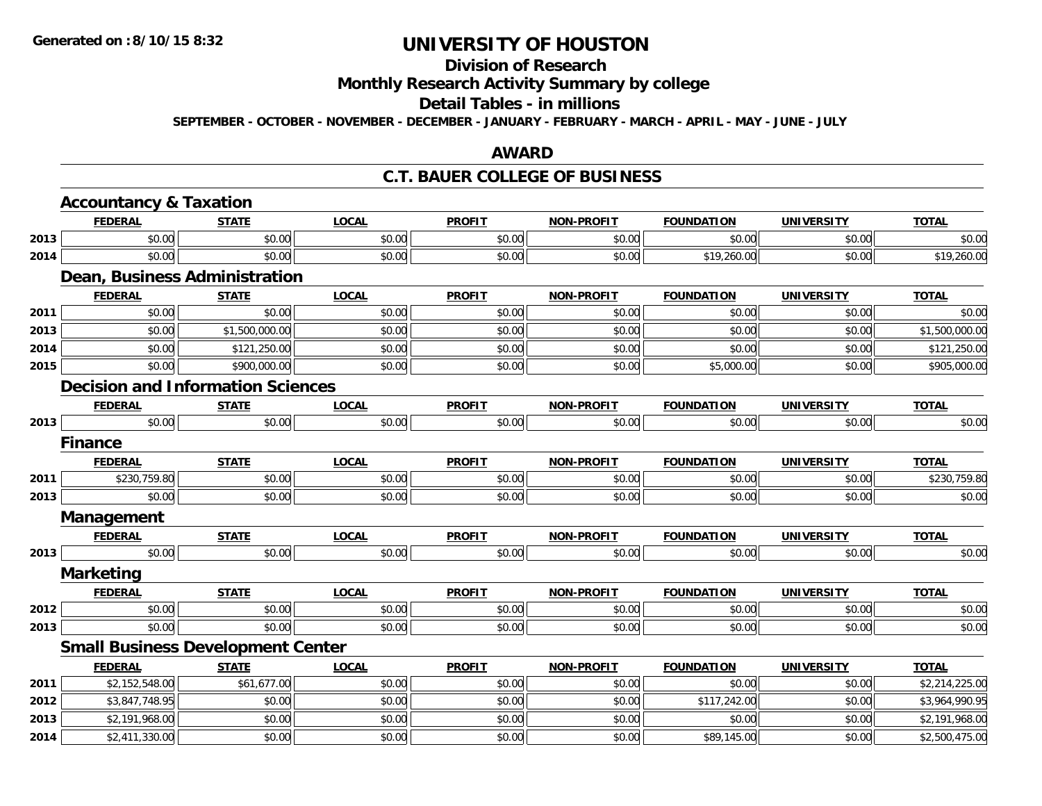**Generated on :8/10/15 8:32**

# UNIVERSITY OF HOUSTON

## Division of Research

## Monthly Research Activity Summary by college

## Detail Tables - in millions

**SEPTEMBER - OCTOBER - NOVEMBER - DECEMBER - JANUARY - FEBRUARY - MARCH - APRIL - MAY - JUNE - JULY**

## AWARD

## C.T. BAUER COLLEGE OF BUSINESS

### Accountancy & Taxation

| | FEDERAL | STATE | LOCAL | PROFIT | NON-PROFIT | FOUNDATION | UNIVERSITY | TOTAL |
|---|---|---|---|---|---|---|---|---|
| 2013 | $0.00 | $0.00 | $0.00 | $0.00 | $0.00 | $0.00 | $0.00 | $0.00 |
| 2014 | $0.00 | $0.00 | $0.00 | $0.00 | $0.00 | $19,260.00 | $0.00 | $19,260.00 |

### Dean, Business Administration

| | FEDERAL | STATE | LOCAL | PROFIT | NON-PROFIT | FOUNDATION | UNIVERSITY | TOTAL |
|---|---|---|---|---|---|---|---|---|
| 2011 | $0.00 | $0.00 | $0.00 | $0.00 | $0.00 | $0.00 | $0.00 | $0.00 |
| 2013 | $0.00 | $1,500,000.00 | $0.00 | $0.00 | $0.00 | $0.00 | $0.00 | $1,500,000.00 |
| 2014 | $0.00 | $121,250.00 | $0.00 | $0.00 | $0.00 | $0.00 | $0.00 | $121,250.00 |
| 2015 | $0.00 | $900,000.00 | $0.00 | $0.00 | $0.00 | $5,000.00 | $0.00 | $905,000.00 |

### Decision and Information Sciences

| | FEDERAL | STATE | LOCAL | PROFIT | NON-PROFIT | FOUNDATION | UNIVERSITY | TOTAL |
|---|---|---|---|---|---|---|---|---|
| 2013 | $0.00 | $0.00 | $0.00 | $0.00 | $0.00 | $0.00 | $0.00 | $0.00 |

### Finance

| | FEDERAL | STATE | LOCAL | PROFIT | NON-PROFIT | FOUNDATION | UNIVERSITY | TOTAL |
|---|---|---|---|---|---|---|---|---|
| 2011 | $230,759.80 | $0.00 | $0.00 | $0.00 | $0.00 | $0.00 | $0.00 | $230,759.80 |
| 2013 | $0.00 | $0.00 | $0.00 | $0.00 | $0.00 | $0.00 | $0.00 | $0.00 |

### Management

| | FEDERAL | STATE | LOCAL | PROFIT | NON-PROFIT | FOUNDATION | UNIVERSITY | TOTAL |
|---|---|---|---|---|---|---|---|---|
| 2013 | $0.00 | $0.00 | $0.00 | $0.00 | $0.00 | $0.00 | $0.00 | $0.00 |

### Marketing

| | FEDERAL | STATE | LOCAL | PROFIT | NON-PROFIT | FOUNDATION | UNIVERSITY | TOTAL |
|---|---|---|---|---|---|---|---|---|
| 2012 | $0.00 | $0.00 | $0.00 | $0.00 | $0.00 | $0.00 | $0.00 | $0.00 |
| 2013 | $0.00 | $0.00 | $0.00 | $0.00 | $0.00 | $0.00 | $0.00 | $0.00 |

### Small Business Development Center

| | FEDERAL | STATE | LOCAL | PROFIT | NON-PROFIT | FOUNDATION | UNIVERSITY | TOTAL |
|---|---|---|---|---|---|---|---|---|
| 2011 | $2,152,548.00 | $61,677.00 | $0.00 | $0.00 | $0.00 | $0.00 | $0.00 | $2,214,225.00 |
| 2012 | $3,847,748.95 | $0.00 | $0.00 | $0.00 | $0.00 | $117,242.00 | $0.00 | $3,964,990.95 |
| 2013 | $2,191,968.00 | $0.00 | $0.00 | $0.00 | $0.00 | $0.00 | $0.00 | $2,191,968.00 |
| 2014 | $2,411,330.00 | $0.00 | $0.00 | $0.00 | $0.00 | $89,145.00 | $0.00 | $2,500,475.00 |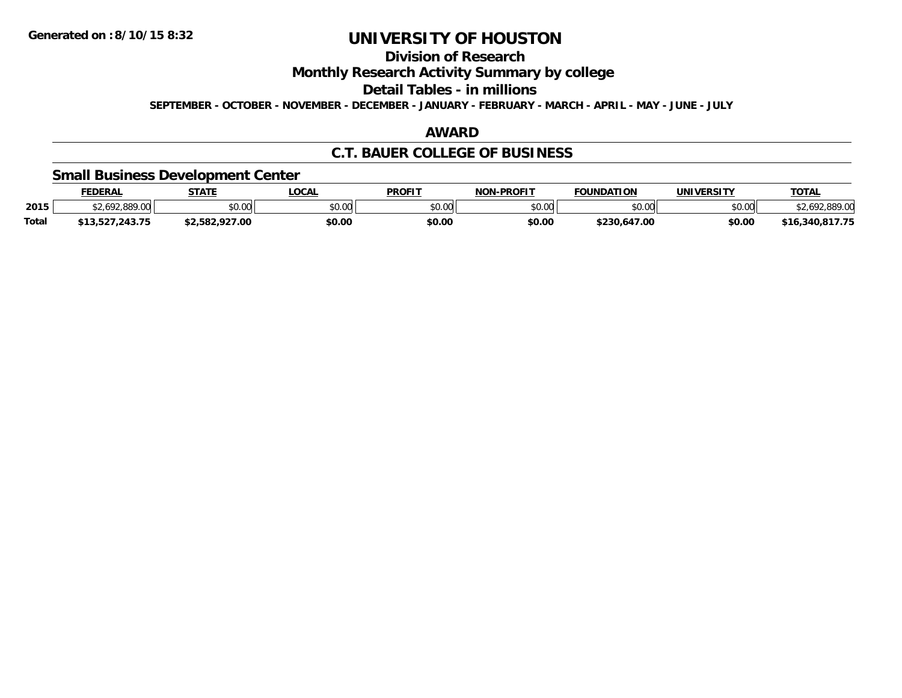# UNIVERSITY OF HOUSTON

## Division of Research

## Monthly Research Activity Summary by college

## Detail Tables - in millions

**SEPTEMBER - OCTOBER - NOVEMBER - DECEMBER - JANUARY - FEBRUARY - MARCH - APRIL - MAY - JUNE - JULY**

## AWARD

## C.T. BAUER COLLEGE OF BUSINESS

### Small Business Development Center

| | FEDERAL | STATE | LOCAL | PROFIT | NON-PROFIT | FOUNDATION | UNIVERSITY | TOTAL |
|---|---|---|---|---|---|---|---|---|
| **2015** | $2,692,889.00 | $0.00 | $0.00 | $0.00 | $0.00 | $0.00 | $0.00 | $2,692,889.00 |
| **Total** | **$13,527,243.75** | **$2,582,927.00** | **$0.00** | **$0.00** | **$0.00** | **$230,647.00** | **$0.00** | **$16,340,817.75** |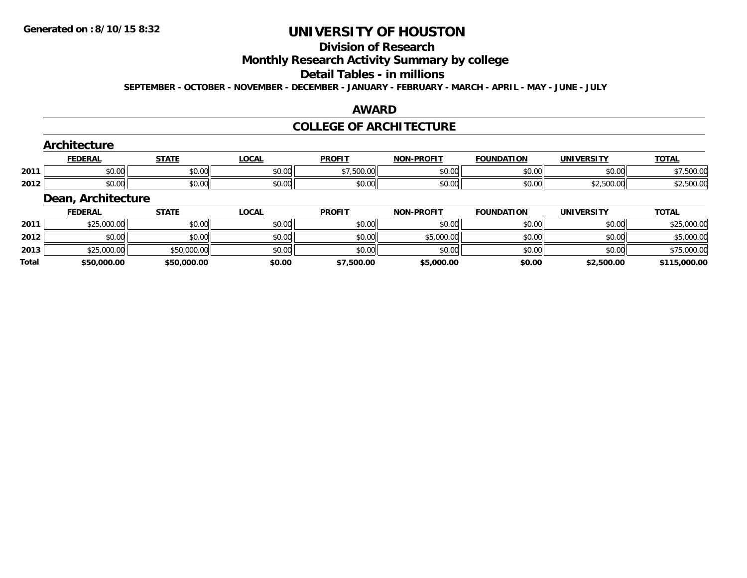# UNIVERSITY OF HOUSTON

## Division of Research

## Monthly Research Activity Summary by college

## Detail Tables - in millions

**SEPTEMBER - OCTOBER - NOVEMBER - DECEMBER - JANUARY - FEBRUARY - MARCH - APRIL - MAY - JUNE - JULY**

## AWARD

## COLLEGE OF ARCHITECTURE

### Architecture

| | FEDERAL | STATE | LOCAL | PROFIT | NON-PROFIT | FOUNDATION | UNIVERSITY | TOTAL |
|---|---|---|---|---|---|---|---|---|
| 2011 | $0.00 | $0.00 | $0.00 | $7,500.00 | $0.00 | $0.00 | $0.00 | $7,500.00 |
| 2012 | $0.00 | $0.00 | $0.00 | $0.00 | $0.00 | $0.00 | $2,500.00 | $2,500.00 |

### Dean, Architecture

| | FEDERAL | STATE | LOCAL | PROFIT | NON-PROFIT | FOUNDATION | UNIVERSITY | TOTAL |
|---|---|---|---|---|---|---|---|---|
| 2011 | $25,000.00 | $0.00 | $0.00 | $0.00 | $0.00 | $0.00 | $0.00 | $25,000.00 |
| 2012 | $0.00 | $0.00 | $0.00 | $0.00 | $5,000.00 | $0.00 | $0.00 | $5,000.00 |
| 2013 | $25,000.00 | $50,000.00 | $0.00 | $0.00 | $0.00 | $0.00 | $0.00 | $75,000.00 |
| **Total** | **$50,000.00** | **$50,000.00** | **$0.00** | **$7,500.00** | **$5,000.00** | **$0.00** | **$2,500.00** | **$115,000.00** |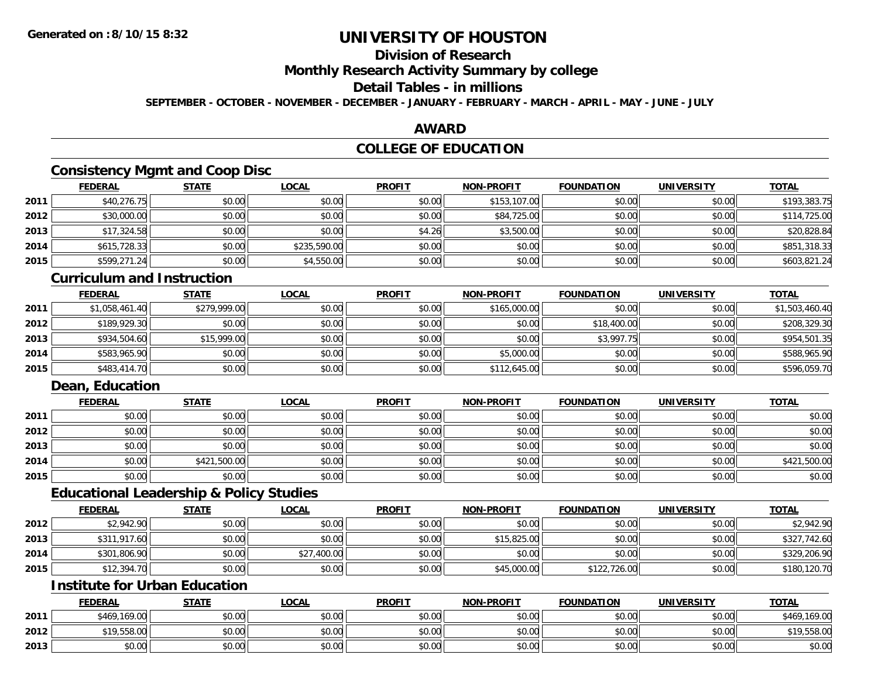# UNIVERSITY OF HOUSTON

## Division of Research

## Monthly Research Activity Summary by college

## Detail Tables - in millions

**SEPTEMBER - OCTOBER - NOVEMBER - DECEMBER - JANUARY - FEBRUARY - MARCH - APRIL - MAY - JUNE - JULY**

## AWARD

## COLLEGE OF EDUCATION

### Consistency Mgmt and Coop Disc

| | FEDERAL | STATE | LOCAL | PROFIT | NON-PROFIT | FOUNDATION | UNIVERSITY | TOTAL |
|---|---|---|---|---|---|---|---|---|
| 2011 | $40,276.75 | $0.00 | $0.00 | $0.00 | $153,107.00 | $0.00 | $0.00 | $193,383.75 |
| 2012 | $30,000.00 | $0.00 | $0.00 | $0.00 | $84,725.00 | $0.00 | $0.00 | $114,725.00 |
| 2013 | $17,324.58 | $0.00 | $0.00 | $4.26 | $3,500.00 | $0.00 | $0.00 | $20,828.84 |
| 2014 | $615,728.33 | $0.00 | $235,590.00 | $0.00 | $0.00 | $0.00 | $0.00 | $851,318.33 |
| 2015 | $599,271.24 | $0.00 | $4,550.00 | $0.00 | $0.00 | $0.00 | $0.00 | $603,821.24 |

### Curriculum and Instruction

| | FEDERAL | STATE | LOCAL | PROFIT | NON-PROFIT | FOUNDATION | UNIVERSITY | TOTAL |
|---|---|---|---|---|---|---|---|---|
| 2011 | $1,058,461.40 | $279,999.00 | $0.00 | $0.00 | $165,000.00 | $0.00 | $0.00 | $1,503,460.40 |
| 2012 | $189,929.30 | $0.00 | $0.00 | $0.00 | $0.00 | $18,400.00 | $0.00 | $208,329.30 |
| 2013 | $934,504.60 | $15,999.00 | $0.00 | $0.00 | $0.00 | $3,997.75 | $0.00 | $954,501.35 |
| 2014 | $583,965.90 | $0.00 | $0.00 | $0.00 | $5,000.00 | $0.00 | $0.00 | $588,965.90 |
| 2015 | $483,414.70 | $0.00 | $0.00 | $0.00 | $112,645.00 | $0.00 | $0.00 | $596,059.70 |

### Dean, Education

| | FEDERAL | STATE | LOCAL | PROFIT | NON-PROFIT | FOUNDATION | UNIVERSITY | TOTAL |
|---|---|---|---|---|---|---|---|---|
| 2011 | $0.00 | $0.00 | $0.00 | $0.00 | $0.00 | $0.00 | $0.00 | $0.00 |
| 2012 | $0.00 | $0.00 | $0.00 | $0.00 | $0.00 | $0.00 | $0.00 | $0.00 |
| 2013 | $0.00 | $0.00 | $0.00 | $0.00 | $0.00 | $0.00 | $0.00 | $0.00 |
| 2014 | $0.00 | $421,500.00 | $0.00 | $0.00 | $0.00 | $0.00 | $0.00 | $421,500.00 |
| 2015 | $0.00 | $0.00 | $0.00 | $0.00 | $0.00 | $0.00 | $0.00 | $0.00 |

### Educational Leadership & Policy Studies

| | FEDERAL | STATE | LOCAL | PROFIT | NON-PROFIT | FOUNDATION | UNIVERSITY | TOTAL |
|---|---|---|---|---|---|---|---|---|
| 2012 | $2,942.90 | $0.00 | $0.00 | $0.00 | $0.00 | $0.00 | $0.00 | $2,942.90 |
| 2013 | $311,917.60 | $0.00 | $0.00 | $0.00 | $15,825.00 | $0.00 | $0.00 | $327,742.60 |
| 2014 | $301,806.90 | $0.00 | $27,400.00 | $0.00 | $0.00 | $0.00 | $0.00 | $329,206.90 |
| 2015 | $12,394.70 | $0.00 | $0.00 | $0.00 | $45,000.00 | $122,726.00 | $0.00 | $180,120.70 |

### Institute for Urban Education

| | FEDERAL | STATE | LOCAL | PROFIT | NON-PROFIT | FOUNDATION | UNIVERSITY | TOTAL |
|---|---|---|---|---|---|---|---|---|
| 2011 | $469,169.00 | $0.00 | $0.00 | $0.00 | $0.00 | $0.00 | $0.00 | $469,169.00 |
| 2012 | $19,558.00 | $0.00 | $0.00 | $0.00 | $0.00 | $0.00 | $0.00 | $19,558.00 |
| 2013 | $0.00 | $0.00 | $0.00 | $0.00 | $0.00 | $0.00 | $0.00 | $0.00 |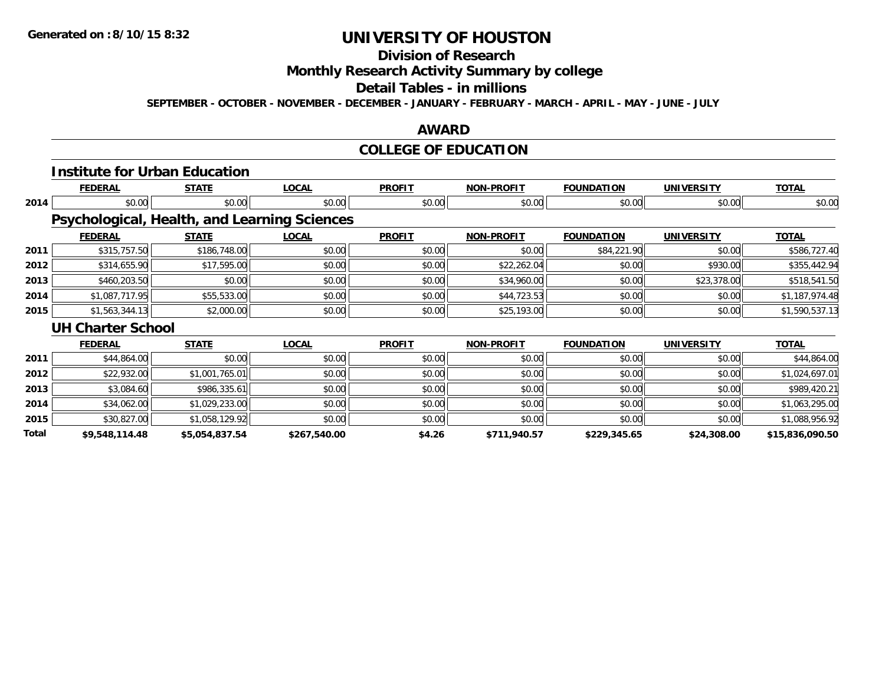Generated on :8/10/15 8:32

# UNIVERSITY OF HOUSTON

## Division of Research

## Monthly Research Activity Summary by college

## Detail Tables - in millions

**SEPTEMBER - OCTOBER - NOVEMBER - DECEMBER - JANUARY - FEBRUARY - MARCH - APRIL - MAY - JUNE - JULY**

## AWARD

## COLLEGE OF EDUCATION

### Institute for Urban Education

| | FEDERAL | STATE | LOCAL | PROFIT | NON-PROFIT | FOUNDATION | UNIVERSITY | TOTAL |
|---|---|---|---|---|---|---|---|---|
| 2014 | $0.00 | $0.00 | $0.00 | $0.00 | $0.00 | $0.00 | $0.00 | $0.00 |

### Psychological, Health, and Learning Sciences

| | FEDERAL | STATE | LOCAL | PROFIT | NON-PROFIT | FOUNDATION | UNIVERSITY | TOTAL |
|---|---|---|---|---|---|---|---|---|
| 2011 | $315,757.50 | $186,748.00 | $0.00 | $0.00 | $0.00 | $84,221.90 | $0.00 | $586,727.40 |
| 2012 | $314,655.90 | $17,595.00 | $0.00 | $0.00 | $22,262.04 | $0.00 | $930.00 | $355,442.94 |
| 2013 | $460,203.50 | $0.00 | $0.00 | $0.00 | $34,960.00 | $0.00 | $23,378.00 | $518,541.50 |
| 2014 | $1,087,717.95 | $55,533.00 | $0.00 | $0.00 | $44,723.53 | $0.00 | $0.00 | $1,187,974.48 |
| 2015 | $1,563,344.13 | $2,000.00 | $0.00 | $0.00 | $25,193.00 | $0.00 | $0.00 | $1,590,537.13 |

### UH Charter School

| | FEDERAL | STATE | LOCAL | PROFIT | NON-PROFIT | FOUNDATION | UNIVERSITY | TOTAL |
|---|---|---|---|---|---|---|---|---|
| 2011 | $44,864.00 | $0.00 | $0.00 | $0.00 | $0.00 | $0.00 | $0.00 | $44,864.00 |
| 2012 | $22,932.00 | $1,001,765.01 | $0.00 | $0.00 | $0.00 | $0.00 | $0.00 | $1,024,697.01 |
| 2013 | $3,084.60 | $986,335.61 | $0.00 | $0.00 | $0.00 | $0.00 | $0.00 | $989,420.21 |
| 2014 | $34,062.00 | $1,029,233.00 | $0.00 | $0.00 | $0.00 | $0.00 | $0.00 | $1,063,295.00 |
| 2015 | $30,827.00 | $1,058,129.92 | $0.00 | $0.00 | $0.00 | $0.00 | $0.00 | $1,088,956.92 |
| **Total** | **$9,548,114.48** | **$5,054,837.54** | **$267,540.00** | **$4.26** | **$711,940.57** | **$229,345.65** | **$24,308.00** | **$15,836,090.50** |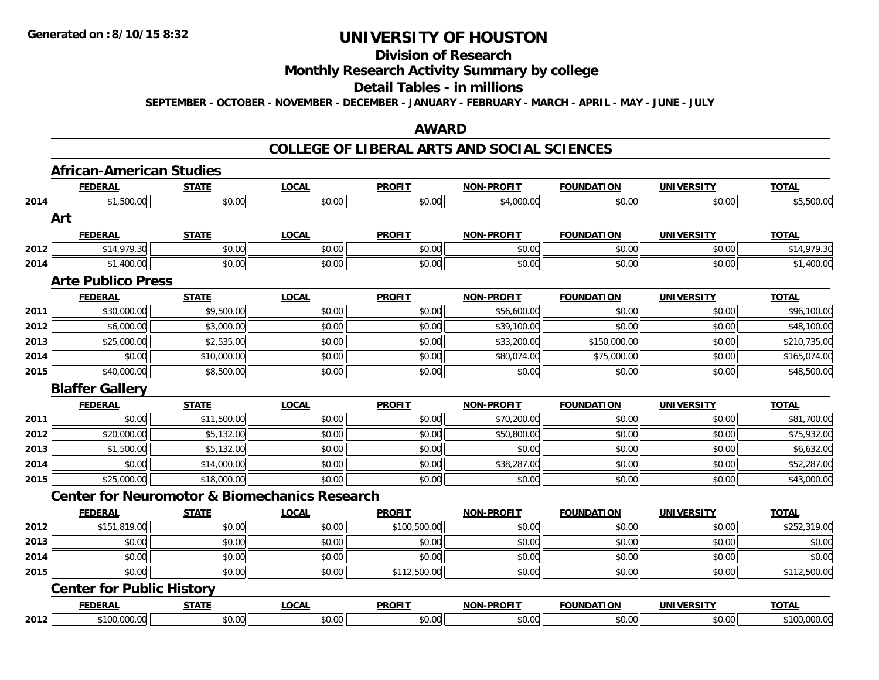**Generated on :8/10/15 8:32**

# UNIVERSITY OF HOUSTON

## Division of Research

## Monthly Research Activity Summary by college

## Detail Tables - in millions

**SEPTEMBER - OCTOBER - NOVEMBER - DECEMBER - JANUARY - FEBRUARY - MARCH - APRIL - MAY - JUNE - JULY**

## AWARD

## COLLEGE OF LIBERAL ARTS AND SOCIAL SCIENCES

### African-American Studies

| | FEDERAL | STATE | LOCAL | PROFIT | NON-PROFIT | FOUNDATION | UNIVERSITY | TOTAL |
|---|---|---|---|---|---|---|---|---|
| 2014 | $1,500.00 | $0.00 | $0.00 | $0.00 | $4,000.00 | $0.00 | $0.00 | $5,500.00 |

### Art

| | FEDERAL | STATE | LOCAL | PROFIT | NON-PROFIT | FOUNDATION | UNIVERSITY | TOTAL |
|---|---|---|---|---|---|---|---|---|
| 2012 | $14,979.30 | $0.00 | $0.00 | $0.00 | $0.00 | $0.00 | $0.00 | $14,979.30 |
| 2014 | $1,400.00 | $0.00 | $0.00 | $0.00 | $0.00 | $0.00 | $0.00 | $1,400.00 |

### Arte Publico Press

| | FEDERAL | STATE | LOCAL | PROFIT | NON-PROFIT | FOUNDATION | UNIVERSITY | TOTAL |
|---|---|---|---|---|---|---|---|---|
| 2011 | $30,000.00 | $9,500.00 | $0.00 | $0.00 | $56,600.00 | $0.00 | $0.00 | $96,100.00 |
| 2012 | $6,000.00 | $3,000.00 | $0.00 | $0.00 | $39,100.00 | $0.00 | $0.00 | $48,100.00 |
| 2013 | $25,000.00 | $2,535.00 | $0.00 | $0.00 | $33,200.00 | $150,000.00 | $0.00 | $210,735.00 |
| 2014 | $0.00 | $10,000.00 | $0.00 | $0.00 | $80,074.00 | $75,000.00 | $0.00 | $165,074.00 |
| 2015 | $40,000.00 | $8,500.00 | $0.00 | $0.00 | $0.00 | $0.00 | $0.00 | $48,500.00 |

### Blaffer Gallery

| | FEDERAL | STATE | LOCAL | PROFIT | NON-PROFIT | FOUNDATION | UNIVERSITY | TOTAL |
|---|---|---|---|---|---|---|---|---|
| 2011 | $0.00 | $11,500.00 | $0.00 | $0.00 | $70,200.00 | $0.00 | $0.00 | $81,700.00 |
| 2012 | $20,000.00 | $5,132.00 | $0.00 | $0.00 | $50,800.00 | $0.00 | $0.00 | $75,932.00 |
| 2013 | $1,500.00 | $5,132.00 | $0.00 | $0.00 | $0.00 | $0.00 | $0.00 | $6,632.00 |
| 2014 | $0.00 | $14,000.00 | $0.00 | $0.00 | $38,287.00 | $0.00 | $0.00 | $52,287.00 |
| 2015 | $25,000.00 | $18,000.00 | $0.00 | $0.00 | $0.00 | $0.00 | $0.00 | $43,000.00 |

### Center for Neuromotor & Biomechanics Research

| | FEDERAL | STATE | LOCAL | PROFIT | NON-PROFIT | FOUNDATION | UNIVERSITY | TOTAL |
|---|---|---|---|---|---|---|---|---|
| 2012 | $151,819.00 | $0.00 | $0.00 | $100,500.00 | $0.00 | $0.00 | $0.00 | $252,319.00 |
| 2013 | $0.00 | $0.00 | $0.00 | $0.00 | $0.00 | $0.00 | $0.00 | $0.00 |
| 2014 | $0.00 | $0.00 | $0.00 | $0.00 | $0.00 | $0.00 | $0.00 | $0.00 |
| 2015 | $0.00 | $0.00 | $0.00 | $112,500.00 | $0.00 | $0.00 | $0.00 | $112,500.00 |

### Center for Public History

| | FEDERAL | STATE | LOCAL | PROFIT | NON-PROFIT | FOUNDATION | UNIVERSITY | TOTAL |
|---|---|---|---|---|---|---|---|---|
| 2012 | $100,000.00 | $0.00 | $0.00 | $0.00 | $0.00 | $0.00 | $0.00 | $100,000.00 |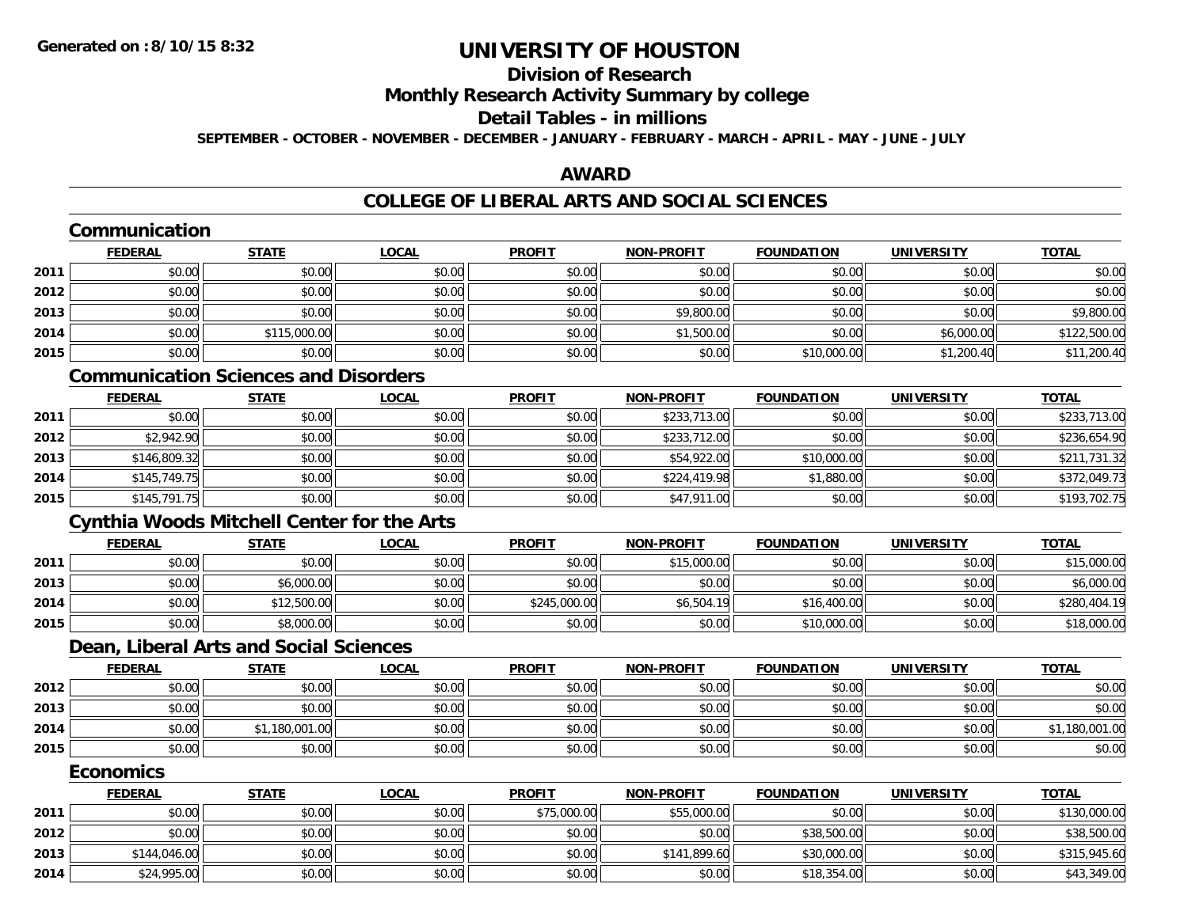**Generated on :8/10/15 8:32**

# UNIVERSITY OF HOUSTON

## Division of Research

## Monthly Research Activity Summary by college

## Detail Tables - in millions

**SEPTEMBER - OCTOBER - NOVEMBER - DECEMBER - JANUARY - FEBRUARY - MARCH - APRIL - MAY - JUNE - JULY**

## AWARD

## COLLEGE OF LIBERAL ARTS AND SOCIAL SCIENCES

### Communication

| | FEDERAL | STATE | LOCAL | PROFIT | NON-PROFIT | FOUNDATION | UNIVERSITY | TOTAL |
|---|---|---|---|---|---|---|---|---|
| 2011 | $0.00 | $0.00 | $0.00 | $0.00 | $0.00 | $0.00 | $0.00 | $0.00 |
| 2012 | $0.00 | $0.00 | $0.00 | $0.00 | $0.00 | $0.00 | $0.00 | $0.00 |
| 2013 | $0.00 | $0.00 | $0.00 | $0.00 | $9,800.00 | $0.00 | $0.00 | $9,800.00 |
| 2014 | $0.00 | $115,000.00 | $0.00 | $0.00 | $1,500.00 | $0.00 | $6,000.00 | $122,500.00 |
| 2015 | $0.00 | $0.00 | $0.00 | $0.00 | $0.00 | $10,000.00 | $1,200.40 | $11,200.40 |

### Communication Sciences and Disorders

| | FEDERAL | STATE | LOCAL | PROFIT | NON-PROFIT | FOUNDATION | UNIVERSITY | TOTAL |
|---|---|---|---|---|---|---|---|---|
| 2011 | $0.00 | $0.00 | $0.00 | $0.00 | $233,713.00 | $0.00 | $0.00 | $233,713.00 |
| 2012 | $2,942.90 | $0.00 | $0.00 | $0.00 | $233,712.00 | $0.00 | $0.00 | $236,654.90 |
| 2013 | $146,809.32 | $0.00 | $0.00 | $0.00 | $54,922.00 | $10,000.00 | $0.00 | $211,731.32 |
| 2014 | $145,749.75 | $0.00 | $0.00 | $0.00 | $224,419.98 | $1,880.00 | $0.00 | $372,049.73 |
| 2015 | $145,791.75 | $0.00 | $0.00 | $0.00 | $47,911.00 | $0.00 | $0.00 | $193,702.75 |

### Cynthia Woods Mitchell Center for the Arts

| | FEDERAL | STATE | LOCAL | PROFIT | NON-PROFIT | FOUNDATION | UNIVERSITY | TOTAL |
|---|---|---|---|---|---|---|---|---|
| 2011 | $0.00 | $0.00 | $0.00 | $0.00 | $15,000.00 | $0.00 | $0.00 | $15,000.00 |
| 2013 | $0.00 | $6,000.00 | $0.00 | $0.00 | $0.00 | $0.00 | $0.00 | $6,000.00 |
| 2014 | $0.00 | $12,500.00 | $0.00 | $245,000.00 | $6,504.19 | $16,400.00 | $0.00 | $280,404.19 |
| 2015 | $0.00 | $8,000.00 | $0.00 | $0.00 | $0.00 | $10,000.00 | $0.00 | $18,000.00 |

### Dean, Liberal Arts and Social Sciences

| | FEDERAL | STATE | LOCAL | PROFIT | NON-PROFIT | FOUNDATION | UNIVERSITY | TOTAL |
|---|---|---|---|---|---|---|---|---|
| 2012 | $0.00 | $0.00 | $0.00 | $0.00 | $0.00 | $0.00 | $0.00 | $0.00 |
| 2013 | $0.00 | $0.00 | $0.00 | $0.00 | $0.00 | $0.00 | $0.00 | $0.00 |
| 2014 | $0.00 | $1,180,001.00 | $0.00 | $0.00 | $0.00 | $0.00 | $0.00 | $1,180,001.00 |
| 2015 | $0.00 | $0.00 | $0.00 | $0.00 | $0.00 | $0.00 | $0.00 | $0.00 |

### Economics

| | FEDERAL | STATE | LOCAL | PROFIT | NON-PROFIT | FOUNDATION | UNIVERSITY | TOTAL |
|---|---|---|---|---|---|---|---|---|
| 2011 | $0.00 | $0.00 | $0.00 | $75,000.00 | $55,000.00 | $0.00 | $0.00 | $130,000.00 |
| 2012 | $0.00 | $0.00 | $0.00 | $0.00 | $0.00 | $38,500.00 | $0.00 | $38,500.00 |
| 2013 | $144,046.00 | $0.00 | $0.00 | $0.00 | $141,899.60 | $30,000.00 | $0.00 | $315,945.60 |
| 2014 | $24,995.00 | $0.00 | $0.00 | $0.00 | $0.00 | $18,354.00 | $0.00 | $43,349.00 |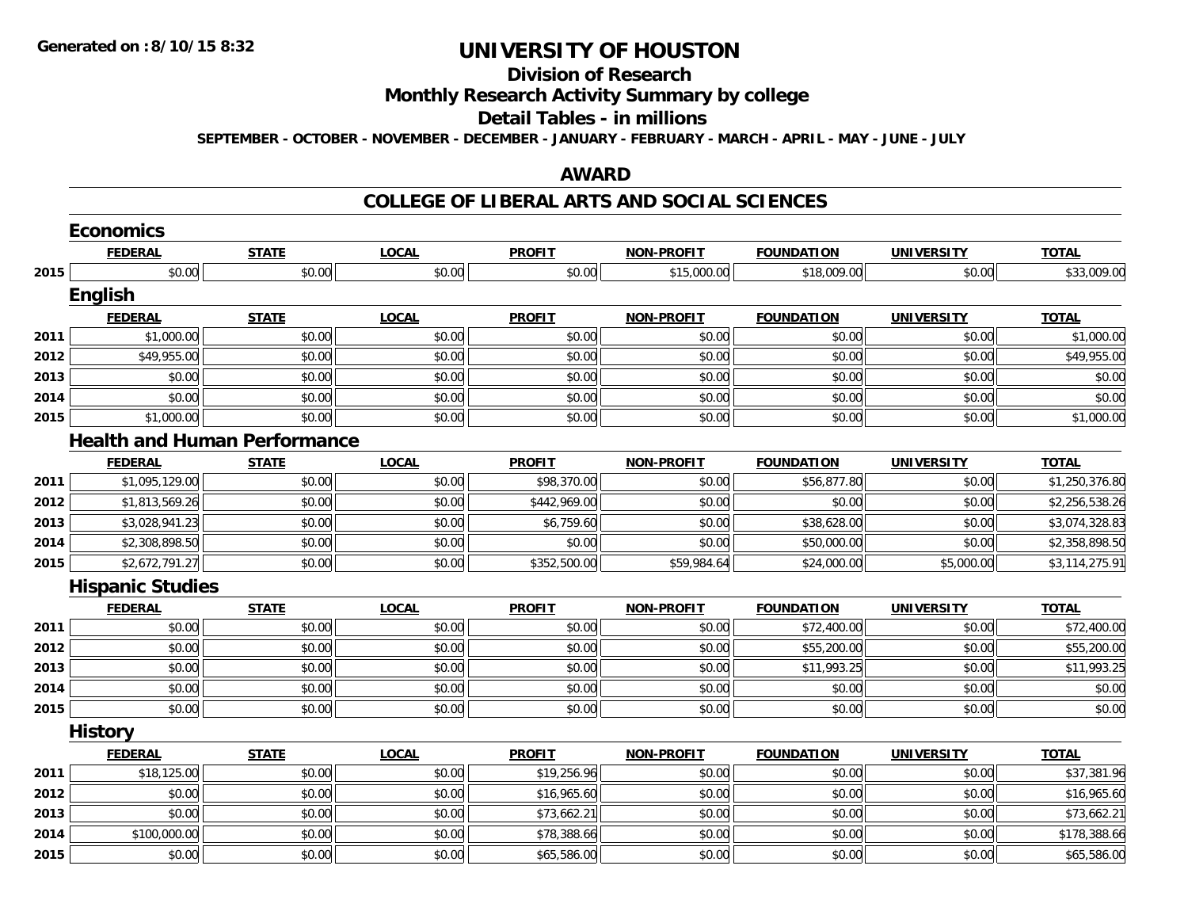**Generated on :8/10/15 8:32**

# UNIVERSITY OF HOUSTON

## Division of Research

## Monthly Research Activity Summary by college

## Detail Tables - in millions

**SEPTEMBER - OCTOBER - NOVEMBER - DECEMBER - JANUARY - FEBRUARY - MARCH - APRIL - MAY - JUNE - JULY**

## AWARD

## COLLEGE OF LIBERAL ARTS AND SOCIAL SCIENCES

### Economics

| | FEDERAL | STATE | LOCAL | PROFIT | NON-PROFIT | FOUNDATION | UNIVERSITY | TOTAL |
|---|---|---|---|---|---|---|---|---|
| 2015 | $0.00 | $0.00 | $0.00 | $0.00 | $15,000.00 | $18,009.00 | $0.00 | $33,009.00 |

### English

| | FEDERAL | STATE | LOCAL | PROFIT | NON-PROFIT | FOUNDATION | UNIVERSITY | TOTAL |
|---|---|---|---|---|---|---|---|---|
| 2011 | $1,000.00 | $0.00 | $0.00 | $0.00 | $0.00 | $0.00 | $0.00 | $1,000.00 |
| 2012 | $49,955.00 | $0.00 | $0.00 | $0.00 | $0.00 | $0.00 | $0.00 | $49,955.00 |
| 2013 | $0.00 | $0.00 | $0.00 | $0.00 | $0.00 | $0.00 | $0.00 | $0.00 |
| 2014 | $0.00 | $0.00 | $0.00 | $0.00 | $0.00 | $0.00 | $0.00 | $0.00 |
| 2015 | $1,000.00 | $0.00 | $0.00 | $0.00 | $0.00 | $0.00 | $0.00 | $1,000.00 |

### Health and Human Performance

| | FEDERAL | STATE | LOCAL | PROFIT | NON-PROFIT | FOUNDATION | UNIVERSITY | TOTAL |
|---|---|---|---|---|---|---|---|---|
| 2011 | $1,095,129.00 | $0.00 | $0.00 | $98,370.00 | $0.00 | $56,877.80 | $0.00 | $1,250,376.80 |
| 2012 | $1,813,569.26 | $0.00 | $0.00 | $442,969.00 | $0.00 | $0.00 | $0.00 | $2,256,538.26 |
| 2013 | $3,028,941.23 | $0.00 | $0.00 | $6,759.60 | $0.00 | $38,628.00 | $0.00 | $3,074,328.83 |
| 2014 | $2,308,898.50 | $0.00 | $0.00 | $0.00 | $0.00 | $50,000.00 | $0.00 | $2,358,898.50 |
| 2015 | $2,672,791.27 | $0.00 | $0.00 | $352,500.00 | $59,984.64 | $24,000.00 | $5,000.00 | $3,114,275.91 |

### Hispanic Studies

| | FEDERAL | STATE | LOCAL | PROFIT | NON-PROFIT | FOUNDATION | UNIVERSITY | TOTAL |
|---|---|---|---|---|---|---|---|---|
| 2011 | $0.00 | $0.00 | $0.00 | $0.00 | $0.00 | $72,400.00 | $0.00 | $72,400.00 |
| 2012 | $0.00 | $0.00 | $0.00 | $0.00 | $0.00 | $55,200.00 | $0.00 | $55,200.00 |
| 2013 | $0.00 | $0.00 | $0.00 | $0.00 | $0.00 | $11,993.25 | $0.00 | $11,993.25 |
| 2014 | $0.00 | $0.00 | $0.00 | $0.00 | $0.00 | $0.00 | $0.00 | $0.00 |
| 2015 | $0.00 | $0.00 | $0.00 | $0.00 | $0.00 | $0.00 | $0.00 | $0.00 |

### History

| | FEDERAL | STATE | LOCAL | PROFIT | NON-PROFIT | FOUNDATION | UNIVERSITY | TOTAL |
|---|---|---|---|---|---|---|---|---|
| 2011 | $18,125.00 | $0.00 | $0.00 | $19,256.96 | $0.00 | $0.00 | $0.00 | $37,381.96 |
| 2012 | $0.00 | $0.00 | $0.00 | $16,965.60 | $0.00 | $0.00 | $0.00 | $16,965.60 |
| 2013 | $0.00 | $0.00 | $0.00 | $73,662.21 | $0.00 | $0.00 | $0.00 | $73,662.21 |
| 2014 | $100,000.00 | $0.00 | $0.00 | $78,388.66 | $0.00 | $0.00 | $0.00 | $178,388.66 |
| 2015 | $0.00 | $0.00 | $0.00 | $65,586.00 | $0.00 | $0.00 | $0.00 | $65,586.00 |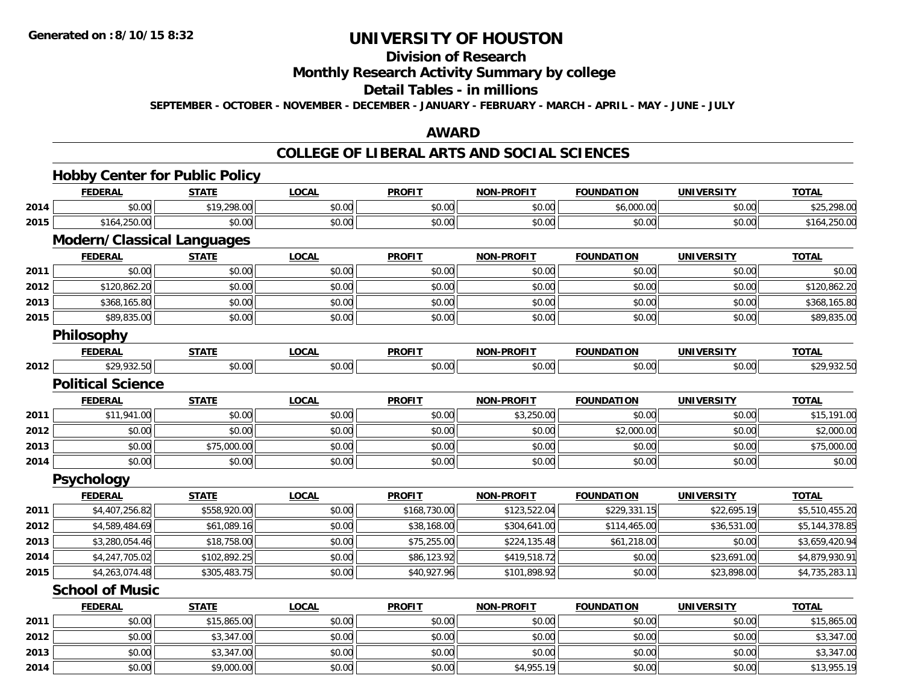Generated on :8/10/15 8:32

# UNIVERSITY OF HOUSTON

## Division of Research

## Monthly Research Activity Summary by college

## Detail Tables - in millions

**SEPTEMBER - OCTOBER - NOVEMBER - DECEMBER - JANUARY - FEBRUARY - MARCH - APRIL - MAY - JUNE - JULY**

## AWARD

## COLLEGE OF LIBERAL ARTS AND SOCIAL SCIENCES

### Hobby Center for Public Policy

| | FEDERAL | STATE | LOCAL | PROFIT | NON-PROFIT | FOUNDATION | UNIVERSITY | TOTAL |
|---|---|---|---|---|---|---|---|---|
| 2014 | $0.00 | $19,298.00 | $0.00 | $0.00 | $0.00 | $6,000.00 | $0.00 | $25,298.00 |
| 2015 | $164,250.00 | $0.00 | $0.00 | $0.00 | $0.00 | $0.00 | $0.00 | $164,250.00 |

### Modern/Classical Languages

| | FEDERAL | STATE | LOCAL | PROFIT | NON-PROFIT | FOUNDATION | UNIVERSITY | TOTAL |
|---|---|---|---|---|---|---|---|---|
| 2011 | $0.00 | $0.00 | $0.00 | $0.00 | $0.00 | $0.00 | $0.00 | $0.00 |
| 2012 | $120,862.20 | $0.00 | $0.00 | $0.00 | $0.00 | $0.00 | $0.00 | $120,862.20 |
| 2013 | $368,165.80 | $0.00 | $0.00 | $0.00 | $0.00 | $0.00 | $0.00 | $368,165.80 |
| 2015 | $89,835.00 | $0.00 | $0.00 | $0.00 | $0.00 | $0.00 | $0.00 | $89,835.00 |

### Philosophy

| | FEDERAL | STATE | LOCAL | PROFIT | NON-PROFIT | FOUNDATION | UNIVERSITY | TOTAL |
|---|---|---|---|---|---|---|---|---|
| 2012 | $29,932.50 | $0.00 | $0.00 | $0.00 | $0.00 | $0.00 | $0.00 | $29,932.50 |

### Political Science

| | FEDERAL | STATE | LOCAL | PROFIT | NON-PROFIT | FOUNDATION | UNIVERSITY | TOTAL |
|---|---|---|---|---|---|---|---|---|
| 2011 | $11,941.00 | $0.00 | $0.00 | $0.00 | $3,250.00 | $0.00 | $0.00 | $15,191.00 |
| 2012 | $0.00 | $0.00 | $0.00 | $0.00 | $0.00 | $2,000.00 | $0.00 | $2,000.00 |
| 2013 | $0.00 | $75,000.00 | $0.00 | $0.00 | $0.00 | $0.00 | $0.00 | $75,000.00 |
| 2014 | $0.00 | $0.00 | $0.00 | $0.00 | $0.00 | $0.00 | $0.00 | $0.00 |

### Psychology

| | FEDERAL | STATE | LOCAL | PROFIT | NON-PROFIT | FOUNDATION | UNIVERSITY | TOTAL |
|---|---|---|---|---|---|---|---|---|
| 2011 | $4,407,256.82 | $558,920.00 | $0.00 | $168,730.00 | $123,522.04 | $229,331.15 | $22,695.19 | $5,510,455.20 |
| 2012 | $4,589,484.69 | $61,089.16 | $0.00 | $38,168.00 | $304,641.00 | $114,465.00 | $36,531.00 | $5,144,378.85 |
| 2013 | $3,280,054.46 | $18,758.00 | $0.00 | $75,255.00 | $224,135.48 | $61,218.00 | $0.00 | $3,659,420.94 |
| 2014 | $4,247,705.02 | $102,892.25 | $0.00 | $86,123.92 | $419,518.72 | $0.00 | $23,691.00 | $4,879,930.91 |
| 2015 | $4,263,074.48 | $305,483.75 | $0.00 | $40,927.96 | $101,898.92 | $0.00 | $23,898.00 | $4,735,283.11 |

### School of Music

| | FEDERAL | STATE | LOCAL | PROFIT | NON-PROFIT | FOUNDATION | UNIVERSITY | TOTAL |
|---|---|---|---|---|---|---|---|---|
| 2011 | $0.00 | $15,865.00 | $0.00 | $0.00 | $0.00 | $0.00 | $0.00 | $15,865.00 |
| 2012 | $0.00 | $3,347.00 | $0.00 | $0.00 | $0.00 | $0.00 | $0.00 | $3,347.00 |
| 2013 | $0.00 | $3,347.00 | $0.00 | $0.00 | $0.00 | $0.00 | $0.00 | $3,347.00 |
| 2014 | $0.00 | $9,000.00 | $0.00 | $0.00 | $4,955.19 | $0.00 | $0.00 | $13,955.19 |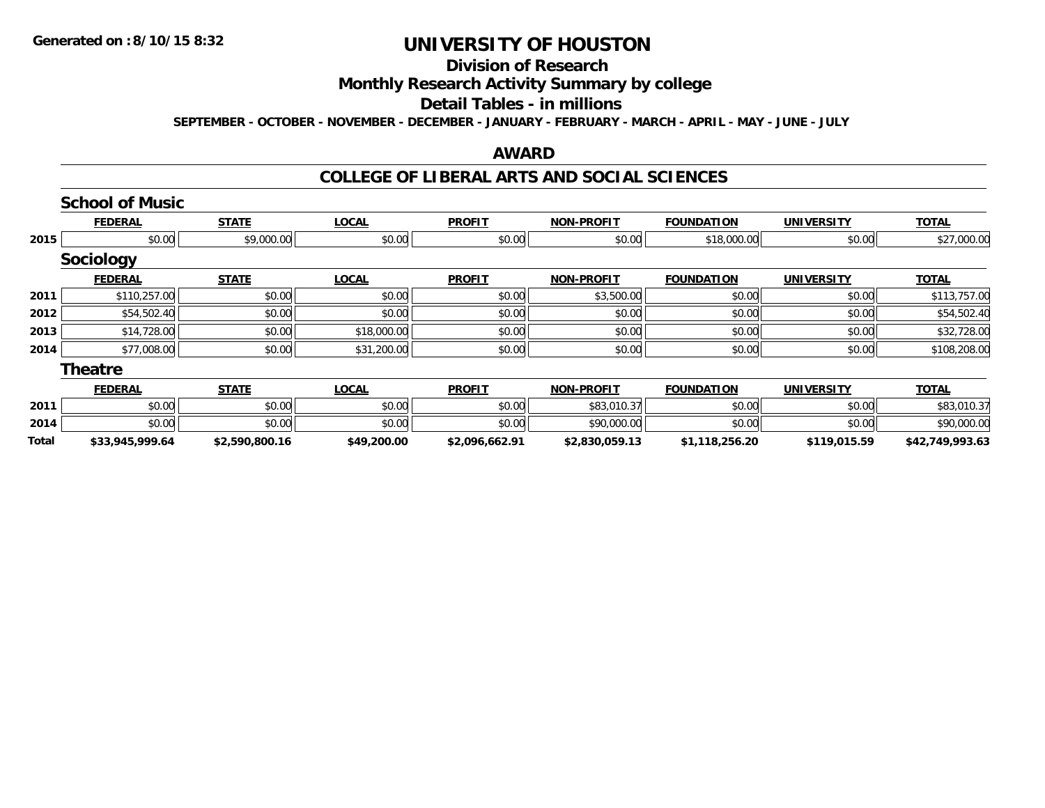# UNIVERSITY OF HOUSTON

## Division of Research

## Monthly Research Activity Summary by college

## Detail Tables - in millions

SEPTEMBER - OCTOBER - NOVEMBER - DECEMBER - JANUARY - FEBRUARY - MARCH - APRIL - MAY - JUNE - JULY

Generated on : 8/10/15 8:32

## AWARD

## COLLEGE OF LIBERAL ARTS AND SOCIAL SCIENCES

### School of Music

| | FEDERAL | STATE | LOCAL | PROFIT | NON-PROFIT | FOUNDATION | UNIVERSITY | TOTAL |
|---|---|---|---|---|---|---|---|---|
| 2015 | $0.00 | $9,000.00 | $0.00 | $0.00 | $0.00 | $18,000.00 | $0.00 | $27,000.00 |

### Sociology

| | FEDERAL | STATE | LOCAL | PROFIT | NON-PROFIT | FOUNDATION | UNIVERSITY | TOTAL |
|---|---|---|---|---|---|---|---|---|
| 2011 | $110,257.00 | $0.00 | $0.00 | $0.00 | $3,500.00 | $0.00 | $0.00 | $113,757.00 |
| 2012 | $54,502.40 | $0.00 | $0.00 | $0.00 | $0.00 | $0.00 | $0.00 | $54,502.40 |
| 2013 | $14,728.00 | $0.00 | $18,000.00 | $0.00 | $0.00 | $0.00 | $0.00 | $32,728.00 |
| 2014 | $77,008.00 | $0.00 | $31,200.00 | $0.00 | $0.00 | $0.00 | $0.00 | $108,208.00 |

### Theatre

| | FEDERAL | STATE | LOCAL | PROFIT | NON-PROFIT | FOUNDATION | UNIVERSITY | TOTAL |
|---|---|---|---|---|---|---|---|---|
| 2011 | $0.00 | $0.00 | $0.00 | $0.00 | $83,010.37 | $0.00 | $0.00 | $83,010.37 |
| 2014 | $0.00 | $0.00 | $0.00 | $0.00 | $90,000.00 | $0.00 | $0.00 | $90,000.00 |
| **Total** | **$33,945,999.64** | **$2,590,800.16** | **$49,200.00** | **$2,096,662.91** | **$2,830,059.13** | **$1,118,256.20** | **$119,015.59** | **$42,749,993.63** |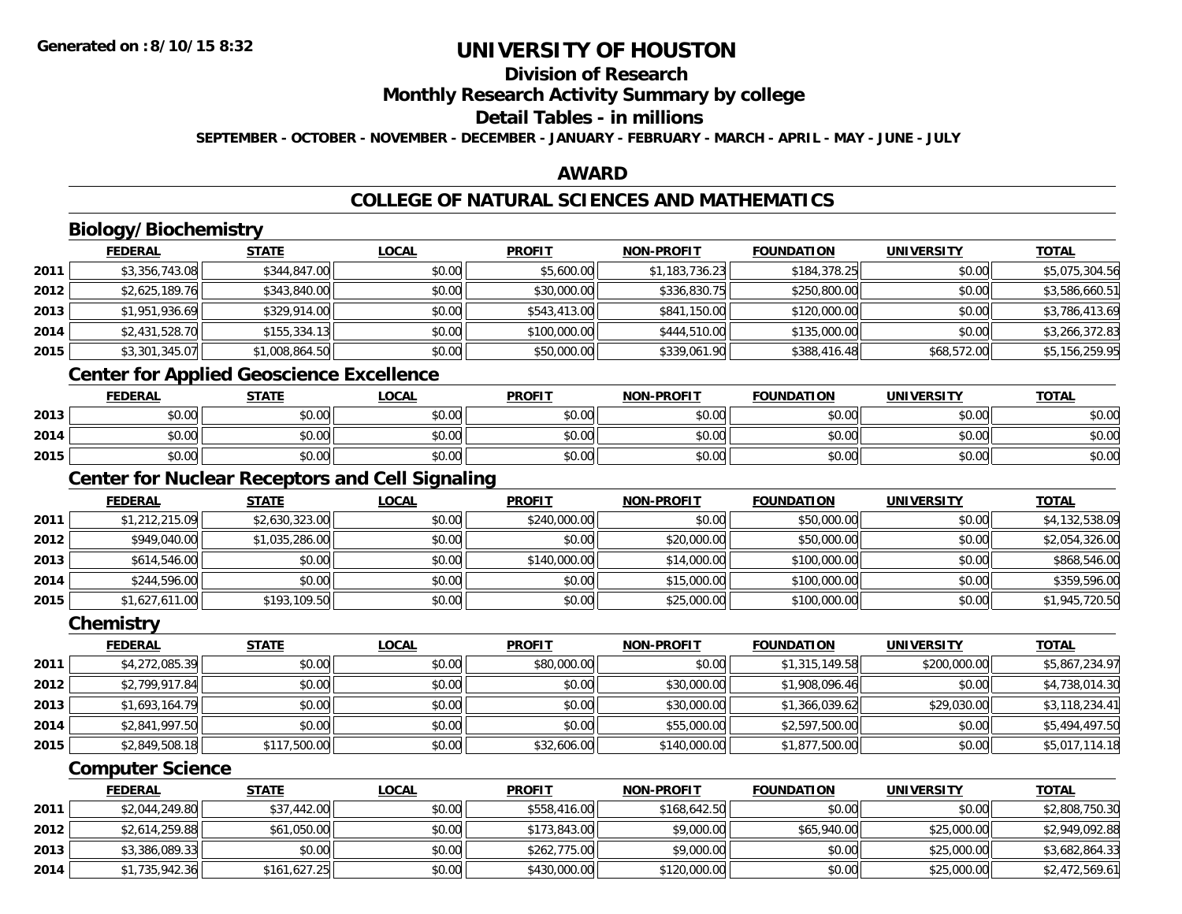Generated on :8/10/15 8:32

# UNIVERSITY OF HOUSTON

## Division of Research

## Monthly Research Activity Summary by college

## Detail Tables - in millions

SEPTEMBER - OCTOBER - NOVEMBER - DECEMBER - JANUARY - FEBRUARY - MARCH - APRIL - MAY - JUNE - JULY

## AWARD

## COLLEGE OF NATURAL SCIENCES AND MATHEMATICS

### Biology/Biochemistry

| | FEDERAL | STATE | LOCAL | PROFIT | NON-PROFIT | FOUNDATION | UNIVERSITY | TOTAL |
|---|---|---|---|---|---|---|---|---|
| 2011 | $3,356,743.08 | $344,847.00 | $0.00 | $5,600.00 | $1,183,736.23 | $184,378.25 | $0.00 | $5,075,304.56 |
| 2012 | $2,625,189.76 | $343,840.00 | $0.00 | $30,000.00 | $336,830.75 | $250,800.00 | $0.00 | $3,586,660.51 |
| 2013 | $1,951,936.69 | $329,914.00 | $0.00 | $543,413.00 | $841,150.00 | $120,000.00 | $0.00 | $3,786,413.69 |
| 2014 | $2,431,528.70 | $155,334.13 | $0.00 | $100,000.00 | $444,510.00 | $135,000.00 | $0.00 | $3,266,372.83 |
| 2015 | $3,301,345.07 | $1,008,864.50 | $0.00 | $50,000.00 | $339,061.90 | $388,416.48 | $68,572.00 | $5,156,259.95 |

### Center for Applied Geoscience Excellence

| | FEDERAL | STATE | LOCAL | PROFIT | NON-PROFIT | FOUNDATION | UNIVERSITY | TOTAL |
|---|---|---|---|---|---|---|---|---|
| 2013 | $0.00 | $0.00 | $0.00 | $0.00 | $0.00 | $0.00 | $0.00 | $0.00 |
| 2014 | $0.00 | $0.00 | $0.00 | $0.00 | $0.00 | $0.00 | $0.00 | $0.00 |
| 2015 | $0.00 | $0.00 | $0.00 | $0.00 | $0.00 | $0.00 | $0.00 | $0.00 |

### Center for Nuclear Receptors and Cell Signaling

| | FEDERAL | STATE | LOCAL | PROFIT | NON-PROFIT | FOUNDATION | UNIVERSITY | TOTAL |
|---|---|---|---|---|---|---|---|---|
| 2011 | $1,212,215.09 | $2,630,323.00 | $0.00 | $240,000.00 | $0.00 | $50,000.00 | $0.00 | $4,132,538.09 |
| 2012 | $949,040.00 | $1,035,286.00 | $0.00 | $0.00 | $20,000.00 | $50,000.00 | $0.00 | $2,054,326.00 |
| 2013 | $614,546.00 | $0.00 | $0.00 | $140,000.00 | $14,000.00 | $100,000.00 | $0.00 | $868,546.00 |
| 2014 | $244,596.00 | $0.00 | $0.00 | $0.00 | $15,000.00 | $100,000.00 | $0.00 | $359,596.00 |
| 2015 | $1,627,611.00 | $193,109.50 | $0.00 | $0.00 | $25,000.00 | $100,000.00 | $0.00 | $1,945,720.50 |

### Chemistry

| | FEDERAL | STATE | LOCAL | PROFIT | NON-PROFIT | FOUNDATION | UNIVERSITY | TOTAL |
|---|---|---|---|---|---|---|---|---|
| 2011 | $4,272,085.39 | $0.00 | $0.00 | $80,000.00 | $0.00 | $1,315,149.58 | $200,000.00 | $5,867,234.97 |
| 2012 | $2,799,917.84 | $0.00 | $0.00 | $0.00 | $30,000.00 | $1,908,096.46 | $0.00 | $4,738,014.30 |
| 2013 | $1,693,164.79 | $0.00 | $0.00 | $0.00 | $30,000.00 | $1,366,039.62 | $29,030.00 | $3,118,234.41 |
| 2014 | $2,841,997.50 | $0.00 | $0.00 | $0.00 | $55,000.00 | $2,597,500.00 | $0.00 | $5,494,497.50 |
| 2015 | $2,849,508.18 | $117,500.00 | $0.00 | $32,606.00 | $140,000.00 | $1,877,500.00 | $0.00 | $5,017,114.18 |

### Computer Science

| | FEDERAL | STATE | LOCAL | PROFIT | NON-PROFIT | FOUNDATION | UNIVERSITY | TOTAL |
|---|---|---|---|---|---|---|---|---|
| 2011 | $2,044,249.80 | $37,442.00 | $0.00 | $558,416.00 | $168,642.50 | $0.00 | $0.00 | $2,808,750.30 |
| 2012 | $2,614,259.88 | $61,050.00 | $0.00 | $173,843.00 | $9,000.00 | $65,940.00 | $25,000.00 | $2,949,092.88 |
| 2013 | $3,386,089.33 | $0.00 | $0.00 | $262,775.00 | $9,000.00 | $0.00 | $25,000.00 | $3,682,864.33 |
| 2014 | $1,735,942.36 | $161,627.25 | $0.00 | $430,000.00 | $120,000.00 | $0.00 | $25,000.00 | $2,472,569.61 |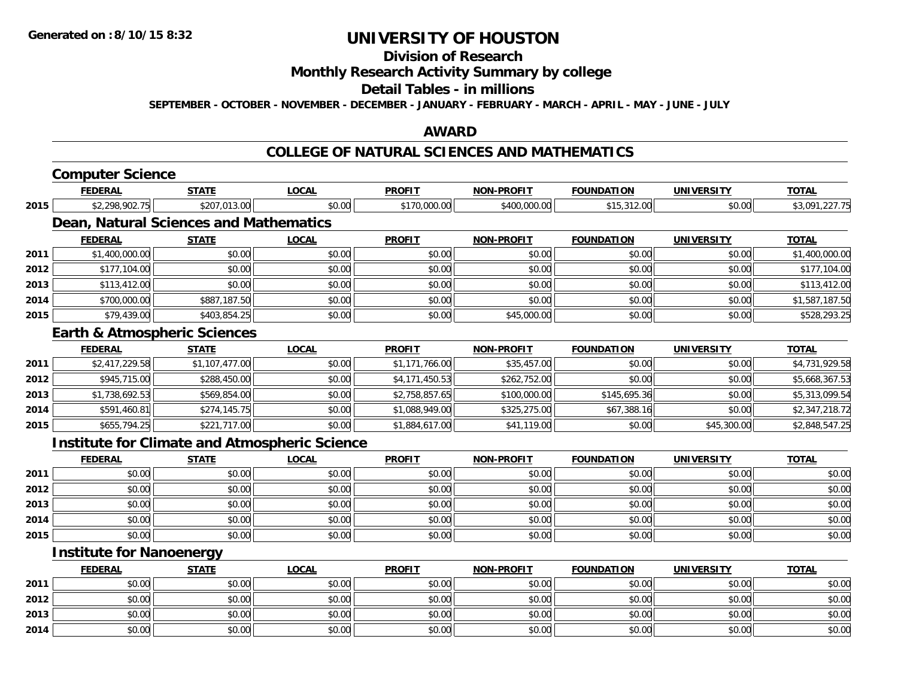# UNIVERSITY OF HOUSTON

## Division of Research

## Monthly Research Activity Summary by college

## Detail Tables - in millions

**SEPTEMBER - OCTOBER - NOVEMBER - DECEMBER - JANUARY - FEBRUARY - MARCH - APRIL - MAY - JUNE - JULY**

## AWARD

## COLLEGE OF NATURAL SCIENCES AND MATHEMATICS

### Computer Science

| | FEDERAL | STATE | LOCAL | PROFIT | NON-PROFIT | FOUNDATION | UNIVERSITY | TOTAL |
|---|---|---|---|---|---|---|---|---|
| 2015 | $2,298,902.75 | $207,013.00 | $0.00 | $170,000.00 | $400,000.00 | $15,312.00 | $0.00 | $3,091,227.75 |

### Dean, Natural Sciences and Mathematics

| | FEDERAL | STATE | LOCAL | PROFIT | NON-PROFIT | FOUNDATION | UNIVERSITY | TOTAL |
|---|---|---|---|---|---|---|---|---|
| 2011 | $1,400,000.00 | $0.00 | $0.00 | $0.00 | $0.00 | $0.00 | $0.00 | $1,400,000.00 |
| 2012 | $177,104.00 | $0.00 | $0.00 | $0.00 | $0.00 | $0.00 | $0.00 | $177,104.00 |
| 2013 | $113,412.00 | $0.00 | $0.00 | $0.00 | $0.00 | $0.00 | $0.00 | $113,412.00 |
| 2014 | $700,000.00 | $887,187.50 | $0.00 | $0.00 | $0.00 | $0.00 | $0.00 | $1,587,187.50 |
| 2015 | $79,439.00 | $403,854.25 | $0.00 | $0.00 | $45,000.00 | $0.00 | $0.00 | $528,293.25 |

### Earth & Atmospheric Sciences

| | FEDERAL | STATE | LOCAL | PROFIT | NON-PROFIT | FOUNDATION | UNIVERSITY | TOTAL |
|---|---|---|---|---|---|---|---|---|
| 2011 | $2,417,229.58 | $1,107,477.00 | $0.00 | $1,171,766.00 | $35,457.00 | $0.00 | $0.00 | $4,731,929.58 |
| 2012 | $945,715.00 | $288,450.00 | $0.00 | $4,171,450.53 | $262,752.00 | $0.00 | $0.00 | $5,668,367.53 |
| 2013 | $1,738,692.53 | $569,854.00 | $0.00 | $2,758,857.65 | $100,000.00 | $145,695.36 | $0.00 | $5,313,099.54 |
| 2014 | $591,460.81 | $274,145.75 | $0.00 | $1,088,949.00 | $325,275.00 | $67,388.16 | $0.00 | $2,347,218.72 |
| 2015 | $655,794.25 | $221,717.00 | $0.00 | $1,884,617.00 | $41,119.00 | $0.00 | $45,300.00 | $2,848,547.25 |

### Institute for Climate and Atmospheric Science

| | FEDERAL | STATE | LOCAL | PROFIT | NON-PROFIT | FOUNDATION | UNIVERSITY | TOTAL |
|---|---|---|---|---|---|---|---|---|
| 2011 | $0.00 | $0.00 | $0.00 | $0.00 | $0.00 | $0.00 | $0.00 | $0.00 |
| 2012 | $0.00 | $0.00 | $0.00 | $0.00 | $0.00 | $0.00 | $0.00 | $0.00 |
| 2013 | $0.00 | $0.00 | $0.00 | $0.00 | $0.00 | $0.00 | $0.00 | $0.00 |
| 2014 | $0.00 | $0.00 | $0.00 | $0.00 | $0.00 | $0.00 | $0.00 | $0.00 |
| 2015 | $0.00 | $0.00 | $0.00 | $0.00 | $0.00 | $0.00 | $0.00 | $0.00 |

### Institute for Nanoenergy

| | FEDERAL | STATE | LOCAL | PROFIT | NON-PROFIT | FOUNDATION | UNIVERSITY | TOTAL |
|---|---|---|---|---|---|---|---|---|
| 2011 | $0.00 | $0.00 | $0.00 | $0.00 | $0.00 | $0.00 | $0.00 | $0.00 |
| 2012 | $0.00 | $0.00 | $0.00 | $0.00 | $0.00 | $0.00 | $0.00 | $0.00 |
| 2013 | $0.00 | $0.00 | $0.00 | $0.00 | $0.00 | $0.00 | $0.00 | $0.00 |
| 2014 | $0.00 | $0.00 | $0.00 | $0.00 | $0.00 | $0.00 | $0.00 | $0.00 |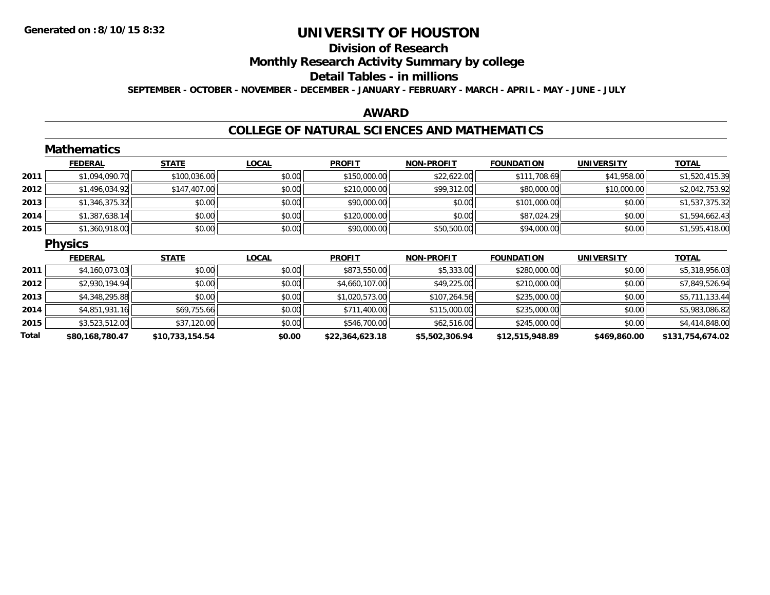**Generated on :8/10/15 8:32**

# UNIVERSITY OF HOUSTON

## Division of Research

## Monthly Research Activity Summary by college

## Detail Tables - in millions

**SEPTEMBER - OCTOBER - NOVEMBER - DECEMBER - JANUARY - FEBRUARY - MARCH - APRIL - MAY - JUNE - JULY**

## AWARD

## COLLEGE OF NATURAL SCIENCES AND MATHEMATICS

### Mathematics

| | FEDERAL | STATE | LOCAL | PROFIT | NON-PROFIT | FOUNDATION | UNIVERSITY | TOTAL |
|---|---|---|---|---|---|---|---|---|
| 2011 | $1,094,090.70 | $100,036.00 | $0.00 | $150,000.00 | $22,622.00 | $111,708.69 | $41,958.00 | $1,520,415.39 |
| 2012 | $1,496,034.92 | $147,407.00 | $0.00 | $210,000.00 | $99,312.00 | $80,000.00 | $10,000.00 | $2,042,753.92 |
| 2013 | $1,346,375.32 | $0.00 | $0.00 | $90,000.00 | $0.00 | $101,000.00 | $0.00 | $1,537,375.32 |
| 2014 | $1,387,638.14 | $0.00 | $0.00 | $120,000.00 | $0.00 | $87,024.29 | $0.00 | $1,594,662.43 |
| 2015 | $1,360,918.00 | $0.00 | $0.00 | $90,000.00 | $50,500.00 | $94,000.00 | $0.00 | $1,595,418.00 |

### Physics

| | FEDERAL | STATE | LOCAL | PROFIT | NON-PROFIT | FOUNDATION | UNIVERSITY | TOTAL |
|---|---|---|---|---|---|---|---|---|
| 2011 | $4,160,073.03 | $0.00 | $0.00 | $873,550.00 | $5,333.00 | $280,000.00 | $0.00 | $5,318,956.03 |
| 2012 | $2,930,194.94 | $0.00 | $0.00 | $4,660,107.00 | $49,225.00 | $210,000.00 | $0.00 | $7,849,526.94 |
| 2013 | $4,348,295.88 | $0.00 | $0.00 | $1,020,573.00 | $107,264.56 | $235,000.00 | $0.00 | $5,711,133.44 |
| 2014 | $4,851,931.16 | $69,755.66 | $0.00 | $711,400.00 | $115,000.00 | $235,000.00 | $0.00 | $5,983,086.82 |
| 2015 | $3,523,512.00 | $37,120.00 | $0.00 | $546,700.00 | $62,516.00 | $245,000.00 | $0.00 | $4,414,848.00 |
| **Total** | **$80,168,780.47** | **$10,733,154.54** | **$0.00** | **$22,364,623.18** | **$5,502,306.94** | **$12,515,948.89** | **$469,860.00** | **$131,754,674.02** |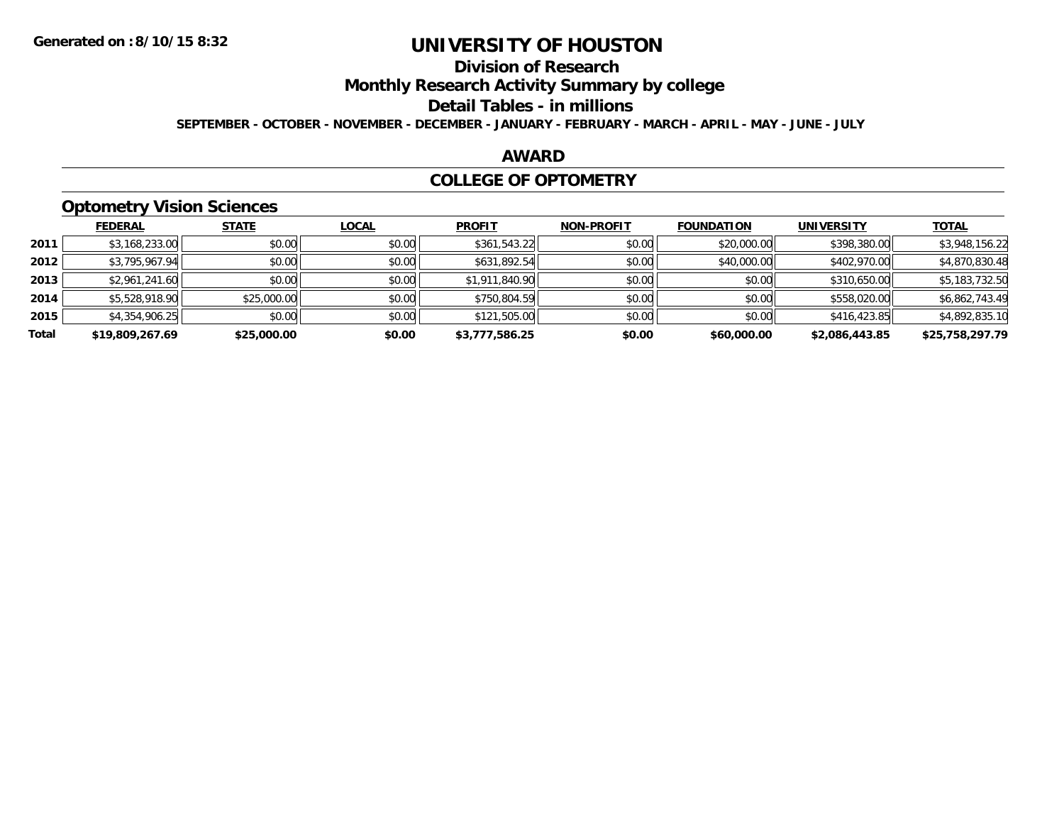Generated on :8/10/15 8:32

# UNIVERSITY OF HOUSTON

## Division of Research

## Monthly Research Activity Summary by college

## Detail Tables - in millions

**SEPTEMBER - OCTOBER - NOVEMBER - DECEMBER - JANUARY - FEBRUARY - MARCH - APRIL - MAY - JUNE - JULY**

## AWARD

## COLLEGE OF OPTOMETRY

### Optometry Vision Sciences

| | FEDERAL | STATE | LOCAL | PROFIT | NON-PROFIT | FOUNDATION | UNIVERSITY | TOTAL |
|---|---|---|---|---|---|---|---|---|
| 2011 | $3,168,233.00 | $0.00 | $0.00 | $361,543.22 | $0.00 | $20,000.00 | $398,380.00 | $3,948,156.22 |
| 2012 | $3,795,967.94 | $0.00 | $0.00 | $631,892.54 | $0.00 | $40,000.00 | $402,970.00 | $4,870,830.48 |
| 2013 | $2,961,241.60 | $0.00 | $0.00 | $1,911,840.90 | $0.00 | $0.00 | $310,650.00 | $5,183,732.50 |
| 2014 | $5,528,918.90 | $25,000.00 | $0.00 | $750,804.59 | $0.00 | $0.00 | $558,020.00 | $6,862,743.49 |
| 2015 | $4,354,906.25 | $0.00 | $0.00 | $121,505.00 | $0.00 | $0.00 | $416,423.85 | $4,892,835.10 |
| **Total** | **$19,809,267.69** | **$25,000.00** | **$0.00** | **$3,777,586.25** | **$0.00** | **$60,000.00** | **$2,086,443.85** | **$25,758,297.79** |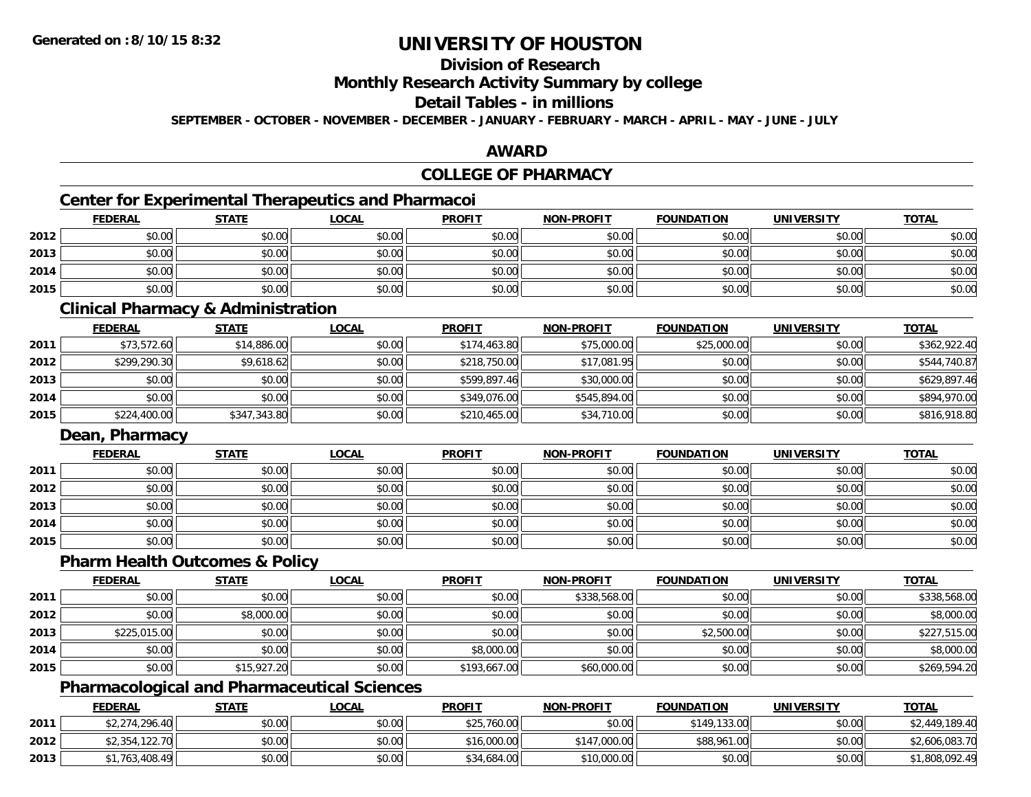# UNIVERSITY OF HOUSTON

## Division of Research

## Monthly Research Activity Summary by college

## Detail Tables - in millions

**SEPTEMBER - OCTOBER - NOVEMBER - DECEMBER - JANUARY - FEBRUARY - MARCH - APRIL - MAY - JUNE - JULY**

## AWARD

## COLLEGE OF PHARMACY

### Center for Experimental Therapeutics and Pharmacoi

| | FEDERAL | STATE | LOCAL | PROFIT | NON-PROFIT | FOUNDATION | UNIVERSITY | TOTAL |
|---|---|---|---|---|---|---|---|---|
| 2012 | $0.00 | $0.00 | $0.00 | $0.00 | $0.00 | $0.00 | $0.00 | $0.00 |
| 2013 | $0.00 | $0.00 | $0.00 | $0.00 | $0.00 | $0.00 | $0.00 | $0.00 |
| 2014 | $0.00 | $0.00 | $0.00 | $0.00 | $0.00 | $0.00 | $0.00 | $0.00 |
| 2015 | $0.00 | $0.00 | $0.00 | $0.00 | $0.00 | $0.00 | $0.00 | $0.00 |

### Clinical Pharmacy & Administration

| | FEDERAL | STATE | LOCAL | PROFIT | NON-PROFIT | FOUNDATION | UNIVERSITY | TOTAL |
|---|---|---|---|---|---|---|---|---|
| 2011 | $73,572.60 | $14,886.00 | $0.00 | $174,463.80 | $75,000.00 | $25,000.00 | $0.00 | $362,922.40 |
| 2012 | $299,290.30 | $9,618.62 | $0.00 | $218,750.00 | $17,081.95 | $0.00 | $0.00 | $544,740.87 |
| 2013 | $0.00 | $0.00 | $0.00 | $599,897.46 | $30,000.00 | $0.00 | $0.00 | $629,897.46 |
| 2014 | $0.00 | $0.00 | $0.00 | $349,076.00 | $545,894.00 | $0.00 | $0.00 | $894,970.00 |
| 2015 | $224,400.00 | $347,343.80 | $0.00 | $210,465.00 | $34,710.00 | $0.00 | $0.00 | $816,918.80 |

### Dean, Pharmacy

| | FEDERAL | STATE | LOCAL | PROFIT | NON-PROFIT | FOUNDATION | UNIVERSITY | TOTAL |
|---|---|---|---|---|---|---|---|---|
| 2011 | $0.00 | $0.00 | $0.00 | $0.00 | $0.00 | $0.00 | $0.00 | $0.00 |
| 2012 | $0.00 | $0.00 | $0.00 | $0.00 | $0.00 | $0.00 | $0.00 | $0.00 |
| 2013 | $0.00 | $0.00 | $0.00 | $0.00 | $0.00 | $0.00 | $0.00 | $0.00 |
| 2014 | $0.00 | $0.00 | $0.00 | $0.00 | $0.00 | $0.00 | $0.00 | $0.00 |
| 2015 | $0.00 | $0.00 | $0.00 | $0.00 | $0.00 | $0.00 | $0.00 | $0.00 |

### Pharm Health Outcomes & Policy

| | FEDERAL | STATE | LOCAL | PROFIT | NON-PROFIT | FOUNDATION | UNIVERSITY | TOTAL |
|---|---|---|---|---|---|---|---|---|
| 2011 | $0.00 | $0.00 | $0.00 | $0.00 | $338,568.00 | $0.00 | $0.00 | $338,568.00 |
| 2012 | $0.00 | $8,000.00 | $0.00 | $0.00 | $0.00 | $0.00 | $0.00 | $8,000.00 |
| 2013 | $225,015.00 | $0.00 | $0.00 | $0.00 | $0.00 | $2,500.00 | $0.00 | $227,515.00 |
| 2014 | $0.00 | $0.00 | $0.00 | $8,000.00 | $0.00 | $0.00 | $0.00 | $8,000.00 |
| 2015 | $0.00 | $15,927.20 | $0.00 | $193,667.00 | $60,000.00 | $0.00 | $0.00 | $269,594.20 |

### Pharmacological and Pharmaceutical Sciences

| | FEDERAL | STATE | LOCAL | PROFIT | NON-PROFIT | FOUNDATION | UNIVERSITY | TOTAL |
|---|---|---|---|---|---|---|---|---|
| 2011 | $2,274,296.40 | $0.00 | $0.00 | $25,760.00 | $0.00 | $149,133.00 | $0.00 | $2,449,189.40 |
| 2012 | $2,354,122.70 | $0.00 | $0.00 | $16,000.00 | $147,000.00 | $88,961.00 | $0.00 | $2,606,083.70 |
| 2013 | $1,763,408.49 | $0.00 | $0.00 | $34,684.00 | $10,000.00 | $0.00 | $0.00 | $1,808,092.49 |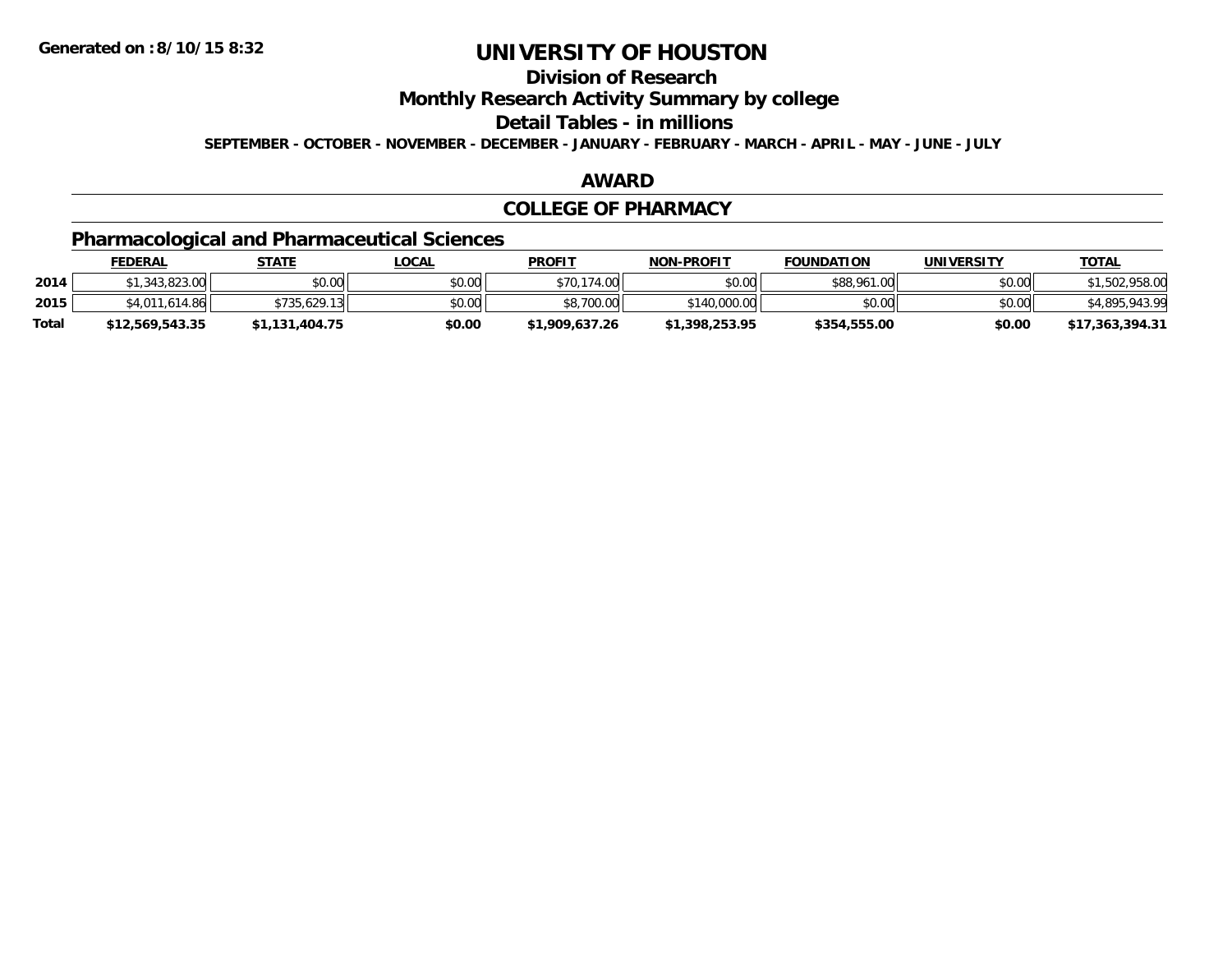**Generated on :8/10/15 8:32**

# UNIVERSITY OF HOUSTON

## Division of Research

## Monthly Research Activity Summary by college

## Detail Tables - in millions

**SEPTEMBER - OCTOBER - NOVEMBER - DECEMBER - JANUARY - FEBRUARY - MARCH - APRIL - MAY - JUNE - JULY**

## AWARD

## COLLEGE OF PHARMACY

### Pharmacological and Pharmaceutical Sciences

| | FEDERAL | STATE | LOCAL | PROFIT | NON-PROFIT | FOUNDATION | UNIVERSITY | TOTAL |
|---|---|---|---|---|---|---|---|---|
| 2014 | $1,343,823.00 | $0.00 | $0.00 | $70,174.00 | $0.00 | $88,961.00 | $0.00 | $1,502,958.00 |
| 2015 | $4,011,614.86 | $735,629.13 | $0.00 | $8,700.00 | $140,000.00 | $0.00 | $0.00 | $4,895,943.99 |
| Total | $12,569,543.35 | $1,131,404.75 | $0.00 | $1,909,637.26 | $1,398,253.95 | $354,555.00 | $0.00 | $17,363,394.31 |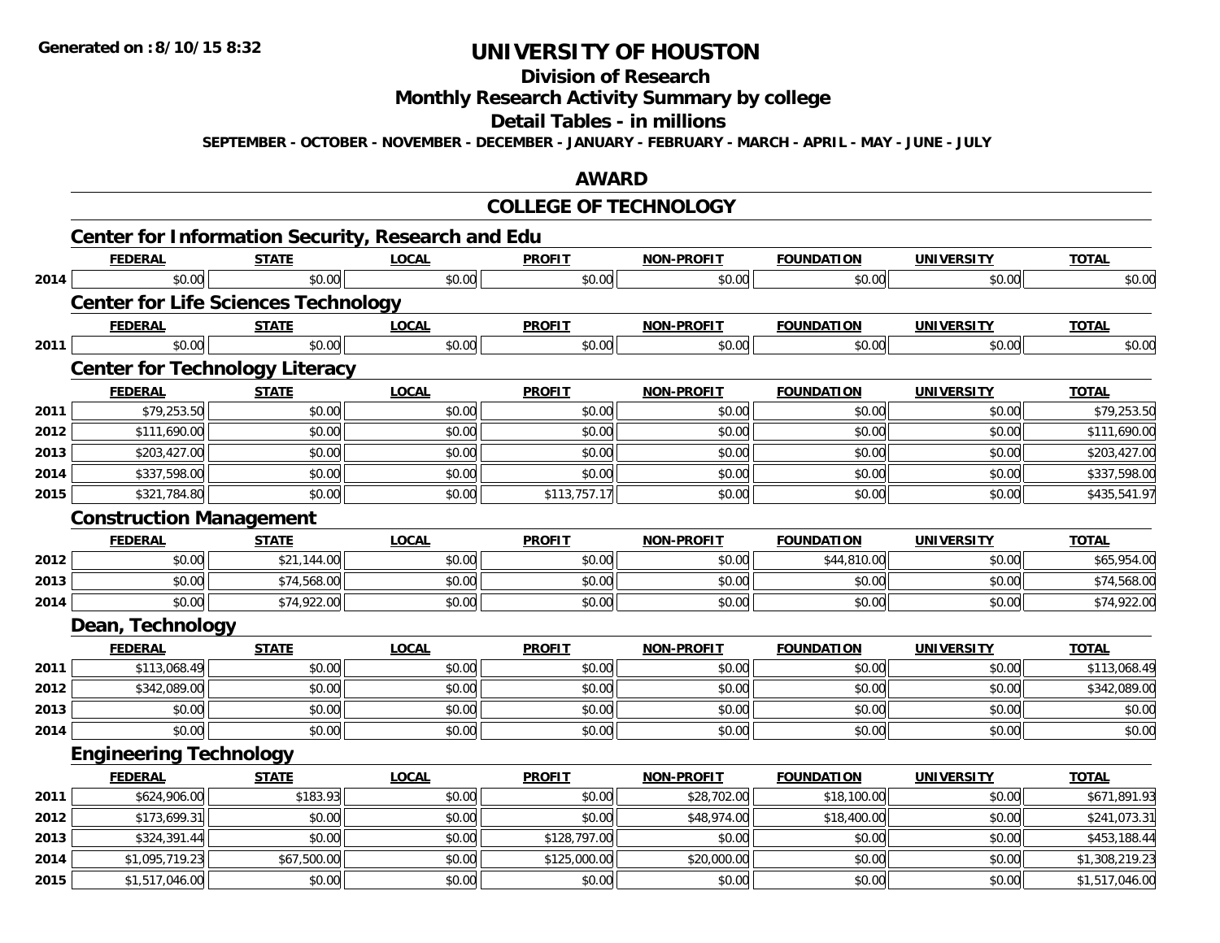Generated on :8/10/15 8:32

# UNIVERSITY OF HOUSTON

## Division of Research

## Monthly Research Activity Summary by college

## Detail Tables - in millions

**SEPTEMBER - OCTOBER - NOVEMBER - DECEMBER - JANUARY - FEBRUARY - MARCH - APRIL - MAY - JUNE - JULY**

## AWARD

## COLLEGE OF TECHNOLOGY

### Center for Information Security, Research and Edu

| | FEDERAL | STATE | LOCAL | PROFIT | NON-PROFIT | FOUNDATION | UNIVERSITY | TOTAL |
|---|---|---|---|---|---|---|---|---|
| 2014 | $0.00 | $0.00 | $0.00 | $0.00 | $0.00 | $0.00 | $0.00 | $0.00 |

### Center for Life Sciences Technology

| | FEDERAL | STATE | LOCAL | PROFIT | NON-PROFIT | FOUNDATION | UNIVERSITY | TOTAL |
|---|---|---|---|---|---|---|---|---|
| 2011 | $0.00 | $0.00 | $0.00 | $0.00 | $0.00 | $0.00 | $0.00 | $0.00 |

### Center for Technology Literacy

| | FEDERAL | STATE | LOCAL | PROFIT | NON-PROFIT | FOUNDATION | UNIVERSITY | TOTAL |
|---|---|---|---|---|---|---|---|---|
| 2011 | $79,253.50 | $0.00 | $0.00 | $0.00 | $0.00 | $0.00 | $0.00 | $79,253.50 |
| 2012 | $111,690.00 | $0.00 | $0.00 | $0.00 | $0.00 | $0.00 | $0.00 | $111,690.00 |
| 2013 | $203,427.00 | $0.00 | $0.00 | $0.00 | $0.00 | $0.00 | $0.00 | $203,427.00 |
| 2014 | $337,598.00 | $0.00 | $0.00 | $0.00 | $0.00 | $0.00 | $0.00 | $337,598.00 |
| 2015 | $321,784.80 | $0.00 | $0.00 | $113,757.17 | $0.00 | $0.00 | $0.00 | $435,541.97 |

### Construction Management

| | FEDERAL | STATE | LOCAL | PROFIT | NON-PROFIT | FOUNDATION | UNIVERSITY | TOTAL |
|---|---|---|---|---|---|---|---|---|
| 2012 | $0.00 | $21,144.00 | $0.00 | $0.00 | $0.00 | $44,810.00 | $0.00 | $65,954.00 |
| 2013 | $0.00 | $74,568.00 | $0.00 | $0.00 | $0.00 | $0.00 | $0.00 | $74,568.00 |
| 2014 | $0.00 | $74,922.00 | $0.00 | $0.00 | $0.00 | $0.00 | $0.00 | $74,922.00 |

### Dean, Technology

| | FEDERAL | STATE | LOCAL | PROFIT | NON-PROFIT | FOUNDATION | UNIVERSITY | TOTAL |
|---|---|---|---|---|---|---|---|---|
| 2011 | $113,068.49 | $0.00 | $0.00 | $0.00 | $0.00 | $0.00 | $0.00 | $113,068.49 |
| 2012 | $342,089.00 | $0.00 | $0.00 | $0.00 | $0.00 | $0.00 | $0.00 | $342,089.00 |
| 2013 | $0.00 | $0.00 | $0.00 | $0.00 | $0.00 | $0.00 | $0.00 | $0.00 |
| 2014 | $0.00 | $0.00 | $0.00 | $0.00 | $0.00 | $0.00 | $0.00 | $0.00 |

### Engineering Technology

| | FEDERAL | STATE | LOCAL | PROFIT | NON-PROFIT | FOUNDATION | UNIVERSITY | TOTAL |
|---|---|---|---|---|---|---|---|---|
| 2011 | $624,906.00 | $183.93 | $0.00 | $0.00 | $28,702.00 | $18,100.00 | $0.00 | $671,891.93 |
| 2012 | $173,699.31 | $0.00 | $0.00 | $0.00 | $48,974.00 | $18,400.00 | $0.00 | $241,073.31 |
| 2013 | $324,391.44 | $0.00 | $0.00 | $128,797.00 | $0.00 | $0.00 | $0.00 | $453,188.44 |
| 2014 | $1,095,719.23 | $67,500.00 | $0.00 | $125,000.00 | $20,000.00 | $0.00 | $0.00 | $1,308,219.23 |
| 2015 | $1,517,046.00 | $0.00 | $0.00 | $0.00 | $0.00 | $0.00 | $0.00 | $1,517,046.00 |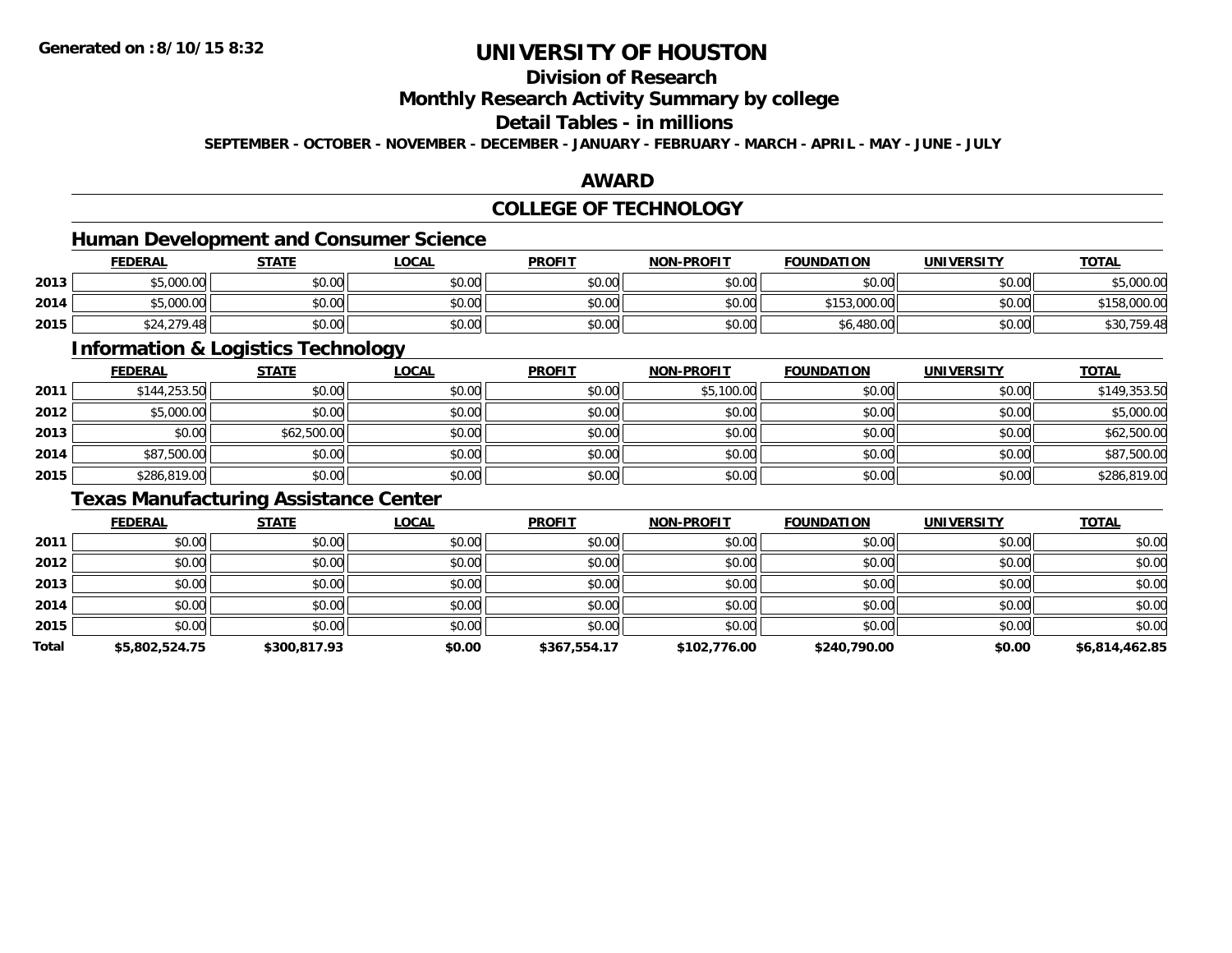**Generated on :8/10/15 8:32**

# UNIVERSITY OF HOUSTON

## Division of Research

## Monthly Research Activity Summary by college

## Detail Tables - in millions

**SEPTEMBER - OCTOBER - NOVEMBER - DECEMBER - JANUARY - FEBRUARY - MARCH - APRIL - MAY - JUNE - JULY**

## AWARD

## COLLEGE OF TECHNOLOGY

### Human Development and Consumer Science

| | FEDERAL | STATE | LOCAL | PROFIT | NON-PROFIT | FOUNDATION | UNIVERSITY | TOTAL |
|---|---|---|---|---|---|---|---|---|
| 2013 | $5,000.00 | $0.00 | $0.00 | $0.00 | $0.00 | $0.00 | $0.00 | $5,000.00 |
| 2014 | $5,000.00 | $0.00 | $0.00 | $0.00 | $0.00 | $153,000.00 | $0.00 | $158,000.00 |
| 2015 | $24,279.48 | $0.00 | $0.00 | $0.00 | $0.00 | $6,480.00 | $0.00 | $30,759.48 |

### Information & Logistics Technology

| | FEDERAL | STATE | LOCAL | PROFIT | NON-PROFIT | FOUNDATION | UNIVERSITY | TOTAL |
|---|---|---|---|---|---|---|---|---|
| 2011 | $144,253.50 | $0.00 | $0.00 | $0.00 | $5,100.00 | $0.00 | $0.00 | $149,353.50 |
| 2012 | $5,000.00 | $0.00 | $0.00 | $0.00 | $0.00 | $0.00 | $0.00 | $5,000.00 |
| 2013 | $0.00 | $62,500.00 | $0.00 | $0.00 | $0.00 | $0.00 | $0.00 | $62,500.00 |
| 2014 | $87,500.00 | $0.00 | $0.00 | $0.00 | $0.00 | $0.00 | $0.00 | $87,500.00 |
| 2015 | $286,819.00 | $0.00 | $0.00 | $0.00 | $0.00 | $0.00 | $0.00 | $286,819.00 |

### Texas Manufacturing Assistance Center

| | FEDERAL | STATE | LOCAL | PROFIT | NON-PROFIT | FOUNDATION | UNIVERSITY | TOTAL |
|---|---|---|---|---|---|---|---|---|
| 2011 | $0.00 | $0.00 | $0.00 | $0.00 | $0.00 | $0.00 | $0.00 | $0.00 |
| 2012 | $0.00 | $0.00 | $0.00 | $0.00 | $0.00 | $0.00 | $0.00 | $0.00 |
| 2013 | $0.00 | $0.00 | $0.00 | $0.00 | $0.00 | $0.00 | $0.00 | $0.00 |
| 2014 | $0.00 | $0.00 | $0.00 | $0.00 | $0.00 | $0.00 | $0.00 | $0.00 |
| 2015 | $0.00 | $0.00 | $0.00 | $0.00 | $0.00 | $0.00 | $0.00 | $0.00 |
| **Total** | **$5,802,524.75** | **$300,817.93** | **$0.00** | **$367,554.17** | **$102,776.00** | **$240,790.00** | **$0.00** | **$6,814,462.85** |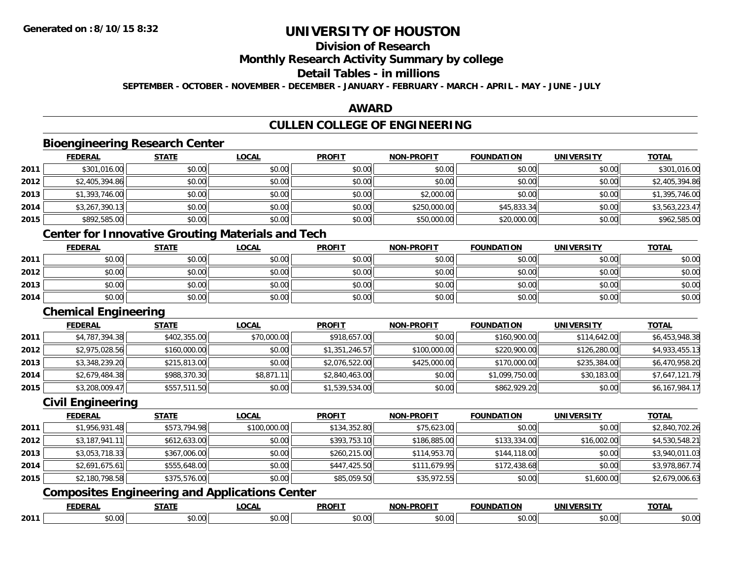# UNIVERSITY OF HOUSTON

## Division of Research

## Monthly Research Activity Summary by college

## Detail Tables - in millions

**SEPTEMBER - OCTOBER - NOVEMBER - DECEMBER - JANUARY - FEBRUARY - MARCH - APRIL - MAY - JUNE - JULY**

## AWARD

## CULLEN COLLEGE OF ENGINEERING

### Bioengineering Research Center

| | FEDERAL | STATE | LOCAL | PROFIT | NON-PROFIT | FOUNDATION | UNIVERSITY | TOTAL |
|---|---|---|---|---|---|---|---|---|
| 2011 | $301,016.00 | $0.00 | $0.00 | $0.00 | $0.00 | $0.00 | $0.00 | $301,016.00 |
| 2012 | $2,405,394.86 | $0.00 | $0.00 | $0.00 | $0.00 | $0.00 | $0.00 | $2,405,394.86 |
| 2013 | $1,393,746.00 | $0.00 | $0.00 | $0.00 | $2,000.00 | $0.00 | $0.00 | $1,395,746.00 |
| 2014 | $3,267,390.13 | $0.00 | $0.00 | $0.00 | $250,000.00 | $45,833.34 | $0.00 | $3,563,223.47 |
| 2015 | $892,585.00 | $0.00 | $0.00 | $0.00 | $50,000.00 | $20,000.00 | $0.00 | $962,585.00 |

### Center for Innovative Grouting Materials and Tech

| | FEDERAL | STATE | LOCAL | PROFIT | NON-PROFIT | FOUNDATION | UNIVERSITY | TOTAL |
|---|---|---|---|---|---|---|---|---|
| 2011 | $0.00 | $0.00 | $0.00 | $0.00 | $0.00 | $0.00 | $0.00 | $0.00 |
| 2012 | $0.00 | $0.00 | $0.00 | $0.00 | $0.00 | $0.00 | $0.00 | $0.00 |
| 2013 | $0.00 | $0.00 | $0.00 | $0.00 | $0.00 | $0.00 | $0.00 | $0.00 |
| 2014 | $0.00 | $0.00 | $0.00 | $0.00 | $0.00 | $0.00 | $0.00 | $0.00 |

### Chemical Engineering

| | FEDERAL | STATE | LOCAL | PROFIT | NON-PROFIT | FOUNDATION | UNIVERSITY | TOTAL |
|---|---|---|---|---|---|---|---|---|
| 2011 | $4,787,394.38 | $402,355.00 | $70,000.00 | $918,657.00 | $0.00 | $160,900.00 | $114,642.00 | $6,453,948.38 |
| 2012 | $2,975,028.56 | $160,000.00 | $0.00 | $1,351,246.57 | $100,000.00 | $220,900.00 | $126,280.00 | $4,933,455.13 |
| 2013 | $3,348,239.20 | $215,813.00 | $0.00 | $2,076,522.00 | $425,000.00 | $170,000.00 | $235,384.00 | $6,470,958.20 |
| 2014 | $2,679,484.38 | $988,370.30 | $8,871.11 | $2,840,463.00 | $0.00 | $1,099,750.00 | $30,183.00 | $7,647,121.79 |
| 2015 | $3,208,009.47 | $557,511.50 | $0.00 | $1,539,534.00 | $0.00 | $862,929.20 | $0.00 | $6,167,984.17 |

### Civil Engineering

| | FEDERAL | STATE | LOCAL | PROFIT | NON-PROFIT | FOUNDATION | UNIVERSITY | TOTAL |
|---|---|---|---|---|---|---|---|---|
| 2011 | $1,956,931.48 | $573,794.98 | $100,000.00 | $134,352.80 | $75,623.00 | $0.00 | $0.00 | $2,840,702.26 |
| 2012 | $3,187,941.11 | $612,633.00 | $0.00 | $393,753.10 | $186,885.00 | $133,334.00 | $16,002.00 | $4,530,548.21 |
| 2013 | $3,053,718.33 | $367,006.00 | $0.00 | $260,215.00 | $114,953.70 | $144,118.00 | $0.00 | $3,940,011.03 |
| 2014 | $2,691,675.61 | $555,648.00 | $0.00 | $447,425.50 | $111,679.95 | $172,438.68 | $0.00 | $3,978,867.74 |
| 2015 | $2,180,798.58 | $375,576.00 | $0.00 | $85,059.50 | $35,972.55 | $0.00 | $1,600.00 | $2,679,006.63 |

### Composites Engineering and Applications Center

| | FEDERAL | STATE | LOCAL | PROFIT | NON-PROFIT | FOUNDATION | UNIVERSITY | TOTAL |
|---|---|---|---|---|---|---|---|---|
| 2011 | $0.00 | $0.00 | $0.00 | $0.00 | $0.00 | $0.00 | $0.00 | $0.00 |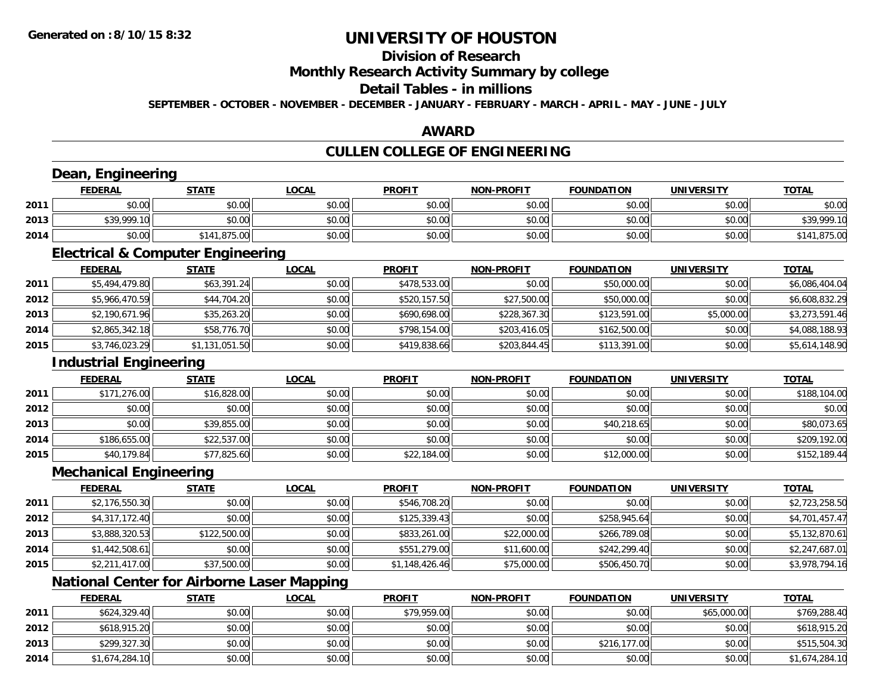**Generated on :8/10/15 8:32**

# UNIVERSITY OF HOUSTON

## Division of Research

## Monthly Research Activity Summary by college

## Detail Tables - in millions

**SEPTEMBER - OCTOBER - NOVEMBER - DECEMBER - JANUARY - FEBRUARY - MARCH - APRIL - MAY - JUNE - JULY**

## AWARD

## CULLEN COLLEGE OF ENGINEERING

### Dean, Engineering

| | FEDERAL | STATE | LOCAL | PROFIT | NON-PROFIT | FOUNDATION | UNIVERSITY | TOTAL |
|---|---|---|---|---|---|---|---|---|
| 2011 | $0.00 | $0.00 | $0.00 | $0.00 | $0.00 | $0.00 | $0.00 | $0.00 |
| 2013 | $39,999.10 | $0.00 | $0.00 | $0.00 | $0.00 | $0.00 | $0.00 | $39,999.10 |
| 2014 | $0.00 | $141,875.00 | $0.00 | $0.00 | $0.00 | $0.00 | $0.00 | $141,875.00 |

### Electrical & Computer Engineering

| | FEDERAL | STATE | LOCAL | PROFIT | NON-PROFIT | FOUNDATION | UNIVERSITY | TOTAL |
|---|---|---|---|---|---|---|---|---|
| 2011 | $5,494,479.80 | $63,391.24 | $0.00 | $478,533.00 | $0.00 | $50,000.00 | $0.00 | $6,086,404.04 |
| 2012 | $5,966,470.59 | $44,704.20 | $0.00 | $520,157.50 | $27,500.00 | $50,000.00 | $0.00 | $6,608,832.29 |
| 2013 | $2,190,671.96 | $35,263.20 | $0.00 | $690,698.00 | $228,367.30 | $123,591.00 | $5,000.00 | $3,273,591.46 |
| 2014 | $2,865,342.18 | $58,776.70 | $0.00 | $798,154.00 | $203,416.05 | $162,500.00 | $0.00 | $4,088,188.93 |
| 2015 | $3,746,023.29 | $1,131,051.50 | $0.00 | $419,838.66 | $203,844.45 | $113,391.00 | $0.00 | $5,614,148.90 |

### Industrial Engineering

| | FEDERAL | STATE | LOCAL | PROFIT | NON-PROFIT | FOUNDATION | UNIVERSITY | TOTAL |
|---|---|---|---|---|---|---|---|---|
| 2011 | $171,276.00 | $16,828.00 | $0.00 | $0.00 | $0.00 | $0.00 | $0.00 | $188,104.00 |
| 2012 | $0.00 | $0.00 | $0.00 | $0.00 | $0.00 | $0.00 | $0.00 | $0.00 |
| 2013 | $0.00 | $39,855.00 | $0.00 | $0.00 | $0.00 | $40,218.65 | $0.00 | $80,073.65 |
| 2014 | $186,655.00 | $22,537.00 | $0.00 | $0.00 | $0.00 | $0.00 | $0.00 | $209,192.00 |
| 2015 | $40,179.84 | $77,825.60 | $0.00 | $22,184.00 | $0.00 | $12,000.00 | $0.00 | $152,189.44 |

### Mechanical Engineering

| | FEDERAL | STATE | LOCAL | PROFIT | NON-PROFIT | FOUNDATION | UNIVERSITY | TOTAL |
|---|---|---|---|---|---|---|---|---|
| 2011 | $2,176,550.30 | $0.00 | $0.00 | $546,708.20 | $0.00 | $0.00 | $0.00 | $2,723,258.50 |
| 2012 | $4,317,172.40 | $0.00 | $0.00 | $125,339.43 | $0.00 | $258,945.64 | $0.00 | $4,701,457.47 |
| 2013 | $3,888,320.53 | $122,500.00 | $0.00 | $833,261.00 | $22,000.00 | $266,789.08 | $0.00 | $5,132,870.61 |
| 2014 | $1,442,508.61 | $0.00 | $0.00 | $551,279.00 | $11,600.00 | $242,299.40 | $0.00 | $2,247,687.01 |
| 2015 | $2,211,417.00 | $37,500.00 | $0.00 | $1,148,426.46 | $75,000.00 | $506,450.70 | $0.00 | $3,978,794.16 |

### National Center for Airborne Laser Mapping

| | FEDERAL | STATE | LOCAL | PROFIT | NON-PROFIT | FOUNDATION | UNIVERSITY | TOTAL |
|---|---|---|---|---|---|---|---|---|
| 2011 | $624,329.40 | $0.00 | $0.00 | $79,959.00 | $0.00 | $0.00 | $65,000.00 | $769,288.40 |
| 2012 | $618,915.20 | $0.00 | $0.00 | $0.00 | $0.00 | $0.00 | $0.00 | $618,915.20 |
| 2013 | $299,327.30 | $0.00 | $0.00 | $0.00 | $0.00 | $216,177.00 | $0.00 | $515,504.30 |
| 2014 | $1,674,284.10 | $0.00 | $0.00 | $0.00 | $0.00 | $0.00 | $0.00 | $1,674,284.10 |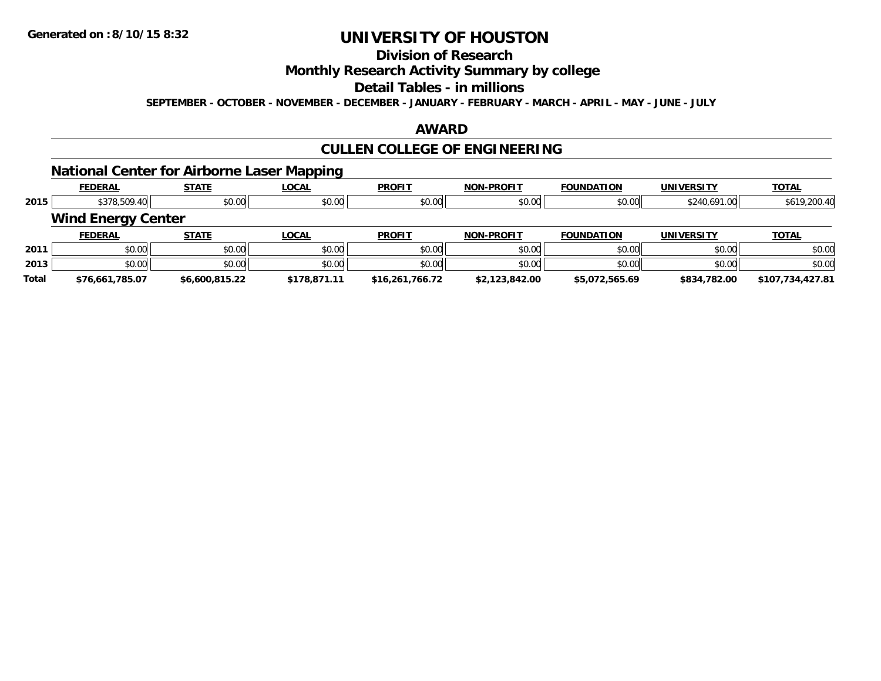Generated on :8/10/15 8:32

# UNIVERSITY OF HOUSTON

## Division of Research

## Monthly Research Activity Summary by college

## Detail Tables - in millions

SEPTEMBER - OCTOBER - NOVEMBER - DECEMBER - JANUARY - FEBRUARY - MARCH - APRIL - MAY - JUNE - JULY

## AWARD

## CULLEN COLLEGE OF ENGINEERING

### National Center for Airborne Laser Mapping

| | FEDERAL | STATE | LOCAL | PROFIT | NON-PROFIT | FOUNDATION | UNIVERSITY | TOTAL |
|---|---|---|---|---|---|---|---|---|
| 2015 | $378,509.40 | $0.00 | $0.00 | $0.00 | $0.00 | $0.00 | $240,691.00 | $619,200.40 |

### Wind Energy Center

| | FEDERAL | STATE | LOCAL | PROFIT | NON-PROFIT | FOUNDATION | UNIVERSITY | TOTAL |
|---|---|---|---|---|---|---|---|---|
| 2011 | $0.00 | $0.00 | $0.00 | $0.00 | $0.00 | $0.00 | $0.00 | $0.00 |
| 2013 | $0.00 | $0.00 | $0.00 | $0.00 | $0.00 | $0.00 | $0.00 | $0.00 |
| **Total** | **$76,661,785.07** | **$6,600,815.22** | **$178,871.11** | **$16,261,766.72** | **$2,123,842.00** | **$5,072,565.69** | **$834,782.00** | **$107,734,427.81** |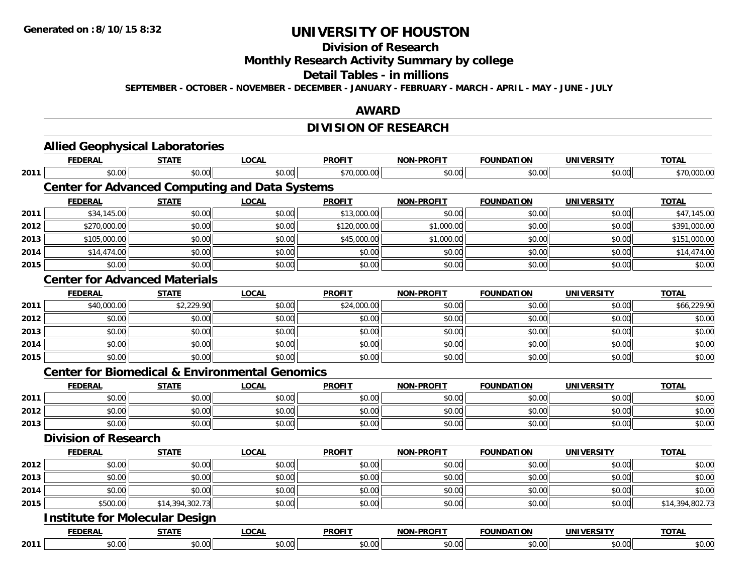**Generated on :8/10/15 8:32**

# UNIVERSITY OF HOUSTON

## Division of Research

## Monthly Research Activity Summary by college

## Detail Tables - in millions

**SEPTEMBER - OCTOBER - NOVEMBER - DECEMBER - JANUARY - FEBRUARY - MARCH - APRIL - MAY - JUNE - JULY**

## AWARD

## DIVISION OF RESEARCH

### Allied Geophysical Laboratories

| | FEDERAL | STATE | LOCAL | PROFIT | NON-PROFIT | FOUNDATION | UNIVERSITY | TOTAL |
|---|---|---|---|---|---|---|---|---|
| 2011 | $0.00 | $0.00 | $0.00 | $70,000.00 | $0.00 | $0.00 | $0.00 | $70,000.00 |

### Center for Advanced Computing and Data Systems

| | FEDERAL | STATE | LOCAL | PROFIT | NON-PROFIT | FOUNDATION | UNIVERSITY | TOTAL |
|---|---|---|---|---|---|---|---|---|
| 2011 | $34,145.00 | $0.00 | $0.00 | $13,000.00 | $0.00 | $0.00 | $0.00 | $47,145.00 |
| 2012 | $270,000.00 | $0.00 | $0.00 | $120,000.00 | $1,000.00 | $0.00 | $0.00 | $391,000.00 |
| 2013 | $105,000.00 | $0.00 | $0.00 | $45,000.00 | $1,000.00 | $0.00 | $0.00 | $151,000.00 |
| 2014 | $14,474.00 | $0.00 | $0.00 | $0.00 | $0.00 | $0.00 | $0.00 | $14,474.00 |
| 2015 | $0.00 | $0.00 | $0.00 | $0.00 | $0.00 | $0.00 | $0.00 | $0.00 |

### Center for Advanced Materials

| | FEDERAL | STATE | LOCAL | PROFIT | NON-PROFIT | FOUNDATION | UNIVERSITY | TOTAL |
|---|---|---|---|---|---|---|---|---|
| 2011 | $40,000.00 | $2,229.90 | $0.00 | $24,000.00 | $0.00 | $0.00 | $0.00 | $66,229.90 |
| 2012 | $0.00 | $0.00 | $0.00 | $0.00 | $0.00 | $0.00 | $0.00 | $0.00 |
| 2013 | $0.00 | $0.00 | $0.00 | $0.00 | $0.00 | $0.00 | $0.00 | $0.00 |
| 2014 | $0.00 | $0.00 | $0.00 | $0.00 | $0.00 | $0.00 | $0.00 | $0.00 |
| 2015 | $0.00 | $0.00 | $0.00 | $0.00 | $0.00 | $0.00 | $0.00 | $0.00 |

### Center for Biomedical & Environmental Genomics

| | FEDERAL | STATE | LOCAL | PROFIT | NON-PROFIT | FOUNDATION | UNIVERSITY | TOTAL |
|---|---|---|---|---|---|---|---|---|
| 2011 | $0.00 | $0.00 | $0.00 | $0.00 | $0.00 | $0.00 | $0.00 | $0.00 |
| 2012 | $0.00 | $0.00 | $0.00 | $0.00 | $0.00 | $0.00 | $0.00 | $0.00 |
| 2013 | $0.00 | $0.00 | $0.00 | $0.00 | $0.00 | $0.00 | $0.00 | $0.00 |

### Division of Research

| | FEDERAL | STATE | LOCAL | PROFIT | NON-PROFIT | FOUNDATION | UNIVERSITY | TOTAL |
|---|---|---|---|---|---|---|---|---|
| 2012 | $0.00 | $0.00 | $0.00 | $0.00 | $0.00 | $0.00 | $0.00 | $0.00 |
| 2013 | $0.00 | $0.00 | $0.00 | $0.00 | $0.00 | $0.00 | $0.00 | $0.00 |
| 2014 | $0.00 | $0.00 | $0.00 | $0.00 | $0.00 | $0.00 | $0.00 | $0.00 |
| 2015 | $500.00 | $14,394,302.73 | $0.00 | $0.00 | $0.00 | $0.00 | $0.00 | $14,394,802.73 |

### Institute for Molecular Design

| | FEDERAL | STATE | LOCAL | PROFIT | NON-PROFIT | FOUNDATION | UNIVERSITY | TOTAL |
|---|---|---|---|---|---|---|---|---|
| 2011 | $0.00 | $0.00 | $0.00 | $0.00 | $0.00 | $0.00 | $0.00 | $0.00 |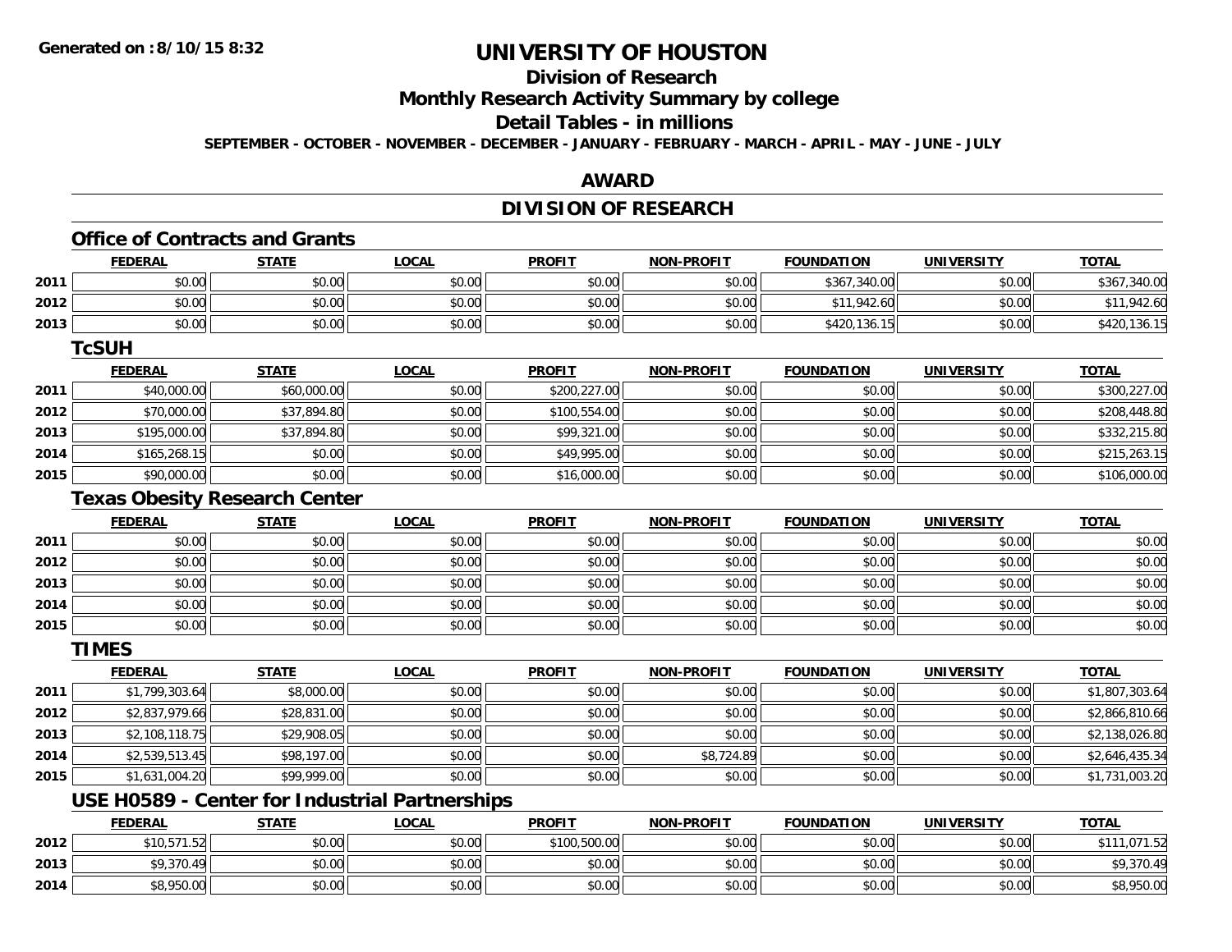# UNIVERSITY OF HOUSTON

## Division of Research

## Monthly Research Activity Summary by college

## Detail Tables - in millions

**SEPTEMBER - OCTOBER - NOVEMBER - DECEMBER - JANUARY - FEBRUARY - MARCH - APRIL - MAY - JUNE - JULY**

## AWARD

## DIVISION OF RESEARCH

### Office of Contracts and Grants

| | FEDERAL | STATE | LOCAL | PROFIT | NON-PROFIT | FOUNDATION | UNIVERSITY | TOTAL |
|---|---|---|---|---|---|---|---|---|
| 2011 | $0.00 | $0.00 | $0.00 | $0.00 | $0.00 | $367,340.00 | $0.00 | $367,340.00 |
| 2012 | $0.00 | $0.00 | $0.00 | $0.00 | $0.00 | $11,942.60 | $0.00 | $11,942.60 |
| 2013 | $0.00 | $0.00 | $0.00 | $0.00 | $0.00 | $420,136.15 | $0.00 | $420,136.15 |

### TcSUH

| | FEDERAL | STATE | LOCAL | PROFIT | NON-PROFIT | FOUNDATION | UNIVERSITY | TOTAL |
|---|---|---|---|---|---|---|---|---|
| 2011 | $40,000.00 | $60,000.00 | $0.00 | $200,227.00 | $0.00 | $0.00 | $0.00 | $300,227.00 |
| 2012 | $70,000.00 | $37,894.80 | $0.00 | $100,554.00 | $0.00 | $0.00 | $0.00 | $208,448.80 |
| 2013 | $195,000.00 | $37,894.80 | $0.00 | $99,321.00 | $0.00 | $0.00 | $0.00 | $332,215.80 |
| 2014 | $165,268.15 | $0.00 | $0.00 | $49,995.00 | $0.00 | $0.00 | $0.00 | $215,263.15 |
| 2015 | $90,000.00 | $0.00 | $0.00 | $16,000.00 | $0.00 | $0.00 | $0.00 | $106,000.00 |

### Texas Obesity Research Center

| | FEDERAL | STATE | LOCAL | PROFIT | NON-PROFIT | FOUNDATION | UNIVERSITY | TOTAL |
|---|---|---|---|---|---|---|---|---|
| 2011 | $0.00 | $0.00 | $0.00 | $0.00 | $0.00 | $0.00 | $0.00 | $0.00 |
| 2012 | $0.00 | $0.00 | $0.00 | $0.00 | $0.00 | $0.00 | $0.00 | $0.00 |
| 2013 | $0.00 | $0.00 | $0.00 | $0.00 | $0.00 | $0.00 | $0.00 | $0.00 |
| 2014 | $0.00 | $0.00 | $0.00 | $0.00 | $0.00 | $0.00 | $0.00 | $0.00 |
| 2015 | $0.00 | $0.00 | $0.00 | $0.00 | $0.00 | $0.00 | $0.00 | $0.00 |

### TIMES

| | FEDERAL | STATE | LOCAL | PROFIT | NON-PROFIT | FOUNDATION | UNIVERSITY | TOTAL |
|---|---|---|---|---|---|---|---|---|
| 2011 | $1,799,303.64 | $8,000.00 | $0.00 | $0.00 | $0.00 | $0.00 | $0.00 | $1,807,303.64 |
| 2012 | $2,837,979.66 | $28,831.00 | $0.00 | $0.00 | $0.00 | $0.00 | $0.00 | $2,866,810.66 |
| 2013 | $2,108,118.75 | $29,908.05 | $0.00 | $0.00 | $0.00 | $0.00 | $0.00 | $2,138,026.80 |
| 2014 | $2,539,513.45 | $98,197.00 | $0.00 | $0.00 | $8,724.89 | $0.00 | $0.00 | $2,646,435.34 |
| 2015 | $1,631,004.20 | $99,999.00 | $0.00 | $0.00 | $0.00 | $0.00 | $0.00 | $1,731,003.20 |

### USE H0589 - Center for Industrial Partnerships

| | FEDERAL | STATE | LOCAL | PROFIT | NON-PROFIT | FOUNDATION | UNIVERSITY | TOTAL |
|---|---|---|---|---|---|---|---|---|
| 2012 | $10,571.52 | $0.00 | $0.00 | $100,500.00 | $0.00 | $0.00 | $0.00 | $111,071.52 |
| 2013 | $9,370.49 | $0.00 | $0.00 | $0.00 | $0.00 | $0.00 | $0.00 | $9,370.49 |
| 2014 | $8,950.00 | $0.00 | $0.00 | $0.00 | $0.00 | $0.00 | $0.00 | $8,950.00 |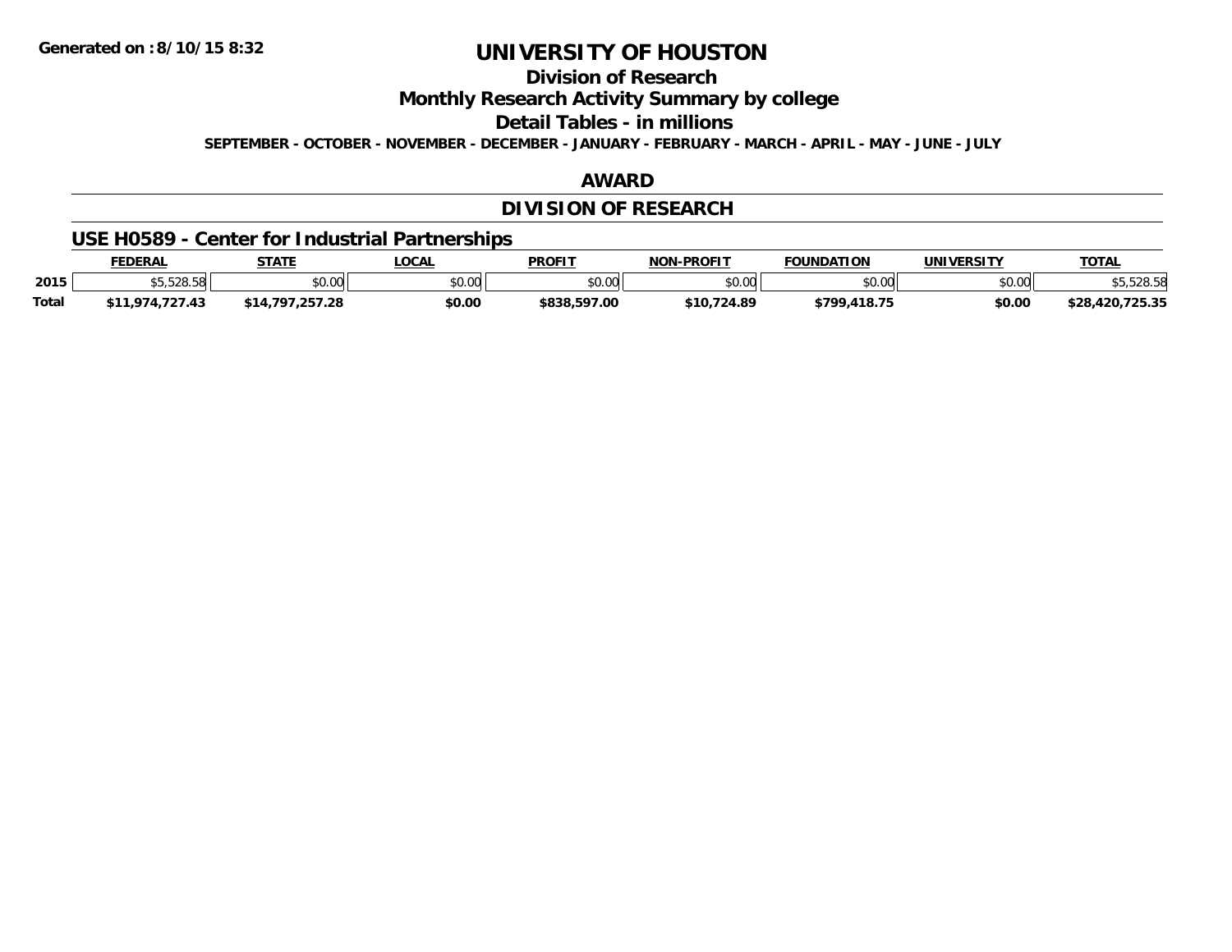# UNIVERSITY OF HOUSTON

## Division of Research

## Monthly Research Activity Summary by college

## Detail Tables - in millions

**SEPTEMBER - OCTOBER - NOVEMBER - DECEMBER - JANUARY - FEBRUARY - MARCH - APRIL - MAY - JUNE - JULY**

## AWARD

## DIVISION OF RESEARCH

### USE H0589 - Center for Industrial Partnerships

| | FEDERAL | STATE | LOCAL | PROFIT | NON-PROFIT | FOUNDATION | UNIVERSITY | TOTAL |
|---|---|---|---|---|---|---|---|---|
| 2015 | $5,528.58 | $0.00 | $0.00 | $0.00 | $0.00 | $0.00 | $0.00 | $5,528.58 |
| **Total** | **$11,974,727.43** | **$14,797,257.28** | **$0.00** | **$838,597.00** | **$10,724.89** | **$799,418.75** | **$0.00** | **$28,420,725.35** |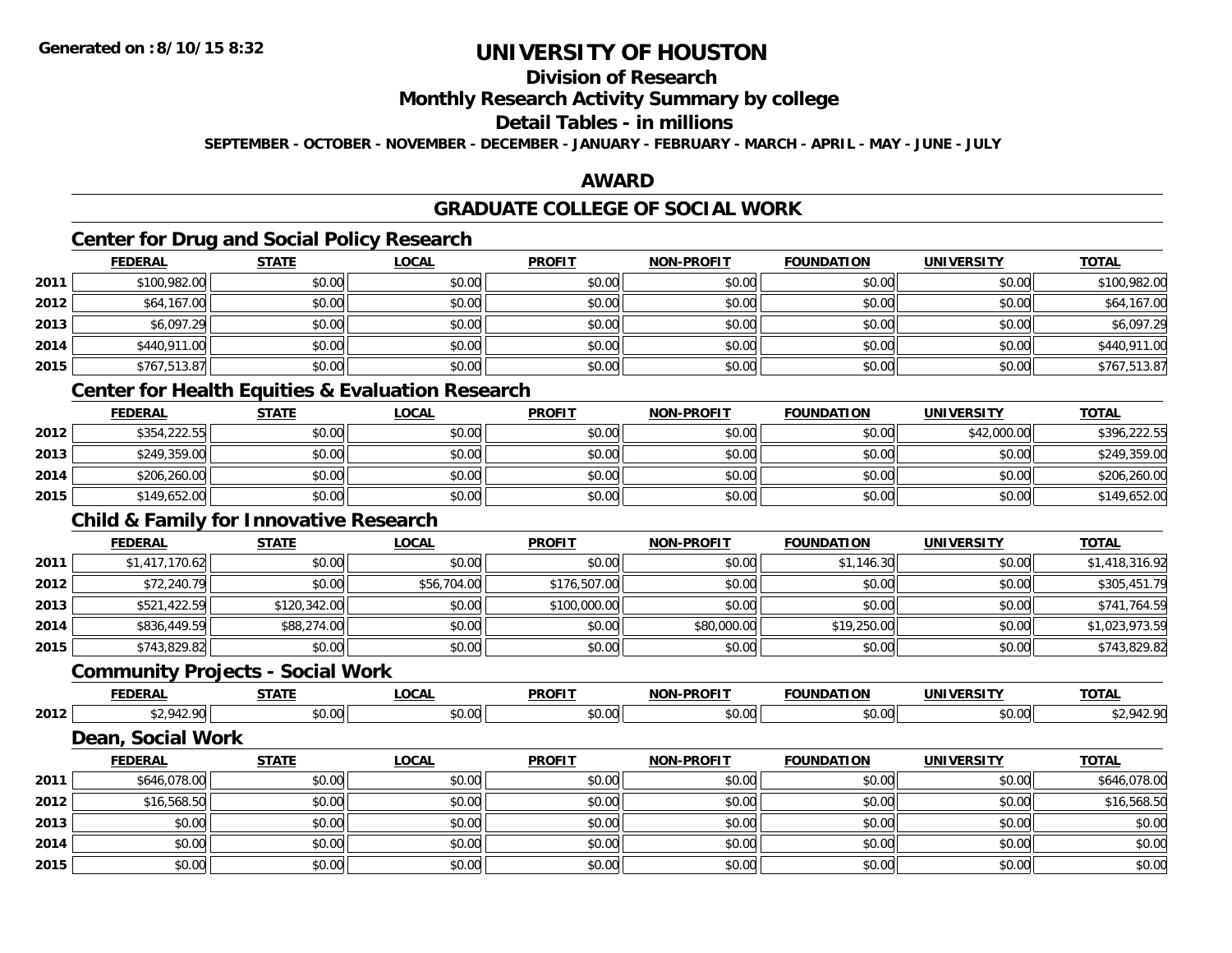# UNIVERSITY OF HOUSTON

## Division of Research

## Monthly Research Activity Summary by college

## Detail Tables - in millions

**SEPTEMBER - OCTOBER - NOVEMBER - DECEMBER - JANUARY - FEBRUARY - MARCH - APRIL - MAY - JUNE - JULY**

## AWARD

## GRADUATE COLLEGE OF SOCIAL WORK

### Center for Drug and Social Policy Research

| | FEDERAL | STATE | LOCAL | PROFIT | NON-PROFIT | FOUNDATION | UNIVERSITY | TOTAL |
|---|---|---|---|---|---|---|---|---|
| 2011 | $100,982.00 | $0.00 | $0.00 | $0.00 | $0.00 | $0.00 | $0.00 | $100,982.00 |
| 2012 | $64,167.00 | $0.00 | $0.00 | $0.00 | $0.00 | $0.00 | $0.00 | $64,167.00 |
| 2013 | $6,097.29 | $0.00 | $0.00 | $0.00 | $0.00 | $0.00 | $0.00 | $6,097.29 |
| 2014 | $440,911.00 | $0.00 | $0.00 | $0.00 | $0.00 | $0.00 | $0.00 | $440,911.00 |
| 2015 | $767,513.87 | $0.00 | $0.00 | $0.00 | $0.00 | $0.00 | $0.00 | $767,513.87 |

### Center for Health Equities & Evaluation Research

| | FEDERAL | STATE | LOCAL | PROFIT | NON-PROFIT | FOUNDATION | UNIVERSITY | TOTAL |
|---|---|---|---|---|---|---|---|---|
| 2012 | $354,222.55 | $0.00 | $0.00 | $0.00 | $0.00 | $0.00 | $42,000.00 | $396,222.55 |
| 2013 | $249,359.00 | $0.00 | $0.00 | $0.00 | $0.00 | $0.00 | $0.00 | $249,359.00 |
| 2014 | $206,260.00 | $0.00 | $0.00 | $0.00 | $0.00 | $0.00 | $0.00 | $206,260.00 |
| 2015 | $149,652.00 | $0.00 | $0.00 | $0.00 | $0.00 | $0.00 | $0.00 | $149,652.00 |

### Child & Family for Innovative Research

| | FEDERAL | STATE | LOCAL | PROFIT | NON-PROFIT | FOUNDATION | UNIVERSITY | TOTAL |
|---|---|---|---|---|---|---|---|---|
| 2011 | $1,417,170.62 | $0.00 | $0.00 | $0.00 | $0.00 | $1,146.30 | $0.00 | $1,418,316.92 |
| 2012 | $72,240.79 | $0.00 | $56,704.00 | $176,507.00 | $0.00 | $0.00 | $0.00 | $305,451.79 |
| 2013 | $521,422.59 | $120,342.00 | $0.00 | $100,000.00 | $0.00 | $0.00 | $0.00 | $741,764.59 |
| 2014 | $836,449.59 | $88,274.00 | $0.00 | $0.00 | $80,000.00 | $19,250.00 | $0.00 | $1,023,973.59 |
| 2015 | $743,829.82 | $0.00 | $0.00 | $0.00 | $0.00 | $0.00 | $0.00 | $743,829.82 |

### Community Projects - Social Work

| | FEDERAL | STATE | LOCAL | PROFIT | NON-PROFIT | FOUNDATION | UNIVERSITY | TOTAL |
|---|---|---|---|---|---|---|---|---|
| 2012 | $2,942.90 | $0.00 | $0.00 | $0.00 | $0.00 | $0.00 | $0.00 | $2,942.90 |

### Dean, Social Work

| | FEDERAL | STATE | LOCAL | PROFIT | NON-PROFIT | FOUNDATION | UNIVERSITY | TOTAL |
|---|---|---|---|---|---|---|---|---|
| 2011 | $646,078.00 | $0.00 | $0.00 | $0.00 | $0.00 | $0.00 | $0.00 | $646,078.00 |
| 2012 | $16,568.50 | $0.00 | $0.00 | $0.00 | $0.00 | $0.00 | $0.00 | $16,568.50 |
| 2013 | $0.00 | $0.00 | $0.00 | $0.00 | $0.00 | $0.00 | $0.00 | $0.00 |
| 2014 | $0.00 | $0.00 | $0.00 | $0.00 | $0.00 | $0.00 | $0.00 | $0.00 |
| 2015 | $0.00 | $0.00 | $0.00 | $0.00 | $0.00 | $0.00 | $0.00 | $0.00 |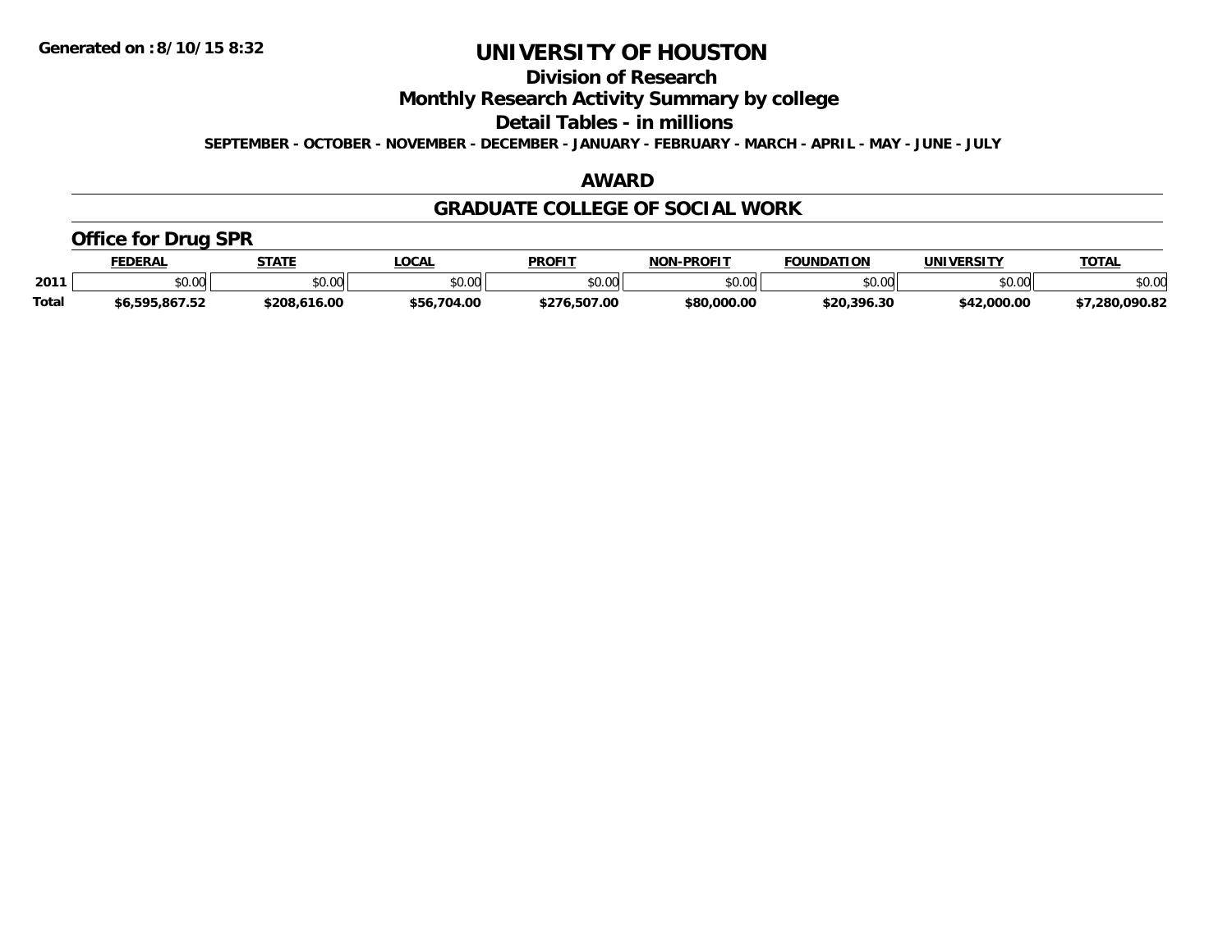# UNIVERSITY OF HOUSTON

## Division of Research

## Monthly Research Activity Summary by college

## Detail Tables - in millions

**SEPTEMBER - OCTOBER - NOVEMBER - DECEMBER - JANUARY - FEBRUARY - MARCH - APRIL - MAY - JUNE - JULY**

## AWARD

## GRADUATE COLLEGE OF SOCIAL WORK

### Office for Drug SPR

| | FEDERAL | STATE | LOCAL | PROFIT | NON-PROFIT | FOUNDATION | UNIVERSITY | TOTAL |
|---|---|---|---|---|---|---|---|---|
| 2011 | $0.00 | $0.00 | $0.00 | $0.00 | $0.00 | $0.00 | $0.00 | $0.00 |
| Total | $6,595,867.52 | $208,616.00 | $56,704.00 | $276,507.00 | $80,000.00 | $20,396.30 | $42,000.00 | $7,280,090.82 |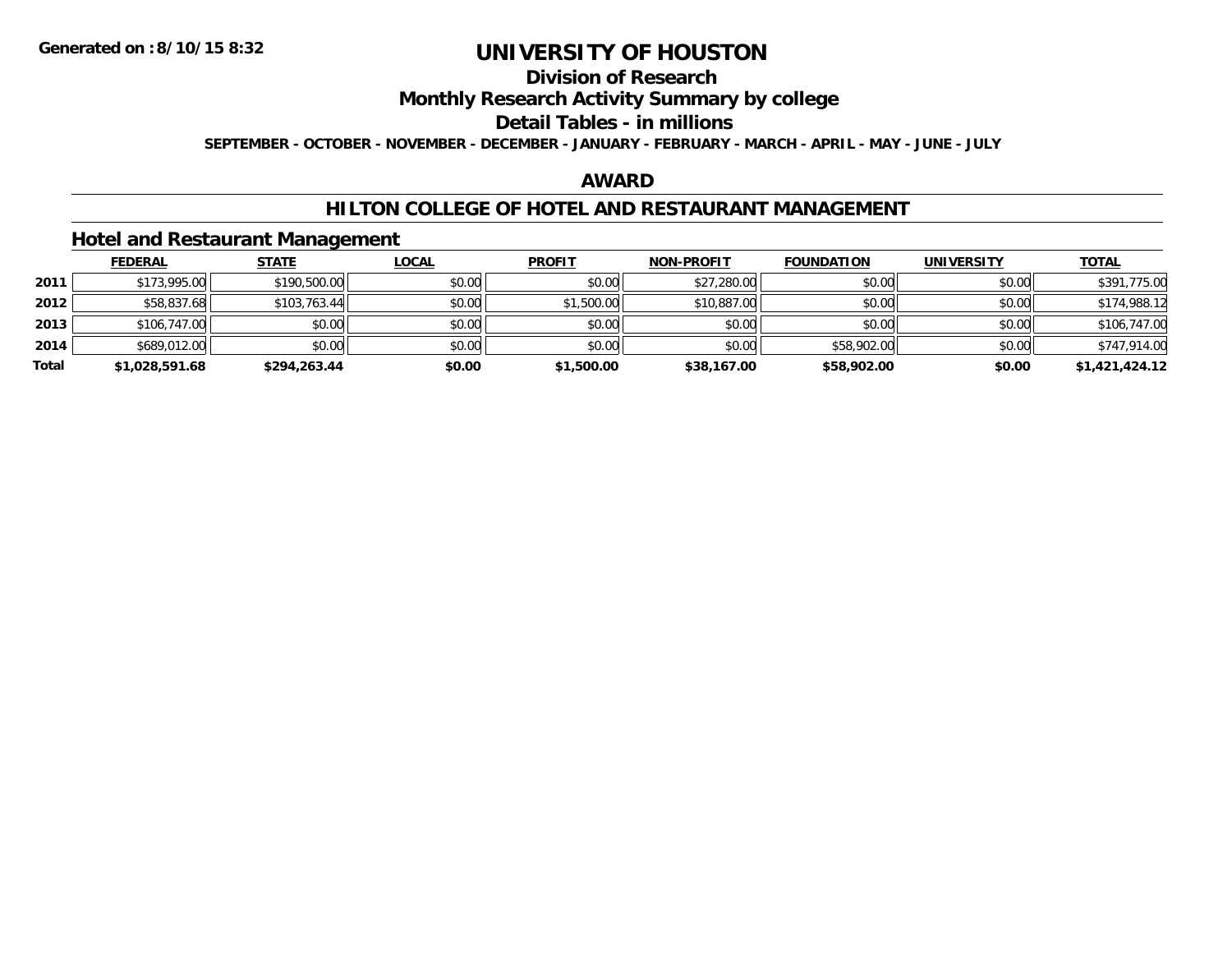# UNIVERSITY OF HOUSTON

## Division of Research

## Monthly Research Activity Summary by college

## Detail Tables - in millions

**SEPTEMBER - OCTOBER - NOVEMBER - DECEMBER - JANUARY - FEBRUARY - MARCH - APRIL - MAY - JUNE - JULY**

## AWARD

## HILTON COLLEGE OF HOTEL AND RESTAURANT MANAGEMENT

### Hotel and Restaurant Management

| | FEDERAL | STATE | LOCAL | PROFIT | NON-PROFIT | FOUNDATION | UNIVERSITY | TOTAL |
|---|---|---|---|---|---|---|---|---|
| **2011** | $173,995.00 | $190,500.00 | $0.00 | $0.00 | $27,280.00 | $0.00 | $0.00 | $391,775.00 |
| **2012** | $58,837.68 | $103,763.44 | $0.00 | $1,500.00 | $10,887.00 | $0.00 | $0.00 | $174,988.12 |
| **2013** | $106,747.00 | $0.00 | $0.00 | $0.00 | $0.00 | $0.00 | $0.00 | $106,747.00 |
| **2014** | $689,012.00 | $0.00 | $0.00 | $0.00 | $0.00 | $58,902.00 | $0.00 | $747,914.00 |
| **Total** | **$1,028,591.68** | **$294,263.44** | **$0.00** | **$1,500.00** | **$38,167.00** | **$58,902.00** | **$0.00** | **$1,421,424.12** |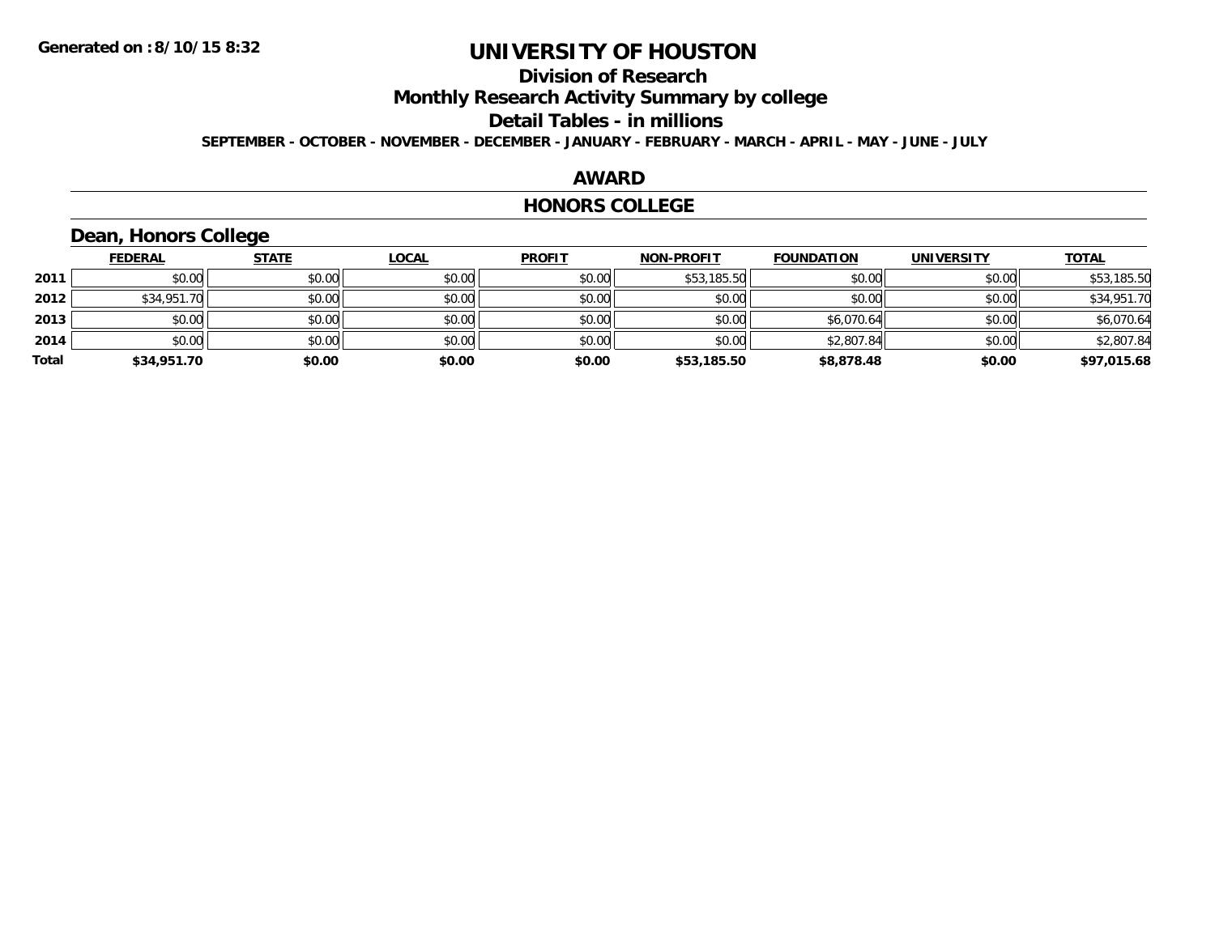# UNIVERSITY OF HOUSTON

## Division of Research

## Monthly Research Activity Summary by college

## Detail Tables - in millions

**SEPTEMBER - OCTOBER - NOVEMBER - DECEMBER - JANUARY - FEBRUARY - MARCH - APRIL - MAY - JUNE - JULY**

## AWARD

## HONORS COLLEGE

### Dean, Honors College

| | FEDERAL | STATE | LOCAL | PROFIT | NON-PROFIT | FOUNDATION | UNIVERSITY | TOTAL |
|---|---|---|---|---|---|---|---|---|
| 2011 | $0.00 | $0.00 | $0.00 | $0.00 | $53,185.50 | $0.00 | $0.00 | $53,185.50 |
| 2012 | $34,951.70 | $0.00 | $0.00 | $0.00 | $0.00 | $0.00 | $0.00 | $34,951.70 |
| 2013 | $0.00 | $0.00 | $0.00 | $0.00 | $0.00 | $6,070.64 | $0.00 | $6,070.64 |
| 2014 | $0.00 | $0.00 | $0.00 | $0.00 | $0.00 | $2,807.84 | $0.00 | $2,807.84 |
| **Total** | **$34,951.70** | **$0.00** | **$0.00** | **$0.00** | **$53,185.50** | **$8,878.48** | **$0.00** | **$97,015.68** |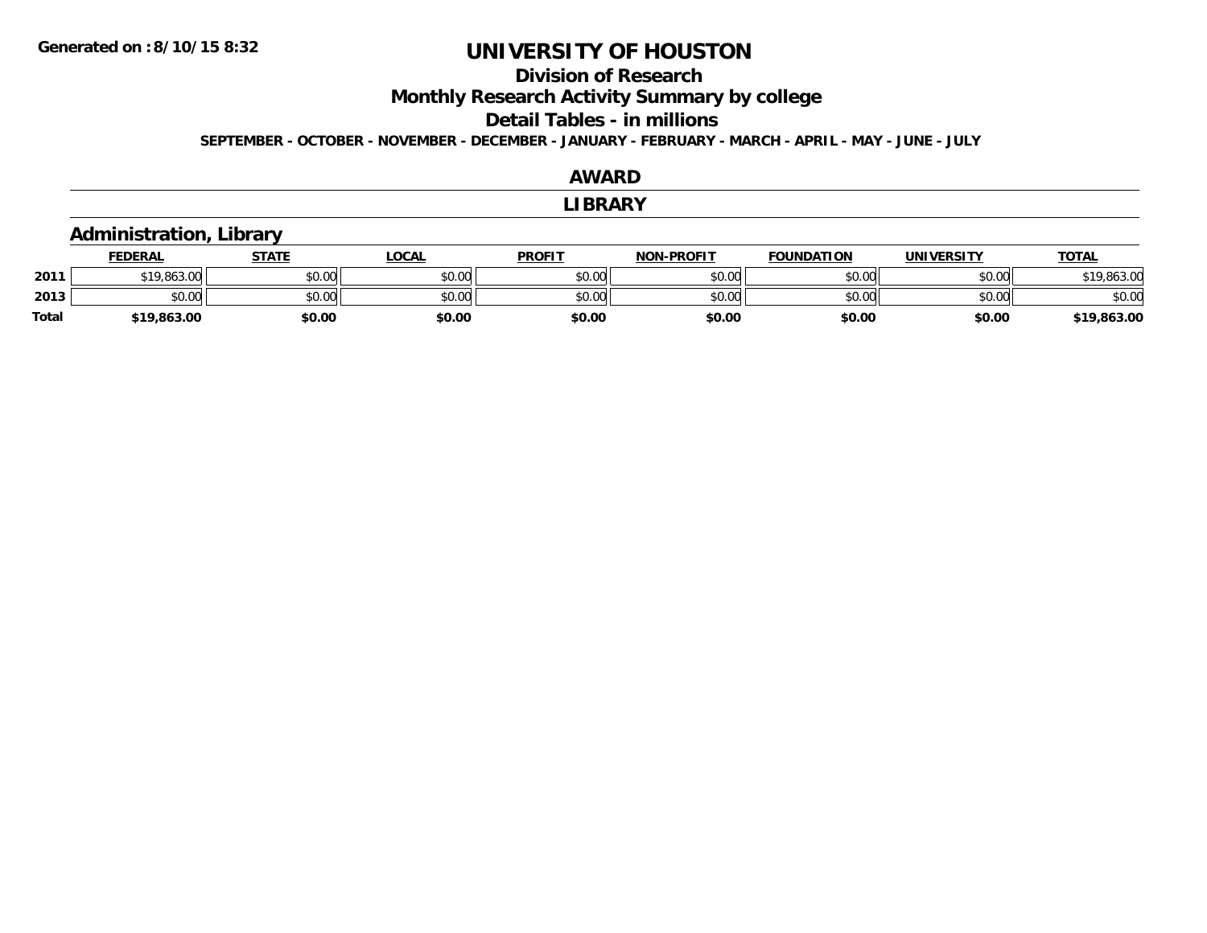**Generated on :8/10/15 8:32**

# UNIVERSITY OF HOUSTON

## Division of Research

## Monthly Research Activity Summary by college

## Detail Tables - in millions

**SEPTEMBER - OCTOBER - NOVEMBER - DECEMBER - JANUARY - FEBRUARY - MARCH - APRIL - MAY - JUNE - JULY**

## AWARD

## LIBRARY

### Administration, Library

| | FEDERAL | STATE | LOCAL | PROFIT | NON-PROFIT | FOUNDATION | UNIVERSITY | TOTAL |
|---|---|---|---|---|---|---|---|---|
| 2011 | $19,863.00 | $0.00 | $0.00 | $0.00 | $0.00 | $0.00 | $0.00 | $19,863.00 |
| 2013 | $0.00 | $0.00 | $0.00 | $0.00 | $0.00 | $0.00 | $0.00 | $0.00 |
| Total | $19,863.00 | $0.00 | $0.00 | $0.00 | $0.00 | $0.00 | $0.00 | $19,863.00 |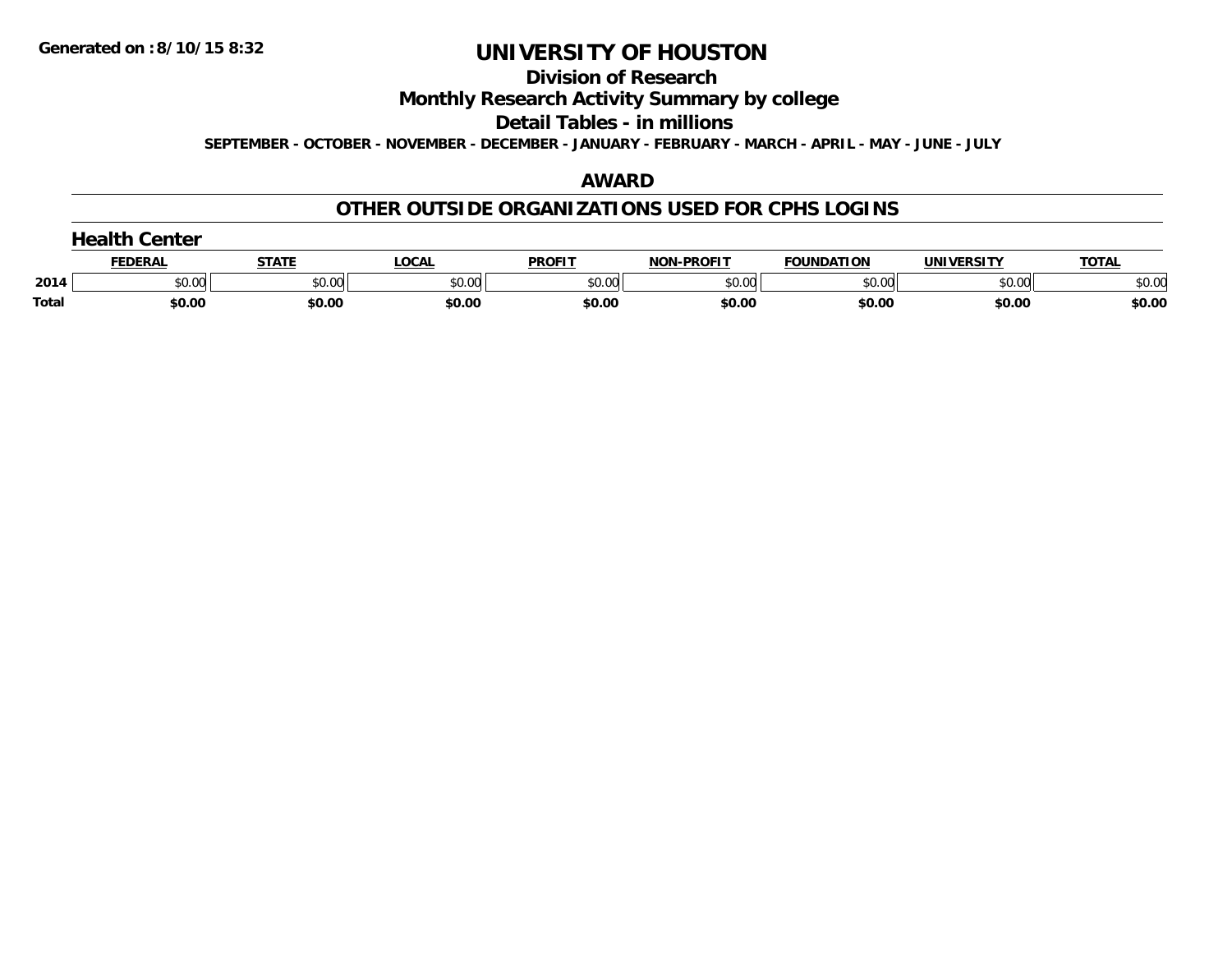**Generated on :8/10/15 8:32**

# UNIVERSITY OF HOUSTON

## Division of Research

## Monthly Research Activity Summary by college

## Detail Tables - in millions

**SEPTEMBER - OCTOBER - NOVEMBER - DECEMBER - JANUARY - FEBRUARY - MARCH - APRIL - MAY - JUNE - JULY**

## AWARD

## OTHER OUTSIDE ORGANIZATIONS USED FOR CPHS LOGINS

### Health Center

| | FEDERAL | STATE | LOCAL | PROFIT | NON-PROFIT | FOUNDATION | UNIVERSITY | TOTAL |
|---|---|---|---|---|---|---|---|---|
| 2014 | $0.00 | $0.00 | $0.00 | $0.00 | $0.00 | $0.00 | $0.00 | $0.00 |
| **Total** | **$0.00** | **$0.00** | **$0.00** | **$0.00** | **$0.00** | **$0.00** | **$0.00** | **$0.00** |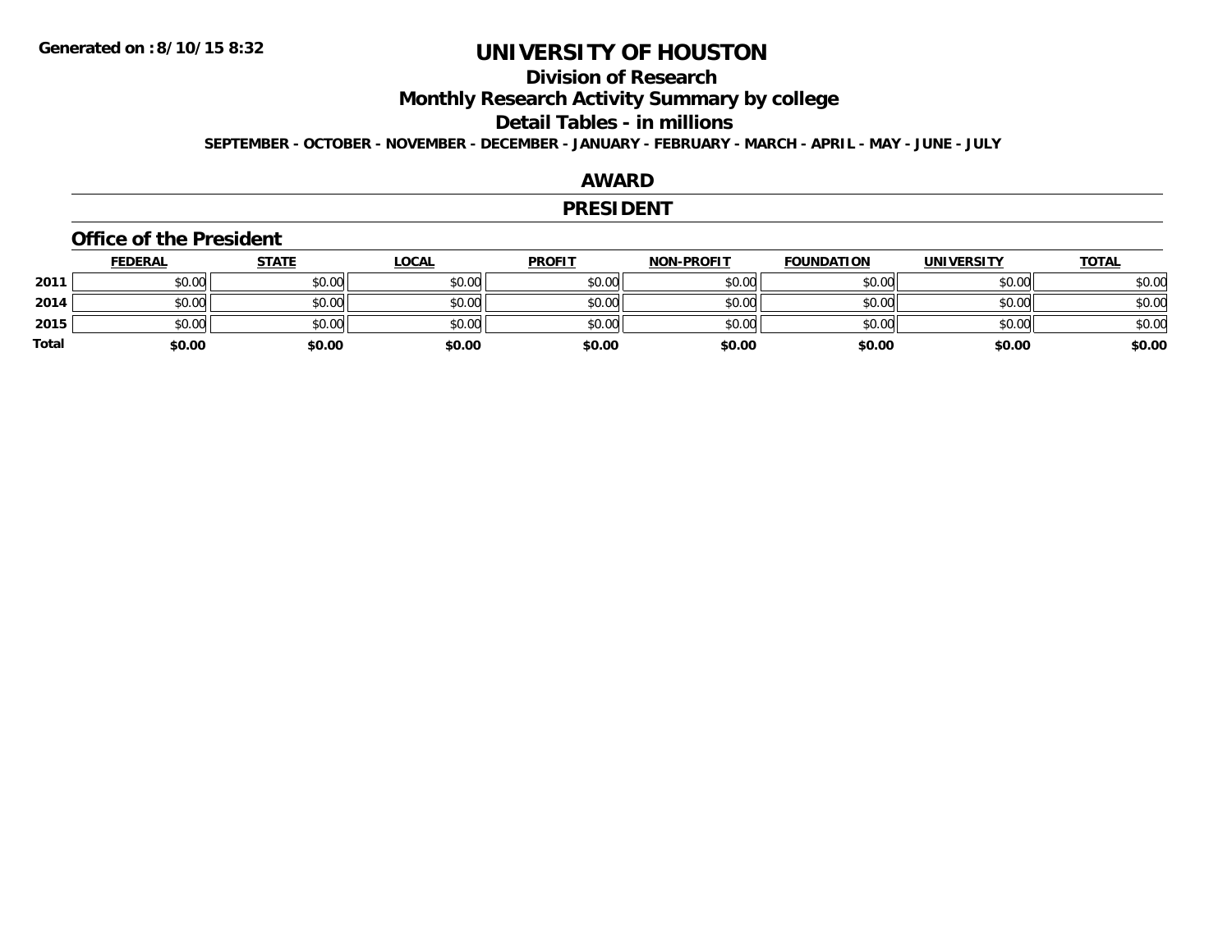Generated on :8/10/15 8:32

# UNIVERSITY OF HOUSTON

## Division of Research

## Monthly Research Activity Summary by college

## Detail Tables - in millions

**SEPTEMBER - OCTOBER - NOVEMBER - DECEMBER - JANUARY - FEBRUARY - MARCH - APRIL - MAY - JUNE - JULY**

## AWARD

## PRESIDENT

### Office of the President

| | FEDERAL | STATE | LOCAL | PROFIT | NON-PROFIT | FOUNDATION | UNIVERSITY | TOTAL |
|---|---|---|---|---|---|---|---|---|
| **2011** | $0.00 | $0.00 | $0.00 | $0.00 | $0.00 | $0.00 | $0.00 | $0.00 |
| **2014** | $0.00 | $0.00 | $0.00 | $0.00 | $0.00 | $0.00 | $0.00 | $0.00 |
| **2015** | $0.00 | $0.00 | $0.00 | $0.00 | $0.00 | $0.00 | $0.00 | $0.00 |
| **Total** | **$0.00** | **$0.00** | **$0.00** | **$0.00** | **$0.00** | **$0.00** | **$0.00** | **$0.00** |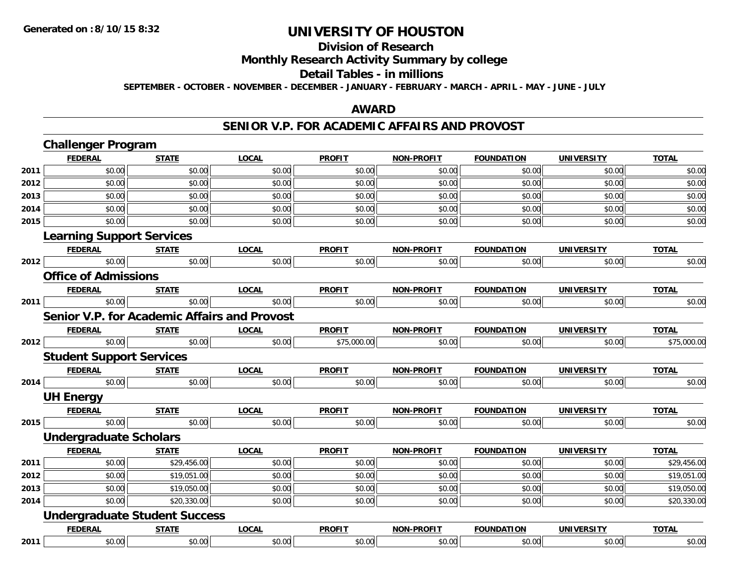# UNIVERSITY OF HOUSTON

## Division of Research

## Monthly Research Activity Summary by college

## Detail Tables - in millions

**SEPTEMBER - OCTOBER - NOVEMBER - DECEMBER - JANUARY - FEBRUARY - MARCH - APRIL - MAY - JUNE - JULY**

## AWARD

## SENIOR V.P. FOR ACADEMIC AFFAIRS AND PROVOST

### Challenger Program

| | FEDERAL | STATE | LOCAL | PROFIT | NON-PROFIT | FOUNDATION | UNIVERSITY | TOTAL |
|---|---|---|---|---|---|---|---|---|
| 2011 | $0.00 | $0.00 | $0.00 | $0.00 | $0.00 | $0.00 | $0.00 | $0.00 |
| 2012 | $0.00 | $0.00 | $0.00 | $0.00 | $0.00 | $0.00 | $0.00 | $0.00 |
| 2013 | $0.00 | $0.00 | $0.00 | $0.00 | $0.00 | $0.00 | $0.00 | $0.00 |
| 2014 | $0.00 | $0.00 | $0.00 | $0.00 | $0.00 | $0.00 | $0.00 | $0.00 |
| 2015 | $0.00 | $0.00 | $0.00 | $0.00 | $0.00 | $0.00 | $0.00 | $0.00 |

### Learning Support Services

| | FEDERAL | STATE | LOCAL | PROFIT | NON-PROFIT | FOUNDATION | UNIVERSITY | TOTAL |
|---|---|---|---|---|---|---|---|---|
| 2012 | $0.00 | $0.00 | $0.00 | $0.00 | $0.00 | $0.00 | $0.00 | $0.00 |

### Office of Admissions

| | FEDERAL | STATE | LOCAL | PROFIT | NON-PROFIT | FOUNDATION | UNIVERSITY | TOTAL |
|---|---|---|---|---|---|---|---|---|
| 2011 | $0.00 | $0.00 | $0.00 | $0.00 | $0.00 | $0.00 | $0.00 | $0.00 |

### Senior V.P. for Academic Affairs and Provost

| | FEDERAL | STATE | LOCAL | PROFIT | NON-PROFIT | FOUNDATION | UNIVERSITY | TOTAL |
|---|---|---|---|---|---|---|---|---|
| 2012 | $0.00 | $0.00 | $0.00 | $75,000.00 | $0.00 | $0.00 | $0.00 | $75,000.00 |

### Student Support Services

| | FEDERAL | STATE | LOCAL | PROFIT | NON-PROFIT | FOUNDATION | UNIVERSITY | TOTAL |
|---|---|---|---|---|---|---|---|---|
| 2014 | $0.00 | $0.00 | $0.00 | $0.00 | $0.00 | $0.00 | $0.00 | $0.00 |

### UH Energy

| | FEDERAL | STATE | LOCAL | PROFIT | NON-PROFIT | FOUNDATION | UNIVERSITY | TOTAL |
|---|---|---|---|---|---|---|---|---|
| 2015 | $0.00 | $0.00 | $0.00 | $0.00 | $0.00 | $0.00 | $0.00 | $0.00 |

### Undergraduate Scholars

| | FEDERAL | STATE | LOCAL | PROFIT | NON-PROFIT | FOUNDATION | UNIVERSITY | TOTAL |
|---|---|---|---|---|---|---|---|---|
| 2011 | $0.00 | $29,456.00 | $0.00 | $0.00 | $0.00 | $0.00 | $0.00 | $29,456.00 |
| 2012 | $0.00 | $19,051.00 | $0.00 | $0.00 | $0.00 | $0.00 | $0.00 | $19,051.00 |
| 2013 | $0.00 | $19,050.00 | $0.00 | $0.00 | $0.00 | $0.00 | $0.00 | $19,050.00 |
| 2014 | $0.00 | $20,330.00 | $0.00 | $0.00 | $0.00 | $0.00 | $0.00 | $20,330.00 |

### Undergraduate Student Success

| | FEDERAL | STATE | LOCAL | PROFIT | NON-PROFIT | FOUNDATION | UNIVERSITY | TOTAL |
|---|---|---|---|---|---|---|---|---|
| 2011 | $0.00 | $0.00 | $0.00 | $0.00 | $0.00 | $0.00 | $0.00 | $0.00 |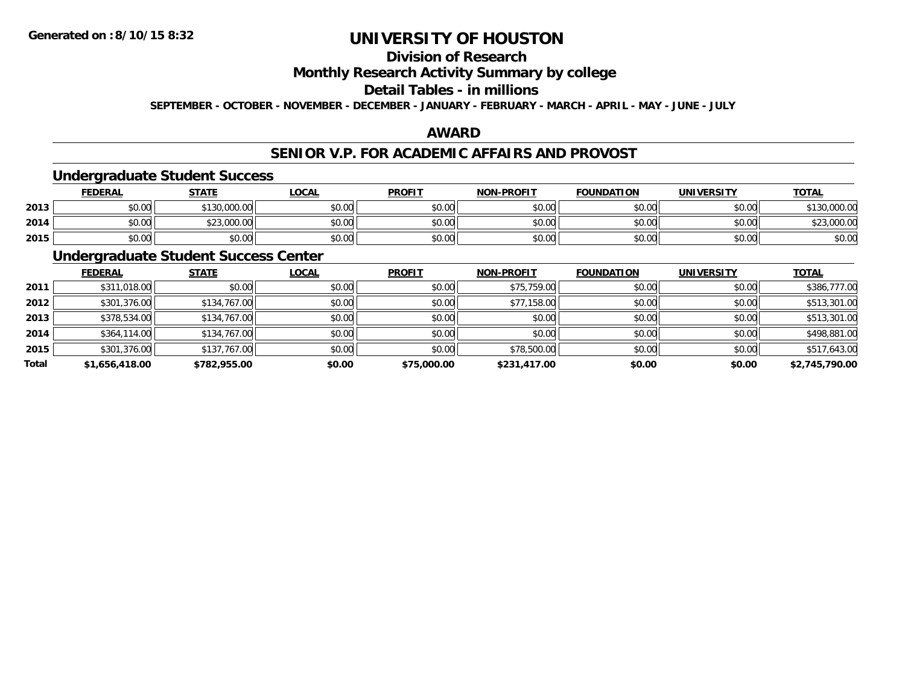# UNIVERSITY OF HOUSTON

## Division of Research

## Monthly Research Activity Summary by college

## Detail Tables - in millions

**SEPTEMBER - OCTOBER - NOVEMBER - DECEMBER - JANUARY - FEBRUARY - MARCH - APRIL - MAY - JUNE - JULY**

Generated on : 8/10/15 8:32

## AWARD

## SENIOR V.P. FOR ACADEMIC AFFAIRS AND PROVOST

### Undergraduate Student Success

| | FEDERAL | STATE | LOCAL | PROFIT | NON-PROFIT | FOUNDATION | UNIVERSITY | TOTAL |
|---|---|---|---|---|---|---|---|---|
| 2013 | $0.00 | $130,000.00 | $0.00 | $0.00 | $0.00 | $0.00 | $0.00 | $130,000.00 |
| 2014 | $0.00 | $23,000.00 | $0.00 | $0.00 | $0.00 | $0.00 | $0.00 | $23,000.00 |
| 2015 | $0.00 | $0.00 | $0.00 | $0.00 | $0.00 | $0.00 | $0.00 | $0.00 |

### Undergraduate Student Success Center

| | FEDERAL | STATE | LOCAL | PROFIT | NON-PROFIT | FOUNDATION | UNIVERSITY | TOTAL |
|---|---|---|---|---|---|---|---|---|
| 2011 | $311,018.00 | $0.00 | $0.00 | $0.00 | $75,759.00 | $0.00 | $0.00 | $386,777.00 |
| 2012 | $301,376.00 | $134,767.00 | $0.00 | $0.00 | $77,158.00 | $0.00 | $0.00 | $513,301.00 |
| 2013 | $378,534.00 | $134,767.00 | $0.00 | $0.00 | $0.00 | $0.00 | $0.00 | $513,301.00 |
| 2014 | $364,114.00 | $134,767.00 | $0.00 | $0.00 | $0.00 | $0.00 | $0.00 | $498,881.00 |
| 2015 | $301,376.00 | $137,767.00 | $0.00 | $0.00 | $78,500.00 | $0.00 | $0.00 | $517,643.00 |
| **Total** | **$1,656,418.00** | **$782,955.00** | **$0.00** | **$75,000.00** | **$231,417.00** | **$0.00** | **$0.00** | **$2,745,790.00** |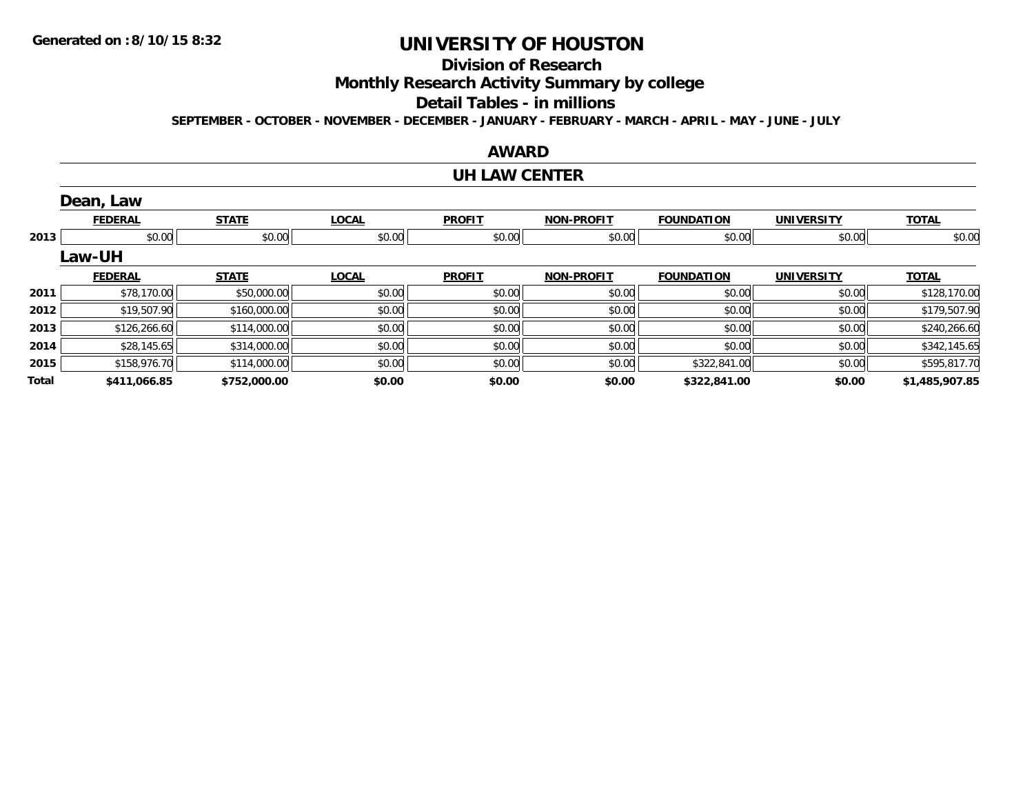Generated on :8/10/15 8:32

# UNIVERSITY OF HOUSTON

## Division of Research

## Monthly Research Activity Summary by college

## Detail Tables - in millions

SEPTEMBER - OCTOBER - NOVEMBER - DECEMBER - JANUARY - FEBRUARY - MARCH - APRIL - MAY - JUNE - JULY

## AWARD

## UH LAW CENTER

### Dean, Law

| | FEDERAL | STATE | LOCAL | PROFIT | NON-PROFIT | FOUNDATION | UNIVERSITY | TOTAL |
|---|---|---|---|---|---|---|---|---|
| 2013 | $0.00 | $0.00 | $0.00 | $0.00 | $0.00 | $0.00 | $0.00 | $0.00 |

### Law-UH

| | FEDERAL | STATE | LOCAL | PROFIT | NON-PROFIT | FOUNDATION | UNIVERSITY | TOTAL |
|---|---|---|---|---|---|---|---|---|
| 2011 | $78,170.00 | $50,000.00 | $0.00 | $0.00 | $0.00 | $0.00 | $0.00 | $128,170.00 |
| 2012 | $19,507.90 | $160,000.00 | $0.00 | $0.00 | $0.00 | $0.00 | $0.00 | $179,507.90 |
| 2013 | $126,266.60 | $114,000.00 | $0.00 | $0.00 | $0.00 | $0.00 | $0.00 | $240,266.60 |
| 2014 | $28,145.65 | $314,000.00 | $0.00 | $0.00 | $0.00 | $0.00 | $0.00 | $342,145.65 |
| 2015 | $158,976.70 | $114,000.00 | $0.00 | $0.00 | $0.00 | $322,841.00 | $0.00 | $595,817.70 |
| **Total** | **$411,066.85** | **$752,000.00** | **$0.00** | **$0.00** | **$0.00** | **$322,841.00** | **$0.00** | **$1,485,907.85** |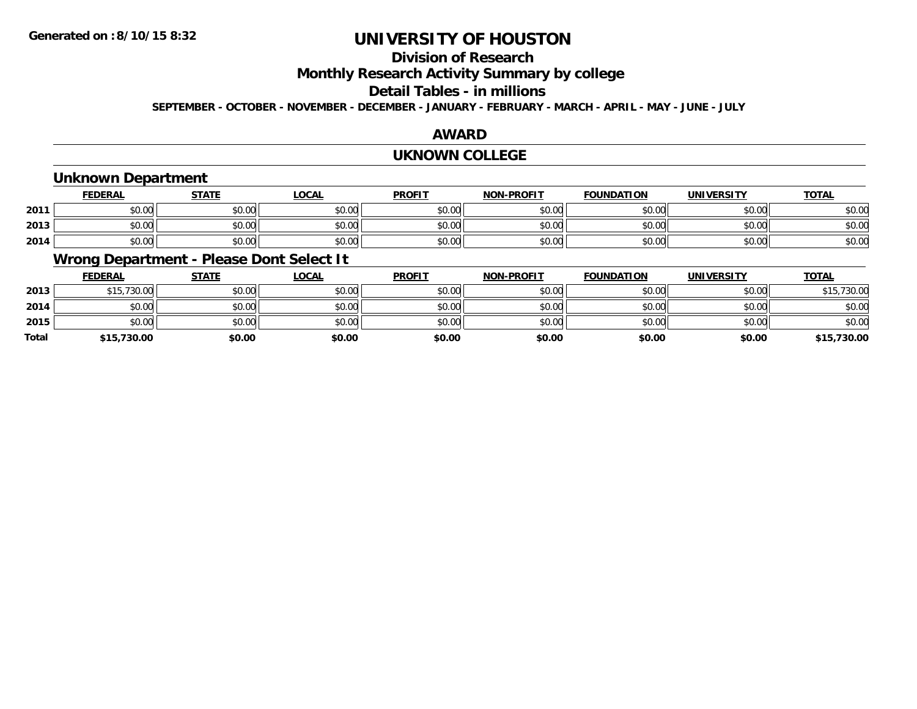# UNIVERSITY OF HOUSTON

## Division of Research

## Monthly Research Activity Summary by college

## Detail Tables - in millions

**SEPTEMBER - OCTOBER - NOVEMBER - DECEMBER - JANUARY - FEBRUARY - MARCH - APRIL - MAY - JUNE - JULY**

## AWARD

## UKNOWN COLLEGE

### Unknown Department

| | FEDERAL | STATE | LOCAL | PROFIT | NON-PROFIT | FOUNDATION | UNIVERSITY | TOTAL |
|---|---|---|---|---|---|---|---|---|
| 2011 | $0.00 | $0.00 | $0.00 | $0.00 | $0.00 | $0.00 | $0.00 | $0.00 |
| 2013 | $0.00 | $0.00 | $0.00 | $0.00 | $0.00 | $0.00 | $0.00 | $0.00 |
| 2014 | $0.00 | $0.00 | $0.00 | $0.00 | $0.00 | $0.00 | $0.00 | $0.00 |

### Wrong Department - Please Dont Select It

| | FEDERAL | STATE | LOCAL | PROFIT | NON-PROFIT | FOUNDATION | UNIVERSITY | TOTAL |
|---|---|---|---|---|---|---|---|---|
| 2013 | $15,730.00 | $0.00 | $0.00 | $0.00 | $0.00 | $0.00 | $0.00 | $15,730.00 |
| 2014 | $0.00 | $0.00 | $0.00 | $0.00 | $0.00 | $0.00 | $0.00 | $0.00 |
| 2015 | $0.00 | $0.00 | $0.00 | $0.00 | $0.00 | $0.00 | $0.00 | $0.00 |
| **Total** | **$15,730.00** | **$0.00** | **$0.00** | **$0.00** | **$0.00** | **$0.00** | **$0.00** | **$15,730.00** |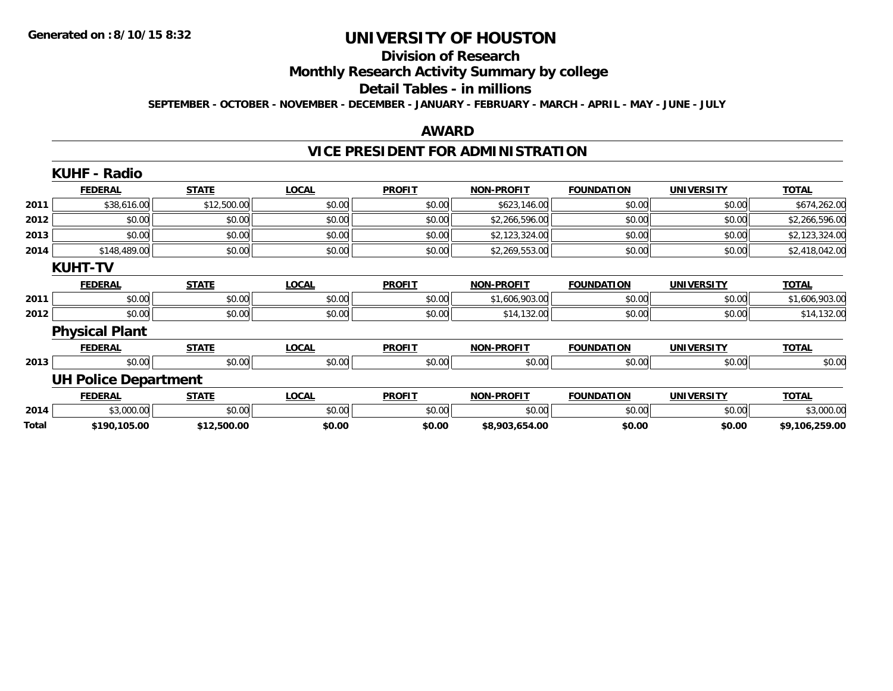# UNIVERSITY OF HOUSTON

## Division of Research

## Monthly Research Activity Summary by college

## Detail Tables - in millions

**SEPTEMBER - OCTOBER - NOVEMBER - DECEMBER - JANUARY - FEBRUARY - MARCH - APRIL - MAY - JUNE - JULY**

## AWARD

## VICE PRESIDENT FOR ADMINISTRATION

### KUHF - Radio

| | FEDERAL | STATE | LOCAL | PROFIT | NON-PROFIT | FOUNDATION | UNIVERSITY | TOTAL |
|---|---|---|---|---|---|---|---|---|
| 2011 | $38,616.00 | $12,500.00 | $0.00 | $0.00 | $623,146.00 | $0.00 | $0.00 | $674,262.00 |
| 2012 | $0.00 | $0.00 | $0.00 | $0.00 | $2,266,596.00 | $0.00 | $0.00 | $2,266,596.00 |
| 2013 | $0.00 | $0.00 | $0.00 | $0.00 | $2,123,324.00 | $0.00 | $0.00 | $2,123,324.00 |
| 2014 | $148,489.00 | $0.00 | $0.00 | $0.00 | $2,269,553.00 | $0.00 | $0.00 | $2,418,042.00 |

### KUHT-TV

| | FEDERAL | STATE | LOCAL | PROFIT | NON-PROFIT | FOUNDATION | UNIVERSITY | TOTAL |
|---|---|---|---|---|---|---|---|---|
| 2011 | $0.00 | $0.00 | $0.00 | $0.00 | $1,606,903.00 | $0.00 | $0.00 | $1,606,903.00 |
| 2012 | $0.00 | $0.00 | $0.00 | $0.00 | $14,132.00 | $0.00 | $0.00 | $14,132.00 |

### Physical Plant

| | FEDERAL | STATE | LOCAL | PROFIT | NON-PROFIT | FOUNDATION | UNIVERSITY | TOTAL |
|---|---|---|---|---|---|---|---|---|
| 2013 | $0.00 | $0.00 | $0.00 | $0.00 | $0.00 | $0.00 | $0.00 | $0.00 |

### UH Police Department

| | FEDERAL | STATE | LOCAL | PROFIT | NON-PROFIT | FOUNDATION | UNIVERSITY | TOTAL |
|---|---|---|---|---|---|---|---|---|
| 2014 | $3,000.00 | $0.00 | $0.00 | $0.00 | $0.00 | $0.00 | $0.00 | $3,000.00 |
| **Total** | **$190,105.00** | **$12,500.00** | **$0.00** | **$0.00** | **$8,903,654.00** | **$0.00** | **$0.00** | **$9,106,259.00** |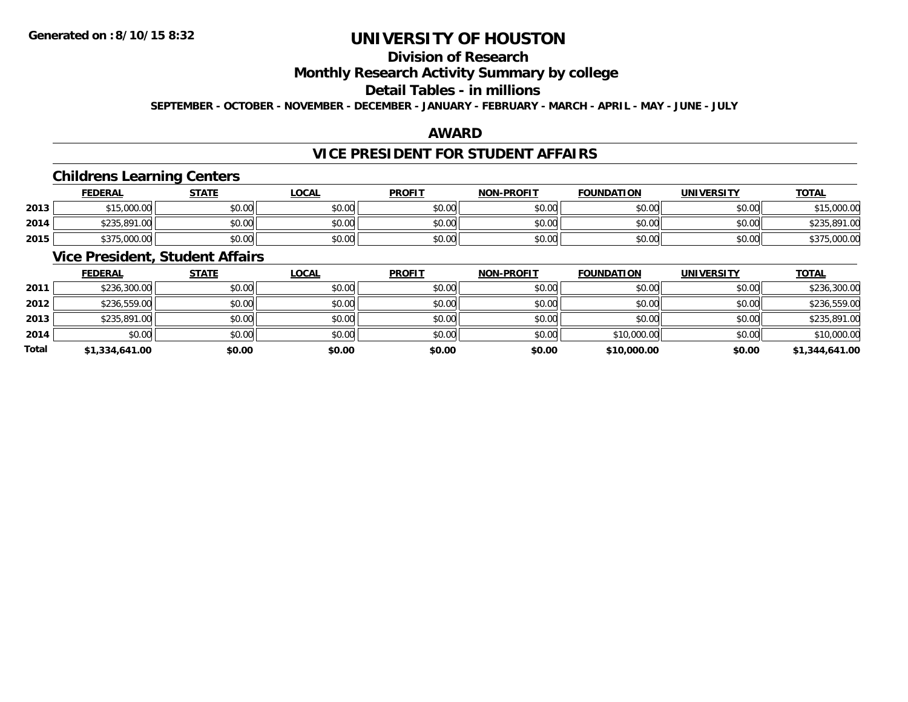# UNIVERSITY OF HOUSTON

## Division of Research

## Monthly Research Activity Summary by college

## Detail Tables - in millions

**SEPTEMBER - OCTOBER - NOVEMBER - DECEMBER - JANUARY - FEBRUARY - MARCH - APRIL - MAY - JUNE - JULY**

Generated on :8/10/15 8:32

## AWARD

## VICE PRESIDENT FOR STUDENT AFFAIRS

### Childrens Learning Centers

| | FEDERAL | STATE | LOCAL | PROFIT | NON-PROFIT | FOUNDATION | UNIVERSITY | TOTAL |
|---|---|---|---|---|---|---|---|---|
| 2013 | $15,000.00 | $0.00 | $0.00 | $0.00 | $0.00 | $0.00 | $0.00 | $15,000.00 |
| 2014 | $235,891.00 | $0.00 | $0.00 | $0.00 | $0.00 | $0.00 | $0.00 | $235,891.00 |
| 2015 | $375,000.00 | $0.00 | $0.00 | $0.00 | $0.00 | $0.00 | $0.00 | $375,000.00 |

### Vice President, Student Affairs

| | FEDERAL | STATE | LOCAL | PROFIT | NON-PROFIT | FOUNDATION | UNIVERSITY | TOTAL |
|---|---|---|---|---|---|---|---|---|
| 2011 | $236,300.00 | $0.00 | $0.00 | $0.00 | $0.00 | $0.00 | $0.00 | $236,300.00 |
| 2012 | $236,559.00 | $0.00 | $0.00 | $0.00 | $0.00 | $0.00 | $0.00 | $236,559.00 |
| 2013 | $235,891.00 | $0.00 | $0.00 | $0.00 | $0.00 | $0.00 | $0.00 | $235,891.00 |
| 2014 | $0.00 | $0.00 | $0.00 | $0.00 | $0.00 | $10,000.00 | $0.00 | $10,000.00 |
| **Total** | **$1,334,641.00** | **$0.00** | **$0.00** | **$0.00** | **$0.00** | **$10,000.00** | **$0.00** | **$1,344,641.00** |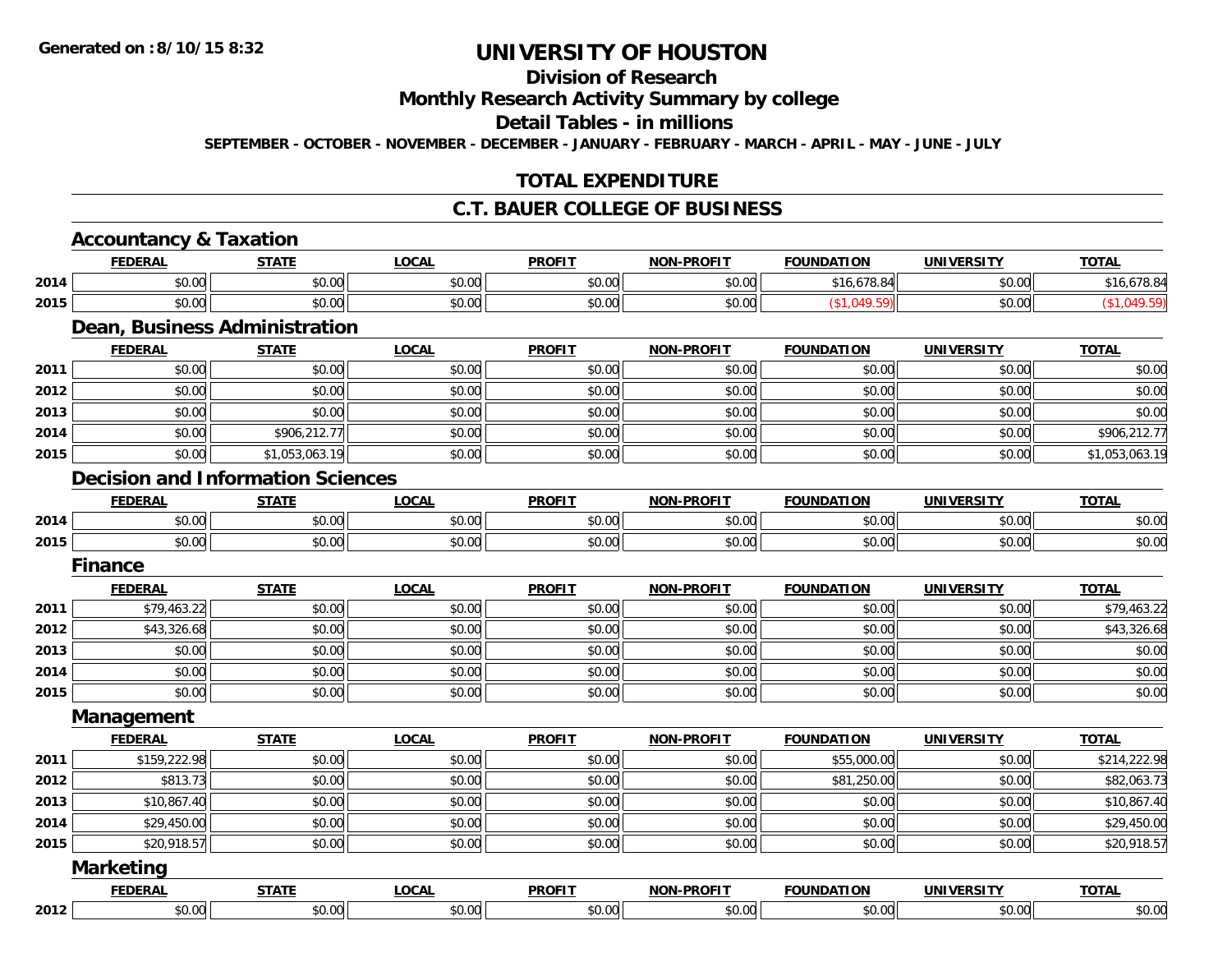Generated on :8/10/15 8:32

# UNIVERSITY OF HOUSTON

## Division of Research

## Monthly Research Activity Summary by college

## Detail Tables - in millions

SEPTEMBER - OCTOBER - NOVEMBER - DECEMBER - JANUARY - FEBRUARY - MARCH - APRIL - MAY - JUNE - JULY

## TOTAL EXPENDITURE

## C.T. BAUER COLLEGE OF BUSINESS

### Accountancy & Taxation

| | FEDERAL | STATE | LOCAL | PROFIT | NON-PROFIT | FOUNDATION | UNIVERSITY | TOTAL |
|---|---|---|---|---|---|---|---|---|
| 2014 | $0.00 | $0.00 | $0.00 | $0.00 | $0.00 | $16,678.84 | $0.00 | $16,678.84 |
| 2015 | $0.00 | $0.00 | $0.00 | $0.00 | $0.00 | ($1,049.59) | $0.00 | ($1,049.59) |

### Dean, Business Administration

| | FEDERAL | STATE | LOCAL | PROFIT | NON-PROFIT | FOUNDATION | UNIVERSITY | TOTAL |
|---|---|---|---|---|---|---|---|---|
| 2011 | $0.00 | $0.00 | $0.00 | $0.00 | $0.00 | $0.00 | $0.00 | $0.00 |
| 2012 | $0.00 | $0.00 | $0.00 | $0.00 | $0.00 | $0.00 | $0.00 | $0.00 |
| 2013 | $0.00 | $0.00 | $0.00 | $0.00 | $0.00 | $0.00 | $0.00 | $0.00 |
| 2014 | $0.00 | $906,212.77 | $0.00 | $0.00 | $0.00 | $0.00 | $0.00 | $906,212.77 |
| 2015 | $0.00 | $1,053,063.19 | $0.00 | $0.00 | $0.00 | $0.00 | $0.00 | $1,053,063.19 |

### Decision and Information Sciences

| | FEDERAL | STATE | LOCAL | PROFIT | NON-PROFIT | FOUNDATION | UNIVERSITY | TOTAL |
|---|---|---|---|---|---|---|---|---|
| 2014 | $0.00 | $0.00 | $0.00 | $0.00 | $0.00 | $0.00 | $0.00 | $0.00 |
| 2015 | $0.00 | $0.00 | $0.00 | $0.00 | $0.00 | $0.00 | $0.00 | $0.00 |

### Finance

| | FEDERAL | STATE | LOCAL | PROFIT | NON-PROFIT | FOUNDATION | UNIVERSITY | TOTAL |
|---|---|---|---|---|---|---|---|---|
| 2011 | $79,463.22 | $0.00 | $0.00 | $0.00 | $0.00 | $0.00 | $0.00 | $79,463.22 |
| 2012 | $43,326.68 | $0.00 | $0.00 | $0.00 | $0.00 | $0.00 | $0.00 | $43,326.68 |
| 2013 | $0.00 | $0.00 | $0.00 | $0.00 | $0.00 | $0.00 | $0.00 | $0.00 |
| 2014 | $0.00 | $0.00 | $0.00 | $0.00 | $0.00 | $0.00 | $0.00 | $0.00 |
| 2015 | $0.00 | $0.00 | $0.00 | $0.00 | $0.00 | $0.00 | $0.00 | $0.00 |

### Management

| | FEDERAL | STATE | LOCAL | PROFIT | NON-PROFIT | FOUNDATION | UNIVERSITY | TOTAL |
|---|---|---|---|---|---|---|---|---|
| 2011 | $159,222.98 | $0.00 | $0.00 | $0.00 | $0.00 | $55,000.00 | $0.00 | $214,222.98 |
| 2012 | $813.73 | $0.00 | $0.00 | $0.00 | $0.00 | $81,250.00 | $0.00 | $82,063.73 |
| 2013 | $10,867.40 | $0.00 | $0.00 | $0.00 | $0.00 | $0.00 | $0.00 | $10,867.40 |
| 2014 | $29,450.00 | $0.00 | $0.00 | $0.00 | $0.00 | $0.00 | $0.00 | $29,450.00 |
| 2015 | $20,918.57 | $0.00 | $0.00 | $0.00 | $0.00 | $0.00 | $0.00 | $20,918.57 |

### Marketing

| | FEDERAL | STATE | LOCAL | PROFIT | NON-PROFIT | FOUNDATION | UNIVERSITY | TOTAL |
|---|---|---|---|---|---|---|---|---|
| 2012 | $0.00 | $0.00 | $0.00 | $0.00 | $0.00 | $0.00 | $0.00 | $0.00 |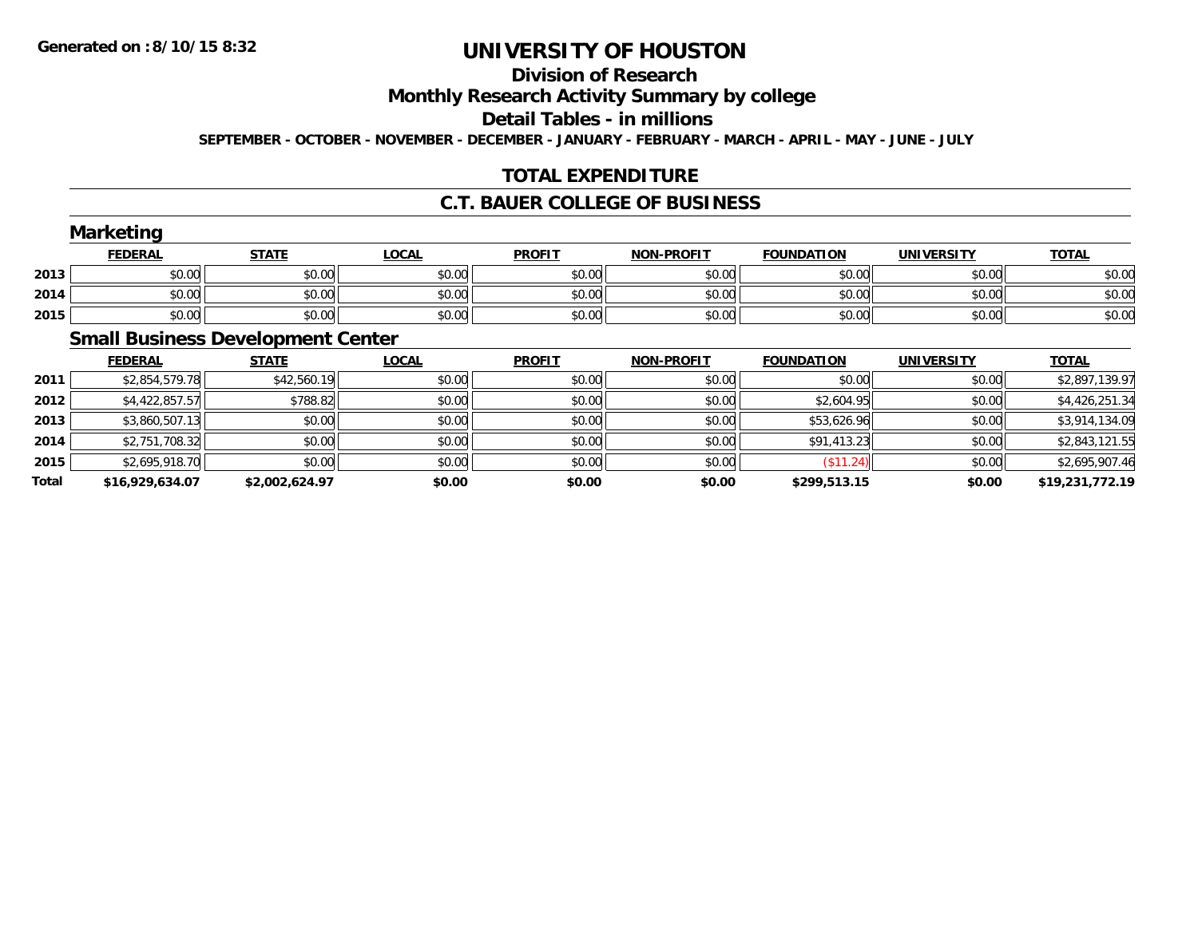# UNIVERSITY OF HOUSTON

## Division of Research

## Monthly Research Activity Summary by college

## Detail Tables - in millions

**SEPTEMBER - OCTOBER - NOVEMBER - DECEMBER - JANUARY - FEBRUARY - MARCH - APRIL - MAY - JUNE - JULY**

## TOTAL EXPENDITURE

## C.T. BAUER COLLEGE OF BUSINESS

### Marketing

| | FEDERAL | STATE | LOCAL | PROFIT | NON-PROFIT | FOUNDATION | UNIVERSITY | TOTAL |
|---|---|---|---|---|---|---|---|---|
| 2013 | $0.00 | $0.00 | $0.00 | $0.00 | $0.00 | $0.00 | $0.00 | $0.00 |
| 2014 | $0.00 | $0.00 | $0.00 | $0.00 | $0.00 | $0.00 | $0.00 | $0.00 |
| 2015 | $0.00 | $0.00 | $0.00 | $0.00 | $0.00 | $0.00 | $0.00 | $0.00 |

### Small Business Development Center

| | FEDERAL | STATE | LOCAL | PROFIT | NON-PROFIT | FOUNDATION | UNIVERSITY | TOTAL |
|---|---|---|---|---|---|---|---|---|
| 2011 | $2,854,579.78 | $42,560.19 | $0.00 | $0.00 | $0.00 | $0.00 | $0.00 | $2,897,139.97 |
| 2012 | $4,422,857.57 | $788.82 | $0.00 | $0.00 | $0.00 | $2,604.95 | $0.00 | $4,426,251.34 |
| 2013 | $3,860,507.13 | $0.00 | $0.00 | $0.00 | $0.00 | $53,626.96 | $0.00 | $3,914,134.09 |
| 2014 | $2,751,708.32 | $0.00 | $0.00 | $0.00 | $0.00 | $91,413.23 | $0.00 | $2,843,121.55 |
| 2015 | $2,695,918.70 | $0.00 | $0.00 | $0.00 | $0.00 | ($11.24) | $0.00 | $2,695,907.46 |
| **Total** | **$16,929,634.07** | **$2,002,624.97** | **$0.00** | **$0.00** | **$0.00** | **$299,513.15** | **$0.00** | **$19,231,772.19** |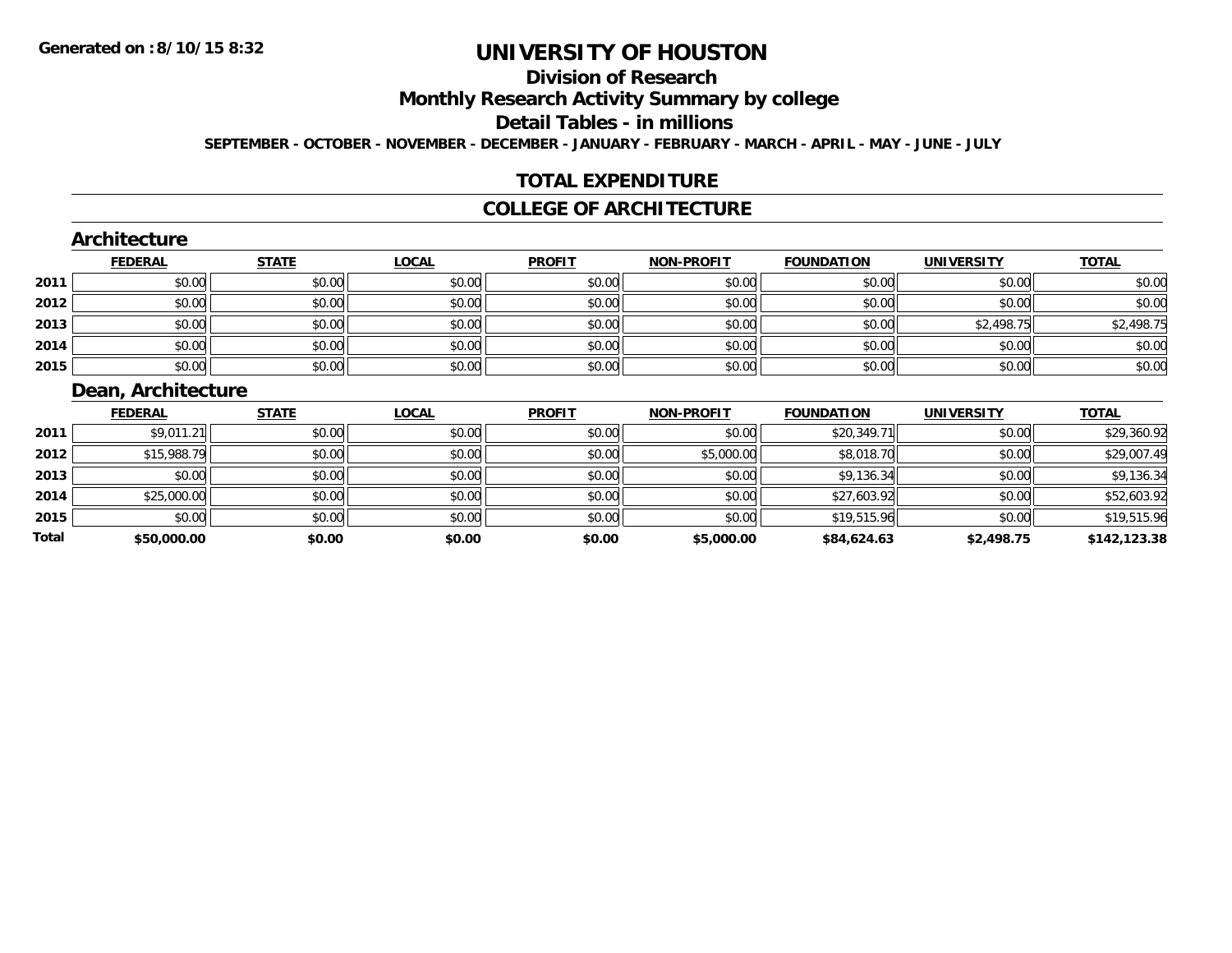**Generated on :8/10/15 8:32**

# UNIVERSITY OF HOUSTON

## Division of Research

## Monthly Research Activity Summary by college

## Detail Tables - in millions

**SEPTEMBER - OCTOBER - NOVEMBER - DECEMBER - JANUARY - FEBRUARY - MARCH - APRIL - MAY - JUNE - JULY**

## TOTAL EXPENDITURE

## COLLEGE OF ARCHITECTURE

### Architecture

| | FEDERAL | STATE | LOCAL | PROFIT | NON-PROFIT | FOUNDATION | UNIVERSITY | TOTAL |
|---|---|---|---|---|---|---|---|---|
| 2011 | $0.00 | $0.00 | $0.00 | $0.00 | $0.00 | $0.00 | $0.00 | $0.00 |
| 2012 | $0.00 | $0.00 | $0.00 | $0.00 | $0.00 | $0.00 | $0.00 | $0.00 |
| 2013 | $0.00 | $0.00 | $0.00 | $0.00 | $0.00 | $0.00 | $2,498.75 | $2,498.75 |
| 2014 | $0.00 | $0.00 | $0.00 | $0.00 | $0.00 | $0.00 | $0.00 | $0.00 |
| 2015 | $0.00 | $0.00 | $0.00 | $0.00 | $0.00 | $0.00 | $0.00 | $0.00 |

### Dean, Architecture

| | FEDERAL | STATE | LOCAL | PROFIT | NON-PROFIT | FOUNDATION | UNIVERSITY | TOTAL |
|---|---|---|---|---|---|---|---|---|
| 2011 | $9,011.21 | $0.00 | $0.00 | $0.00 | $0.00 | $20,349.71 | $0.00 | $29,360.92 |
| 2012 | $15,988.79 | $0.00 | $0.00 | $0.00 | $5,000.00 | $8,018.70 | $0.00 | $29,007.49 |
| 2013 | $0.00 | $0.00 | $0.00 | $0.00 | $0.00 | $9,136.34 | $0.00 | $9,136.34 |
| 2014 | $25,000.00 | $0.00 | $0.00 | $0.00 | $0.00 | $27,603.92 | $0.00 | $52,603.92 |
| 2015 | $0.00 | $0.00 | $0.00 | $0.00 | $0.00 | $19,515.96 | $0.00 | $19,515.96 |
| **Total** | **$50,000.00** | **$0.00** | **$0.00** | **$0.00** | **$5,000.00** | **$84,624.63** | **$2,498.75** | **$142,123.38** |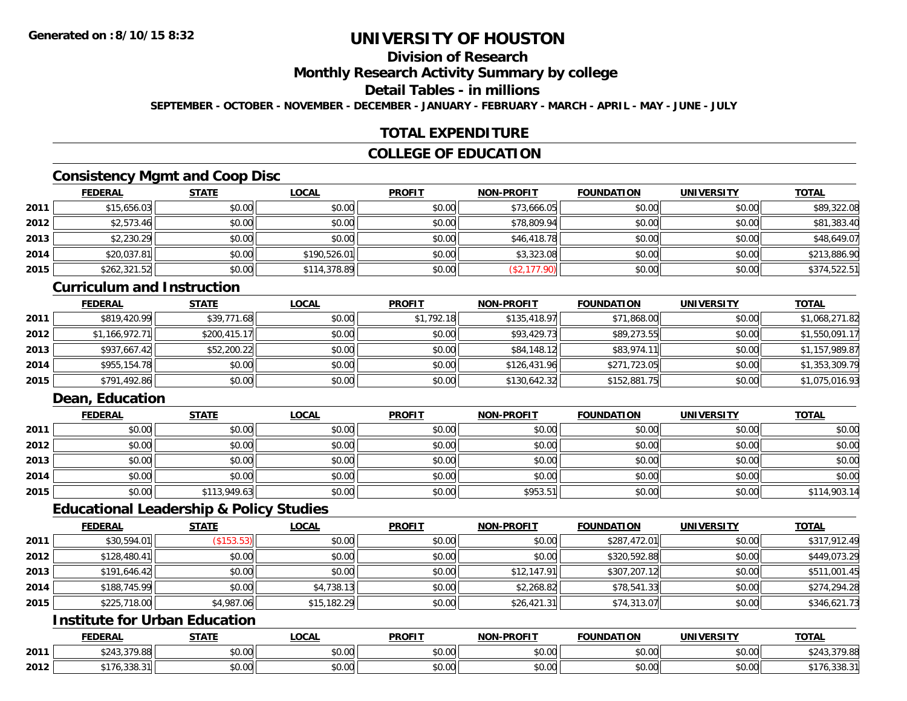# UNIVERSITY OF HOUSTON

## Division of Research

## Monthly Research Activity Summary by college

## Detail Tables - in millions

**SEPTEMBER - OCTOBER - NOVEMBER - DECEMBER - JANUARY - FEBRUARY - MARCH - APRIL - MAY - JUNE - JULY**

## TOTAL EXPENDITURE

## COLLEGE OF EDUCATION

### Consistency Mgmt and Coop Disc

| | FEDERAL | STATE | LOCAL | PROFIT | NON-PROFIT | FOUNDATION | UNIVERSITY | TOTAL |
|---|---|---|---|---|---|---|---|---|
| 2011 | $15,656.03 | $0.00 | $0.00 | $0.00 | $73,666.05 | $0.00 | $0.00 | $89,322.08 |
| 2012 | $2,573.46 | $0.00 | $0.00 | $0.00 | $78,809.94 | $0.00 | $0.00 | $81,383.40 |
| 2013 | $2,230.29 | $0.00 | $0.00 | $0.00 | $46,418.78 | $0.00 | $0.00 | $48,649.07 |
| 2014 | $20,037.81 | $0.00 | $190,526.01 | $0.00 | $3,323.08 | $0.00 | $0.00 | $213,886.90 |
| 2015 | $262,321.52 | $0.00 | $114,378.89 | $0.00 | ($2,177.90) | $0.00 | $0.00 | $374,522.51 |

### Curriculum and Instruction

| | FEDERAL | STATE | LOCAL | PROFIT | NON-PROFIT | FOUNDATION | UNIVERSITY | TOTAL |
|---|---|---|---|---|---|---|---|---|
| 2011 | $819,420.99 | $39,771.68 | $0.00 | $1,792.18 | $135,418.97 | $71,868.00 | $0.00 | $1,068,271.82 |
| 2012 | $1,166,972.71 | $200,415.17 | $0.00 | $0.00 | $93,429.73 | $89,273.55 | $0.00 | $1,550,091.17 |
| 2013 | $937,667.42 | $52,200.22 | $0.00 | $0.00 | $84,148.12 | $83,974.11 | $0.00 | $1,157,989.87 |
| 2014 | $955,154.78 | $0.00 | $0.00 | $0.00 | $126,431.96 | $271,723.05 | $0.00 | $1,353,309.79 |
| 2015 | $791,492.86 | $0.00 | $0.00 | $0.00 | $130,642.32 | $152,881.75 | $0.00 | $1,075,016.93 |

### Dean, Education

| | FEDERAL | STATE | LOCAL | PROFIT | NON-PROFIT | FOUNDATION | UNIVERSITY | TOTAL |
|---|---|---|---|---|---|---|---|---|
| 2011 | $0.00 | $0.00 | $0.00 | $0.00 | $0.00 | $0.00 | $0.00 | $0.00 |
| 2012 | $0.00 | $0.00 | $0.00 | $0.00 | $0.00 | $0.00 | $0.00 | $0.00 |
| 2013 | $0.00 | $0.00 | $0.00 | $0.00 | $0.00 | $0.00 | $0.00 | $0.00 |
| 2014 | $0.00 | $0.00 | $0.00 | $0.00 | $0.00 | $0.00 | $0.00 | $0.00 |
| 2015 | $0.00 | $113,949.63 | $0.00 | $0.00 | $953.51 | $0.00 | $0.00 | $114,903.14 |

### Educational Leadership & Policy Studies

| | FEDERAL | STATE | LOCAL | PROFIT | NON-PROFIT | FOUNDATION | UNIVERSITY | TOTAL |
|---|---|---|---|---|---|---|---|---|
| 2011 | $30,594.01 | ($153.53) | $0.00 | $0.00 | $0.00 | $287,472.01 | $0.00 | $317,912.49 |
| 2012 | $128,480.41 | $0.00 | $0.00 | $0.00 | $0.00 | $320,592.88 | $0.00 | $449,073.29 |
| 2013 | $191,646.42 | $0.00 | $0.00 | $0.00 | $12,147.91 | $307,207.12 | $0.00 | $511,001.45 |
| 2014 | $188,745.99 | $0.00 | $4,738.13 | $0.00 | $2,268.82 | $78,541.33 | $0.00 | $274,294.28 |
| 2015 | $225,718.00 | $4,987.06 | $15,182.29 | $0.00 | $26,421.31 | $74,313.07 | $0.00 | $346,621.73 |

### Institute for Urban Education

| | FEDERAL | STATE | LOCAL | PROFIT | NON-PROFIT | FOUNDATION | UNIVERSITY | TOTAL |
|---|---|---|---|---|---|---|---|---|
| 2011 | $243,379.88 | $0.00 | $0.00 | $0.00 | $0.00 | $0.00 | $0.00 | $243,379.88 |
| 2012 | $176,338.31 | $0.00 | $0.00 | $0.00 | $0.00 | $0.00 | $0.00 | $176,338.31 |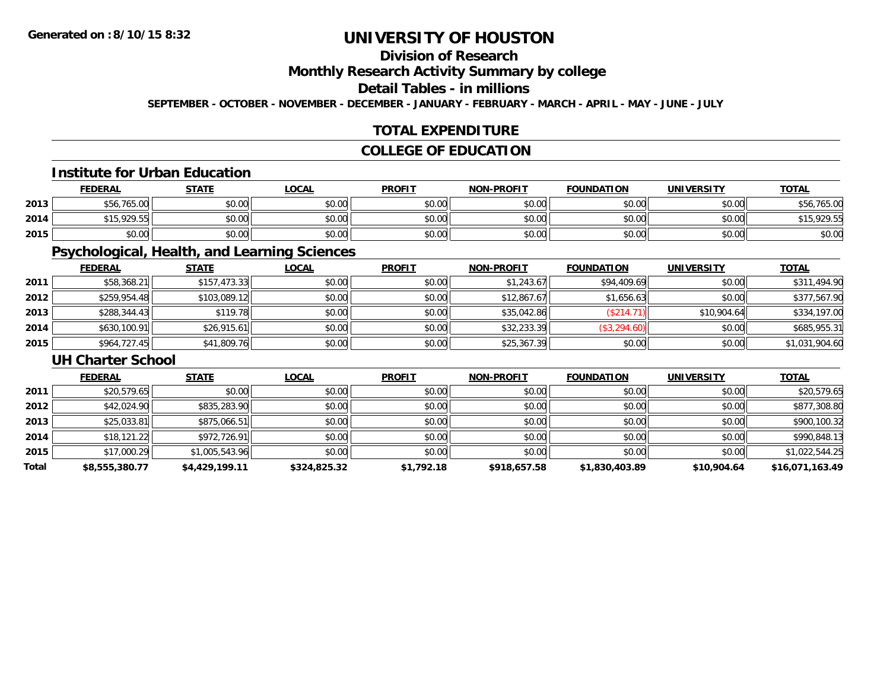**Generated on :8/10/15 8:32**

# UNIVERSITY OF HOUSTON

## Division of Research

## Monthly Research Activity Summary by college

## Detail Tables - in millions

**SEPTEMBER - OCTOBER - NOVEMBER - DECEMBER - JANUARY - FEBRUARY - MARCH - APRIL - MAY - JUNE - JULY**

## TOTAL EXPENDITURE

## COLLEGE OF EDUCATION

### Institute for Urban Education

| | FEDERAL | STATE | LOCAL | PROFIT | NON-PROFIT | FOUNDATION | UNIVERSITY | TOTAL |
|---|---|---|---|---|---|---|---|---|
| 2013 | $56,765.00 | $0.00 | $0.00 | $0.00 | $0.00 | $0.00 | $0.00 | $56,765.00 |
| 2014 | $15,929.55 | $0.00 | $0.00 | $0.00 | $0.00 | $0.00 | $0.00 | $15,929.55 |
| 2015 | $0.00 | $0.00 | $0.00 | $0.00 | $0.00 | $0.00 | $0.00 | $0.00 |

### Psychological, Health, and Learning Sciences

| | FEDERAL | STATE | LOCAL | PROFIT | NON-PROFIT | FOUNDATION | UNIVERSITY | TOTAL |
|---|---|---|---|---|---|---|---|---|
| 2011 | $58,368.21 | $157,473.33 | $0.00 | $0.00 | $1,243.67 | $94,409.69 | $0.00 | $311,494.90 |
| 2012 | $259,954.48 | $103,089.12 | $0.00 | $0.00 | $12,867.67 | $1,656.63 | $0.00 | $377,567.90 |
| 2013 | $288,344.43 | $119.78 | $0.00 | $0.00 | $35,042.86 | ($214.71) | $10,904.64 | $334,197.00 |
| 2014 | $630,100.91 | $26,915.61 | $0.00 | $0.00 | $32,233.39 | ($3,294.60) | $0.00 | $685,955.31 |
| 2015 | $964,727.45 | $41,809.76 | $0.00 | $0.00 | $25,367.39 | $0.00 | $0.00 | $1,031,904.60 |

### UH Charter School

| | FEDERAL | STATE | LOCAL | PROFIT | NON-PROFIT | FOUNDATION | UNIVERSITY | TOTAL |
|---|---|---|---|---|---|---|---|---|
| 2011 | $20,579.65 | $0.00 | $0.00 | $0.00 | $0.00 | $0.00 | $0.00 | $20,579.65 |
| 2012 | $42,024.90 | $835,283.90 | $0.00 | $0.00 | $0.00 | $0.00 | $0.00 | $877,308.80 |
| 2013 | $25,033.81 | $875,066.51 | $0.00 | $0.00 | $0.00 | $0.00 | $0.00 | $900,100.32 |
| 2014 | $18,121.22 | $972,726.91 | $0.00 | $0.00 | $0.00 | $0.00 | $0.00 | $990,848.13 |
| 2015 | $17,000.29 | $1,005,543.96 | $0.00 | $0.00 | $0.00 | $0.00 | $0.00 | $1,022,544.25 |
| **Total** | **$8,555,380.77** | **$4,429,199.11** | **$324,825.32** | **$1,792.18** | **$918,657.58** | **$1,830,403.89** | **$10,904.64** | **$16,071,163.49** |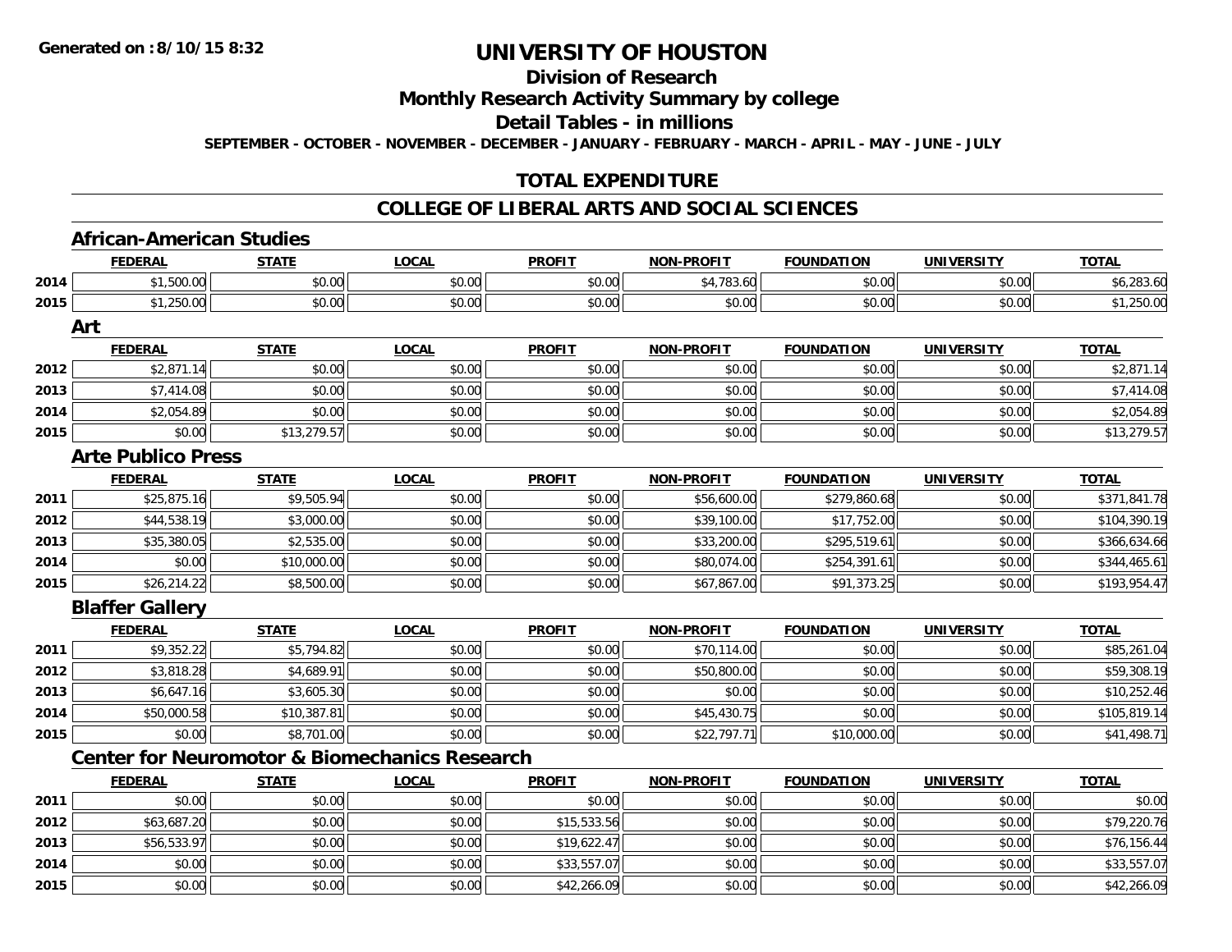**Generated on :8/10/15 8:32**

# UNIVERSITY OF HOUSTON

## Division of Research

## Monthly Research Activity Summary by college

## Detail Tables - in millions

**SEPTEMBER - OCTOBER - NOVEMBER - DECEMBER - JANUARY - FEBRUARY - MARCH - APRIL - MAY - JUNE - JULY**

## TOTAL EXPENDITURE

## COLLEGE OF LIBERAL ARTS AND SOCIAL SCIENCES

### African-American Studies

| | FEDERAL | STATE | LOCAL | PROFIT | NON-PROFIT | FOUNDATION | UNIVERSITY | TOTAL |
|---|---|---|---|---|---|---|---|---|
| 2014 | $1,500.00 | $0.00 | $0.00 | $0.00 | $4,783.60 | $0.00 | $0.00 | $6,283.60 |
| 2015 | $1,250.00 | $0.00 | $0.00 | $0.00 | $0.00 | $0.00 | $0.00 | $1,250.00 |

### Art

| | FEDERAL | STATE | LOCAL | PROFIT | NON-PROFIT | FOUNDATION | UNIVERSITY | TOTAL |
|---|---|---|---|---|---|---|---|---|
| 2012 | $2,871.14 | $0.00 | $0.00 | $0.00 | $0.00 | $0.00 | $0.00 | $2,871.14 |
| 2013 | $7,414.08 | $0.00 | $0.00 | $0.00 | $0.00 | $0.00 | $0.00 | $7,414.08 |
| 2014 | $2,054.89 | $0.00 | $0.00 | $0.00 | $0.00 | $0.00 | $0.00 | $2,054.89 |
| 2015 | $0.00 | $13,279.57 | $0.00 | $0.00 | $0.00 | $0.00 | $0.00 | $13,279.57 |

### Arte Publico Press

| | FEDERAL | STATE | LOCAL | PROFIT | NON-PROFIT | FOUNDATION | UNIVERSITY | TOTAL |
|---|---|---|---|---|---|---|---|---|
| 2011 | $25,875.16 | $9,505.94 | $0.00 | $0.00 | $56,600.00 | $279,860.68 | $0.00 | $371,841.78 |
| 2012 | $44,538.19 | $3,000.00 | $0.00 | $0.00 | $39,100.00 | $17,752.00 | $0.00 | $104,390.19 |
| 2013 | $35,380.05 | $2,535.00 | $0.00 | $0.00 | $33,200.00 | $295,519.61 | $0.00 | $366,634.66 |
| 2014 | $0.00 | $10,000.00 | $0.00 | $0.00 | $80,074.00 | $254,391.61 | $0.00 | $344,465.61 |
| 2015 | $26,214.22 | $8,500.00 | $0.00 | $0.00 | $67,867.00 | $91,373.25 | $0.00 | $193,954.47 |

### Blaffer Gallery

| | FEDERAL | STATE | LOCAL | PROFIT | NON-PROFIT | FOUNDATION | UNIVERSITY | TOTAL |
|---|---|---|---|---|---|---|---|---|
| 2011 | $9,352.22 | $5,794.82 | $0.00 | $0.00 | $70,114.00 | $0.00 | $0.00 | $85,261.04 |
| 2012 | $3,818.28 | $4,689.91 | $0.00 | $0.00 | $50,800.00 | $0.00 | $0.00 | $59,308.19 |
| 2013 | $6,647.16 | $3,605.30 | $0.00 | $0.00 | $0.00 | $0.00 | $0.00 | $10,252.46 |
| 2014 | $50,000.58 | $10,387.81 | $0.00 | $0.00 | $45,430.75 | $0.00 | $0.00 | $105,819.14 |
| 2015 | $0.00 | $8,701.00 | $0.00 | $0.00 | $22,797.71 | $10,000.00 | $0.00 | $41,498.71 |

### Center for Neuromotor & Biomechanics Research

| | FEDERAL | STATE | LOCAL | PROFIT | NON-PROFIT | FOUNDATION | UNIVERSITY | TOTAL |
|---|---|---|---|---|---|---|---|---|
| 2011 | $0.00 | $0.00 | $0.00 | $0.00 | $0.00 | $0.00 | $0.00 | $0.00 |
| 2012 | $63,687.20 | $0.00 | $0.00 | $15,533.56 | $0.00 | $0.00 | $0.00 | $79,220.76 |
| 2013 | $56,533.97 | $0.00 | $0.00 | $19,622.47 | $0.00 | $0.00 | $0.00 | $76,156.44 |
| 2014 | $0.00 | $0.00 | $0.00 | $33,557.07 | $0.00 | $0.00 | $0.00 | $33,557.07 |
| 2015 | $0.00 | $0.00 | $0.00 | $42,266.09 | $0.00 | $0.00 | $0.00 | $42,266.09 |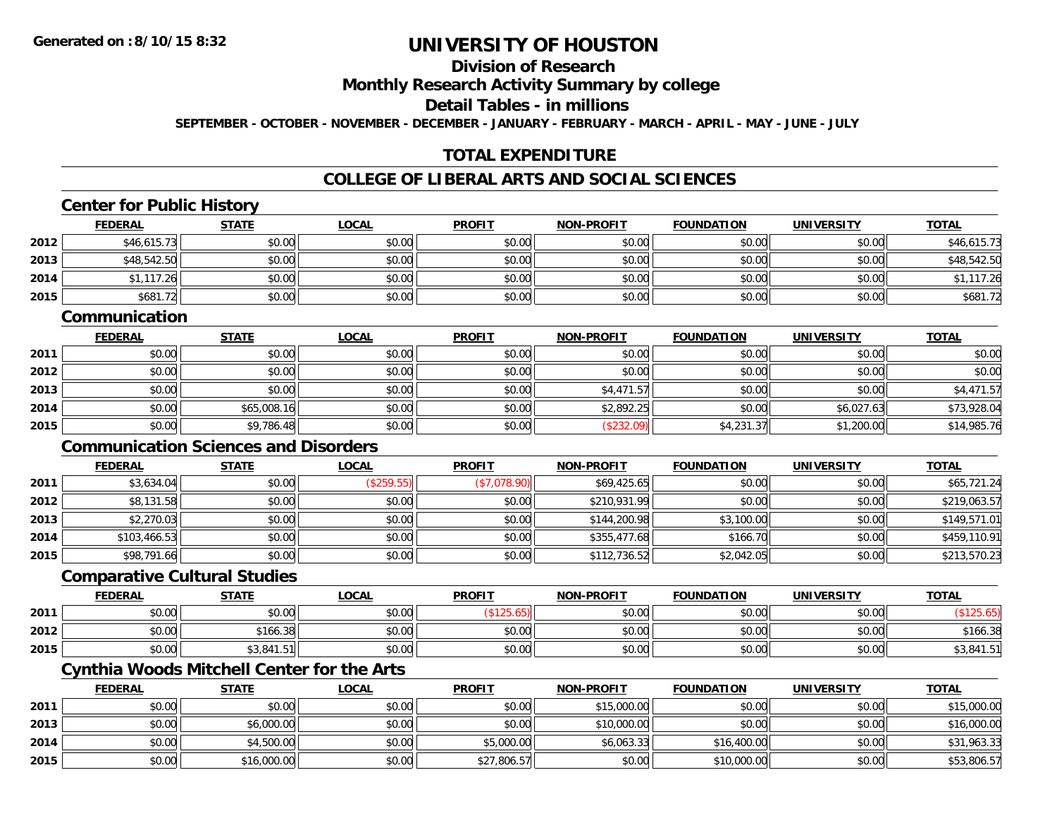# UNIVERSITY OF HOUSTON

## Division of Research

## Monthly Research Activity Summary by college

## Detail Tables - in millions

SEPTEMBER - OCTOBER - NOVEMBER - DECEMBER - JANUARY - FEBRUARY - MARCH - APRIL - MAY - JUNE - JULY

## TOTAL EXPENDITURE

## COLLEGE OF LIBERAL ARTS AND SOCIAL SCIENCES

### Center for Public History

| | FEDERAL | STATE | LOCAL | PROFIT | NON-PROFIT | FOUNDATION | UNIVERSITY | TOTAL |
|---|---|---|---|---|---|---|---|---|
| 2012 | $46,615.73 | $0.00 | $0.00 | $0.00 | $0.00 | $0.00 | $0.00 | $46,615.73 |
| 2013 | $48,542.50 | $0.00 | $0.00 | $0.00 | $0.00 | $0.00 | $0.00 | $48,542.50 |
| 2014 | $1,117.26 | $0.00 | $0.00 | $0.00 | $0.00 | $0.00 | $0.00 | $1,117.26 |
| 2015 | $681.72 | $0.00 | $0.00 | $0.00 | $0.00 | $0.00 | $0.00 | $681.72 |

### Communication

| | FEDERAL | STATE | LOCAL | PROFIT | NON-PROFIT | FOUNDATION | UNIVERSITY | TOTAL |
|---|---|---|---|---|---|---|---|---|
| 2011 | $0.00 | $0.00 | $0.00 | $0.00 | $0.00 | $0.00 | $0.00 | $0.00 |
| 2012 | $0.00 | $0.00 | $0.00 | $0.00 | $0.00 | $0.00 | $0.00 | $0.00 |
| 2013 | $0.00 | $0.00 | $0.00 | $0.00 | $4,471.57 | $0.00 | $0.00 | $4,471.57 |
| 2014 | $0.00 | $65,008.16 | $0.00 | $0.00 | $2,892.25 | $0.00 | $6,027.63 | $73,928.04 |
| 2015 | $0.00 | $9,786.48 | $0.00 | $0.00 | ($232.09) | $4,231.37 | $1,200.00 | $14,985.76 |

### Communication Sciences and Disorders

| | FEDERAL | STATE | LOCAL | PROFIT | NON-PROFIT | FOUNDATION | UNIVERSITY | TOTAL |
|---|---|---|---|---|---|---|---|---|
| 2011 | $3,634.04 | $0.00 | ($259.55) | ($7,078.90) | $69,425.65 | $0.00 | $0.00 | $65,721.24 |
| 2012 | $8,131.58 | $0.00 | $0.00 | $0.00 | $210,931.99 | $0.00 | $0.00 | $219,063.57 |
| 2013 | $2,270.03 | $0.00 | $0.00 | $0.00 | $144,200.98 | $3,100.00 | $0.00 | $149,571.01 |
| 2014 | $103,466.53 | $0.00 | $0.00 | $0.00 | $355,477.68 | $166.70 | $0.00 | $459,110.91 |
| 2015 | $98,791.66 | $0.00 | $0.00 | $0.00 | $112,736.52 | $2,042.05 | $0.00 | $213,570.23 |

### Comparative Cultural Studies

| | FEDERAL | STATE | LOCAL | PROFIT | NON-PROFIT | FOUNDATION | UNIVERSITY | TOTAL |
|---|---|---|---|---|---|---|---|---|
| 2011 | $0.00 | $0.00 | $0.00 | ($125.65) | $0.00 | $0.00 | $0.00 | ($125.65) |
| 2012 | $0.00 | $166.38 | $0.00 | $0.00 | $0.00 | $0.00 | $0.00 | $166.38 |
| 2015 | $0.00 | $3,841.51 | $0.00 | $0.00 | $0.00 | $0.00 | $0.00 | $3,841.51 |

### Cynthia Woods Mitchell Center for the Arts

| | FEDERAL | STATE | LOCAL | PROFIT | NON-PROFIT | FOUNDATION | UNIVERSITY | TOTAL |
|---|---|---|---|---|---|---|---|---|
| 2011 | $0.00 | $0.00 | $0.00 | $0.00 | $15,000.00 | $0.00 | $0.00 | $15,000.00 |
| 2013 | $0.00 | $6,000.00 | $0.00 | $0.00 | $10,000.00 | $0.00 | $0.00 | $16,000.00 |
| 2014 | $0.00 | $4,500.00 | $0.00 | $5,000.00 | $6,063.33 | $16,400.00 | $0.00 | $31,963.33 |
| 2015 | $0.00 | $16,000.00 | $0.00 | $27,806.57 | $0.00 | $10,000.00 | $0.00 | $53,806.57 |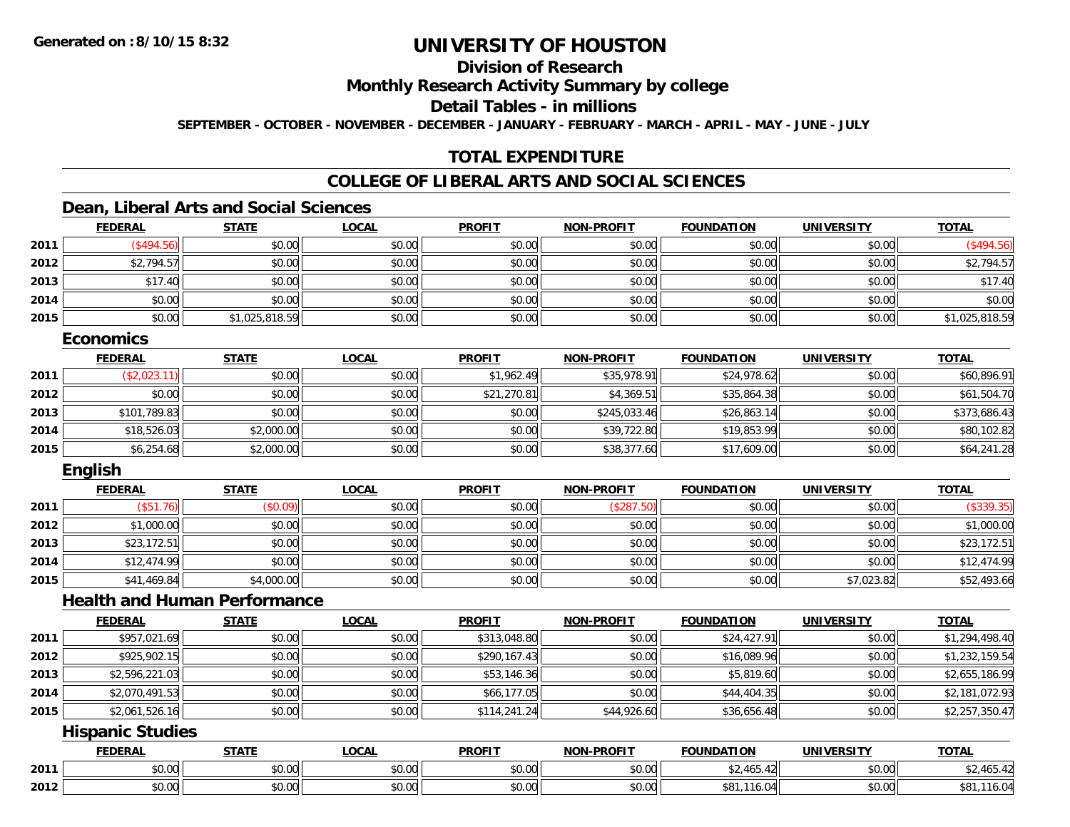# UNIVERSITY OF HOUSTON

## Division of Research

## Monthly Research Activity Summary by college

## Detail Tables - in millions

**SEPTEMBER - OCTOBER - NOVEMBER - DECEMBER - JANUARY - FEBRUARY - MARCH - APRIL - MAY - JUNE - JULY**

## TOTAL EXPENDITURE

## COLLEGE OF LIBERAL ARTS AND SOCIAL SCIENCES

### Dean, Liberal Arts and Social Sciences

| | FEDERAL | STATE | LOCAL | PROFIT | NON-PROFIT | FOUNDATION | UNIVERSITY | TOTAL |
|---|---|---|---|---|---|---|---|---|
| 2011 | ($494.56) | $0.00 | $0.00 | $0.00 | $0.00 | $0.00 | $0.00 | ($494.56) |
| 2012 | $2,794.57 | $0.00 | $0.00 | $0.00 | $0.00 | $0.00 | $0.00 | $2,794.57 |
| 2013 | $17.40 | $0.00 | $0.00 | $0.00 | $0.00 | $0.00 | $0.00 | $17.40 |
| 2014 | $0.00 | $0.00 | $0.00 | $0.00 | $0.00 | $0.00 | $0.00 | $0.00 |
| 2015 | $0.00 | $1,025,818.59 | $0.00 | $0.00 | $0.00 | $0.00 | $0.00 | $1,025,818.59 |

### Economics

| | FEDERAL | STATE | LOCAL | PROFIT | NON-PROFIT | FOUNDATION | UNIVERSITY | TOTAL |
|---|---|---|---|---|---|---|---|---|
| 2011 | ($2,023.11) | $0.00 | $0.00 | $1,962.49 | $35,978.91 | $24,978.62 | $0.00 | $60,896.91 |
| 2012 | $0.00 | $0.00 | $0.00 | $21,270.81 | $4,369.51 | $35,864.38 | $0.00 | $61,504.70 |
| 2013 | $101,789.83 | $0.00 | $0.00 | $0.00 | $245,033.46 | $26,863.14 | $0.00 | $373,686.43 |
| 2014 | $18,526.03 | $2,000.00 | $0.00 | $0.00 | $39,722.80 | $19,853.99 | $0.00 | $80,102.82 |
| 2015 | $6,254.68 | $2,000.00 | $0.00 | $0.00 | $38,377.60 | $17,609.00 | $0.00 | $64,241.28 |

### English

| | FEDERAL | STATE | LOCAL | PROFIT | NON-PROFIT | FOUNDATION | UNIVERSITY | TOTAL |
|---|---|---|---|---|---|---|---|---|
| 2011 | ($51.76) | ($0.09) | $0.00 | $0.00 | ($287.50) | $0.00 | $0.00 | ($339.35) |
| 2012 | $1,000.00 | $0.00 | $0.00 | $0.00 | $0.00 | $0.00 | $0.00 | $1,000.00 |
| 2013 | $23,172.51 | $0.00 | $0.00 | $0.00 | $0.00 | $0.00 | $0.00 | $23,172.51 |
| 2014 | $12,474.99 | $0.00 | $0.00 | $0.00 | $0.00 | $0.00 | $0.00 | $12,474.99 |
| 2015 | $41,469.84 | $4,000.00 | $0.00 | $0.00 | $0.00 | $0.00 | $7,023.82 | $52,493.66 |

### Health and Human Performance

| | FEDERAL | STATE | LOCAL | PROFIT | NON-PROFIT | FOUNDATION | UNIVERSITY | TOTAL |
|---|---|---|---|---|---|---|---|---|
| 2011 | $957,021.69 | $0.00 | $0.00 | $313,048.80 | $0.00 | $24,427.91 | $0.00 | $1,294,498.40 |
| 2012 | $925,902.15 | $0.00 | $0.00 | $290,167.43 | $0.00 | $16,089.96 | $0.00 | $1,232,159.54 |
| 2013 | $2,596,221.03 | $0.00 | $0.00 | $53,146.36 | $0.00 | $5,819.60 | $0.00 | $2,655,186.99 |
| 2014 | $2,070,491.53 | $0.00 | $0.00 | $66,177.05 | $0.00 | $44,404.35 | $0.00 | $2,181,072.93 |
| 2015 | $2,061,526.16 | $0.00 | $0.00 | $114,241.24 | $44,926.60 | $36,656.48 | $0.00 | $2,257,350.47 |

### Hispanic Studies

| | FEDERAL | STATE | LOCAL | PROFIT | NON-PROFIT | FOUNDATION | UNIVERSITY | TOTAL |
|---|---|---|---|---|---|---|---|---|
| 2011 | $0.00 | $0.00 | $0.00 | $0.00 | $0.00 | $2,465.42 | $0.00 | $2,465.42 |
| 2012 | $0.00 | $0.00 | $0.00 | $0.00 | $0.00 | $81,116.04 | $0.00 | $81,116.04 |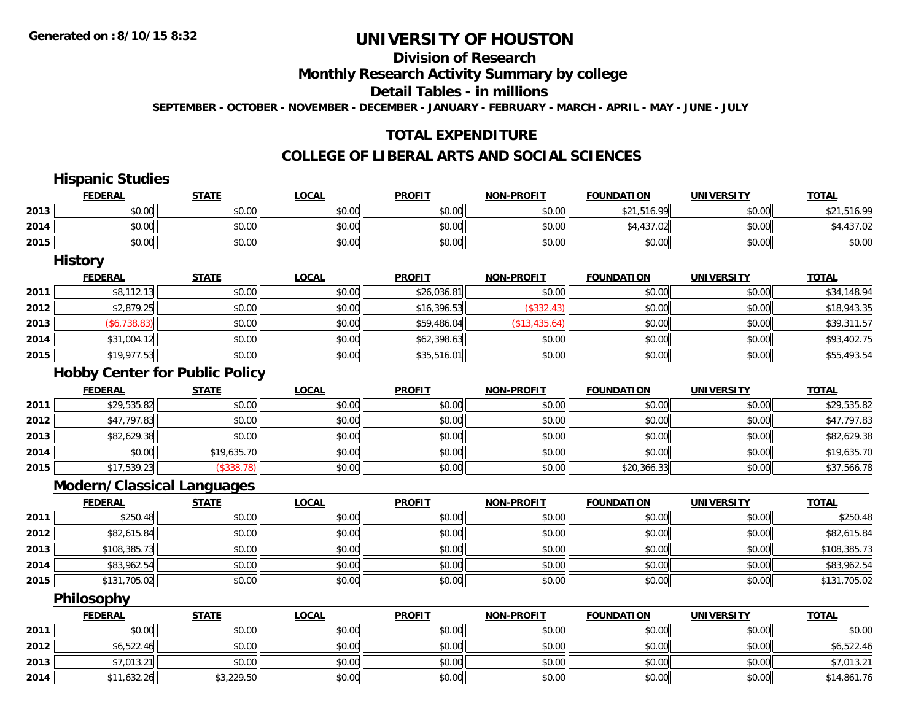# UNIVERSITY OF HOUSTON

## Division of Research

## Monthly Research Activity Summary by college

## Detail Tables - in millions

**SEPTEMBER - OCTOBER - NOVEMBER - DECEMBER - JANUARY - FEBRUARY - MARCH - APRIL - MAY - JUNE - JULY**

## TOTAL EXPENDITURE

## COLLEGE OF LIBERAL ARTS AND SOCIAL SCIENCES

### Hispanic Studies

| | FEDERAL | STATE | LOCAL | PROFIT | NON-PROFIT | FOUNDATION | UNIVERSITY | TOTAL |
|---|---|---|---|---|---|---|---|---|
| 2013 | $0.00 | $0.00 | $0.00 | $0.00 | $0.00 | $21,516.99 | $0.00 | $21,516.99 |
| 2014 | $0.00 | $0.00 | $0.00 | $0.00 | $0.00 | $4,437.02 | $0.00 | $4,437.02 |
| 2015 | $0.00 | $0.00 | $0.00 | $0.00 | $0.00 | $0.00 | $0.00 | $0.00 |

### History

| | FEDERAL | STATE | LOCAL | PROFIT | NON-PROFIT | FOUNDATION | UNIVERSITY | TOTAL |
|---|---|---|---|---|---|---|---|---|
| 2011 | $8,112.13 | $0.00 | $0.00 | $26,036.81 | $0.00 | $0.00 | $0.00 | $34,148.94 |
| 2012 | $2,879.25 | $0.00 | $0.00 | $16,396.53 | ($332.43) | $0.00 | $0.00 | $18,943.35 |
| 2013 | ($6,738.83) | $0.00 | $0.00 | $59,486.04 | ($13,435.64) | $0.00 | $0.00 | $39,311.57 |
| 2014 | $31,004.12 | $0.00 | $0.00 | $62,398.63 | $0.00 | $0.00 | $0.00 | $93,402.75 |
| 2015 | $19,977.53 | $0.00 | $0.00 | $35,516.01 | $0.00 | $0.00 | $0.00 | $55,493.54 |

### Hobby Center for Public Policy

| | FEDERAL | STATE | LOCAL | PROFIT | NON-PROFIT | FOUNDATION | UNIVERSITY | TOTAL |
|---|---|---|---|---|---|---|---|---|
| 2011 | $29,535.82 | $0.00 | $0.00 | $0.00 | $0.00 | $0.00 | $0.00 | $29,535.82 |
| 2012 | $47,797.83 | $0.00 | $0.00 | $0.00 | $0.00 | $0.00 | $0.00 | $47,797.83 |
| 2013 | $82,629.38 | $0.00 | $0.00 | $0.00 | $0.00 | $0.00 | $0.00 | $82,629.38 |
| 2014 | $0.00 | $19,635.70 | $0.00 | $0.00 | $0.00 | $0.00 | $0.00 | $19,635.70 |
| 2015 | $17,539.23 | ($338.78) | $0.00 | $0.00 | $0.00 | $20,366.33 | $0.00 | $37,566.78 |

### Modern/Classical Languages

| | FEDERAL | STATE | LOCAL | PROFIT | NON-PROFIT | FOUNDATION | UNIVERSITY | TOTAL |
|---|---|---|---|---|---|---|---|---|
| 2011 | $250.48 | $0.00 | $0.00 | $0.00 | $0.00 | $0.00 | $0.00 | $250.48 |
| 2012 | $82,615.84 | $0.00 | $0.00 | $0.00 | $0.00 | $0.00 | $0.00 | $82,615.84 |
| 2013 | $108,385.73 | $0.00 | $0.00 | $0.00 | $0.00 | $0.00 | $0.00 | $108,385.73 |
| 2014 | $83,962.54 | $0.00 | $0.00 | $0.00 | $0.00 | $0.00 | $0.00 | $83,962.54 |
| 2015 | $131,705.02 | $0.00 | $0.00 | $0.00 | $0.00 | $0.00 | $0.00 | $131,705.02 |

### Philosophy

| | FEDERAL | STATE | LOCAL | PROFIT | NON-PROFIT | FOUNDATION | UNIVERSITY | TOTAL |
|---|---|---|---|---|---|---|---|---|
| 2011 | $0.00 | $0.00 | $0.00 | $0.00 | $0.00 | $0.00 | $0.00 | $0.00 |
| 2012 | $6,522.46 | $0.00 | $0.00 | $0.00 | $0.00 | $0.00 | $0.00 | $6,522.46 |
| 2013 | $7,013.21 | $0.00 | $0.00 | $0.00 | $0.00 | $0.00 | $0.00 | $7,013.21 |
| 2014 | $11,632.26 | $3,229.50 | $0.00 | $0.00 | $0.00 | $0.00 | $0.00 | $14,861.76 |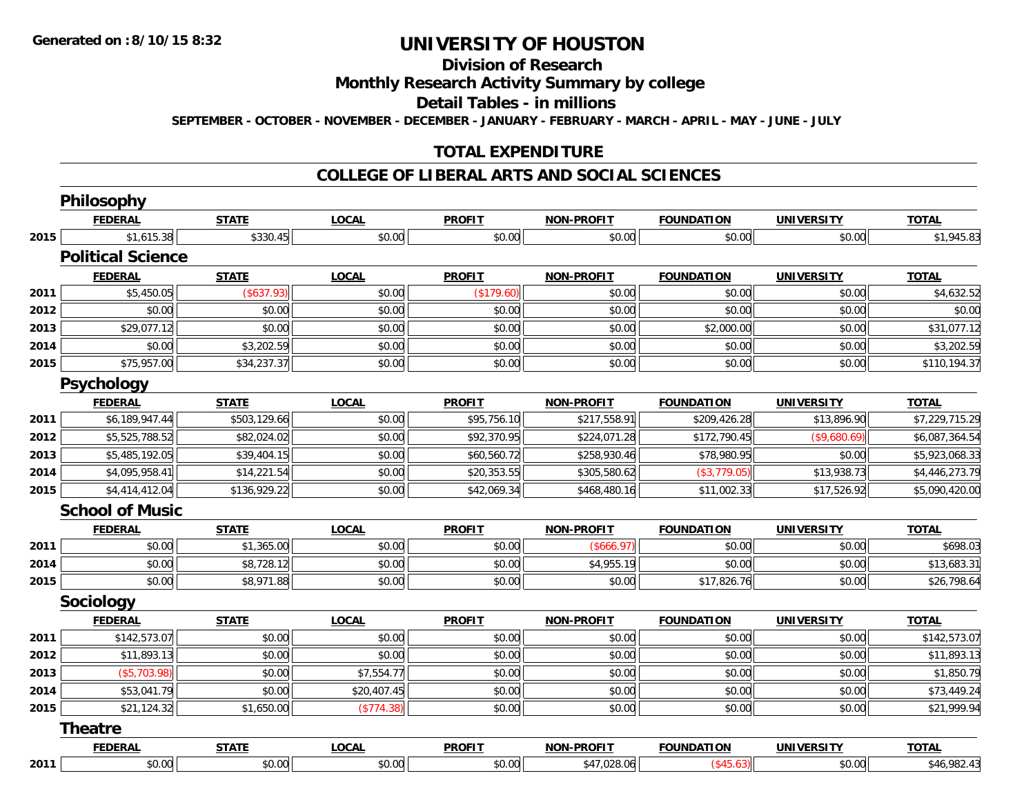**Generated on :8/10/15 8:32**

# UNIVERSITY OF HOUSTON

## Division of Research

## Monthly Research Activity Summary by college

## Detail Tables - in millions

**SEPTEMBER - OCTOBER - NOVEMBER - DECEMBER - JANUARY - FEBRUARY - MARCH - APRIL - MAY - JUNE - JULY**

## TOTAL EXPENDITURE

## COLLEGE OF LIBERAL ARTS AND SOCIAL SCIENCES

### Philosophy

| | FEDERAL | STATE | LOCAL | PROFIT | NON-PROFIT | FOUNDATION | UNIVERSITY | TOTAL |
|---|---|---|---|---|---|---|---|---|
| 2015 | $1,615.38 | $330.45 | $0.00 | $0.00 | $0.00 | $0.00 | $0.00 | $1,945.83 |

### Political Science

| | FEDERAL | STATE | LOCAL | PROFIT | NON-PROFIT | FOUNDATION | UNIVERSITY | TOTAL |
|---|---|---|---|---|---|---|---|---|
| 2011 | $5,450.05 | ($637.93) | $0.00 | ($179.60) | $0.00 | $0.00 | $0.00 | $4,632.52 |
| 2012 | $0.00 | $0.00 | $0.00 | $0.00 | $0.00 | $0.00 | $0.00 | $0.00 |
| 2013 | $29,077.12 | $0.00 | $0.00 | $0.00 | $0.00 | $2,000.00 | $0.00 | $31,077.12 |
| 2014 | $0.00 | $3,202.59 | $0.00 | $0.00 | $0.00 | $0.00 | $0.00 | $3,202.59 |
| 2015 | $75,957.00 | $34,237.37 | $0.00 | $0.00 | $0.00 | $0.00 | $0.00 | $110,194.37 |

### Psychology

| | FEDERAL | STATE | LOCAL | PROFIT | NON-PROFIT | FOUNDATION | UNIVERSITY | TOTAL |
|---|---|---|---|---|---|---|---|---|
| 2011 | $6,189,947.44 | $503,129.66 | $0.00 | $95,756.10 | $217,558.91 | $209,426.28 | $13,896.90 | $7,229,715.29 |
| 2012 | $5,525,788.52 | $82,024.02 | $0.00 | $92,370.95 | $224,071.28 | $172,790.45 | ($9,680.69) | $6,087,364.54 |
| 2013 | $5,485,192.05 | $39,404.15 | $0.00 | $60,560.72 | $258,930.46 | $78,980.95 | $0.00 | $5,923,068.33 |
| 2014 | $4,095,958.41 | $14,221.54 | $0.00 | $20,353.55 | $305,580.62 | ($3,779.05) | $13,938.73 | $4,446,273.79 |
| 2015 | $4,414,412.04 | $136,929.22 | $0.00 | $42,069.34 | $468,480.16 | $11,002.33 | $17,526.92 | $5,090,420.00 |

### School of Music

| | FEDERAL | STATE | LOCAL | PROFIT | NON-PROFIT | FOUNDATION | UNIVERSITY | TOTAL |
|---|---|---|---|---|---|---|---|---|
| 2011 | $0.00 | $1,365.00 | $0.00 | $0.00 | ($666.97) | $0.00 | $0.00 | $698.03 |
| 2014 | $0.00 | $8,728.12 | $0.00 | $0.00 | $4,955.19 | $0.00 | $0.00 | $13,683.31 |
| 2015 | $0.00 | $8,971.88 | $0.00 | $0.00 | $0.00 | $17,826.76 | $0.00 | $26,798.64 |

### Sociology

| | FEDERAL | STATE | LOCAL | PROFIT | NON-PROFIT | FOUNDATION | UNIVERSITY | TOTAL |
|---|---|---|---|---|---|---|---|---|
| 2011 | $142,573.07 | $0.00 | $0.00 | $0.00 | $0.00 | $0.00 | $0.00 | $142,573.07 |
| 2012 | $11,893.13 | $0.00 | $0.00 | $0.00 | $0.00 | $0.00 | $0.00 | $11,893.13 |
| 2013 | ($5,703.98) | $0.00 | $7,554.77 | $0.00 | $0.00 | $0.00 | $0.00 | $1,850.79 |
| 2014 | $53,041.79 | $0.00 | $20,407.45 | $0.00 | $0.00 | $0.00 | $0.00 | $73,449.24 |
| 2015 | $21,124.32 | $1,650.00 | ($774.38) | $0.00 | $0.00 | $0.00 | $0.00 | $21,999.94 |

### Theatre

| | FEDERAL | STATE | LOCAL | PROFIT | NON-PROFIT | FOUNDATION | UNIVERSITY | TOTAL |
|---|---|---|---|---|---|---|---|---|
| 2011 | $0.00 | $0.00 | $0.00 | $0.00 | $47,028.06 | ($45.63) | $0.00 | $46,982.43 |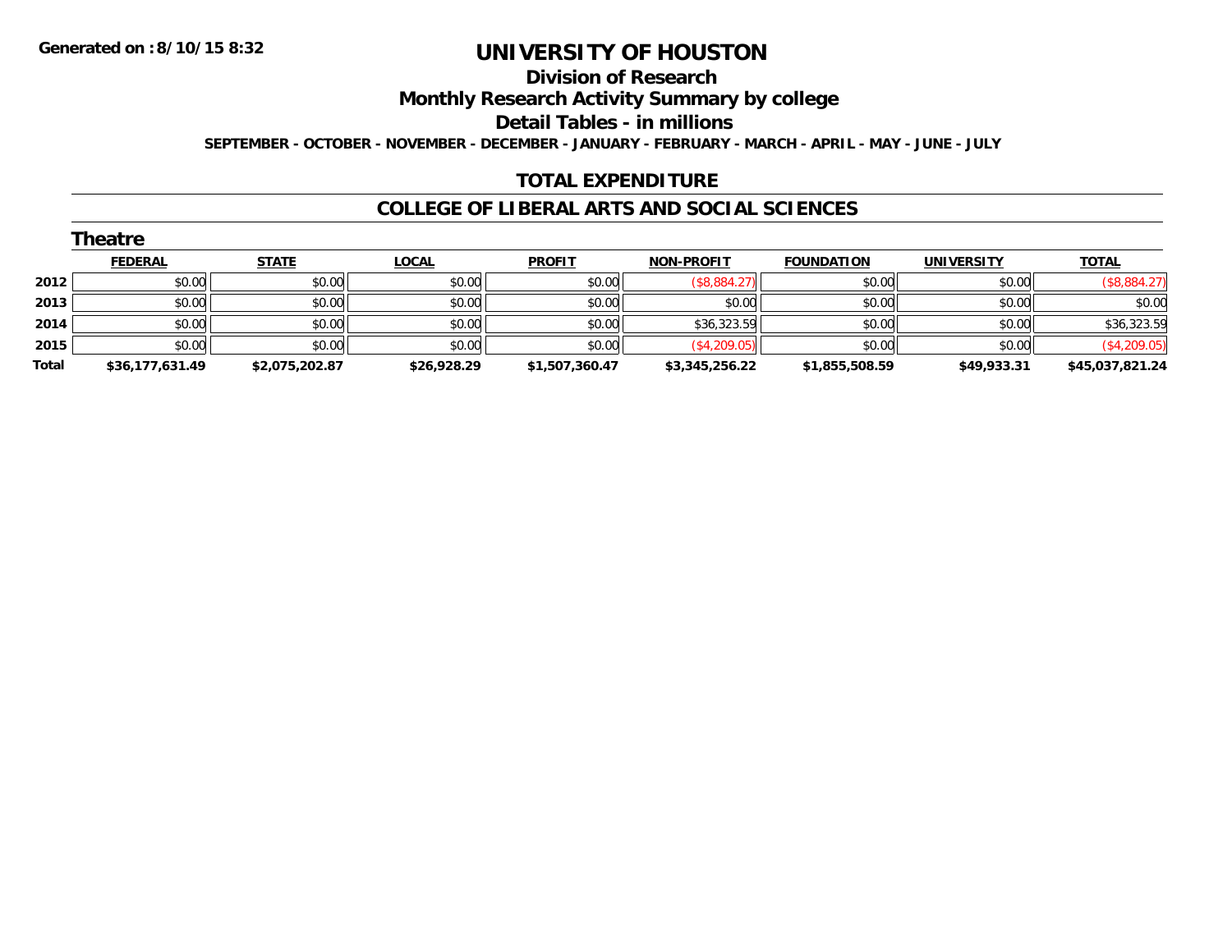**Generated on :8/10/15 8:32**

# UNIVERSITY OF HOUSTON

## Division of Research

## Monthly Research Activity Summary by college

## Detail Tables - in millions

**SEPTEMBER - OCTOBER - NOVEMBER - DECEMBER - JANUARY - FEBRUARY - MARCH - APRIL - MAY - JUNE - JULY**

## TOTAL EXPENDITURE

## COLLEGE OF LIBERAL ARTS AND SOCIAL SCIENCES

### Theatre

| | FEDERAL | STATE | LOCAL | PROFIT | NON-PROFIT | FOUNDATION | UNIVERSITY | TOTAL |
|---|---|---|---|---|---|---|---|---|
| **2012** | $0.00 | $0.00 | $0.00 | $0.00 | ($8,884.27) | $0.00 | $0.00 | ($8,884.27) |
| **2013** | $0.00 | $0.00 | $0.00 | $0.00 | $0.00 | $0.00 | $0.00 | $0.00 |
| **2014** | $0.00 | $0.00 | $0.00 | $0.00 | $36,323.59 | $0.00 | $0.00 | $36,323.59 |
| **2015** | $0.00 | $0.00 | $0.00 | $0.00 | ($4,209.05) | $0.00 | $0.00 | ($4,209.05) |
| **Total** | **$36,177,631.49** | **$2,075,202.87** | **$26,928.29** | **$1,507,360.47** | **$3,345,256.22** | **$1,855,508.59** | **$49,933.31** | **$45,037,821.24** |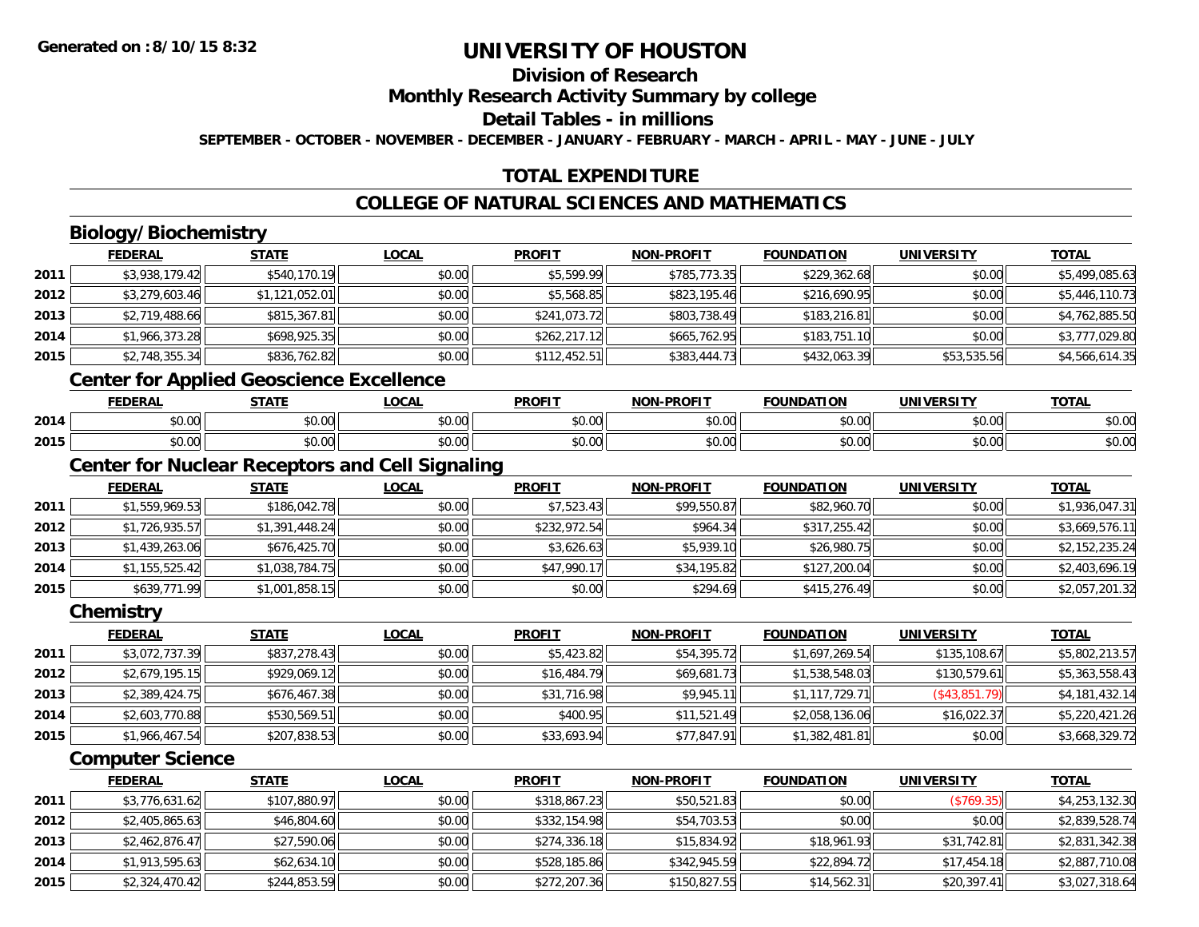# UNIVERSITY OF HOUSTON

**Generated on :8/10/15 8:32**

## Division of Research

## Monthly Research Activity Summary by college

## Detail Tables - in millions

**SEPTEMBER - OCTOBER - NOVEMBER - DECEMBER - JANUARY - FEBRUARY - MARCH - APRIL - MAY - JUNE - JULY**

## TOTAL EXPENDITURE

## COLLEGE OF NATURAL SCIENCES AND MATHEMATICS

### Biology/Biochemistry

| | FEDERAL | STATE | LOCAL | PROFIT | NON-PROFIT | FOUNDATION | UNIVERSITY | TOTAL |
|---|---|---|---|---|---|---|---|---|
| 2011 | $3,938,179.42 | $540,170.19 | $0.00 | $5,599.99 | $785,773.35 | $229,362.68 | $0.00 | $5,499,085.63 |
| 2012 | $3,279,603.46 | $1,121,052.01 | $0.00 | $5,568.85 | $823,195.46 | $216,690.95 | $0.00 | $5,446,110.73 |
| 2013 | $2,719,488.66 | $815,367.81 | $0.00 | $241,073.72 | $803,738.49 | $183,216.81 | $0.00 | $4,762,885.50 |
| 2014 | $1,966,373.28 | $698,925.35 | $0.00 | $262,217.12 | $665,762.95 | $183,751.10 | $0.00 | $3,777,029.80 |
| 2015 | $2,748,355.34 | $836,762.82 | $0.00 | $112,452.51 | $383,444.73 | $432,063.39 | $53,535.56 | $4,566,614.35 |

### Center for Applied Geoscience Excellence

| | FEDERAL | STATE | LOCAL | PROFIT | NON-PROFIT | FOUNDATION | UNIVERSITY | TOTAL |
|---|---|---|---|---|---|---|---|---|
| 2014 | $0.00 | $0.00 | $0.00 | $0.00 | $0.00 | $0.00 | $0.00 | $0.00 |
| 2015 | $0.00 | $0.00 | $0.00 | $0.00 | $0.00 | $0.00 | $0.00 | $0.00 |

### Center for Nuclear Receptors and Cell Signaling

| | FEDERAL | STATE | LOCAL | PROFIT | NON-PROFIT | FOUNDATION | UNIVERSITY | TOTAL |
|---|---|---|---|---|---|---|---|---|
| 2011 | $1,559,969.53 | $186,042.78 | $0.00 | $7,523.43 | $99,550.87 | $82,960.70 | $0.00 | $1,936,047.31 |
| 2012 | $1,726,935.57 | $1,391,448.24 | $0.00 | $232,972.54 | $964.34 | $317,255.42 | $0.00 | $3,669,576.11 |
| 2013 | $1,439,263.06 | $676,425.70 | $0.00 | $3,626.63 | $5,939.10 | $26,980.75 | $0.00 | $2,152,235.24 |
| 2014 | $1,155,525.42 | $1,038,784.75 | $0.00 | $47,990.17 | $34,195.82 | $127,200.04 | $0.00 | $2,403,696.19 |
| 2015 | $639,771.99 | $1,001,858.15 | $0.00 | $0.00 | $294.69 | $415,276.49 | $0.00 | $2,057,201.32 |

### Chemistry

| | FEDERAL | STATE | LOCAL | PROFIT | NON-PROFIT | FOUNDATION | UNIVERSITY | TOTAL |
|---|---|---|---|---|---|---|---|---|
| 2011 | $3,072,737.39 | $837,278.43 | $0.00 | $5,423.82 | $54,395.72 | $1,697,269.54 | $135,108.67 | $5,802,213.57 |
| 2012 | $2,679,195.15 | $929,069.12 | $0.00 | $16,484.79 | $69,681.73 | $1,538,548.03 | $130,579.61 | $5,363,558.43 |
| 2013 | $2,389,424.75 | $676,467.38 | $0.00 | $31,716.98 | $9,945.11 | $1,117,729.71 | ($43,851.79) | $4,181,432.14 |
| 2014 | $2,603,770.88 | $530,569.51 | $0.00 | $400.95 | $11,521.49 | $2,058,136.06 | $16,022.37 | $5,220,421.26 |
| 2015 | $1,966,467.54 | $207,838.53 | $0.00 | $33,693.94 | $77,847.91 | $1,382,481.81 | $0.00 | $3,668,329.72 |

### Computer Science

| | FEDERAL | STATE | LOCAL | PROFIT | NON-PROFIT | FOUNDATION | UNIVERSITY | TOTAL |
|---|---|---|---|---|---|---|---|---|
| 2011 | $3,776,631.62 | $107,880.97 | $0.00 | $318,867.23 | $50,521.83 | $0.00 | ($769.35) | $4,253,132.30 |
| 2012 | $2,405,865.63 | $46,804.60 | $0.00 | $332,154.98 | $54,703.53 | $0.00 | $0.00 | $2,839,528.74 |
| 2013 | $2,462,876.47 | $27,590.06 | $0.00 | $274,336.18 | $15,834.92 | $18,961.93 | $31,742.81 | $2,831,342.38 |
| 2014 | $1,913,595.63 | $62,634.10 | $0.00 | $528,185.86 | $342,945.59 | $22,894.72 | $17,454.18 | $2,887,710.08 |
| 2015 | $2,324,470.42 | $244,853.59 | $0.00 | $272,207.36 | $150,827.55 | $14,562.31 | $20,397.41 | $3,027,318.64 |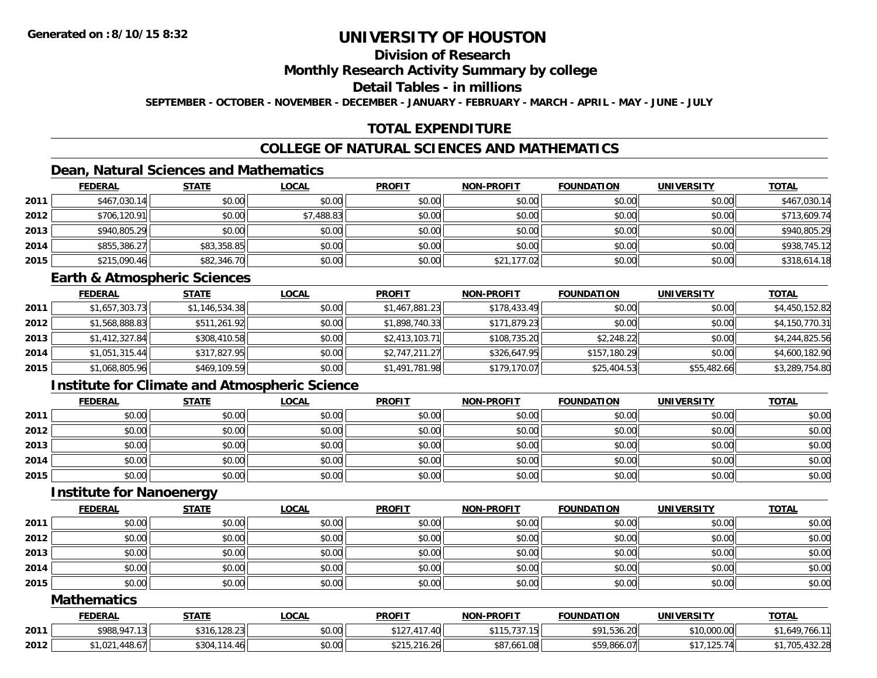**Generated on :8/10/15 8:32**

# UNIVERSITY OF HOUSTON

## Division of Research

## Monthly Research Activity Summary by college

## Detail Tables - in millions

**SEPTEMBER - OCTOBER - NOVEMBER - DECEMBER - JANUARY - FEBRUARY - MARCH - APRIL - MAY - JUNE - JULY**

## TOTAL EXPENDITURE

## COLLEGE OF NATURAL SCIENCES AND MATHEMATICS

### Dean, Natural Sciences and Mathematics

| | FEDERAL | STATE | LOCAL | PROFIT | NON-PROFIT | FOUNDATION | UNIVERSITY | TOTAL |
|---|---|---|---|---|---|---|---|---|
| 2011 | $467,030.14 | $0.00 | $0.00 | $0.00 | $0.00 | $0.00 | $0.00 | $467,030.14 |
| 2012 | $706,120.91 | $0.00 | $7,488.83 | $0.00 | $0.00 | $0.00 | $0.00 | $713,609.74 |
| 2013 | $940,805.29 | $0.00 | $0.00 | $0.00 | $0.00 | $0.00 | $0.00 | $940,805.29 |
| 2014 | $855,386.27 | $83,358.85 | $0.00 | $0.00 | $0.00 | $0.00 | $0.00 | $938,745.12 |
| 2015 | $215,090.46 | $82,346.70 | $0.00 | $0.00 | $21,177.02 | $0.00 | $0.00 | $318,614.18 |

### Earth & Atmospheric Sciences

| | FEDERAL | STATE | LOCAL | PROFIT | NON-PROFIT | FOUNDATION | UNIVERSITY | TOTAL |
|---|---|---|---|---|---|---|---|---|
| 2011 | $1,657,303.73 | $1,146,534.38 | $0.00 | $1,467,881.23 | $178,433.49 | $0.00 | $0.00 | $4,450,152.82 |
| 2012 | $1,568,888.83 | $511,261.92 | $0.00 | $1,898,740.33 | $171,879.23 | $0.00 | $0.00 | $4,150,770.31 |
| 2013 | $1,412,327.84 | $308,410.58 | $0.00 | $2,413,103.71 | $108,735.20 | $2,248.22 | $0.00 | $4,244,825.56 |
| 2014 | $1,051,315.44 | $317,827.95 | $0.00 | $2,747,211.27 | $326,647.95 | $157,180.29 | $0.00 | $4,600,182.90 |
| 2015 | $1,068,805.96 | $469,109.59 | $0.00 | $1,491,781.98 | $179,170.07 | $25,404.53 | $55,482.66 | $3,289,754.80 |

### Institute for Climate and Atmospheric Science

| | FEDERAL | STATE | LOCAL | PROFIT | NON-PROFIT | FOUNDATION | UNIVERSITY | TOTAL |
|---|---|---|---|---|---|---|---|---|
| 2011 | $0.00 | $0.00 | $0.00 | $0.00 | $0.00 | $0.00 | $0.00 | $0.00 |
| 2012 | $0.00 | $0.00 | $0.00 | $0.00 | $0.00 | $0.00 | $0.00 | $0.00 |
| 2013 | $0.00 | $0.00 | $0.00 | $0.00 | $0.00 | $0.00 | $0.00 | $0.00 |
| 2014 | $0.00 | $0.00 | $0.00 | $0.00 | $0.00 | $0.00 | $0.00 | $0.00 |
| 2015 | $0.00 | $0.00 | $0.00 | $0.00 | $0.00 | $0.00 | $0.00 | $0.00 |

### Institute for Nanoenergy

| | FEDERAL | STATE | LOCAL | PROFIT | NON-PROFIT | FOUNDATION | UNIVERSITY | TOTAL |
|---|---|---|---|---|---|---|---|---|
| 2011 | $0.00 | $0.00 | $0.00 | $0.00 | $0.00 | $0.00 | $0.00 | $0.00 |
| 2012 | $0.00 | $0.00 | $0.00 | $0.00 | $0.00 | $0.00 | $0.00 | $0.00 |
| 2013 | $0.00 | $0.00 | $0.00 | $0.00 | $0.00 | $0.00 | $0.00 | $0.00 |
| 2014 | $0.00 | $0.00 | $0.00 | $0.00 | $0.00 | $0.00 | $0.00 | $0.00 |
| 2015 | $0.00 | $0.00 | $0.00 | $0.00 | $0.00 | $0.00 | $0.00 | $0.00 |

### Mathematics

| | FEDERAL | STATE | LOCAL | PROFIT | NON-PROFIT | FOUNDATION | UNIVERSITY | TOTAL |
|---|---|---|---|---|---|---|---|---|
| 2011 | $988,947.13 | $316,128.23 | $0.00 | $127,417.40 | $115,737.15 | $91,536.20 | $10,000.00 | $1,649,766.11 |
| 2012 | $1,021,448.67 | $304,114.46 | $0.00 | $215,216.26 | $87,661.08 | $59,866.07 | $17,125.74 | $1,705,432.28 |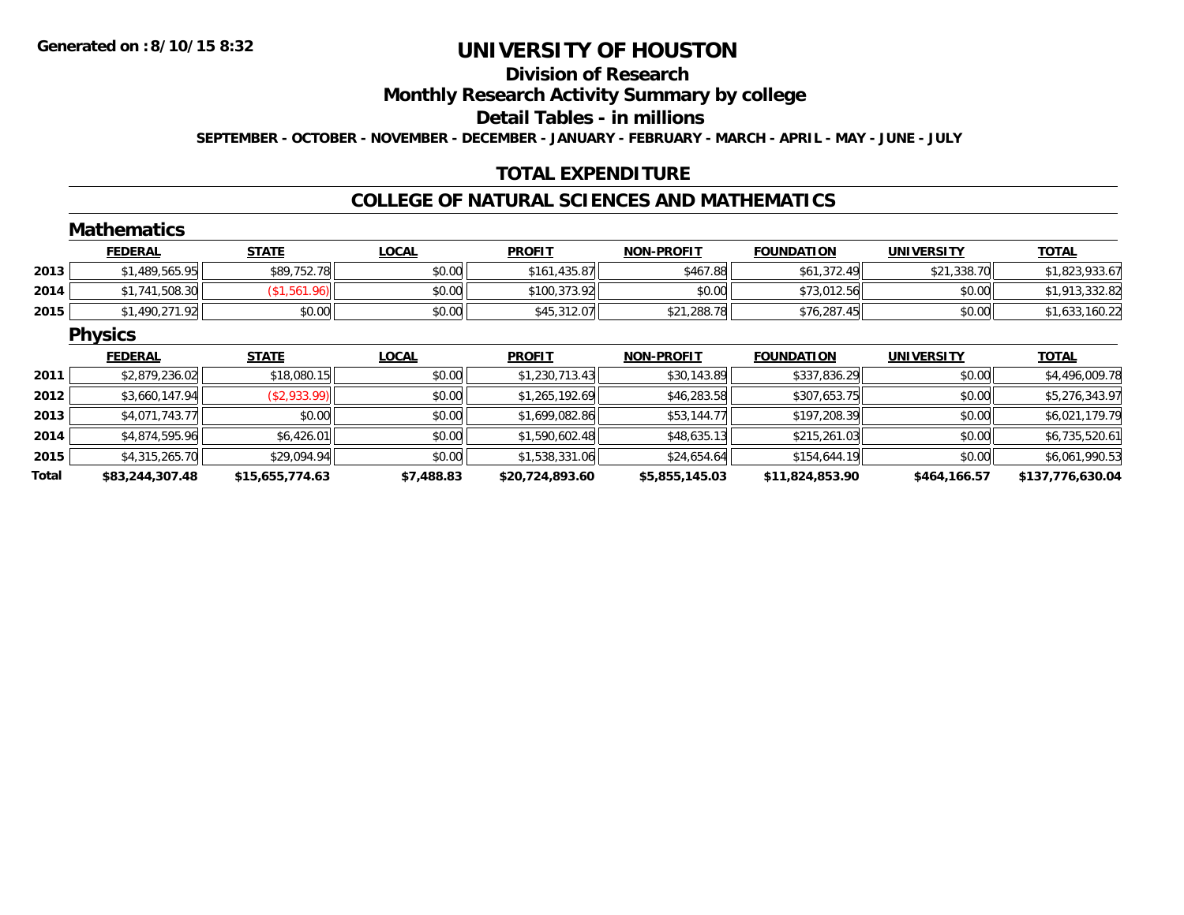**Generated on :8/10/15 8:32**

# UNIVERSITY OF HOUSTON

## Division of Research

## Monthly Research Activity Summary by college

## Detail Tables - in millions

SEPTEMBER - OCTOBER - NOVEMBER - DECEMBER - JANUARY - FEBRUARY - MARCH - APRIL - MAY - JUNE - JULY

## TOTAL EXPENDITURE

## COLLEGE OF NATURAL SCIENCES AND MATHEMATICS

### Mathematics

| | FEDERAL | STATE | LOCAL | PROFIT | NON-PROFIT | FOUNDATION | UNIVERSITY | TOTAL |
|---|---|---|---|---|---|---|---|---|
| 2013 | $1,489,565.95 | $89,752.78 | $0.00 | $161,435.87 | $467.88 | $61,372.49 | $21,338.70 | $1,823,933.67 |
| 2014 | $1,741,508.30 | ($1,561.96) | $0.00 | $100,373.92 | $0.00 | $73,012.56 | $0.00 | $1,913,332.82 |
| 2015 | $1,490,271.92 | $0.00 | $0.00 | $45,312.07 | $21,288.78 | $76,287.45 | $0.00 | $1,633,160.22 |

### Physics

| | FEDERAL | STATE | LOCAL | PROFIT | NON-PROFIT | FOUNDATION | UNIVERSITY | TOTAL |
|---|---|---|---|---|---|---|---|---|
| 2011 | $2,879,236.02 | $18,080.15 | $0.00 | $1,230,713.43 | $30,143.89 | $337,836.29 | $0.00 | $4,496,009.78 |
| 2012 | $3,660,147.94 | ($2,933.99) | $0.00 | $1,265,192.69 | $46,283.58 | $307,653.75 | $0.00 | $5,276,343.97 |
| 2013 | $4,071,743.77 | $0.00 | $0.00 | $1,699,082.86 | $53,144.77 | $197,208.39 | $0.00 | $6,021,179.79 |
| 2014 | $4,874,595.96 | $6,426.01 | $0.00 | $1,590,602.48 | $48,635.13 | $215,261.03 | $0.00 | $6,735,520.61 |
| 2015 | $4,315,265.70 | $29,094.94 | $0.00 | $1,538,331.06 | $24,654.64 | $154,644.19 | $0.00 | $6,061,990.53 |
| **Total** | **$83,244,307.48** | **$15,655,774.63** | **$7,488.83** | **$20,724,893.60** | **$5,855,145.03** | **$11,824,853.90** | **$464,166.57** | **$137,776,630.04** |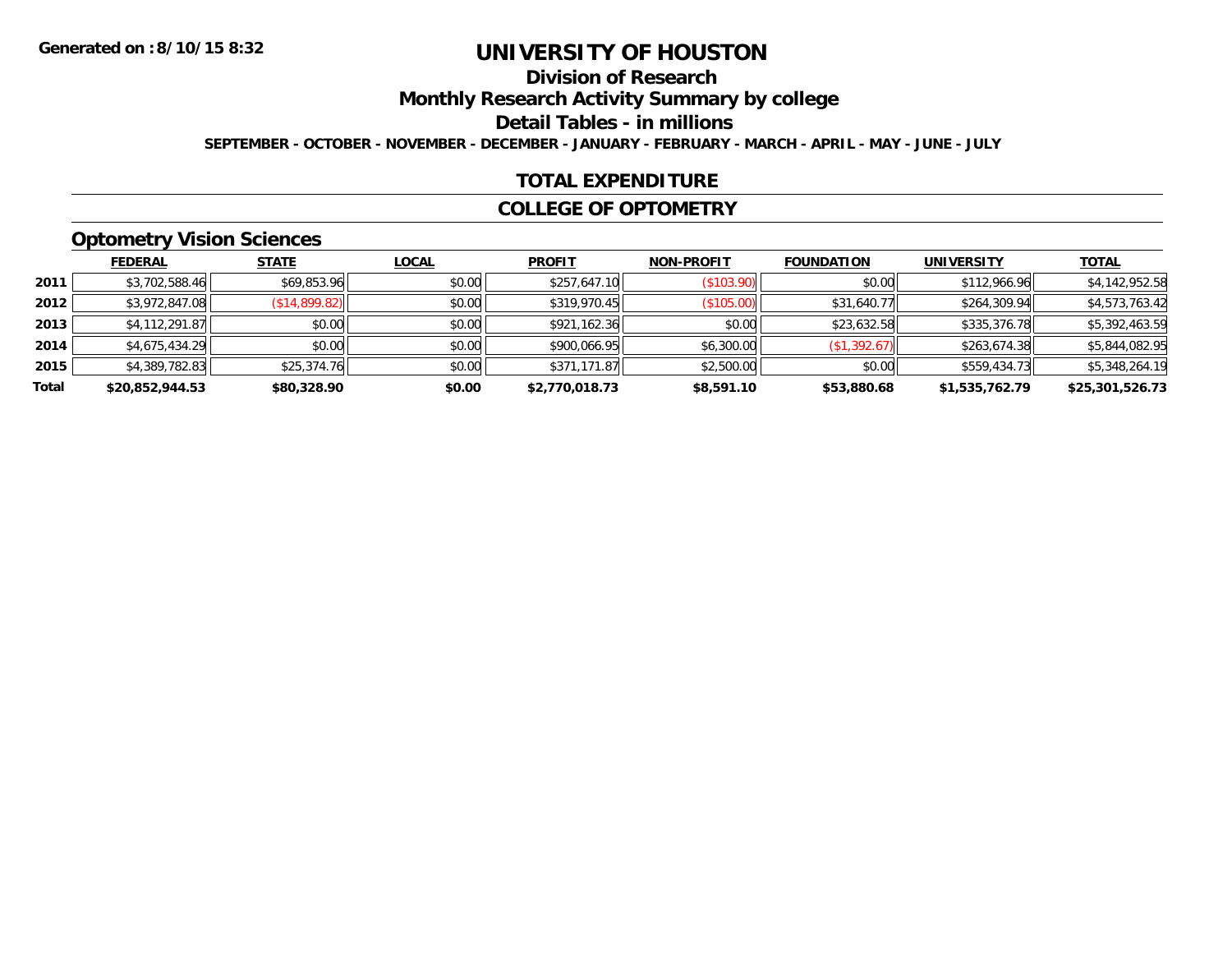Generated on :8/10/15 8:32

# UNIVERSITY OF HOUSTON

## Division of Research

## Monthly Research Activity Summary by college

## Detail Tables - in millions

SEPTEMBER - OCTOBER - NOVEMBER - DECEMBER - JANUARY - FEBRUARY - MARCH - APRIL - MAY - JUNE - JULY

## TOTAL EXPENDITURE

## COLLEGE OF OPTOMETRY

### Optometry Vision Sciences

| | FEDERAL | STATE | LOCAL | PROFIT | NON-PROFIT | FOUNDATION | UNIVERSITY | TOTAL |
|---|---|---|---|---|---|---|---|---|
| 2011 | $3,702,588.46 | $69,853.96 | $0.00 | $257,647.10 | ($103.90) | $0.00 | $112,966.96 | $4,142,952.58 |
| 2012 | $3,972,847.08 | ($14,899.82) | $0.00 | $319,970.45 | ($105.00) | $31,640.77 | $264,309.94 | $4,573,763.42 |
| 2013 | $4,112,291.87 | $0.00 | $0.00 | $921,162.36 | $0.00 | $23,632.58 | $335,376.78 | $5,392,463.59 |
| 2014 | $4,675,434.29 | $0.00 | $0.00 | $900,066.95 | $6,300.00 | ($1,392.67) | $263,674.38 | $5,844,082.95 |
| 2015 | $4,389,782.83 | $25,374.76 | $0.00 | $371,171.87 | $2,500.00 | $0.00 | $559,434.73 | $5,348,264.19 |
| **Total** | **$20,852,944.53** | **$80,328.90** | **$0.00** | **$2,770,018.73** | **$8,591.10** | **$53,880.68** | **$1,535,762.79** | **$25,301,526.73** |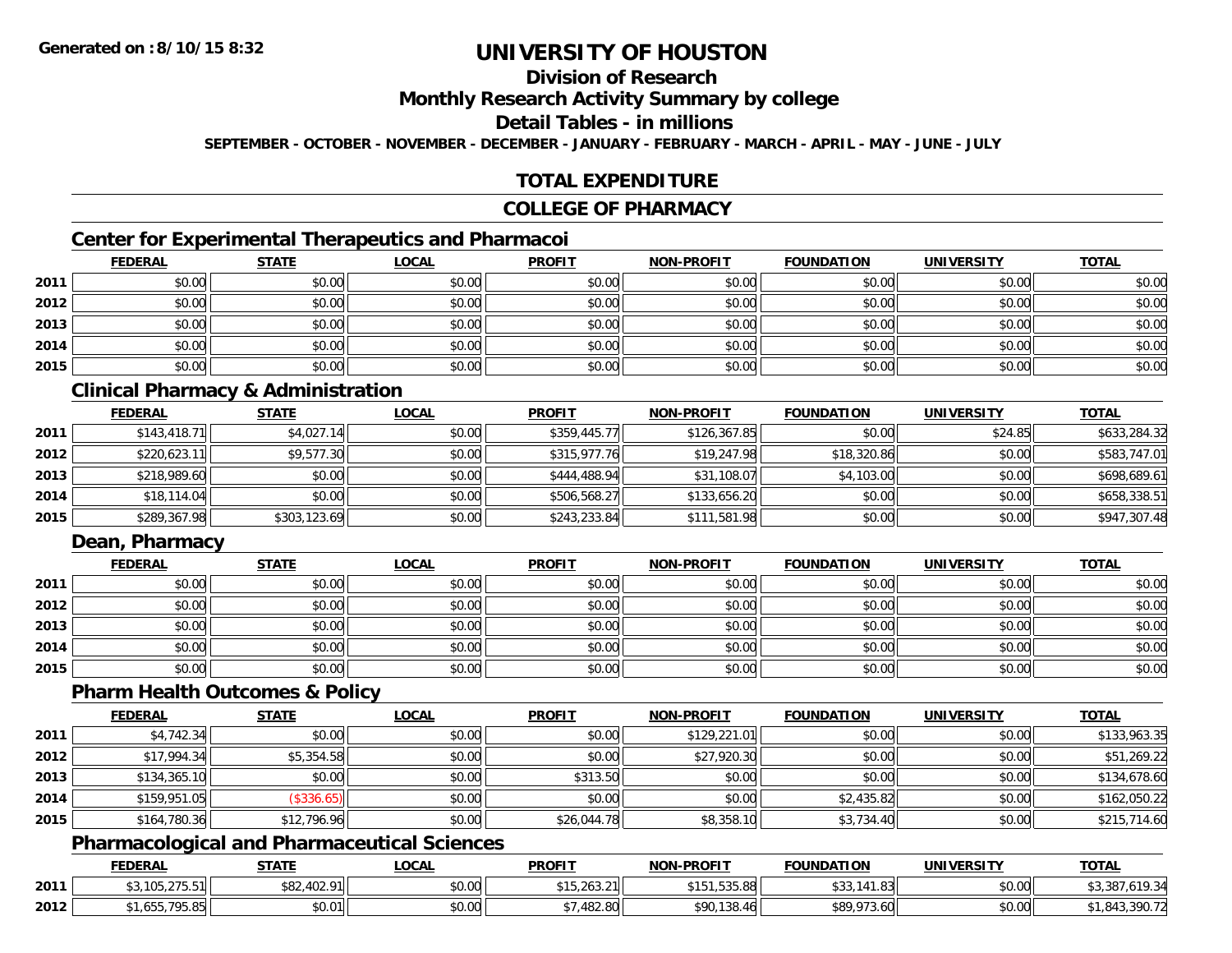**Generated on :8/10/15 8:32**

# UNIVERSITY OF HOUSTON

## Division of Research

## Monthly Research Activity Summary by college

## Detail Tables - in millions

**SEPTEMBER - OCTOBER - NOVEMBER - DECEMBER - JANUARY - FEBRUARY - MARCH - APRIL - MAY - JUNE - JULY**

## TOTAL EXPENDITURE

## COLLEGE OF PHARMACY

### Center for Experimental Therapeutics and Pharmacoi

| | FEDERAL | STATE | LOCAL | PROFIT | NON-PROFIT | FOUNDATION | UNIVERSITY | TOTAL |
|---|---|---|---|---|---|---|---|---|
| 2011 | $0.00 | $0.00 | $0.00 | $0.00 | $0.00 | $0.00 | $0.00 | $0.00 |
| 2012 | $0.00 | $0.00 | $0.00 | $0.00 | $0.00 | $0.00 | $0.00 | $0.00 |
| 2013 | $0.00 | $0.00 | $0.00 | $0.00 | $0.00 | $0.00 | $0.00 | $0.00 |
| 2014 | $0.00 | $0.00 | $0.00 | $0.00 | $0.00 | $0.00 | $0.00 | $0.00 |
| 2015 | $0.00 | $0.00 | $0.00 | $0.00 | $0.00 | $0.00 | $0.00 | $0.00 |

### Clinical Pharmacy & Administration

| | FEDERAL | STATE | LOCAL | PROFIT | NON-PROFIT | FOUNDATION | UNIVERSITY | TOTAL |
|---|---|---|---|---|---|---|---|---|
| 2011 | $143,418.71 | $4,027.14 | $0.00 | $359,445.77 | $126,367.85 | $0.00 | $24.85 | $633,284.32 |
| 2012 | $220,623.11 | $9,577.30 | $0.00 | $315,977.76 | $19,247.98 | $18,320.86 | $0.00 | $583,747.01 |
| 2013 | $218,989.60 | $0.00 | $0.00 | $444,488.94 | $31,108.07 | $4,103.00 | $0.00 | $698,689.61 |
| 2014 | $18,114.04 | $0.00 | $0.00 | $506,568.27 | $133,656.20 | $0.00 | $0.00 | $658,338.51 |
| 2015 | $289,367.98 | $303,123.69 | $0.00 | $243,233.84 | $111,581.98 | $0.00 | $0.00 | $947,307.48 |

### Dean, Pharmacy

| | FEDERAL | STATE | LOCAL | PROFIT | NON-PROFIT | FOUNDATION | UNIVERSITY | TOTAL |
|---|---|---|---|---|---|---|---|---|
| 2011 | $0.00 | $0.00 | $0.00 | $0.00 | $0.00 | $0.00 | $0.00 | $0.00 |
| 2012 | $0.00 | $0.00 | $0.00 | $0.00 | $0.00 | $0.00 | $0.00 | $0.00 |
| 2013 | $0.00 | $0.00 | $0.00 | $0.00 | $0.00 | $0.00 | $0.00 | $0.00 |
| 2014 | $0.00 | $0.00 | $0.00 | $0.00 | $0.00 | $0.00 | $0.00 | $0.00 |
| 2015 | $0.00 | $0.00 | $0.00 | $0.00 | $0.00 | $0.00 | $0.00 | $0.00 |

### Pharm Health Outcomes & Policy

| | FEDERAL | STATE | LOCAL | PROFIT | NON-PROFIT | FOUNDATION | UNIVERSITY | TOTAL |
|---|---|---|---|---|---|---|---|---|
| 2011 | $4,742.34 | $0.00 | $0.00 | $0.00 | $129,221.01 | $0.00 | $0.00 | $133,963.35 |
| 2012 | $17,994.34 | $5,354.58 | $0.00 | $0.00 | $27,920.30 | $0.00 | $0.00 | $51,269.22 |
| 2013 | $134,365.10 | $0.00 | $0.00 | $313.50 | $0.00 | $0.00 | $0.00 | $134,678.60 |
| 2014 | $159,951.05 | ($336.65) | $0.00 | $0.00 | $0.00 | $2,435.82 | $0.00 | $162,050.22 |
| 2015 | $164,780.36 | $12,796.96 | $0.00 | $26,044.78 | $8,358.10 | $3,734.40 | $0.00 | $215,714.60 |

### Pharmacological and Pharmaceutical Sciences

| | FEDERAL | STATE | LOCAL | PROFIT | NON-PROFIT | FOUNDATION | UNIVERSITY | TOTAL |
|---|---|---|---|---|---|---|---|---|
| 2011 | $3,105,275.51 | $82,402.91 | $0.00 | $15,263.21 | $151,535.88 | $33,141.83 | $0.00 | $3,387,619.34 |
| 2012 | $1,655,795.85 | $0.01 | $0.00 | $7,482.80 | $90,138.46 | $89,973.60 | $0.00 | $1,843,390.72 |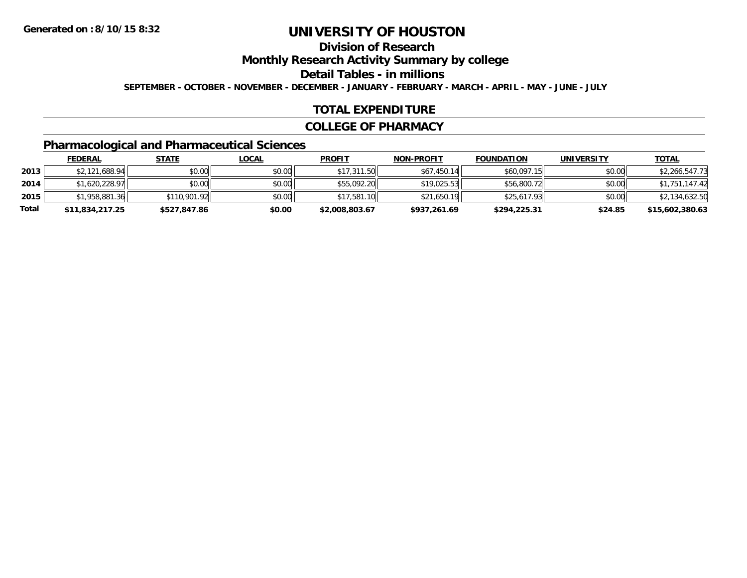**Generated on :8/10/15 8:32**

# UNIVERSITY OF HOUSTON

## Division of Research

## Monthly Research Activity Summary by college

## Detail Tables - in millions

**SEPTEMBER - OCTOBER - NOVEMBER - DECEMBER - JANUARY - FEBRUARY - MARCH - APRIL - MAY - JUNE - JULY**

## TOTAL EXPENDITURE

## COLLEGE OF PHARMACY

### Pharmacological and Pharmaceutical Sciences

| | FEDERAL | STATE | LOCAL | PROFIT | NON-PROFIT | FOUNDATION | UNIVERSITY | TOTAL |
|---|---|---|---|---|---|---|---|---|
| 2013 | $2,121,688.94 | $0.00 | $0.00 | $17,311.50 | $67,450.14 | $60,097.15 | $0.00 | $2,266,547.73 |
| 2014 | $1,620,228.97 | $0.00 | $0.00 | $55,092.20 | $19,025.53 | $56,800.72 | $0.00 | $1,751,147.42 |
| 2015 | $1,958,881.36 | $110,901.92 | $0.00 | $17,581.10 | $21,650.19 | $25,617.93 | $0.00 | $2,134,632.50 |
| **Total** | **$11,834,217.25** | **$527,847.86** | **$0.00** | **$2,008,803.67** | **$937,261.69** | **$294,225.31** | **$24.85** | **$15,602,380.63** |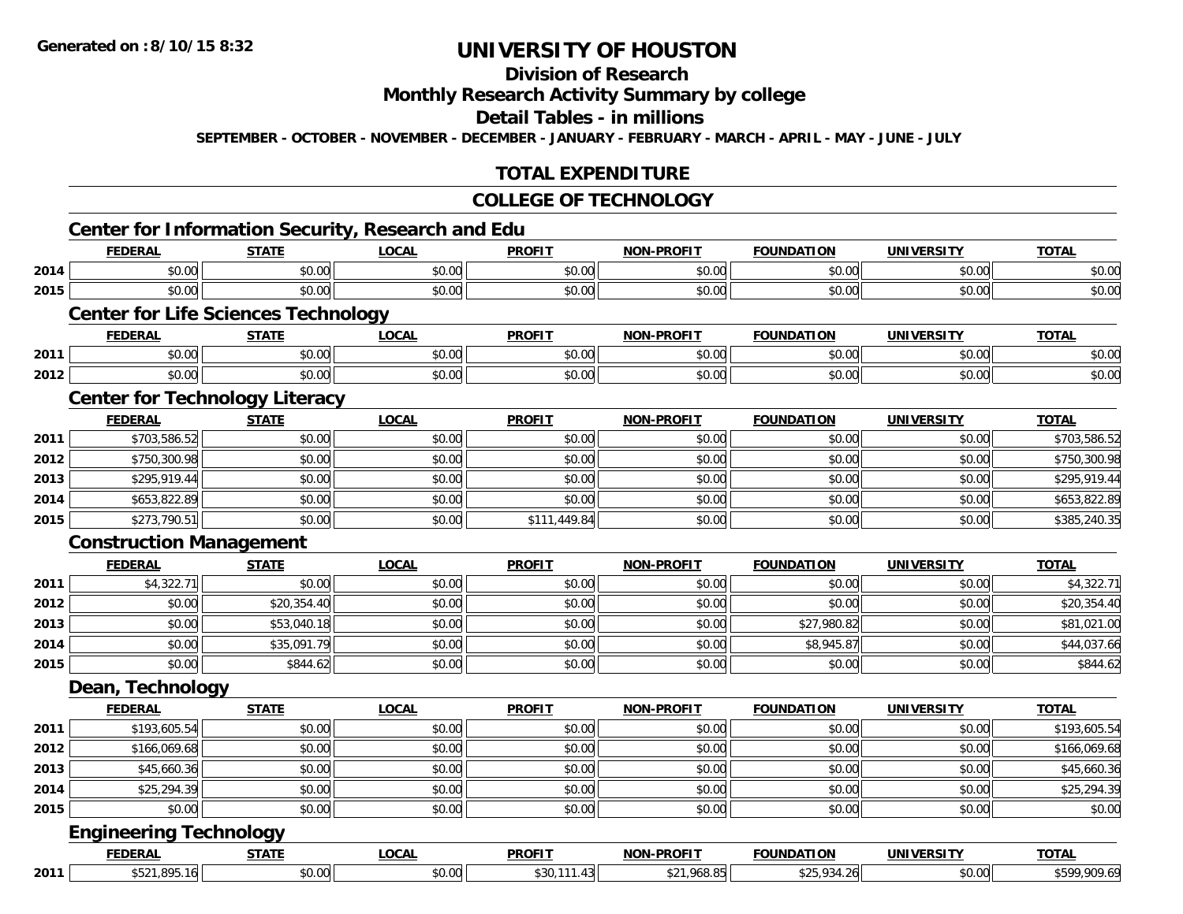**Generated on :8/10/15 8:32**

# UNIVERSITY OF HOUSTON

## Division of Research

## Monthly Research Activity Summary by college

## Detail Tables - in millions

**SEPTEMBER - OCTOBER - NOVEMBER - DECEMBER - JANUARY - FEBRUARY - MARCH - APRIL - MAY - JUNE - JULY**

## TOTAL EXPENDITURE

## COLLEGE OF TECHNOLOGY

### Center for Information Security, Research and Edu

| | FEDERAL | STATE | LOCAL | PROFIT | NON-PROFIT | FOUNDATION | UNIVERSITY | TOTAL |
|---|---|---|---|---|---|---|---|---|
| 2014 | $0.00 | $0.00 | $0.00 | $0.00 | $0.00 | $0.00 | $0.00 | $0.00 |
| 2015 | $0.00 | $0.00 | $0.00 | $0.00 | $0.00 | $0.00 | $0.00 | $0.00 |

### Center for Life Sciences Technology

| | FEDERAL | STATE | LOCAL | PROFIT | NON-PROFIT | FOUNDATION | UNIVERSITY | TOTAL |
|---|---|---|---|---|---|---|---|---|
| 2011 | $0.00 | $0.00 | $0.00 | $0.00 | $0.00 | $0.00 | $0.00 | $0.00 |
| 2012 | $0.00 | $0.00 | $0.00 | $0.00 | $0.00 | $0.00 | $0.00 | $0.00 |

### Center for Technology Literacy

| | FEDERAL | STATE | LOCAL | PROFIT | NON-PROFIT | FOUNDATION | UNIVERSITY | TOTAL |
|---|---|---|---|---|---|---|---|---|
| 2011 | $703,586.52 | $0.00 | $0.00 | $0.00 | $0.00 | $0.00 | $0.00 | $703,586.52 |
| 2012 | $750,300.98 | $0.00 | $0.00 | $0.00 | $0.00 | $0.00 | $0.00 | $750,300.98 |
| 2013 | $295,919.44 | $0.00 | $0.00 | $0.00 | $0.00 | $0.00 | $0.00 | $295,919.44 |
| 2014 | $653,822.89 | $0.00 | $0.00 | $0.00 | $0.00 | $0.00 | $0.00 | $653,822.89 |
| 2015 | $273,790.51 | $0.00 | $0.00 | $111,449.84 | $0.00 | $0.00 | $0.00 | $385,240.35 |

### Construction Management

| | FEDERAL | STATE | LOCAL | PROFIT | NON-PROFIT | FOUNDATION | UNIVERSITY | TOTAL |
|---|---|---|---|---|---|---|---|---|
| 2011 | $4,322.71 | $0.00 | $0.00 | $0.00 | $0.00 | $0.00 | $0.00 | $4,322.71 |
| 2012 | $0.00 | $20,354.40 | $0.00 | $0.00 | $0.00 | $0.00 | $0.00 | $20,354.40 |
| 2013 | $0.00 | $53,040.18 | $0.00 | $0.00 | $0.00 | $27,980.82 | $0.00 | $81,021.00 |
| 2014 | $0.00 | $35,091.79 | $0.00 | $0.00 | $0.00 | $8,945.87 | $0.00 | $44,037.66 |
| 2015 | $0.00 | $844.62 | $0.00 | $0.00 | $0.00 | $0.00 | $0.00 | $844.62 |

### Dean, Technology

| | FEDERAL | STATE | LOCAL | PROFIT | NON-PROFIT | FOUNDATION | UNIVERSITY | TOTAL |
|---|---|---|---|---|---|---|---|---|
| 2011 | $193,605.54 | $0.00 | $0.00 | $0.00 | $0.00 | $0.00 | $0.00 | $193,605.54 |
| 2012 | $166,069.68 | $0.00 | $0.00 | $0.00 | $0.00 | $0.00 | $0.00 | $166,069.68 |
| 2013 | $45,660.36 | $0.00 | $0.00 | $0.00 | $0.00 | $0.00 | $0.00 | $45,660.36 |
| 2014 | $25,294.39 | $0.00 | $0.00 | $0.00 | $0.00 | $0.00 | $0.00 | $25,294.39 |
| 2015 | $0.00 | $0.00 | $0.00 | $0.00 | $0.00 | $0.00 | $0.00 | $0.00 |

### Engineering Technology

| | FEDERAL | STATE | LOCAL | PROFIT | NON-PROFIT | FOUNDATION | UNIVERSITY | TOTAL |
|---|---|---|---|---|---|---|---|---|
| 2011 | $521,895.16 | $0.00 | $0.00 | $30,111.43 | $21,968.85 | $25,934.26 | $0.00 | $599,909.69 |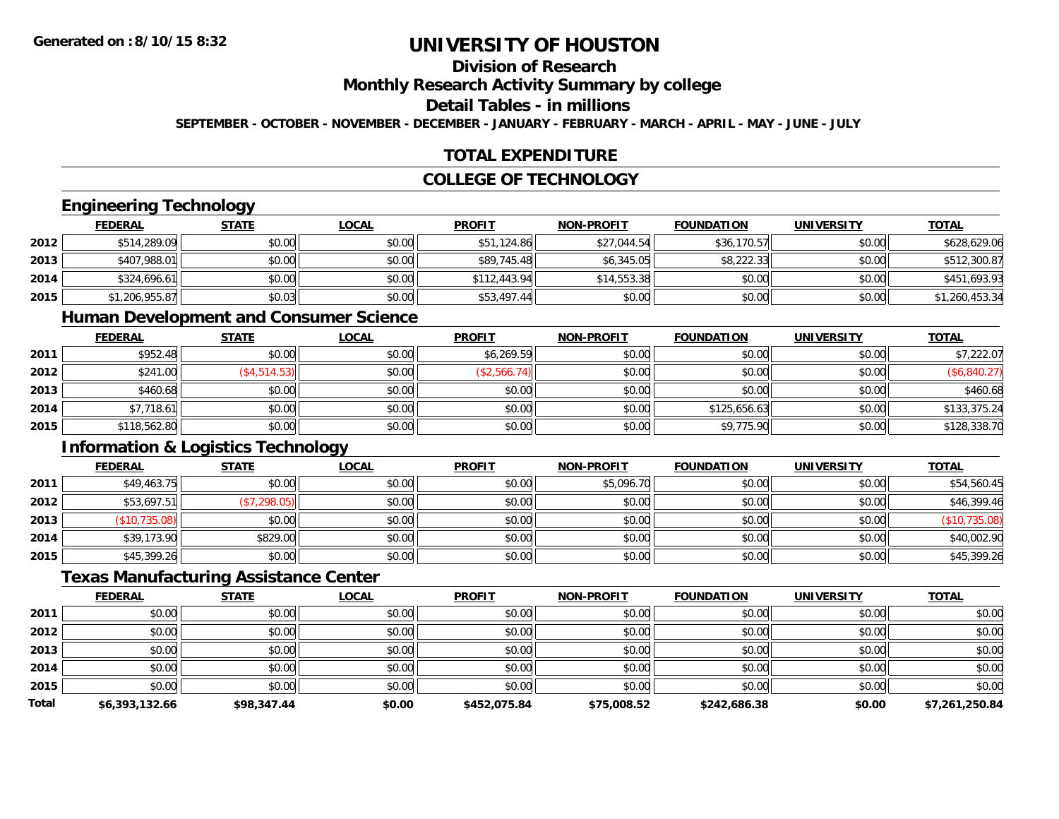Generated on :8/10/15 8:32

# UNIVERSITY OF HOUSTON

## Division of Research

## Monthly Research Activity Summary by college

## Detail Tables - in millions

SEPTEMBER - OCTOBER - NOVEMBER - DECEMBER - JANUARY - FEBRUARY - MARCH - APRIL - MAY - JUNE - JULY

## TOTAL EXPENDITURE

## COLLEGE OF TECHNOLOGY

### Engineering Technology

| | FEDERAL | STATE | LOCAL | PROFIT | NON-PROFIT | FOUNDATION | UNIVERSITY | TOTAL |
|---|---|---|---|---|---|---|---|---|
| 2012 | $514,289.09 | $0.00 | $0.00 | $51,124.86 | $27,044.54 | $36,170.57 | $0.00 | $628,629.06 |
| 2013 | $407,988.01 | $0.00 | $0.00 | $89,745.48 | $6,345.05 | $8,222.33 | $0.00 | $512,300.87 |
| 2014 | $324,696.61 | $0.00 | $0.00 | $112,443.94 | $14,553.38 | $0.00 | $0.00 | $451,693.93 |
| 2015 | $1,206,955.87 | $0.03 | $0.00 | $53,497.44 | $0.00 | $0.00 | $0.00 | $1,260,453.34 |

### Human Development and Consumer Science

| | FEDERAL | STATE | LOCAL | PROFIT | NON-PROFIT | FOUNDATION | UNIVERSITY | TOTAL |
|---|---|---|---|---|---|---|---|---|
| 2011 | $952.48 | $0.00 | $0.00 | $6,269.59 | $0.00 | $0.00 | $0.00 | $7,222.07 |
| 2012 | $241.00 | ($4,514.53) | $0.00 | ($2,566.74) | $0.00 | $0.00 | $0.00 | ($6,840.27) |
| 2013 | $460.68 | $0.00 | $0.00 | $0.00 | $0.00 | $0.00 | $0.00 | $460.68 |
| 2014 | $7,718.61 | $0.00 | $0.00 | $0.00 | $0.00 | $125,656.63 | $0.00 | $133,375.24 |
| 2015 | $118,562.80 | $0.00 | $0.00 | $0.00 | $0.00 | $9,775.90 | $0.00 | $128,338.70 |

### Information & Logistics Technology

| | FEDERAL | STATE | LOCAL | PROFIT | NON-PROFIT | FOUNDATION | UNIVERSITY | TOTAL |
|---|---|---|---|---|---|---|---|---|
| 2011 | $49,463.75 | $0.00 | $0.00 | $0.00 | $5,096.70 | $0.00 | $0.00 | $54,560.45 |
| 2012 | $53,697.51 | ($7,298.05) | $0.00 | $0.00 | $0.00 | $0.00 | $0.00 | $46,399.46 |
| 2013 | ($10,735.08) | $0.00 | $0.00 | $0.00 | $0.00 | $0.00 | $0.00 | ($10,735.08) |
| 2014 | $39,173.90 | $829.00 | $0.00 | $0.00 | $0.00 | $0.00 | $0.00 | $40,002.90 |
| 2015 | $45,399.26 | $0.00 | $0.00 | $0.00 | $0.00 | $0.00 | $0.00 | $45,399.26 |

### Texas Manufacturing Assistance Center

| | FEDERAL | STATE | LOCAL | PROFIT | NON-PROFIT | FOUNDATION | UNIVERSITY | TOTAL |
|---|---|---|---|---|---|---|---|---|
| 2011 | $0.00 | $0.00 | $0.00 | $0.00 | $0.00 | $0.00 | $0.00 | $0.00 |
| 2012 | $0.00 | $0.00 | $0.00 | $0.00 | $0.00 | $0.00 | $0.00 | $0.00 |
| 2013 | $0.00 | $0.00 | $0.00 | $0.00 | $0.00 | $0.00 | $0.00 | $0.00 |
| 2014 | $0.00 | $0.00 | $0.00 | $0.00 | $0.00 | $0.00 | $0.00 | $0.00 |
| 2015 | $0.00 | $0.00 | $0.00 | $0.00 | $0.00 | $0.00 | $0.00 | $0.00 |
| **Total** | **$6,393,132.66** | **$98,347.44** | **$0.00** | **$452,075.84** | **$75,008.52** | **$242,686.38** | **$0.00** | **$7,261,250.84** |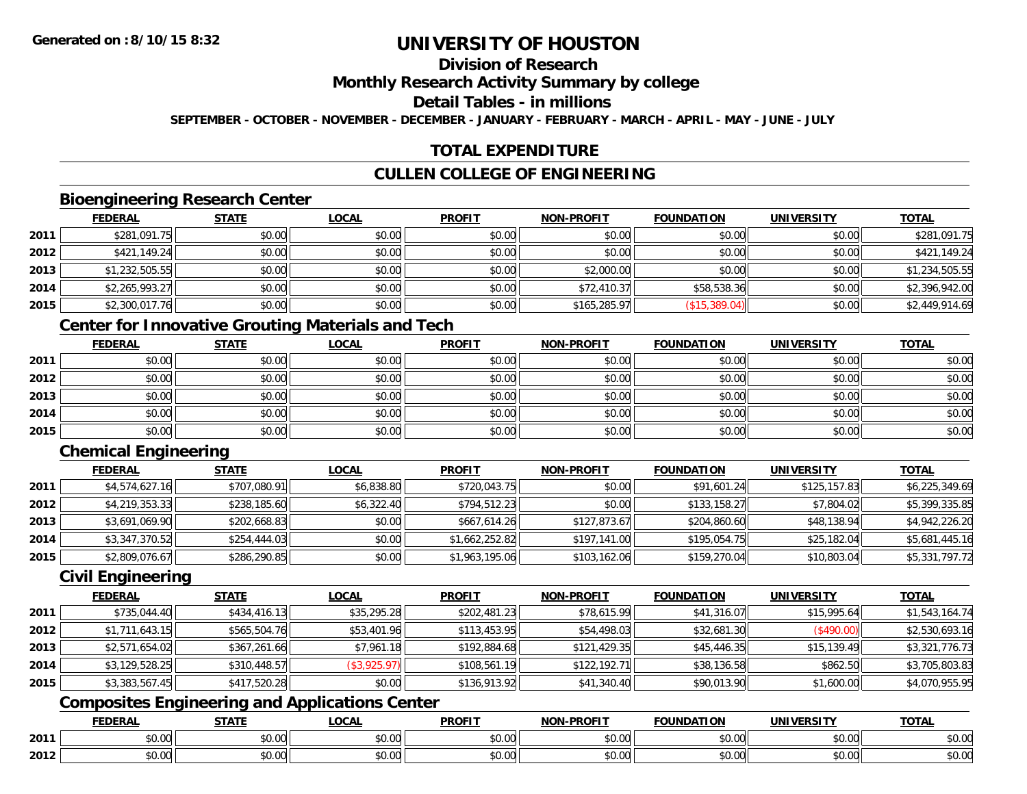**Generated on :8/10/15 8:32**

# UNIVERSITY OF HOUSTON

## Division of Research

## Monthly Research Activity Summary by college

## Detail Tables - in millions

**SEPTEMBER - OCTOBER - NOVEMBER - DECEMBER - JANUARY - FEBRUARY - MARCH - APRIL - MAY - JUNE - JULY**

## TOTAL EXPENDITURE

## CULLEN COLLEGE OF ENGINEERING

### Bioengineering Research Center

| | FEDERAL | STATE | LOCAL | PROFIT | NON-PROFIT | FOUNDATION | UNIVERSITY | TOTAL |
|---|---|---|---|---|---|---|---|---|
| 2011 | $281,091.75 | $0.00 | $0.00 | $0.00 | $0.00 | $0.00 | $0.00 | $281,091.75 |
| 2012 | $421,149.24 | $0.00 | $0.00 | $0.00 | $0.00 | $0.00 | $0.00 | $421,149.24 |
| 2013 | $1,232,505.55 | $0.00 | $0.00 | $0.00 | $2,000.00 | $0.00 | $0.00 | $1,234,505.55 |
| 2014 | $2,265,993.27 | $0.00 | $0.00 | $0.00 | $72,410.37 | $58,538.36 | $0.00 | $2,396,942.00 |
| 2015 | $2,300,017.76 | $0.00 | $0.00 | $0.00 | $165,285.97 | ($15,389.04) | $0.00 | $2,449,914.69 |

### Center for Innovative Grouting Materials and Tech

| | FEDERAL | STATE | LOCAL | PROFIT | NON-PROFIT | FOUNDATION | UNIVERSITY | TOTAL |
|---|---|---|---|---|---|---|---|---|
| 2011 | $0.00 | $0.00 | $0.00 | $0.00 | $0.00 | $0.00 | $0.00 | $0.00 |
| 2012 | $0.00 | $0.00 | $0.00 | $0.00 | $0.00 | $0.00 | $0.00 | $0.00 |
| 2013 | $0.00 | $0.00 | $0.00 | $0.00 | $0.00 | $0.00 | $0.00 | $0.00 |
| 2014 | $0.00 | $0.00 | $0.00 | $0.00 | $0.00 | $0.00 | $0.00 | $0.00 |
| 2015 | $0.00 | $0.00 | $0.00 | $0.00 | $0.00 | $0.00 | $0.00 | $0.00 |

### Chemical Engineering

| | FEDERAL | STATE | LOCAL | PROFIT | NON-PROFIT | FOUNDATION | UNIVERSITY | TOTAL |
|---|---|---|---|---|---|---|---|---|
| 2011 | $4,574,627.16 | $707,080.91 | $6,838.80 | $720,043.75 | $0.00 | $91,601.24 | $125,157.83 | $6,225,349.69 |
| 2012 | $4,219,353.33 | $238,185.60 | $6,322.40 | $794,512.23 | $0.00 | $133,158.27 | $7,804.02 | $5,399,335.85 |
| 2013 | $3,691,069.90 | $202,668.83 | $0.00 | $667,614.26 | $127,873.67 | $204,860.60 | $48,138.94 | $4,942,226.20 |
| 2014 | $3,347,370.52 | $254,444.03 | $0.00 | $1,662,252.82 | $197,141.00 | $195,054.75 | $25,182.04 | $5,681,445.16 |
| 2015 | $2,809,076.67 | $286,290.85 | $0.00 | $1,963,195.06 | $103,162.06 | $159,270.04 | $10,803.04 | $5,331,797.72 |

### Civil Engineering

| | FEDERAL | STATE | LOCAL | PROFIT | NON-PROFIT | FOUNDATION | UNIVERSITY | TOTAL |
|---|---|---|---|---|---|---|---|---|
| 2011 | $735,044.40 | $434,416.13 | $35,295.28 | $202,481.23 | $78,615.99 | $41,316.07 | $15,995.64 | $1,543,164.74 |
| 2012 | $1,711,643.15 | $565,504.76 | $53,401.96 | $113,453.95 | $54,498.03 | $32,681.30 | ($490.00) | $2,530,693.16 |
| 2013 | $2,571,654.02 | $367,261.66 | $7,961.18 | $192,884.68 | $121,429.35 | $45,446.35 | $15,139.49 | $3,321,776.73 |
| 2014 | $3,129,528.25 | $310,448.57 | ($3,925.97) | $108,561.19 | $122,192.71 | $38,136.58 | $862.50 | $3,705,803.83 |
| 2015 | $3,383,567.45 | $417,520.28 | $0.00 | $136,913.92 | $41,340.40 | $90,013.90 | $1,600.00 | $4,070,955.95 |

### Composites Engineering and Applications Center

| | FEDERAL | STATE | LOCAL | PROFIT | NON-PROFIT | FOUNDATION | UNIVERSITY | TOTAL |
|---|---|---|---|---|---|---|---|---|
| 2011 | $0.00 | $0.00 | $0.00 | $0.00 | $0.00 | $0.00 | $0.00 | $0.00 |
| 2012 | $0.00 | $0.00 | $0.00 | $0.00 | $0.00 | $0.00 | $0.00 | $0.00 |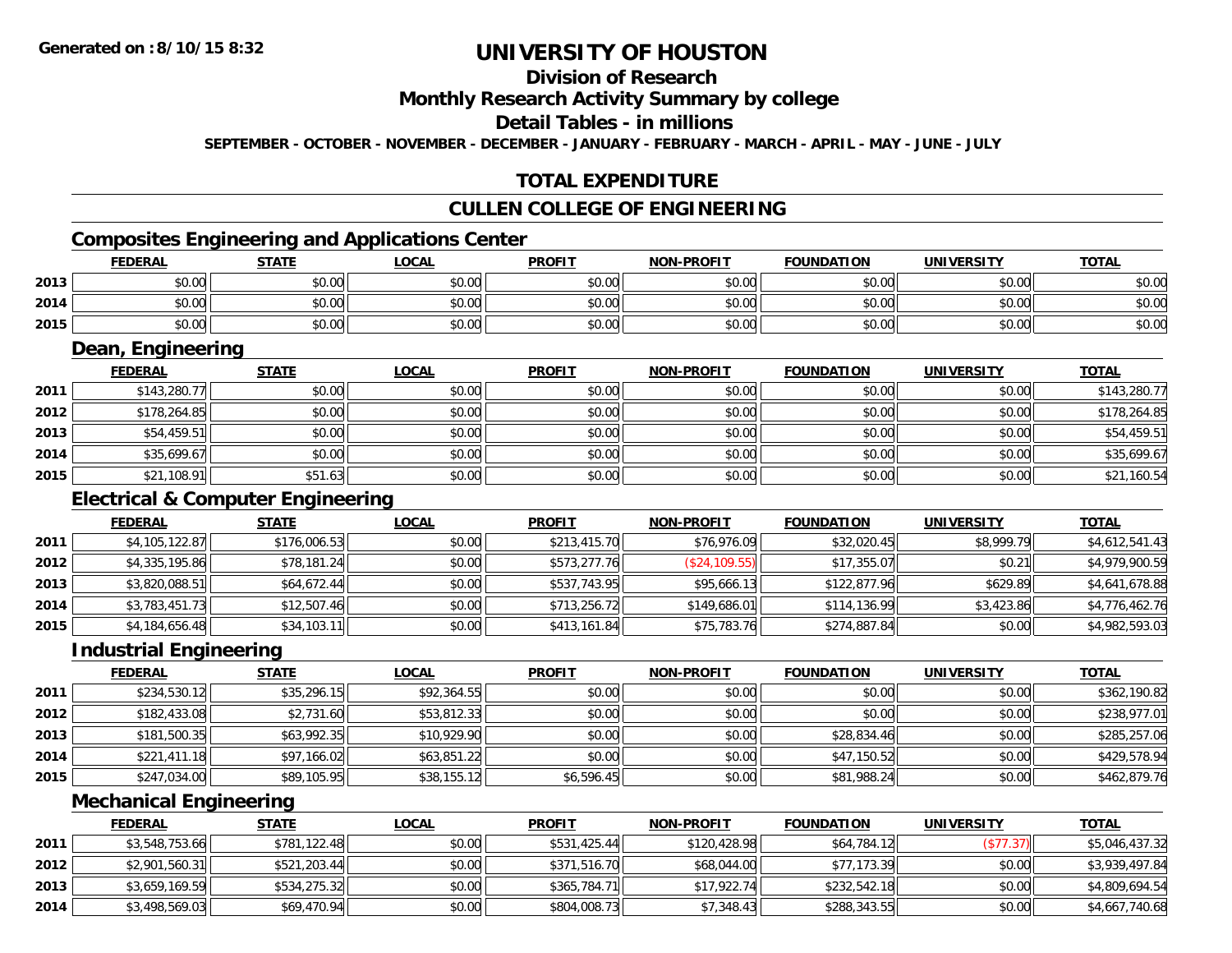**Generated on :8/10/15 8:32**

# UNIVERSITY OF HOUSTON

## Division of Research

## Monthly Research Activity Summary by college

## Detail Tables - in millions

**SEPTEMBER - OCTOBER - NOVEMBER - DECEMBER - JANUARY - FEBRUARY - MARCH - APRIL - MAY - JUNE - JULY**

## TOTAL EXPENDITURE

## CULLEN COLLEGE OF ENGINEERING

### Composites Engineering and Applications Center

| | FEDERAL | STATE | LOCAL | PROFIT | NON-PROFIT | FOUNDATION | UNIVERSITY | TOTAL |
|---|---|---|---|---|---|---|---|---|
| 2013 | $0.00 | $0.00 | $0.00 | $0.00 | $0.00 | $0.00 | $0.00 | $0.00 |
| 2014 | $0.00 | $0.00 | $0.00 | $0.00 | $0.00 | $0.00 | $0.00 | $0.00 |
| 2015 | $0.00 | $0.00 | $0.00 | $0.00 | $0.00 | $0.00 | $0.00 | $0.00 |

### Dean, Engineering

| | FEDERAL | STATE | LOCAL | PROFIT | NON-PROFIT | FOUNDATION | UNIVERSITY | TOTAL |
|---|---|---|---|---|---|---|---|---|
| 2011 | $143,280.77 | $0.00 | $0.00 | $0.00 | $0.00 | $0.00 | $0.00 | $143,280.77 |
| 2012 | $178,264.85 | $0.00 | $0.00 | $0.00 | $0.00 | $0.00 | $0.00 | $178,264.85 |
| 2013 | $54,459.51 | $0.00 | $0.00 | $0.00 | $0.00 | $0.00 | $0.00 | $54,459.51 |
| 2014 | $35,699.67 | $0.00 | $0.00 | $0.00 | $0.00 | $0.00 | $0.00 | $35,699.67 |
| 2015 | $21,108.91 | $51.63 | $0.00 | $0.00 | $0.00 | $0.00 | $0.00 | $21,160.54 |

### Electrical & Computer Engineering

| | FEDERAL | STATE | LOCAL | PROFIT | NON-PROFIT | FOUNDATION | UNIVERSITY | TOTAL |
|---|---|---|---|---|---|---|---|---|
| 2011 | $4,105,122.87 | $176,006.53 | $0.00 | $213,415.70 | $76,976.09 | $32,020.45 | $8,999.79 | $4,612,541.43 |
| 2012 | $4,335,195.86 | $78,181.24 | $0.00 | $573,277.76 | ($24,109.55) | $17,355.07 | $0.21 | $4,979,900.59 |
| 2013 | $3,820,088.51 | $64,672.44 | $0.00 | $537,743.95 | $95,666.13 | $122,877.96 | $629.89 | $4,641,678.88 |
| 2014 | $3,783,451.73 | $12,507.46 | $0.00 | $713,256.72 | $149,686.01 | $114,136.99 | $3,423.86 | $4,776,462.76 |
| 2015 | $4,184,656.48 | $34,103.11 | $0.00 | $413,161.84 | $75,783.76 | $274,887.84 | $0.00 | $4,982,593.03 |

### Industrial Engineering

| | FEDERAL | STATE | LOCAL | PROFIT | NON-PROFIT | FOUNDATION | UNIVERSITY | TOTAL |
|---|---|---|---|---|---|---|---|---|
| 2011 | $234,530.12 | $35,296.15 | $92,364.55 | $0.00 | $0.00 | $0.00 | $0.00 | $362,190.82 |
| 2012 | $182,433.08 | $2,731.60 | $53,812.33 | $0.00 | $0.00 | $0.00 | $0.00 | $238,977.01 |
| 2013 | $181,500.35 | $63,992.35 | $10,929.90 | $0.00 | $0.00 | $28,834.46 | $0.00 | $285,257.06 |
| 2014 | $221,411.18 | $97,166.02 | $63,851.22 | $0.00 | $0.00 | $47,150.52 | $0.00 | $429,578.94 |
| 2015 | $247,034.00 | $89,105.95 | $38,155.12 | $6,596.45 | $0.00 | $81,988.24 | $0.00 | $462,879.76 |

### Mechanical Engineering

| | FEDERAL | STATE | LOCAL | PROFIT | NON-PROFIT | FOUNDATION | UNIVERSITY | TOTAL |
|---|---|---|---|---|---|---|---|---|
| 2011 | $3,548,753.66 | $781,122.48 | $0.00 | $531,425.44 | $120,428.98 | $64,784.12 | ($77.37) | $5,046,437.32 |
| 2012 | $2,901,560.31 | $521,203.44 | $0.00 | $371,516.70 | $68,044.00 | $77,173.39 | $0.00 | $3,939,497.84 |
| 2013 | $3,659,169.59 | $534,275.32 | $0.00 | $365,784.71 | $17,922.74 | $232,542.18 | $0.00 | $4,809,694.54 |
| 2014 | $3,498,569.03 | $69,470.94 | $0.00 | $804,008.73 | $7,348.43 | $288,343.55 | $0.00 | $4,667,740.68 |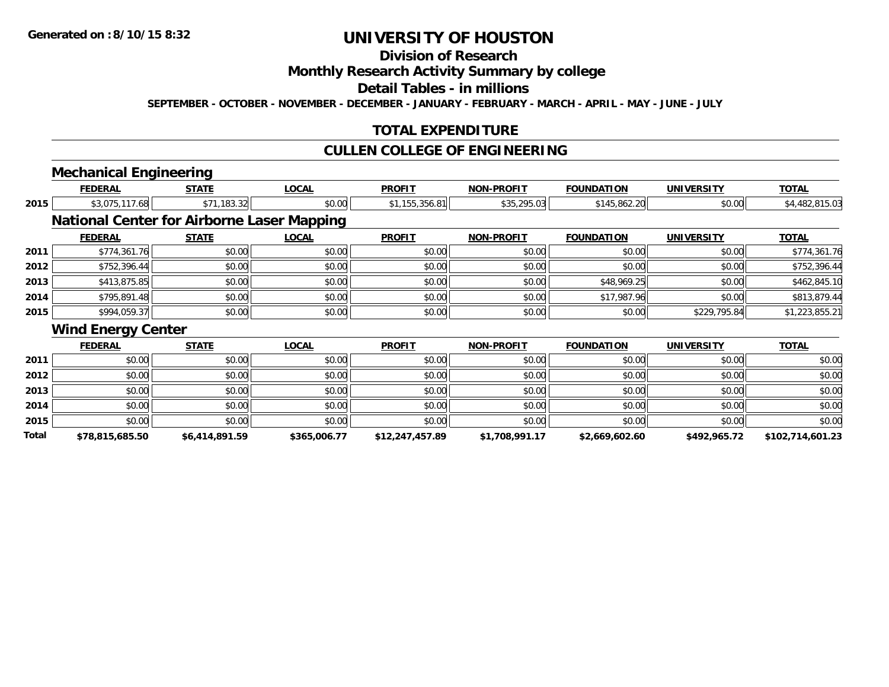# UNIVERSITY OF HOUSTON

## Division of Research

## Monthly Research Activity Summary by college

## Detail Tables - in millions

**SEPTEMBER - OCTOBER - NOVEMBER - DECEMBER - JANUARY - FEBRUARY - MARCH - APRIL - MAY - JUNE - JULY**

## TOTAL EXPENDITURE

## CULLEN COLLEGE OF ENGINEERING

### Mechanical Engineering

| | FEDERAL | STATE | LOCAL | PROFIT | NON-PROFIT | FOUNDATION | UNIVERSITY | TOTAL |
|---|---|---|---|---|---|---|---|---|
| 2015 | $3,075,117.68 | $71,183.32 | $0.00 | $1,155,356.81 | $35,295.03 | $145,862.20 | $0.00 | $4,482,815.03 |

### National Center for Airborne Laser Mapping

| | FEDERAL | STATE | LOCAL | PROFIT | NON-PROFIT | FOUNDATION | UNIVERSITY | TOTAL |
|---|---|---|---|---|---|---|---|---|
| 2011 | $774,361.76 | $0.00 | $0.00 | $0.00 | $0.00 | $0.00 | $0.00 | $774,361.76 |
| 2012 | $752,396.44 | $0.00 | $0.00 | $0.00 | $0.00 | $0.00 | $0.00 | $752,396.44 |
| 2013 | $413,875.85 | $0.00 | $0.00 | $0.00 | $0.00 | $48,969.25 | $0.00 | $462,845.10 |
| 2014 | $795,891.48 | $0.00 | $0.00 | $0.00 | $0.00 | $17,987.96 | $0.00 | $813,879.44 |
| 2015 | $994,059.37 | $0.00 | $0.00 | $0.00 | $0.00 | $0.00 | $229,795.84 | $1,223,855.21 |

### Wind Energy Center

| | FEDERAL | STATE | LOCAL | PROFIT | NON-PROFIT | FOUNDATION | UNIVERSITY | TOTAL |
|---|---|---|---|---|---|---|---|---|
| 2011 | $0.00 | $0.00 | $0.00 | $0.00 | $0.00 | $0.00 | $0.00 | $0.00 |
| 2012 | $0.00 | $0.00 | $0.00 | $0.00 | $0.00 | $0.00 | $0.00 | $0.00 |
| 2013 | $0.00 | $0.00 | $0.00 | $0.00 | $0.00 | $0.00 | $0.00 | $0.00 |
| 2014 | $0.00 | $0.00 | $0.00 | $0.00 | $0.00 | $0.00 | $0.00 | $0.00 |
| 2015 | $0.00 | $0.00 | $0.00 | $0.00 | $0.00 | $0.00 | $0.00 | $0.00 |
| **Total** | **$78,815,685.50** | **$6,414,891.59** | **$365,006.77** | **$12,247,457.89** | **$1,708,991.17** | **$2,669,602.60** | **$492,965.72** | **$102,714,601.23** |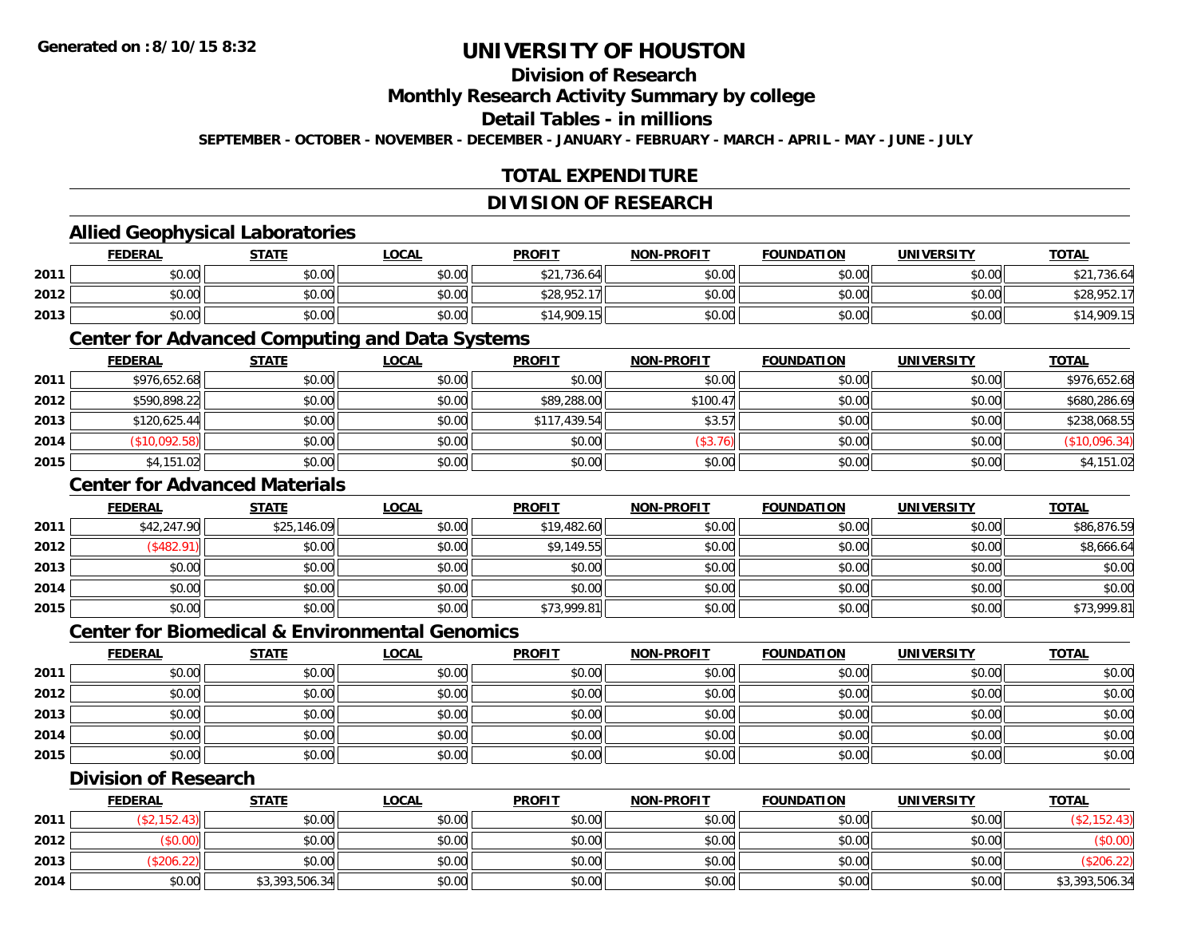# UNIVERSITY OF HOUSTON

## Division of Research

## Monthly Research Activity Summary by college

## Detail Tables - in millions

**SEPTEMBER - OCTOBER - NOVEMBER - DECEMBER - JANUARY - FEBRUARY - MARCH - APRIL - MAY - JUNE - JULY**

## TOTAL EXPENDITURE

## DIVISION OF RESEARCH

### Allied Geophysical Laboratories

| | FEDERAL | STATE | LOCAL | PROFIT | NON-PROFIT | FOUNDATION | UNIVERSITY | TOTAL |
|---|---|---|---|---|---|---|---|---|
| 2011 | $0.00 | $0.00 | $0.00 | $21,736.64 | $0.00 | $0.00 | $0.00 | $21,736.64 |
| 2012 | $0.00 | $0.00 | $0.00 | $28,952.17 | $0.00 | $0.00 | $0.00 | $28,952.17 |
| 2013 | $0.00 | $0.00 | $0.00 | $14,909.15 | $0.00 | $0.00 | $0.00 | $14,909.15 |

### Center for Advanced Computing and Data Systems

| | FEDERAL | STATE | LOCAL | PROFIT | NON-PROFIT | FOUNDATION | UNIVERSITY | TOTAL |
|---|---|---|---|---|---|---|---|---|
| 2011 | $976,652.68 | $0.00 | $0.00 | $0.00 | $0.00 | $0.00 | $0.00 | $976,652.68 |
| 2012 | $590,898.22 | $0.00 | $0.00 | $89,288.00 | $100.47 | $0.00 | $0.00 | $680,286.69 |
| 2013 | $120,625.44 | $0.00 | $0.00 | $117,439.54 | $3.57 | $0.00 | $0.00 | $238,068.55 |
| 2014 | ($10,092.58) | $0.00 | $0.00 | $0.00 | ($3.76) | $0.00 | $0.00 | ($10,096.34) |
| 2015 | $4,151.02 | $0.00 | $0.00 | $0.00 | $0.00 | $0.00 | $0.00 | $4,151.02 |

### Center for Advanced Materials

| | FEDERAL | STATE | LOCAL | PROFIT | NON-PROFIT | FOUNDATION | UNIVERSITY | TOTAL |
|---|---|---|---|---|---|---|---|---|
| 2011 | $42,247.90 | $25,146.09 | $0.00 | $19,482.60 | $0.00 | $0.00 | $0.00 | $86,876.59 |
| 2012 | ($482.91) | $0.00 | $0.00 | $9,149.55 | $0.00 | $0.00 | $0.00 | $8,666.64 |
| 2013 | $0.00 | $0.00 | $0.00 | $0.00 | $0.00 | $0.00 | $0.00 | $0.00 |
| 2014 | $0.00 | $0.00 | $0.00 | $0.00 | $0.00 | $0.00 | $0.00 | $0.00 |
| 2015 | $0.00 | $0.00 | $0.00 | $73,999.81 | $0.00 | $0.00 | $0.00 | $73,999.81 |

### Center for Biomedical & Environmental Genomics

| | FEDERAL | STATE | LOCAL | PROFIT | NON-PROFIT | FOUNDATION | UNIVERSITY | TOTAL |
|---|---|---|---|---|---|---|---|---|
| 2011 | $0.00 | $0.00 | $0.00 | $0.00 | $0.00 | $0.00 | $0.00 | $0.00 |
| 2012 | $0.00 | $0.00 | $0.00 | $0.00 | $0.00 | $0.00 | $0.00 | $0.00 |
| 2013 | $0.00 | $0.00 | $0.00 | $0.00 | $0.00 | $0.00 | $0.00 | $0.00 |
| 2014 | $0.00 | $0.00 | $0.00 | $0.00 | $0.00 | $0.00 | $0.00 | $0.00 |
| 2015 | $0.00 | $0.00 | $0.00 | $0.00 | $0.00 | $0.00 | $0.00 | $0.00 |

### Division of Research

| | FEDERAL | STATE | LOCAL | PROFIT | NON-PROFIT | FOUNDATION | UNIVERSITY | TOTAL |
|---|---|---|---|---|---|---|---|---|
| 2011 | ($2,152.43) | $0.00 | $0.00 | $0.00 | $0.00 | $0.00 | $0.00 | ($2,152.43) |
| 2012 | ($0.00) | $0.00 | $0.00 | $0.00 | $0.00 | $0.00 | $0.00 | ($0.00) |
| 2013 | ($206.22) | $0.00 | $0.00 | $0.00 | $0.00 | $0.00 | $0.00 | ($206.22) |
| 2014 | $0.00 | $3,393,506.34 | $0.00 | $0.00 | $0.00 | $0.00 | $0.00 | $3,393,506.34 |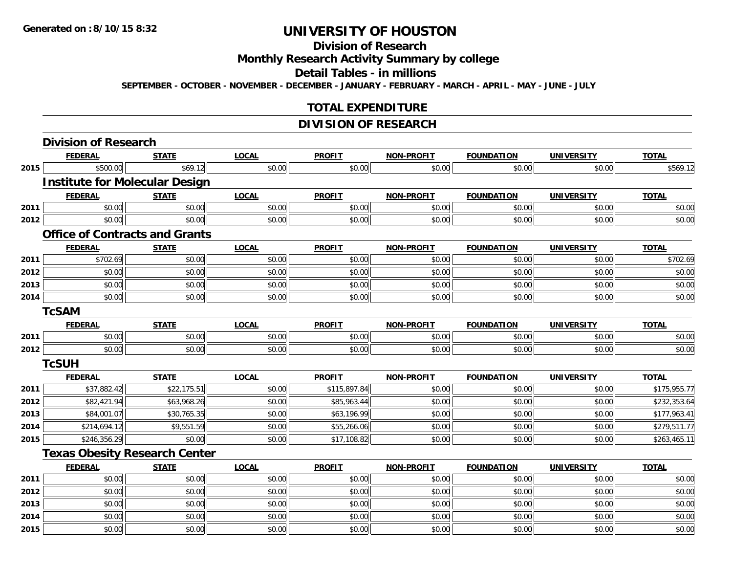# UNIVERSITY OF HOUSTON

## Division of Research

## Monthly Research Activity Summary by college

## Detail Tables - in millions

SEPTEMBER - OCTOBER - NOVEMBER - DECEMBER - JANUARY - FEBRUARY - MARCH - APRIL - MAY - JUNE - JULY

## TOTAL EXPENDITURE

## DIVISION OF RESEARCH

### Division of Research

| | FEDERAL | STATE | LOCAL | PROFIT | NON-PROFIT | FOUNDATION | UNIVERSITY | TOTAL |
|---|---|---|---|---|---|---|---|---|
| 2015 | $500.00 | $69.12 | $0.00 | $0.00 | $0.00 | $0.00 | $0.00 | $569.12 |

### Institute for Molecular Design

| | FEDERAL | STATE | LOCAL | PROFIT | NON-PROFIT | FOUNDATION | UNIVERSITY | TOTAL |
|---|---|---|---|---|---|---|---|---|
| 2011 | $0.00 | $0.00 | $0.00 | $0.00 | $0.00 | $0.00 | $0.00 | $0.00 |
| 2012 | $0.00 | $0.00 | $0.00 | $0.00 | $0.00 | $0.00 | $0.00 | $0.00 |

### Office of Contracts and Grants

| | FEDERAL | STATE | LOCAL | PROFIT | NON-PROFIT | FOUNDATION | UNIVERSITY | TOTAL |
|---|---|---|---|---|---|---|---|---|
| 2011 | $702.69 | $0.00 | $0.00 | $0.00 | $0.00 | $0.00 | $0.00 | $702.69 |
| 2012 | $0.00 | $0.00 | $0.00 | $0.00 | $0.00 | $0.00 | $0.00 | $0.00 |
| 2013 | $0.00 | $0.00 | $0.00 | $0.00 | $0.00 | $0.00 | $0.00 | $0.00 |
| 2014 | $0.00 | $0.00 | $0.00 | $0.00 | $0.00 | $0.00 | $0.00 | $0.00 |

### TcSAM

| | FEDERAL | STATE | LOCAL | PROFIT | NON-PROFIT | FOUNDATION | UNIVERSITY | TOTAL |
|---|---|---|---|---|---|---|---|---|
| 2011 | $0.00 | $0.00 | $0.00 | $0.00 | $0.00 | $0.00 | $0.00 | $0.00 |
| 2012 | $0.00 | $0.00 | $0.00 | $0.00 | $0.00 | $0.00 | $0.00 | $0.00 |

### TcSUH

| | FEDERAL | STATE | LOCAL | PROFIT | NON-PROFIT | FOUNDATION | UNIVERSITY | TOTAL |
|---|---|---|---|---|---|---|---|---|
| 2011 | $37,882.42 | $22,175.51 | $0.00 | $115,897.84 | $0.00 | $0.00 | $0.00 | $175,955.77 |
| 2012 | $82,421.94 | $63,968.26 | $0.00 | $85,963.44 | $0.00 | $0.00 | $0.00 | $232,353.64 |
| 2013 | $84,001.07 | $30,765.35 | $0.00 | $63,196.99 | $0.00 | $0.00 | $0.00 | $177,963.41 |
| 2014 | $214,694.12 | $9,551.59 | $0.00 | $55,266.06 | $0.00 | $0.00 | $0.00 | $279,511.77 |
| 2015 | $246,356.29 | $0.00 | $0.00 | $17,108.82 | $0.00 | $0.00 | $0.00 | $263,465.11 |

### Texas Obesity Research Center

| | FEDERAL | STATE | LOCAL | PROFIT | NON-PROFIT | FOUNDATION | UNIVERSITY | TOTAL |
|---|---|---|---|---|---|---|---|---|
| 2011 | $0.00 | $0.00 | $0.00 | $0.00 | $0.00 | $0.00 | $0.00 | $0.00 |
| 2012 | $0.00 | $0.00 | $0.00 | $0.00 | $0.00 | $0.00 | $0.00 | $0.00 |
| 2013 | $0.00 | $0.00 | $0.00 | $0.00 | $0.00 | $0.00 | $0.00 | $0.00 |
| 2014 | $0.00 | $0.00 | $0.00 | $0.00 | $0.00 | $0.00 | $0.00 | $0.00 |
| 2015 | $0.00 | $0.00 | $0.00 | $0.00 | $0.00 | $0.00 | $0.00 | $0.00 |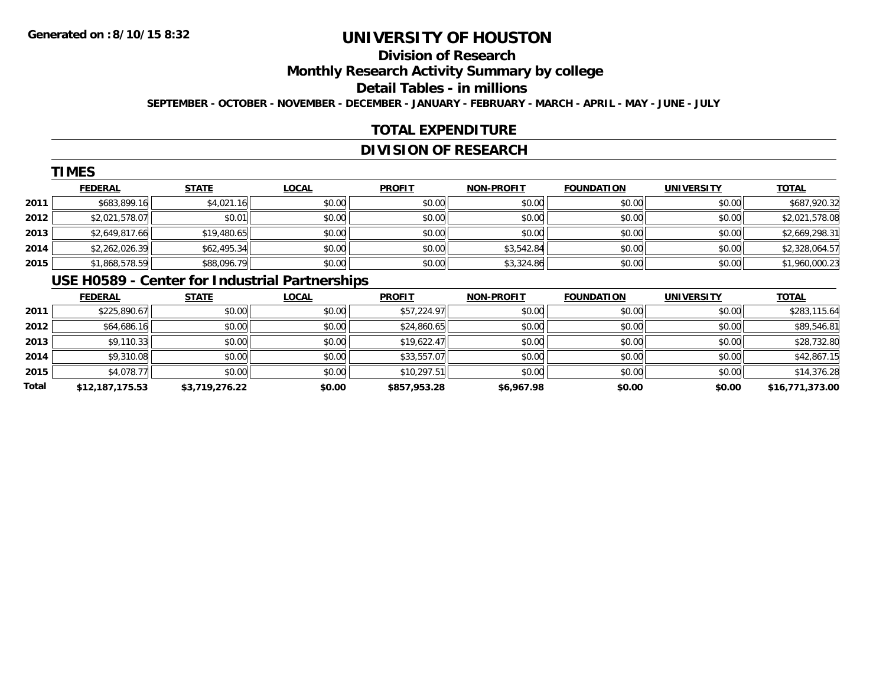**Generated on :8/10/15 8:32**

# UNIVERSITY OF HOUSTON

## Division of Research

## Monthly Research Activity Summary by college

## Detail Tables - in millions

**SEPTEMBER - OCTOBER - NOVEMBER - DECEMBER - JANUARY - FEBRUARY - MARCH - APRIL - MAY - JUNE - JULY**

## TOTAL EXPENDITURE

## DIVISION OF RESEARCH

### TIMES

| | FEDERAL | STATE | LOCAL | PROFIT | NON-PROFIT | FOUNDATION | UNIVERSITY | TOTAL |
|---|---|---|---|---|---|---|---|---|
| 2011 | $683,899.16 | $4,021.16 | $0.00 | $0.00 | $0.00 | $0.00 | $0.00 | $687,920.32 |
| 2012 | $2,021,578.07 | $0.01 | $0.00 | $0.00 | $0.00 | $0.00 | $0.00 | $2,021,578.08 |
| 2013 | $2,649,817.66 | $19,480.65 | $0.00 | $0.00 | $0.00 | $0.00 | $0.00 | $2,669,298.31 |
| 2014 | $2,262,026.39 | $62,495.34 | $0.00 | $0.00 | $3,542.84 | $0.00 | $0.00 | $2,328,064.57 |
| 2015 | $1,868,578.59 | $88,096.79 | $0.00 | $0.00 | $3,324.86 | $0.00 | $0.00 | $1,960,000.23 |

### USE H0589 - Center for Industrial Partnerships

| | FEDERAL | STATE | LOCAL | PROFIT | NON-PROFIT | FOUNDATION | UNIVERSITY | TOTAL |
|---|---|---|---|---|---|---|---|---|
| 2011 | $225,890.67 | $0.00 | $0.00 | $57,224.97 | $0.00 | $0.00 | $0.00 | $283,115.64 |
| 2012 | $64,686.16 | $0.00 | $0.00 | $24,860.65 | $0.00 | $0.00 | $0.00 | $89,546.81 |
| 2013 | $9,110.33 | $0.00 | $0.00 | $19,622.47 | $0.00 | $0.00 | $0.00 | $28,732.80 |
| 2014 | $9,310.08 | $0.00 | $0.00 | $33,557.07 | $0.00 | $0.00 | $0.00 | $42,867.15 |
| 2015 | $4,078.77 | $0.00 | $0.00 | $10,297.51 | $0.00 | $0.00 | $0.00 | $14,376.28 |
| **Total** | **$12,187,175.53** | **$3,719,276.22** | **$0.00** | **$857,953.28** | **$6,967.98** | **$0.00** | **$0.00** | **$16,771,373.00** |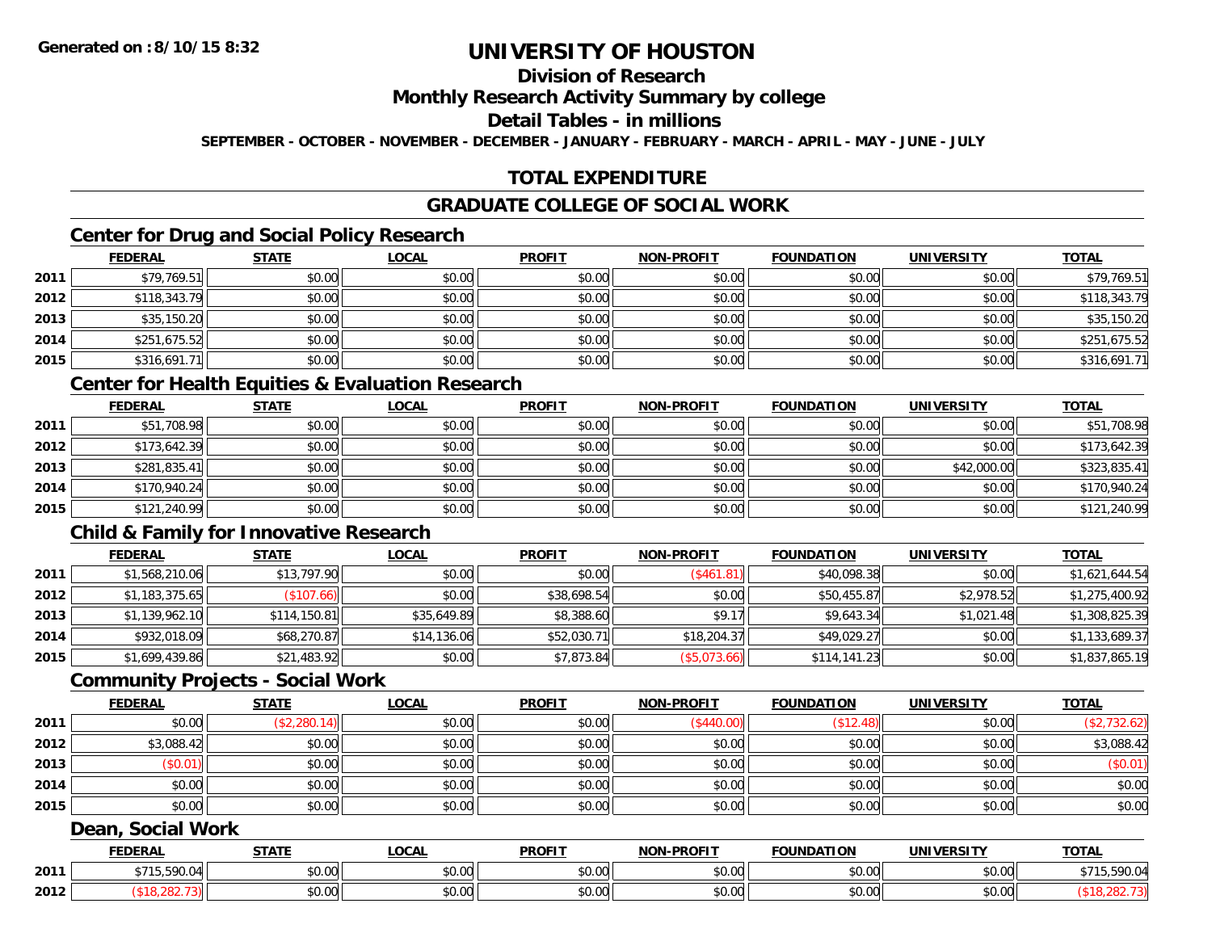**Generated on :8/10/15 8:32**

# UNIVERSITY OF HOUSTON

## Division of Research

## Monthly Research Activity Summary by college

## Detail Tables - in millions

**SEPTEMBER - OCTOBER - NOVEMBER - DECEMBER - JANUARY - FEBRUARY - MARCH - APRIL - MAY - JUNE - JULY**

## TOTAL EXPENDITURE

## GRADUATE COLLEGE OF SOCIAL WORK

### Center for Drug and Social Policy Research

| | FEDERAL | STATE | LOCAL | PROFIT | NON-PROFIT | FOUNDATION | UNIVERSITY | TOTAL |
|---|---|---|---|---|---|---|---|---|
| 2011 | $79,769.51 | $0.00 | $0.00 | $0.00 | $0.00 | $0.00 | $0.00 | $79,769.51 |
| 2012 | $118,343.79 | $0.00 | $0.00 | $0.00 | $0.00 | $0.00 | $0.00 | $118,343.79 |
| 2013 | $35,150.20 | $0.00 | $0.00 | $0.00 | $0.00 | $0.00 | $0.00 | $35,150.20 |
| 2014 | $251,675.52 | $0.00 | $0.00 | $0.00 | $0.00 | $0.00 | $0.00 | $251,675.52 |
| 2015 | $316,691.71 | $0.00 | $0.00 | $0.00 | $0.00 | $0.00 | $0.00 | $316,691.71 |

### Center for Health Equities & Evaluation Research

| | FEDERAL | STATE | LOCAL | PROFIT | NON-PROFIT | FOUNDATION | UNIVERSITY | TOTAL |
|---|---|---|---|---|---|---|---|---|
| 2011 | $51,708.98 | $0.00 | $0.00 | $0.00 | $0.00 | $0.00 | $0.00 | $51,708.98 |
| 2012 | $173,642.39 | $0.00 | $0.00 | $0.00 | $0.00 | $0.00 | $0.00 | $173,642.39 |
| 2013 | $281,835.41 | $0.00 | $0.00 | $0.00 | $0.00 | $0.00 | $42,000.00 | $323,835.41 |
| 2014 | $170,940.24 | $0.00 | $0.00 | $0.00 | $0.00 | $0.00 | $0.00 | $170,940.24 |
| 2015 | $121,240.99 | $0.00 | $0.00 | $0.00 | $0.00 | $0.00 | $0.00 | $121,240.99 |

### Child & Family for Innovative Research

| | FEDERAL | STATE | LOCAL | PROFIT | NON-PROFIT | FOUNDATION | UNIVERSITY | TOTAL |
|---|---|---|---|---|---|---|---|---|
| 2011 | $1,568,210.06 | $13,797.90 | $0.00 | $0.00 | ($461.81) | $40,098.38 | $0.00 | $1,621,644.54 |
| 2012 | $1,183,375.65 | ($107.66) | $0.00 | $38,698.54 | $0.00 | $50,455.87 | $2,978.52 | $1,275,400.92 |
| 2013 | $1,139,962.10 | $114,150.81 | $35,649.89 | $8,388.60 | $9.17 | $9,643.34 | $1,021.48 | $1,308,825.39 |
| 2014 | $932,018.09 | $68,270.87 | $14,136.06 | $52,030.71 | $18,204.37 | $49,029.27 | $0.00 | $1,133,689.37 |
| 2015 | $1,699,439.86 | $21,483.92 | $0.00 | $7,873.84 | ($5,073.66) | $114,141.23 | $0.00 | $1,837,865.19 |

### Community Projects - Social Work

| | FEDERAL | STATE | LOCAL | PROFIT | NON-PROFIT | FOUNDATION | UNIVERSITY | TOTAL |
|---|---|---|---|---|---|---|---|---|
| 2011 | $0.00 | ($2,280.14) | $0.00 | $0.00 | ($440.00) | ($12.48) | $0.00 | ($2,732.62) |
| 2012 | $3,088.42 | $0.00 | $0.00 | $0.00 | $0.00 | $0.00 | $0.00 | $3,088.42 |
| 2013 | ($0.01) | $0.00 | $0.00 | $0.00 | $0.00 | $0.00 | $0.00 | ($0.01) |
| 2014 | $0.00 | $0.00 | $0.00 | $0.00 | $0.00 | $0.00 | $0.00 | $0.00 |
| 2015 | $0.00 | $0.00 | $0.00 | $0.00 | $0.00 | $0.00 | $0.00 | $0.00 |

### Dean, Social Work

| | FEDERAL | STATE | LOCAL | PROFIT | NON-PROFIT | FOUNDATION | UNIVERSITY | TOTAL |
|---|---|---|---|---|---|---|---|---|
| 2011 | $715,590.04 | $0.00 | $0.00 | $0.00 | $0.00 | $0.00 | $0.00 | $715,590.04 |
| 2012 | ($18,282.73) | $0.00 | $0.00 | $0.00 | $0.00 | $0.00 | $0.00 | ($18,282.73) |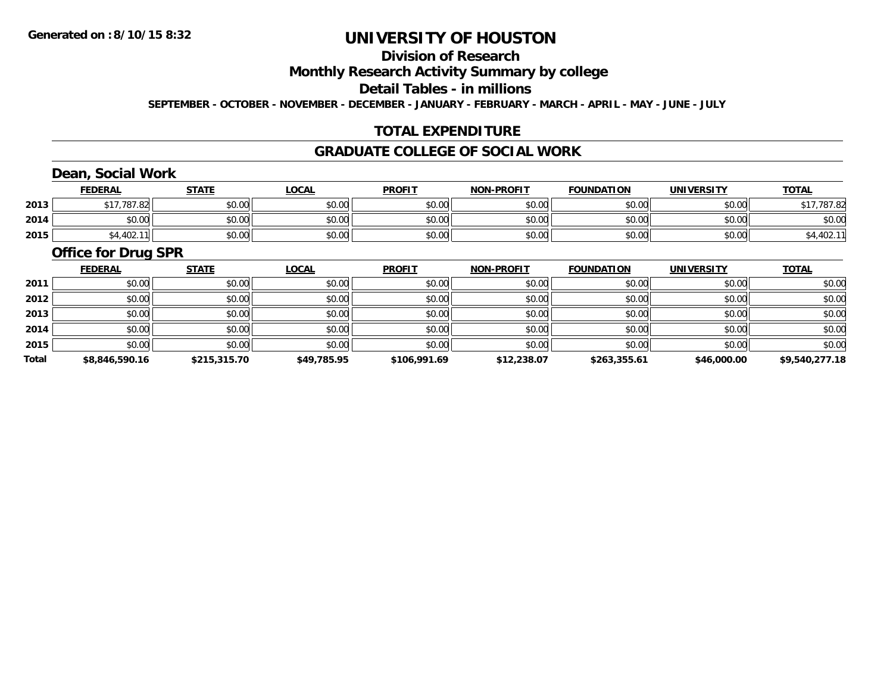# UNIVERSITY OF HOUSTON

## Division of Research

## Monthly Research Activity Summary by college

## Detail Tables - in millions

**SEPTEMBER - OCTOBER - NOVEMBER - DECEMBER - JANUARY - FEBRUARY - MARCH - APRIL - MAY - JUNE - JULY**

## TOTAL EXPENDITURE

## GRADUATE COLLEGE OF SOCIAL WORK

### Dean, Social Work

| | FEDERAL | STATE | LOCAL | PROFIT | NON-PROFIT | FOUNDATION | UNIVERSITY | TOTAL |
|---|---|---|---|---|---|---|---|---|
| 2013 | $17,787.82 | $0.00 | $0.00 | $0.00 | $0.00 | $0.00 | $0.00 | $17,787.82 |
| 2014 | $0.00 | $0.00 | $0.00 | $0.00 | $0.00 | $0.00 | $0.00 | $0.00 |
| 2015 | $4,402.11 | $0.00 | $0.00 | $0.00 | $0.00 | $0.00 | $0.00 | $4,402.11 |

### Office for Drug SPR

| | FEDERAL | STATE | LOCAL | PROFIT | NON-PROFIT | FOUNDATION | UNIVERSITY | TOTAL |
|---|---|---|---|---|---|---|---|---|
| 2011 | $0.00 | $0.00 | $0.00 | $0.00 | $0.00 | $0.00 | $0.00 | $0.00 |
| 2012 | $0.00 | $0.00 | $0.00 | $0.00 | $0.00 | $0.00 | $0.00 | $0.00 |
| 2013 | $0.00 | $0.00 | $0.00 | $0.00 | $0.00 | $0.00 | $0.00 | $0.00 |
| 2014 | $0.00 | $0.00 | $0.00 | $0.00 | $0.00 | $0.00 | $0.00 | $0.00 |
| 2015 | $0.00 | $0.00 | $0.00 | $0.00 | $0.00 | $0.00 | $0.00 | $0.00 |
| **Total** | **$8,846,590.16** | **$215,315.70** | **$49,785.95** | **$106,991.69** | **$12,238.07** | **$263,355.61** | **$46,000.00** | **$9,540,277.18** |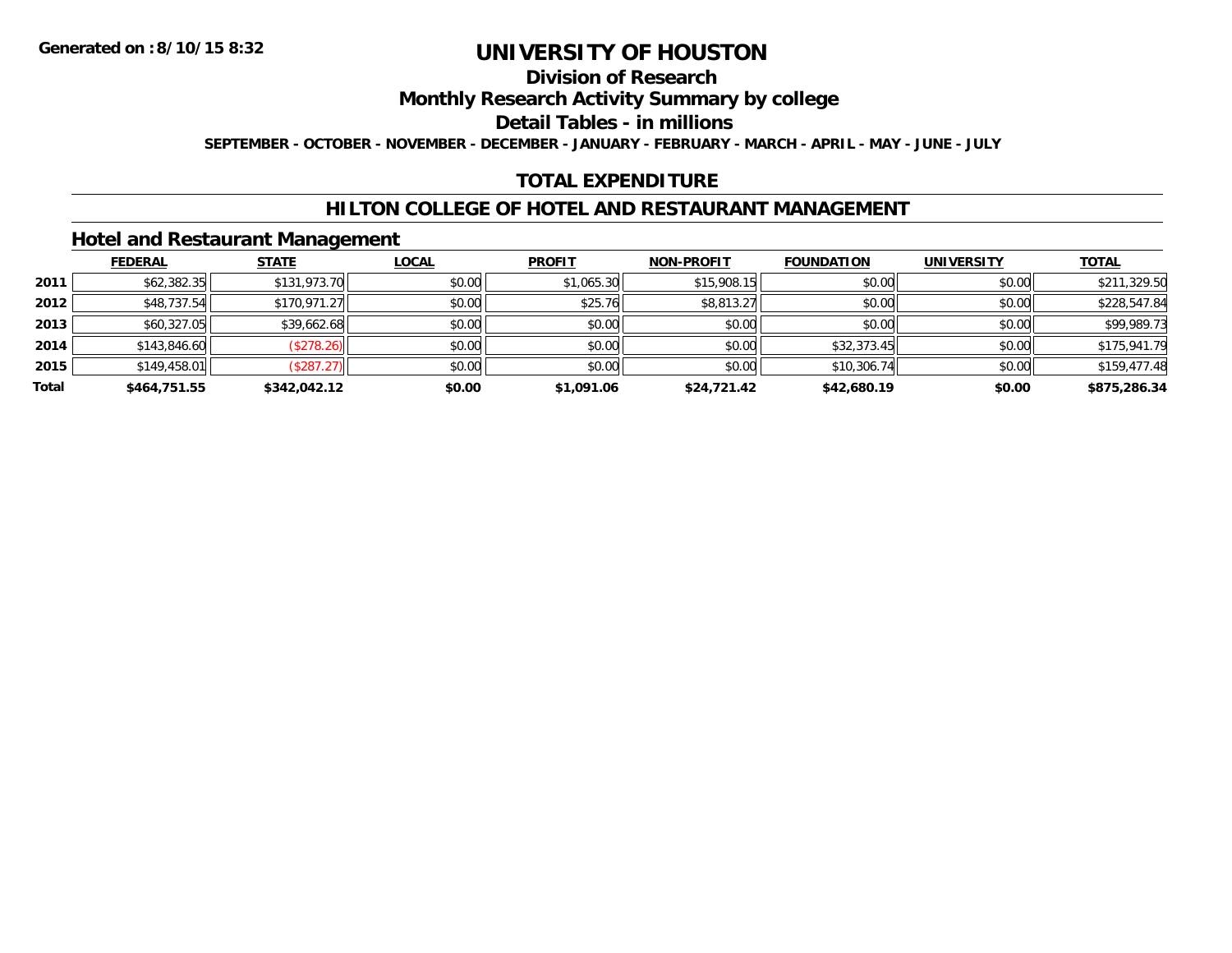**Generated on :8/10/15 8:32**

# UNIVERSITY OF HOUSTON

## Division of Research

## Monthly Research Activity Summary by college

## Detail Tables - in millions

**SEPTEMBER - OCTOBER - NOVEMBER - DECEMBER - JANUARY - FEBRUARY - MARCH - APRIL - MAY - JUNE - JULY**

## TOTAL EXPENDITURE

## HILTON COLLEGE OF HOTEL AND RESTAURANT MANAGEMENT

### Hotel and Restaurant Management

| | FEDERAL | STATE | LOCAL | PROFIT | NON-PROFIT | FOUNDATION | UNIVERSITY | TOTAL |
|---|---|---|---|---|---|---|---|---|
| 2011 | $62,382.35 | $131,973.70 | $0.00 | $1,065.30 | $15,908.15 | $0.00 | $0.00 | $211,329.50 |
| 2012 | $48,737.54 | $170,971.27 | $0.00 | $25.76 | $8,813.27 | $0.00 | $0.00 | $228,547.84 |
| 2013 | $60,327.05 | $39,662.68 | $0.00 | $0.00 | $0.00 | $0.00 | $0.00 | $99,989.73 |
| 2014 | $143,846.60 | ($278.26) | $0.00 | $0.00 | $0.00 | $32,373.45 | $0.00 | $175,941.79 |
| 2015 | $149,458.01 | ($287.27) | $0.00 | $0.00 | $0.00 | $10,306.74 | $0.00 | $159,477.48 |
| **Total** | **$464,751.55** | **$342,042.12** | **$0.00** | **$1,091.06** | **$24,721.42** | **$42,680.19** | **$0.00** | **$875,286.34** |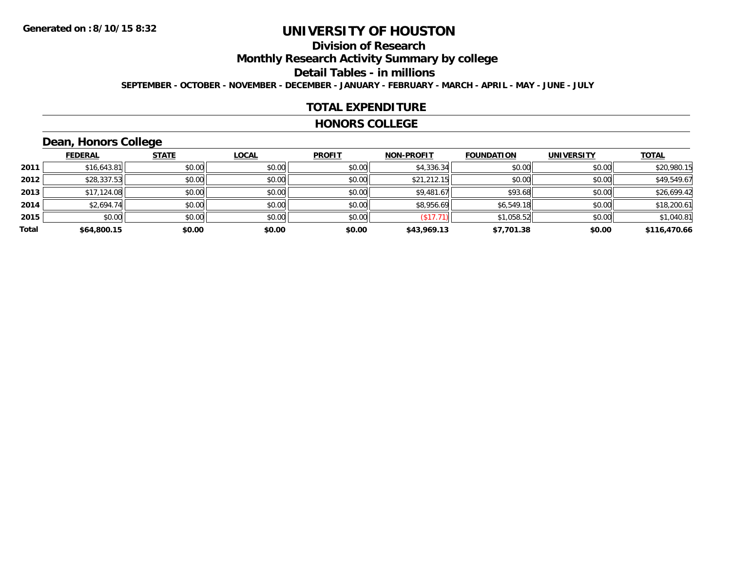Generated on :8/10/15 8:32

# UNIVERSITY OF HOUSTON

## Division of Research

## Monthly Research Activity Summary by college

## Detail Tables - in millions

SEPTEMBER - OCTOBER - NOVEMBER - DECEMBER - JANUARY - FEBRUARY - MARCH - APRIL - MAY - JUNE - JULY

## TOTAL EXPENDITURE

## HONORS COLLEGE

### Dean, Honors College

| | FEDERAL | STATE | LOCAL | PROFIT | NON-PROFIT | FOUNDATION | UNIVERSITY | TOTAL |
|---|---|---|---|---|---|---|---|---|
| 2011 | $16,643.81 | $0.00 | $0.00 | $0.00 | $4,336.34 | $0.00 | $0.00 | $20,980.15 |
| 2012 | $28,337.53 | $0.00 | $0.00 | $0.00 | $21,212.15 | $0.00 | $0.00 | $49,549.67 |
| 2013 | $17,124.08 | $0.00 | $0.00 | $0.00 | $9,481.67 | $93.68 | $0.00 | $26,699.42 |
| 2014 | $2,694.74 | $0.00 | $0.00 | $0.00 | $8,956.69 | $6,549.18 | $0.00 | $18,200.61 |
| 2015 | $0.00 | $0.00 | $0.00 | $0.00 | ($17.71) | $1,058.52 | $0.00 | $1,040.81 |
| **Total** | **$64,800.15** | **$0.00** | **$0.00** | **$0.00** | **$43,969.13** | **$7,701.38** | **$0.00** | **$116,470.66** |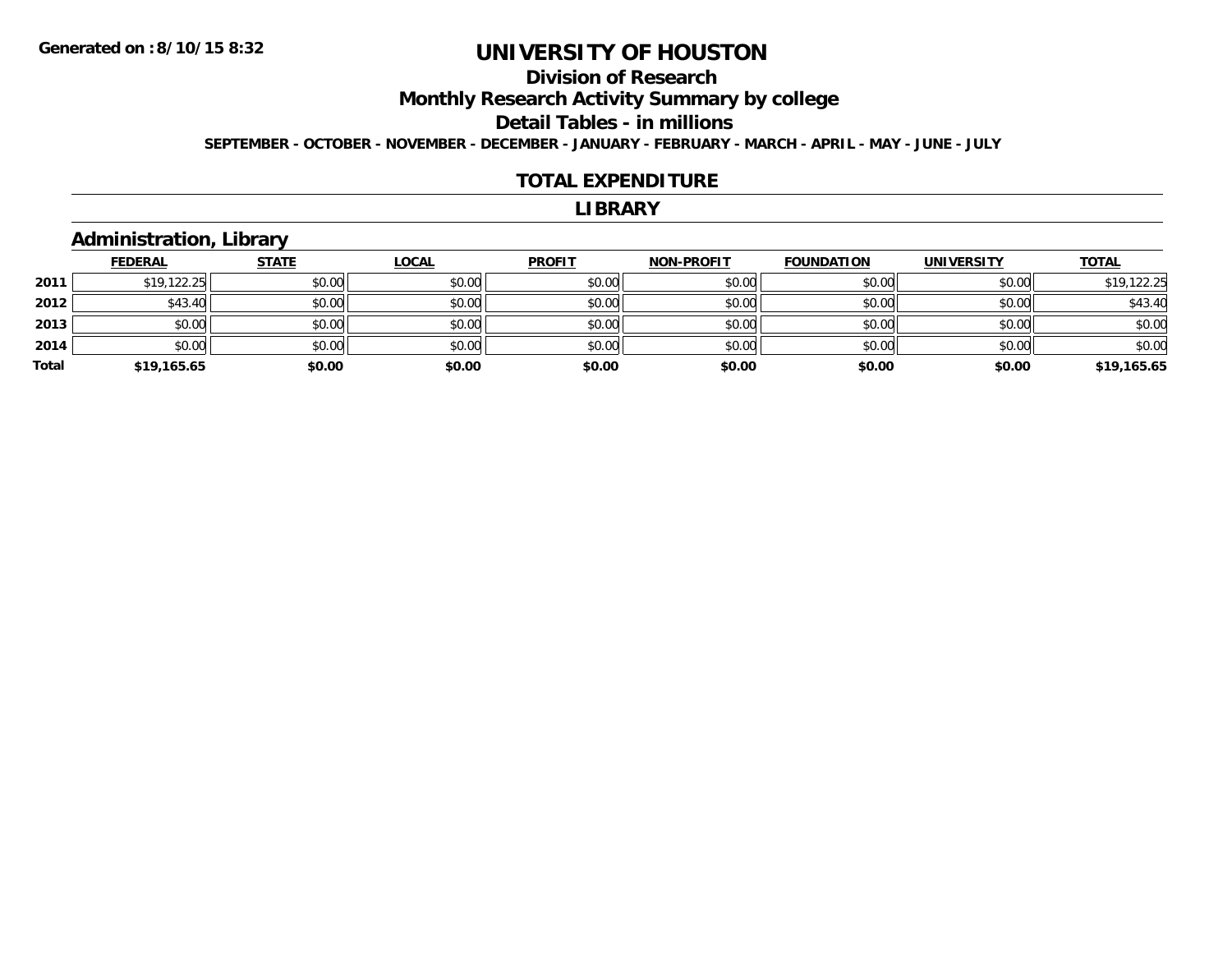**Generated on :8/10/15 8:32**

# UNIVERSITY OF HOUSTON

## Division of Research

## Monthly Research Activity Summary by college

## Detail Tables - in millions

**SEPTEMBER - OCTOBER - NOVEMBER - DECEMBER - JANUARY - FEBRUARY - MARCH - APRIL - MAY - JUNE - JULY**

## TOTAL EXPENDITURE

## LIBRARY

### Administration, Library

| | FEDERAL | STATE | LOCAL | PROFIT | NON-PROFIT | FOUNDATION | UNIVERSITY | TOTAL |
|---|---|---|---|---|---|---|---|---|
| 2011 | $19,122.25 | $0.00 | $0.00 | $0.00 | $0.00 | $0.00 | $0.00 | $19,122.25 |
| 2012 | $43.40 | $0.00 | $0.00 | $0.00 | $0.00 | $0.00 | $0.00 | $43.40 |
| 2013 | $0.00 | $0.00 | $0.00 | $0.00 | $0.00 | $0.00 | $0.00 | $0.00 |
| 2014 | $0.00 | $0.00 | $0.00 | $0.00 | $0.00 | $0.00 | $0.00 | $0.00 |
| **Total** | **$19,165.65** | **$0.00** | **$0.00** | **$0.00** | **$0.00** | **$0.00** | **$0.00** | **$19,165.65** |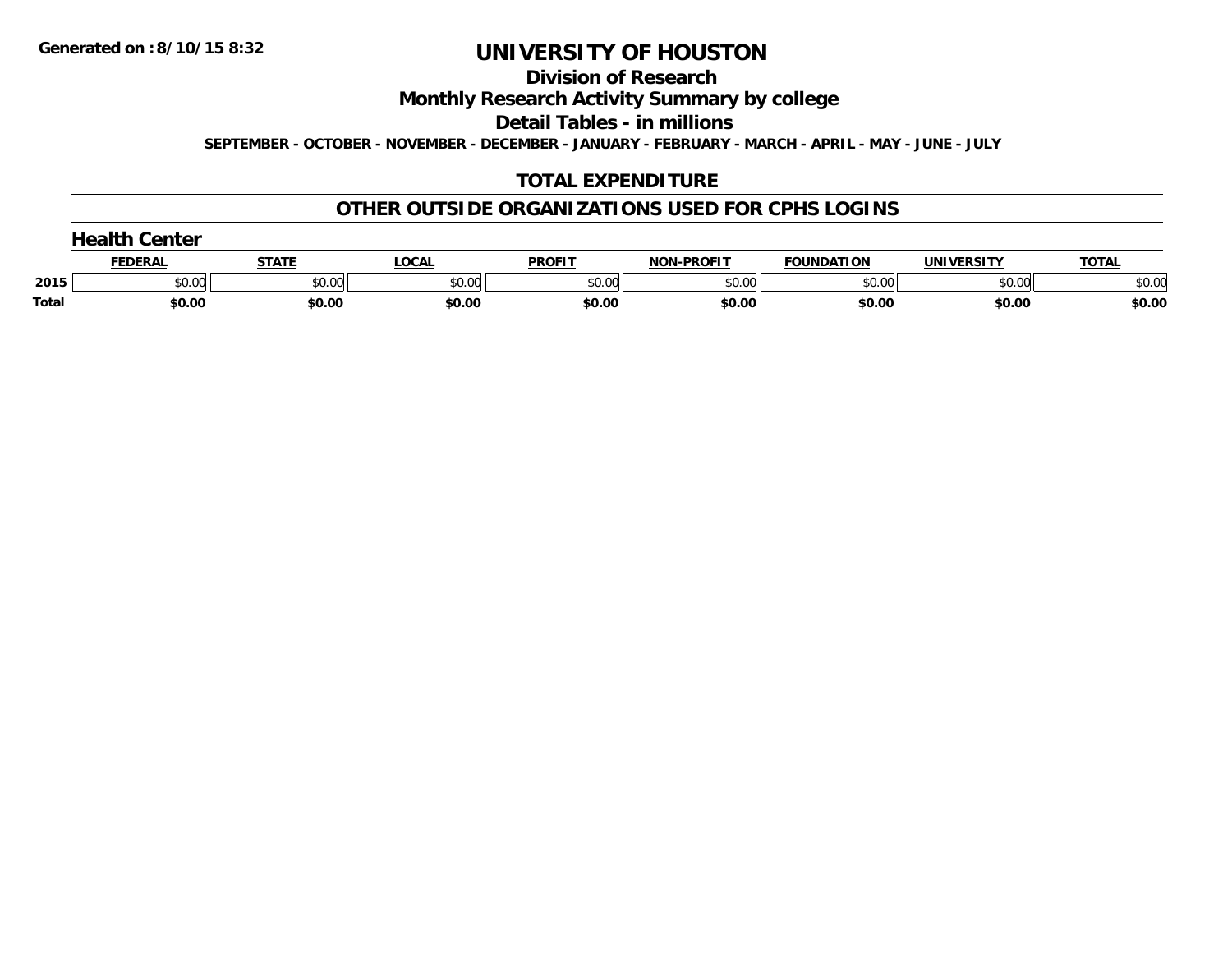**Generated on :8/10/15 8:32**

# UNIVERSITY OF HOUSTON

## Division of Research

## Monthly Research Activity Summary by college

## Detail Tables - in millions

**SEPTEMBER - OCTOBER - NOVEMBER - DECEMBER - JANUARY - FEBRUARY - MARCH - APRIL - MAY - JUNE - JULY**

## TOTAL EXPENDITURE

## OTHER OUTSIDE ORGANIZATIONS USED FOR CPHS LOGINS

### Health Center

| | FEDERAL | STATE | LOCAL | PROFIT | NON-PROFIT | FOUNDATION | UNIVERSITY | TOTAL |
|---|---|---|---|---|---|---|---|---|
| **2015** | $0.00 | $0.00 | $0.00 | $0.00 | $0.00 | $0.00 | $0.00 | $0.00 |
| **Total** | **$0.00** | **$0.00** | **$0.00** | **$0.00** | **$0.00** | **$0.00** | **$0.00** | **$0.00** |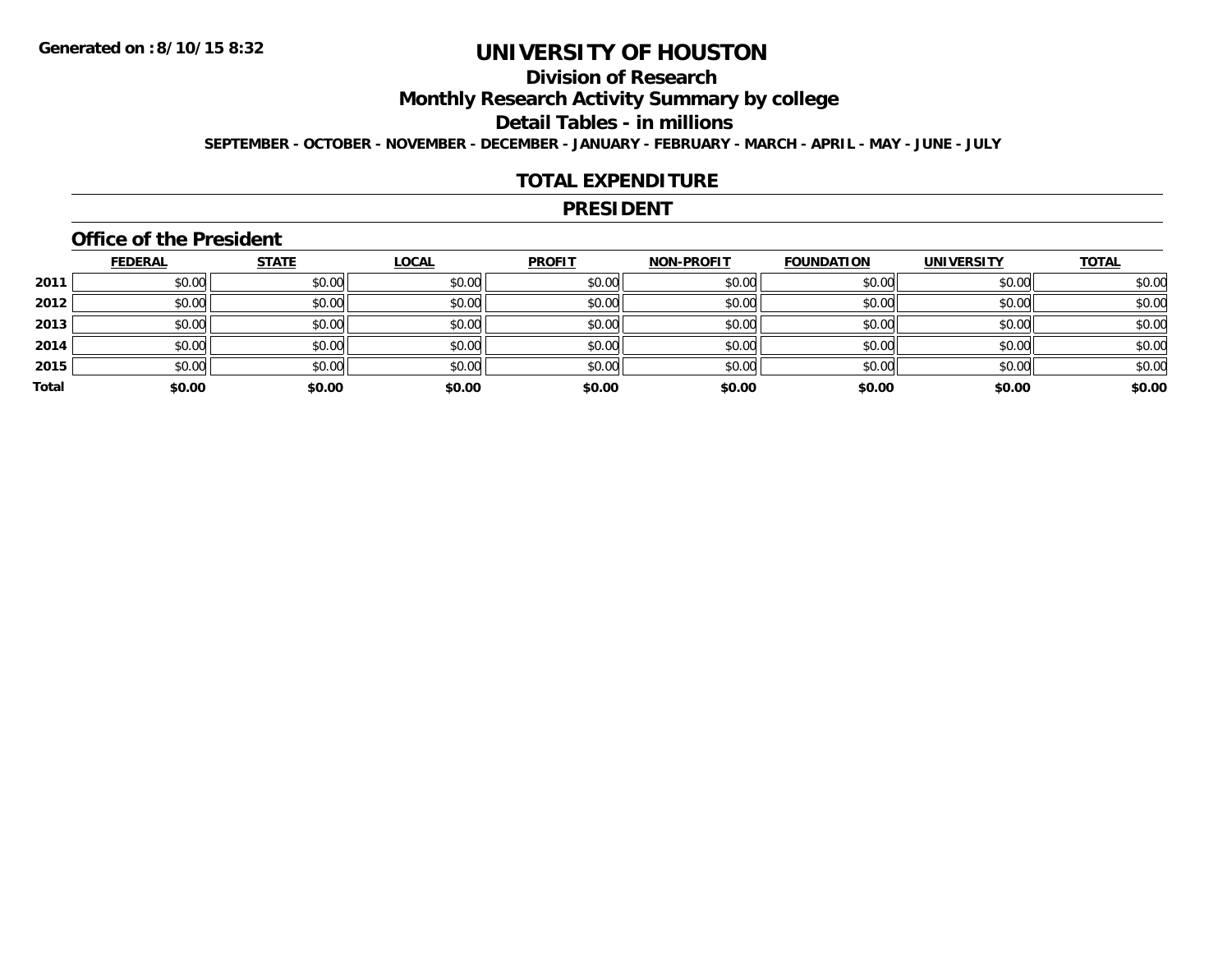Generated on :8/10/15 8:32

# UNIVERSITY OF HOUSTON

## Division of Research

## Monthly Research Activity Summary by college

## Detail Tables - in millions

**SEPTEMBER - OCTOBER - NOVEMBER - DECEMBER - JANUARY - FEBRUARY - MARCH - APRIL - MAY - JUNE - JULY**

## TOTAL EXPENDITURE

## PRESIDENT

### Office of the President

| | FEDERAL | STATE | LOCAL | PROFIT | NON-PROFIT | FOUNDATION | UNIVERSITY | TOTAL |
|---|---|---|---|---|---|---|---|---|
| 2011 | $0.00 | $0.00 | $0.00 | $0.00 | $0.00 | $0.00 | $0.00 | $0.00 |
| 2012 | $0.00 | $0.00 | $0.00 | $0.00 | $0.00 | $0.00 | $0.00 | $0.00 |
| 2013 | $0.00 | $0.00 | $0.00 | $0.00 | $0.00 | $0.00 | $0.00 | $0.00 |
| 2014 | $0.00 | $0.00 | $0.00 | $0.00 | $0.00 | $0.00 | $0.00 | $0.00 |
| 2015 | $0.00 | $0.00 | $0.00 | $0.00 | $0.00 | $0.00 | $0.00 | $0.00 |
| **Total** | **$0.00** | **$0.00** | **$0.00** | **$0.00** | **$0.00** | **$0.00** | **$0.00** | **$0.00** |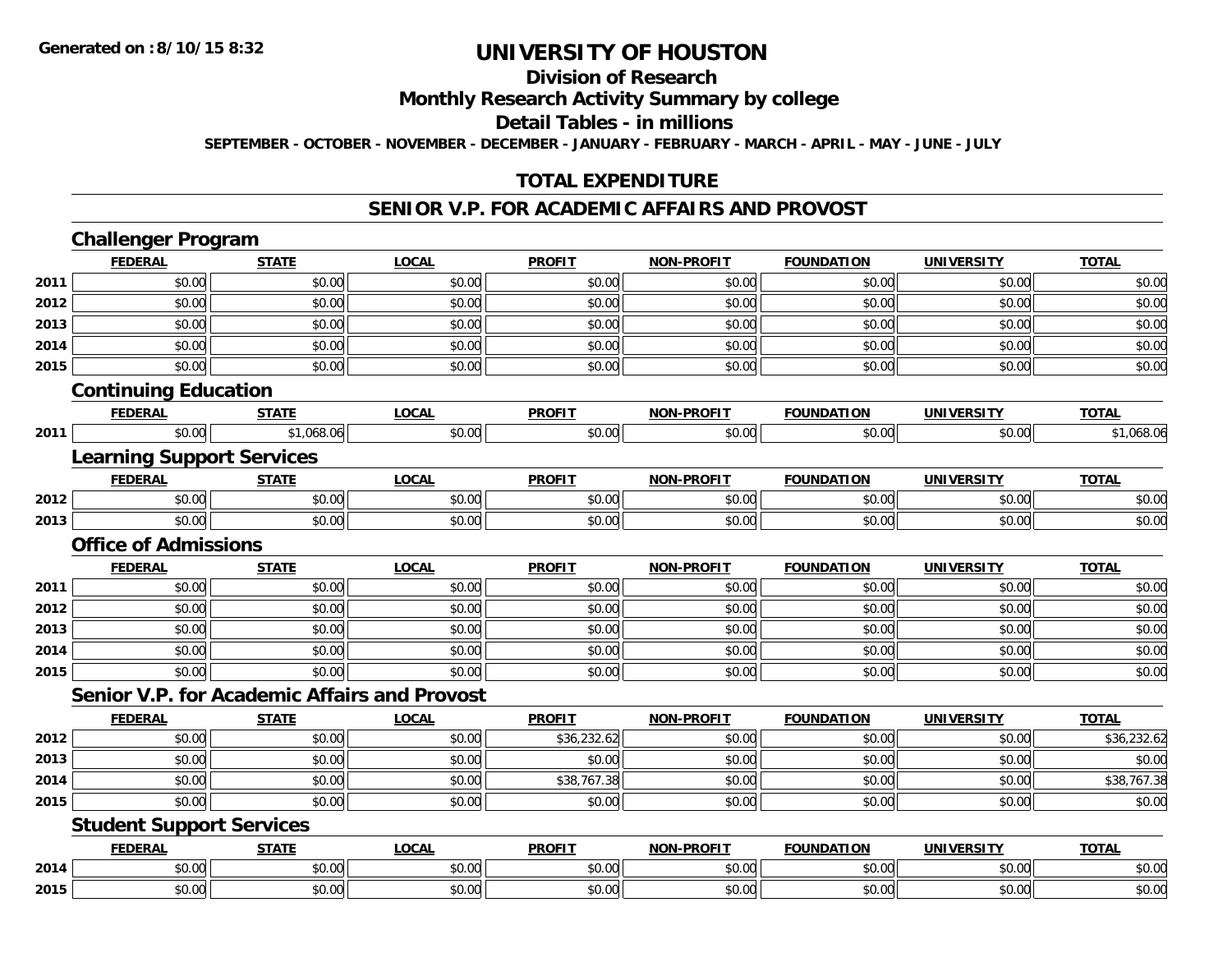**Generated on :8/10/15 8:32**

# UNIVERSITY OF HOUSTON

## Division of Research

## Monthly Research Activity Summary by college

## Detail Tables - in millions

**SEPTEMBER - OCTOBER - NOVEMBER - DECEMBER - JANUARY - FEBRUARY - MARCH - APRIL - MAY - JUNE - JULY**

## TOTAL EXPENDITURE

## SENIOR V.P. FOR ACADEMIC AFFAIRS AND PROVOST

### Challenger Program

| | FEDERAL | STATE | LOCAL | PROFIT | NON-PROFIT | FOUNDATION | UNIVERSITY | TOTAL |
|---|---|---|---|---|---|---|---|---|
| 2011 | $0.00 | $0.00 | $0.00 | $0.00 | $0.00 | $0.00 | $0.00 | $0.00 |
| 2012 | $0.00 | $0.00 | $0.00 | $0.00 | $0.00 | $0.00 | $0.00 | $0.00 |
| 2013 | $0.00 | $0.00 | $0.00 | $0.00 | $0.00 | $0.00 | $0.00 | $0.00 |
| 2014 | $0.00 | $0.00 | $0.00 | $0.00 | $0.00 | $0.00 | $0.00 | $0.00 |
| 2015 | $0.00 | $0.00 | $0.00 | $0.00 | $0.00 | $0.00 | $0.00 | $0.00 |

### Continuing Education

| | FEDERAL | STATE | LOCAL | PROFIT | NON-PROFIT | FOUNDATION | UNIVERSITY | TOTAL |
|---|---|---|---|---|---|---|---|---|
| 2011 | $0.00 | $1,068.06 | $0.00 | $0.00 | $0.00 | $0.00 | $0.00 | $1,068.06 |

### Learning Support Services

| | FEDERAL | STATE | LOCAL | PROFIT | NON-PROFIT | FOUNDATION | UNIVERSITY | TOTAL |
|---|---|---|---|---|---|---|---|---|
| 2012 | $0.00 | $0.00 | $0.00 | $0.00 | $0.00 | $0.00 | $0.00 | $0.00 |
| 2013 | $0.00 | $0.00 | $0.00 | $0.00 | $0.00 | $0.00 | $0.00 | $0.00 |

### Office of Admissions

| | FEDERAL | STATE | LOCAL | PROFIT | NON-PROFIT | FOUNDATION | UNIVERSITY | TOTAL |
|---|---|---|---|---|---|---|---|---|
| 2011 | $0.00 | $0.00 | $0.00 | $0.00 | $0.00 | $0.00 | $0.00 | $0.00 |
| 2012 | $0.00 | $0.00 | $0.00 | $0.00 | $0.00 | $0.00 | $0.00 | $0.00 |
| 2013 | $0.00 | $0.00 | $0.00 | $0.00 | $0.00 | $0.00 | $0.00 | $0.00 |
| 2014 | $0.00 | $0.00 | $0.00 | $0.00 | $0.00 | $0.00 | $0.00 | $0.00 |
| 2015 | $0.00 | $0.00 | $0.00 | $0.00 | $0.00 | $0.00 | $0.00 | $0.00 |

### Senior V.P. for Academic Affairs and Provost

| | FEDERAL | STATE | LOCAL | PROFIT | NON-PROFIT | FOUNDATION | UNIVERSITY | TOTAL |
|---|---|---|---|---|---|---|---|---|
| 2012 | $0.00 | $0.00 | $0.00 | $36,232.62 | $0.00 | $0.00 | $0.00 | $36,232.62 |
| 2013 | $0.00 | $0.00 | $0.00 | $0.00 | $0.00 | $0.00 | $0.00 | $0.00 |
| 2014 | $0.00 | $0.00 | $0.00 | $38,767.38 | $0.00 | $0.00 | $0.00 | $38,767.38 |
| 2015 | $0.00 | $0.00 | $0.00 | $0.00 | $0.00 | $0.00 | $0.00 | $0.00 |

### Student Support Services

| | FEDERAL | STATE | LOCAL | PROFIT | NON-PROFIT | FOUNDATION | UNIVERSITY | TOTAL |
|---|---|---|---|---|---|---|---|---|
| 2014 | $0.00 | $0.00 | $0.00 | $0.00 | $0.00 | $0.00 | $0.00 | $0.00 |
| 2015 | $0.00 | $0.00 | $0.00 | $0.00 | $0.00 | $0.00 | $0.00 | $0.00 |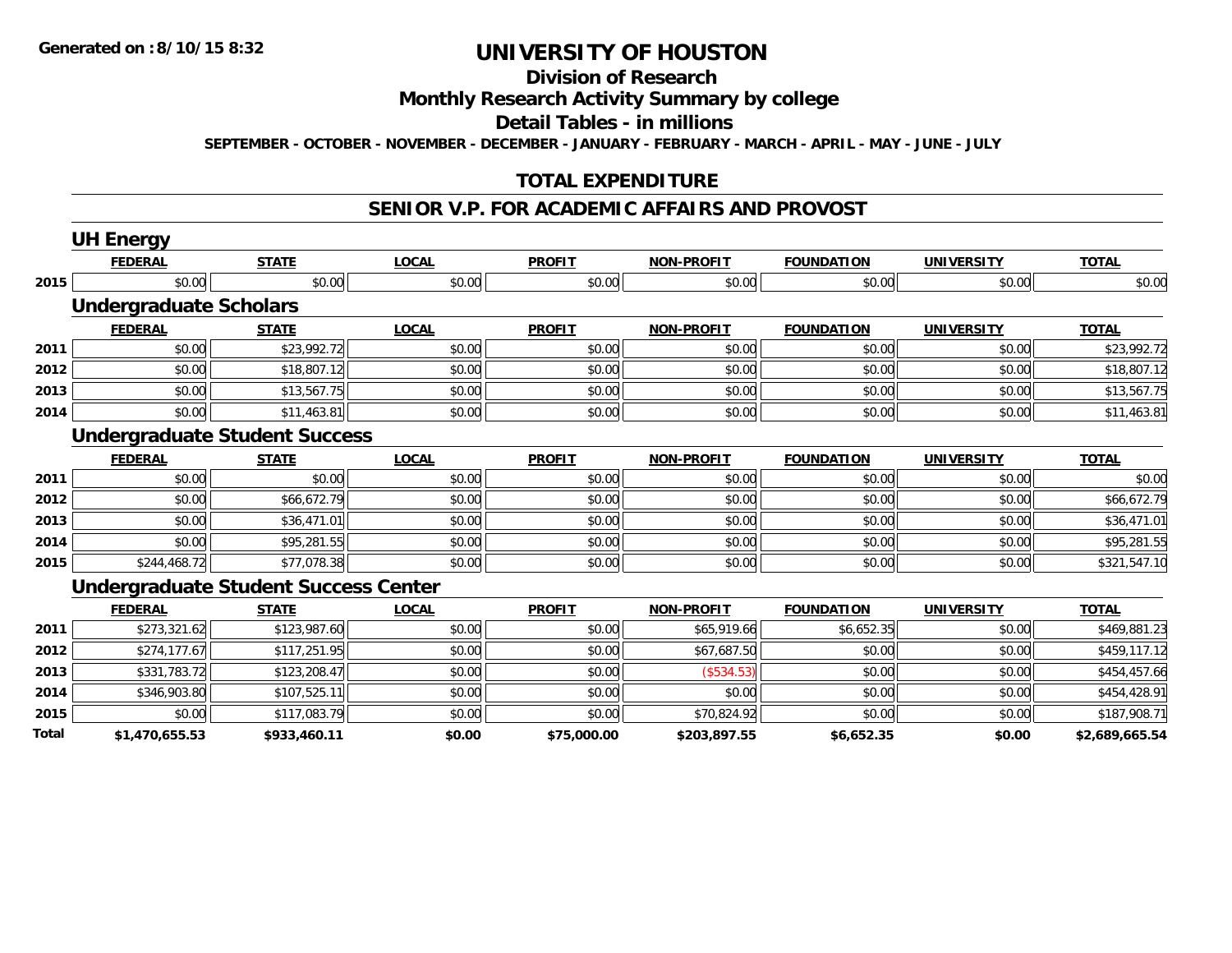**Generated on :8/10/15 8:32**

# UNIVERSITY OF HOUSTON

## Division of Research

## Monthly Research Activity Summary by college

## Detail Tables - in millions

**SEPTEMBER - OCTOBER - NOVEMBER - DECEMBER - JANUARY - FEBRUARY - MARCH - APRIL - MAY - JUNE - JULY**

## TOTAL EXPENDITURE

## SENIOR V.P. FOR ACADEMIC AFFAIRS AND PROVOST

### UH Energy

| | FEDERAL | STATE | LOCAL | PROFIT | NON-PROFIT | FOUNDATION | UNIVERSITY | TOTAL |
|---|---|---|---|---|---|---|---|---|
| 2015 | $0.00 | $0.00 | $0.00 | $0.00 | $0.00 | $0.00 | $0.00 | $0.00 |

### Undergraduate Scholars

| | FEDERAL | STATE | LOCAL | PROFIT | NON-PROFIT | FOUNDATION | UNIVERSITY | TOTAL |
|---|---|---|---|---|---|---|---|---|
| 2011 | $0.00 | $23,992.72 | $0.00 | $0.00 | $0.00 | $0.00 | $0.00 | $23,992.72 |
| 2012 | $0.00 | $18,807.12 | $0.00 | $0.00 | $0.00 | $0.00 | $0.00 | $18,807.12 |
| 2013 | $0.00 | $13,567.75 | $0.00 | $0.00 | $0.00 | $0.00 | $0.00 | $13,567.75 |
| 2014 | $0.00 | $11,463.81 | $0.00 | $0.00 | $0.00 | $0.00 | $0.00 | $11,463.81 |

### Undergraduate Student Success

| | FEDERAL | STATE | LOCAL | PROFIT | NON-PROFIT | FOUNDATION | UNIVERSITY | TOTAL |
|---|---|---|---|---|---|---|---|---|
| 2011 | $0.00 | $0.00 | $0.00 | $0.00 | $0.00 | $0.00 | $0.00 | $0.00 |
| 2012 | $0.00 | $66,672.79 | $0.00 | $0.00 | $0.00 | $0.00 | $0.00 | $66,672.79 |
| 2013 | $0.00 | $36,471.01 | $0.00 | $0.00 | $0.00 | $0.00 | $0.00 | $36,471.01 |
| 2014 | $0.00 | $95,281.55 | $0.00 | $0.00 | $0.00 | $0.00 | $0.00 | $95,281.55 |
| 2015 | $244,468.72 | $77,078.38 | $0.00 | $0.00 | $0.00 | $0.00 | $0.00 | $321,547.10 |

### Undergraduate Student Success Center

| | FEDERAL | STATE | LOCAL | PROFIT | NON-PROFIT | FOUNDATION | UNIVERSITY | TOTAL |
|---|---|---|---|---|---|---|---|---|
| 2011 | $273,321.62 | $123,987.60 | $0.00 | $0.00 | $65,919.66 | $6,652.35 | $0.00 | $469,881.23 |
| 2012 | $274,177.67 | $117,251.95 | $0.00 | $0.00 | $67,687.50 | $0.00 | $0.00 | $459,117.12 |
| 2013 | $331,783.72 | $123,208.47 | $0.00 | $0.00 | ($534.53) | $0.00 | $0.00 | $454,457.66 |
| 2014 | $346,903.80 | $107,525.11 | $0.00 | $0.00 | $0.00 | $0.00 | $0.00 | $454,428.91 |
| 2015 | $0.00 | $117,083.79 | $0.00 | $0.00 | $70,824.92 | $0.00 | $0.00 | $187,908.71 |
| **Total** | **$1,470,655.53** | **$933,460.11** | **$0.00** | **$75,000.00** | **$203,897.55** | **$6,652.35** | **$0.00** | **$2,689,665.54** |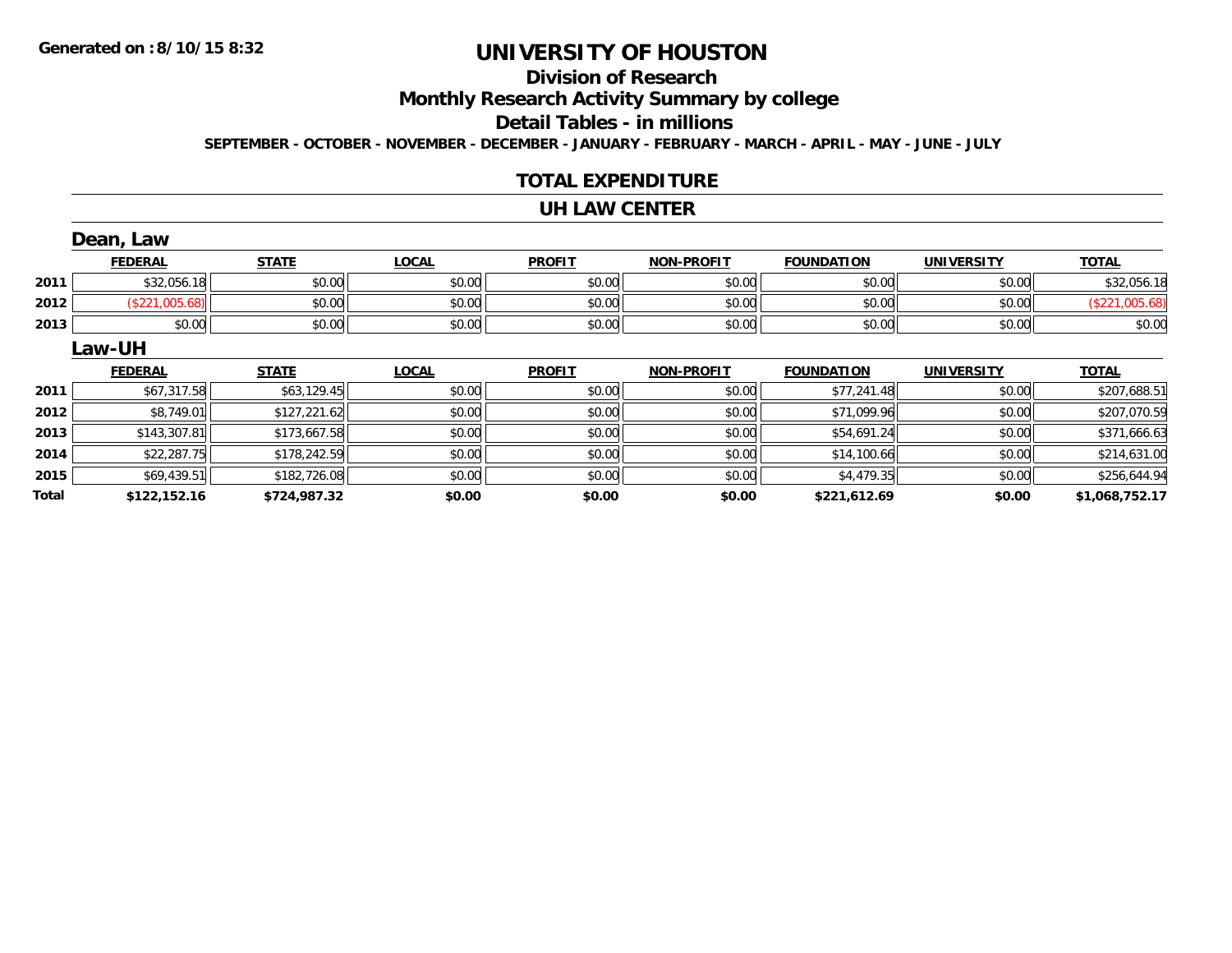Generated on :8/10/15 8:32

# UNIVERSITY OF HOUSTON

## Division of Research

## Monthly Research Activity Summary by college

## Detail Tables - in millions

SEPTEMBER - OCTOBER - NOVEMBER - DECEMBER - JANUARY - FEBRUARY - MARCH - APRIL - MAY - JUNE - JULY

## TOTAL EXPENDITURE

## UH LAW CENTER

### Dean, Law

| | FEDERAL | STATE | LOCAL | PROFIT | NON-PROFIT | FOUNDATION | UNIVERSITY | TOTAL |
|---|---|---|---|---|---|---|---|---|
| 2011 | $32,056.18 | $0.00 | $0.00 | $0.00 | $0.00 | $0.00 | $0.00 | $32,056.18 |
| 2012 | ($221,005.68) | $0.00 | $0.00 | $0.00 | $0.00 | $0.00 | $0.00 | ($221,005.68) |
| 2013 | $0.00 | $0.00 | $0.00 | $0.00 | $0.00 | $0.00 | $0.00 | $0.00 |

### Law-UH

| | FEDERAL | STATE | LOCAL | PROFIT | NON-PROFIT | FOUNDATION | UNIVERSITY | TOTAL |
|---|---|---|---|---|---|---|---|---|
| 2011 | $67,317.58 | $63,129.45 | $0.00 | $0.00 | $0.00 | $77,241.48 | $0.00 | $207,688.51 |
| 2012 | $8,749.01 | $127,221.62 | $0.00 | $0.00 | $0.00 | $71,099.96 | $0.00 | $207,070.59 |
| 2013 | $143,307.81 | $173,667.58 | $0.00 | $0.00 | $0.00 | $54,691.24 | $0.00 | $371,666.63 |
| 2014 | $22,287.75 | $178,242.59 | $0.00 | $0.00 | $0.00 | $14,100.66 | $0.00 | $214,631.00 |
| 2015 | $69,439.51 | $182,726.08 | $0.00 | $0.00 | $0.00 | $4,479.35 | $0.00 | $256,644.94 |
| **Total** | **$122,152.16** | **$724,987.32** | **$0.00** | **$0.00** | **$0.00** | **$221,612.69** | **$0.00** | **$1,068,752.17** |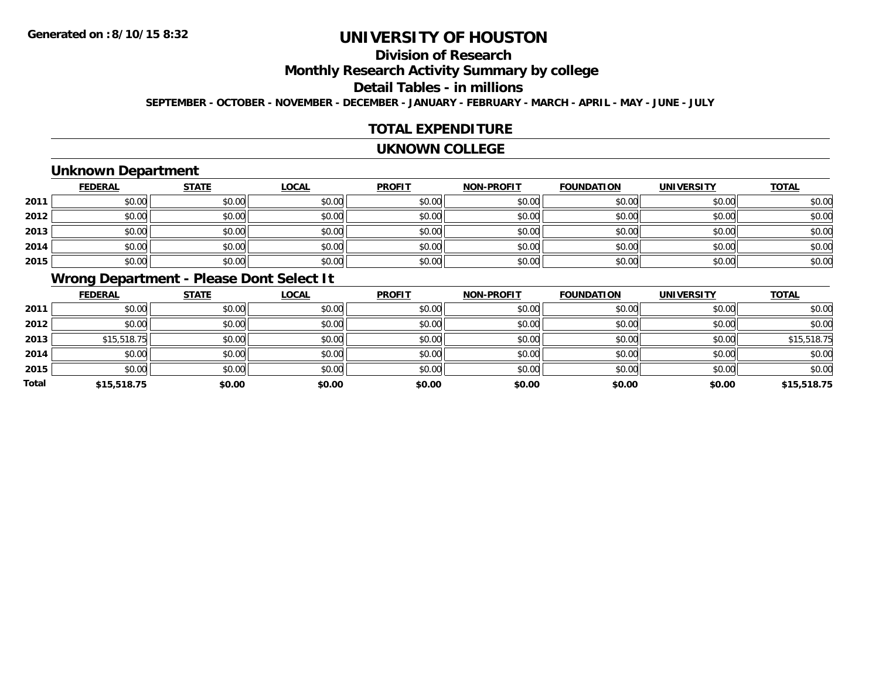# UNIVERSITY OF HOUSTON

## Division of Research

## Monthly Research Activity Summary by college

## Detail Tables - in millions

**SEPTEMBER - OCTOBER - NOVEMBER - DECEMBER - JANUARY - FEBRUARY - MARCH - APRIL - MAY - JUNE - JULY**

## TOTAL EXPENDITURE

## UKNOWN COLLEGE

### Unknown Department

| | FEDERAL | STATE | LOCAL | PROFIT | NON-PROFIT | FOUNDATION | UNIVERSITY | TOTAL |
|---|---|---|---|---|---|---|---|---|
| 2011 | $0.00 | $0.00 | $0.00 | $0.00 | $0.00 | $0.00 | $0.00 | $0.00 |
| 2012 | $0.00 | $0.00 | $0.00 | $0.00 | $0.00 | $0.00 | $0.00 | $0.00 |
| 2013 | $0.00 | $0.00 | $0.00 | $0.00 | $0.00 | $0.00 | $0.00 | $0.00 |
| 2014 | $0.00 | $0.00 | $0.00 | $0.00 | $0.00 | $0.00 | $0.00 | $0.00 |
| 2015 | $0.00 | $0.00 | $0.00 | $0.00 | $0.00 | $0.00 | $0.00 | $0.00 |

### Wrong Department - Please Dont Select It

| | FEDERAL | STATE | LOCAL | PROFIT | NON-PROFIT | FOUNDATION | UNIVERSITY | TOTAL |
|---|---|---|---|---|---|---|---|---|
| 2011 | $0.00 | $0.00 | $0.00 | $0.00 | $0.00 | $0.00 | $0.00 | $0.00 |
| 2012 | $0.00 | $0.00 | $0.00 | $0.00 | $0.00 | $0.00 | $0.00 | $0.00 |
| 2013 | $15,518.75 | $0.00 | $0.00 | $0.00 | $0.00 | $0.00 | $0.00 | $15,518.75 |
| 2014 | $0.00 | $0.00 | $0.00 | $0.00 | $0.00 | $0.00 | $0.00 | $0.00 |
| 2015 | $0.00 | $0.00 | $0.00 | $0.00 | $0.00 | $0.00 | $0.00 | $0.00 |
| **Total** | **$15,518.75** | **$0.00** | **$0.00** | **$0.00** | **$0.00** | **$0.00** | **$0.00** | **$15,518.75** |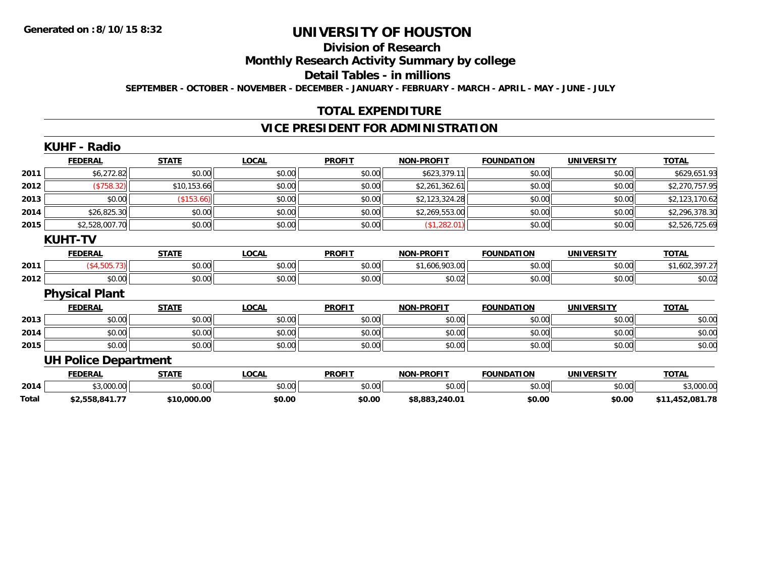Generated on :8/10/15 8:32

# UNIVERSITY OF HOUSTON

## Division of Research

## Monthly Research Activity Summary by college

## Detail Tables - in millions

**SEPTEMBER - OCTOBER - NOVEMBER - DECEMBER - JANUARY - FEBRUARY - MARCH - APRIL - MAY - JUNE - JULY**

## TOTAL EXPENDITURE

## VICE PRESIDENT FOR ADMINISTRATION

### KUHF - Radio

| | FEDERAL | STATE | LOCAL | PROFIT | NON-PROFIT | FOUNDATION | UNIVERSITY | TOTAL |
|---|---|---|---|---|---|---|---|---|
| 2011 | $6,272.82 | $0.00 | $0.00 | $0.00 | $623,379.11 | $0.00 | $0.00 | $629,651.93 |
| 2012 | ($758.32) | $10,153.66 | $0.00 | $0.00 | $2,261,362.61 | $0.00 | $0.00 | $2,270,757.95 |
| 2013 | $0.00 | ($153.66) | $0.00 | $0.00 | $2,123,324.28 | $0.00 | $0.00 | $2,123,170.62 |
| 2014 | $26,825.30 | $0.00 | $0.00 | $0.00 | $2,269,553.00 | $0.00 | $0.00 | $2,296,378.30 |
| 2015 | $2,528,007.70 | $0.00 | $0.00 | $0.00 | ($1,282.01) | $0.00 | $0.00 | $2,526,725.69 |

### KUHT-TV

| | FEDERAL | STATE | LOCAL | PROFIT | NON-PROFIT | FOUNDATION | UNIVERSITY | TOTAL |
|---|---|---|---|---|---|---|---|---|
| 2011 | ($4,505.73) | $0.00 | $0.00 | $0.00 | $1,606,903.00 | $0.00 | $0.00 | $1,602,397.27 |
| 2012 | $0.00 | $0.00 | $0.00 | $0.00 | $0.02 | $0.00 | $0.00 | $0.02 |

### Physical Plant

| | FEDERAL | STATE | LOCAL | PROFIT | NON-PROFIT | FOUNDATION | UNIVERSITY | TOTAL |
|---|---|---|---|---|---|---|---|---|
| 2013 | $0.00 | $0.00 | $0.00 | $0.00 | $0.00 | $0.00 | $0.00 | $0.00 |
| 2014 | $0.00 | $0.00 | $0.00 | $0.00 | $0.00 | $0.00 | $0.00 | $0.00 |
| 2015 | $0.00 | $0.00 | $0.00 | $0.00 | $0.00 | $0.00 | $0.00 | $0.00 |

### UH Police Department

| | FEDERAL | STATE | LOCAL | PROFIT | NON-PROFIT | FOUNDATION | UNIVERSITY | TOTAL |
|---|---|---|---|---|---|---|---|---|
| 2014 | $3,000.00 | $0.00 | $0.00 | $0.00 | $0.00 | $0.00 | $0.00 | $3,000.00 |
| **Total** | **$2,558,841.77** | **$10,000.00** | **$0.00** | **$0.00** | **$8,883,240.01** | **$0.00** | **$0.00** | **$11,452,081.78** |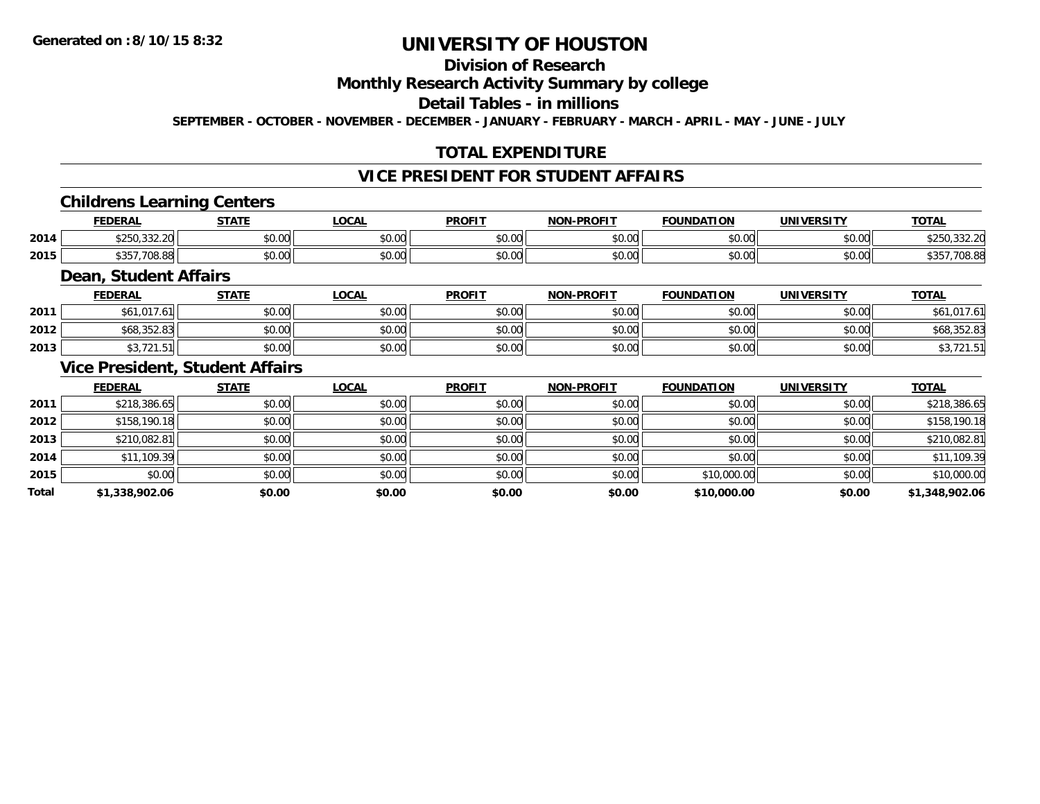**Generated on :8/10/15 8:32**

# UNIVERSITY OF HOUSTON

## Division of Research

## Monthly Research Activity Summary by college

## Detail Tables - in millions

**SEPTEMBER - OCTOBER - NOVEMBER - DECEMBER - JANUARY - FEBRUARY - MARCH - APRIL - MAY - JUNE - JULY**

## TOTAL EXPENDITURE

## VICE PRESIDENT FOR STUDENT AFFAIRS

### Childrens Learning Centers

| | FEDERAL | STATE | LOCAL | PROFIT | NON-PROFIT | FOUNDATION | UNIVERSITY | TOTAL |
|---|---|---|---|---|---|---|---|---|
| 2014 | $250,332.20 | $0.00 | $0.00 | $0.00 | $0.00 | $0.00 | $0.00 | $250,332.20 |
| 2015 | $357,708.88 | $0.00 | $0.00 | $0.00 | $0.00 | $0.00 | $0.00 | $357,708.88 |

### Dean, Student Affairs

| | FEDERAL | STATE | LOCAL | PROFIT | NON-PROFIT | FOUNDATION | UNIVERSITY | TOTAL |
|---|---|---|---|---|---|---|---|---|
| 2011 | $61,017.61 | $0.00 | $0.00 | $0.00 | $0.00 | $0.00 | $0.00 | $61,017.61 |
| 2012 | $68,352.83 | $0.00 | $0.00 | $0.00 | $0.00 | $0.00 | $0.00 | $68,352.83 |
| 2013 | $3,721.51 | $0.00 | $0.00 | $0.00 | $0.00 | $0.00 | $0.00 | $3,721.51 |

### Vice President, Student Affairs

| | FEDERAL | STATE | LOCAL | PROFIT | NON-PROFIT | FOUNDATION | UNIVERSITY | TOTAL |
|---|---|---|---|---|---|---|---|---|
| 2011 | $218,386.65 | $0.00 | $0.00 | $0.00 | $0.00 | $0.00 | $0.00 | $218,386.65 |
| 2012 | $158,190.18 | $0.00 | $0.00 | $0.00 | $0.00 | $0.00 | $0.00 | $158,190.18 |
| 2013 | $210,082.81 | $0.00 | $0.00 | $0.00 | $0.00 | $0.00 | $0.00 | $210,082.81 |
| 2014 | $11,109.39 | $0.00 | $0.00 | $0.00 | $0.00 | $0.00 | $0.00 | $11,109.39 |
| 2015 | $0.00 | $0.00 | $0.00 | $0.00 | $0.00 | $10,000.00 | $0.00 | $10,000.00 |
| **Total** | **$1,338,902.06** | **$0.00** | **$0.00** | **$0.00** | **$0.00** | **$10,000.00** | **$0.00** | **$1,348,902.06** |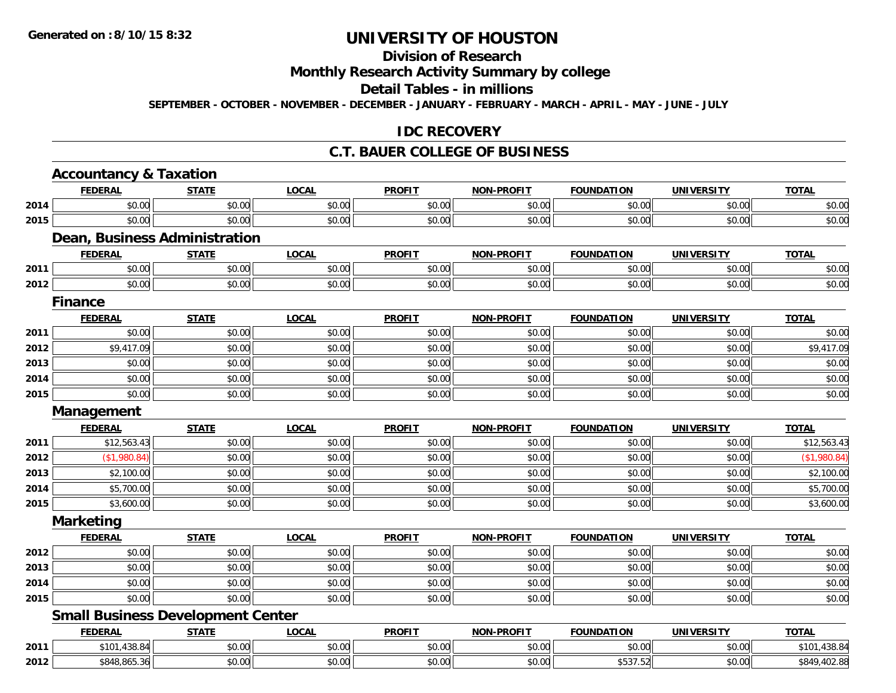**Generated on :8/10/15 8:32**

# UNIVERSITY OF HOUSTON

## Division of Research

## Monthly Research Activity Summary by college

## Detail Tables - in millions

**SEPTEMBER - OCTOBER - NOVEMBER - DECEMBER - JANUARY - FEBRUARY - MARCH - APRIL - MAY - JUNE - JULY**

## IDC RECOVERY

## C.T. BAUER COLLEGE OF BUSINESS

### Accountancy & Taxation

| | FEDERAL | STATE | LOCAL | PROFIT | NON-PROFIT | FOUNDATION | UNIVERSITY | TOTAL |
|---|---|---|---|---|---|---|---|---|
| 2014 | $0.00 | $0.00 | $0.00 | $0.00 | $0.00 | $0.00 | $0.00 | $0.00 |
| 2015 | $0.00 | $0.00 | $0.00 | $0.00 | $0.00 | $0.00 | $0.00 | $0.00 |

### Dean, Business Administration

| | FEDERAL | STATE | LOCAL | PROFIT | NON-PROFIT | FOUNDATION | UNIVERSITY | TOTAL |
|---|---|---|---|---|---|---|---|---|
| 2011 | $0.00 | $0.00 | $0.00 | $0.00 | $0.00 | $0.00 | $0.00 | $0.00 |
| 2012 | $0.00 | $0.00 | $0.00 | $0.00 | $0.00 | $0.00 | $0.00 | $0.00 |

### Finance

| | FEDERAL | STATE | LOCAL | PROFIT | NON-PROFIT | FOUNDATION | UNIVERSITY | TOTAL |
|---|---|---|---|---|---|---|---|---|
| 2011 | $0.00 | $0.00 | $0.00 | $0.00 | $0.00 | $0.00 | $0.00 | $0.00 |
| 2012 | $9,417.09 | $0.00 | $0.00 | $0.00 | $0.00 | $0.00 | $0.00 | $9,417.09 |
| 2013 | $0.00 | $0.00 | $0.00 | $0.00 | $0.00 | $0.00 | $0.00 | $0.00 |
| 2014 | $0.00 | $0.00 | $0.00 | $0.00 | $0.00 | $0.00 | $0.00 | $0.00 |
| 2015 | $0.00 | $0.00 | $0.00 | $0.00 | $0.00 | $0.00 | $0.00 | $0.00 |

### Management

| | FEDERAL | STATE | LOCAL | PROFIT | NON-PROFIT | FOUNDATION | UNIVERSITY | TOTAL |
|---|---|---|---|---|---|---|---|---|
| 2011 | $12,563.43 | $0.00 | $0.00 | $0.00 | $0.00 | $0.00 | $0.00 | $12,563.43 |
| 2012 | ($1,980.84) | $0.00 | $0.00 | $0.00 | $0.00 | $0.00 | $0.00 | ($1,980.84) |
| 2013 | $2,100.00 | $0.00 | $0.00 | $0.00 | $0.00 | $0.00 | $0.00 | $2,100.00 |
| 2014 | $5,700.00 | $0.00 | $0.00 | $0.00 | $0.00 | $0.00 | $0.00 | $5,700.00 |
| 2015 | $3,600.00 | $0.00 | $0.00 | $0.00 | $0.00 | $0.00 | $0.00 | $3,600.00 |

### Marketing

| | FEDERAL | STATE | LOCAL | PROFIT | NON-PROFIT | FOUNDATION | UNIVERSITY | TOTAL |
|---|---|---|---|---|---|---|---|---|
| 2012 | $0.00 | $0.00 | $0.00 | $0.00 | $0.00 | $0.00 | $0.00 | $0.00 |
| 2013 | $0.00 | $0.00 | $0.00 | $0.00 | $0.00 | $0.00 | $0.00 | $0.00 |
| 2014 | $0.00 | $0.00 | $0.00 | $0.00 | $0.00 | $0.00 | $0.00 | $0.00 |
| 2015 | $0.00 | $0.00 | $0.00 | $0.00 | $0.00 | $0.00 | $0.00 | $0.00 |

### Small Business Development Center

| | FEDERAL | STATE | LOCAL | PROFIT | NON-PROFIT | FOUNDATION | UNIVERSITY | TOTAL |
|---|---|---|---|---|---|---|---|---|
| 2011 | $101,438.84 | $0.00 | $0.00 | $0.00 | $0.00 | $0.00 | $0.00 | $101,438.84 |
| 2012 | $848,865.36 | $0.00 | $0.00 | $0.00 | $0.00 | $537.52 | $0.00 | $849,402.88 |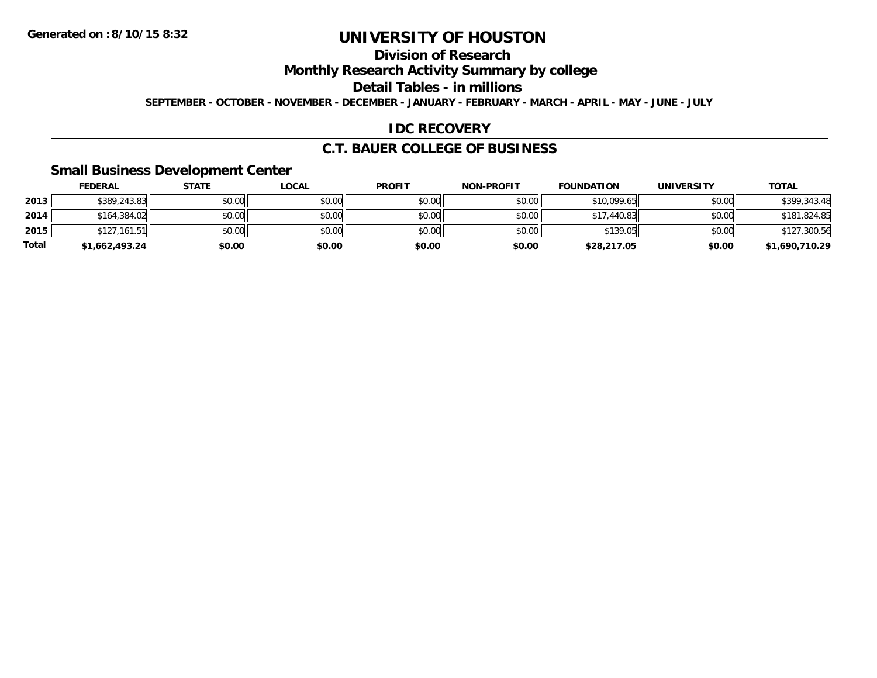**Generated on :8/10/15 8:32**

# UNIVERSITY OF HOUSTON

## Division of Research

## Monthly Research Activity Summary by college

## Detail Tables - in millions

**SEPTEMBER - OCTOBER - NOVEMBER - DECEMBER - JANUARY - FEBRUARY - MARCH - APRIL - MAY - JUNE - JULY**

## IDC RECOVERY

## C.T. BAUER COLLEGE OF BUSINESS

### Small Business Development Center

| | FEDERAL | STATE | LOCAL | PROFIT | NON-PROFIT | FOUNDATION | UNIVERSITY | TOTAL |
|---|---|---|---|---|---|---|---|---|
| **2013** | $389,243.83 | $0.00 | $0.00 | $0.00 | $0.00 | $10,099.65 | $0.00 | $399,343.48 |
| **2014** | $164,384.02 | $0.00 | $0.00 | $0.00 | $0.00 | $17,440.83 | $0.00 | $181,824.85 |
| **2015** | $127,161.51 | $0.00 | $0.00 | $0.00 | $0.00 | $139.05 | $0.00 | $127,300.56 |
| **Total** | **$1,662,493.24** | **$0.00** | **$0.00** | **$0.00** | **$0.00** | **$28,217.05** | **$0.00** | **$1,690,710.29** |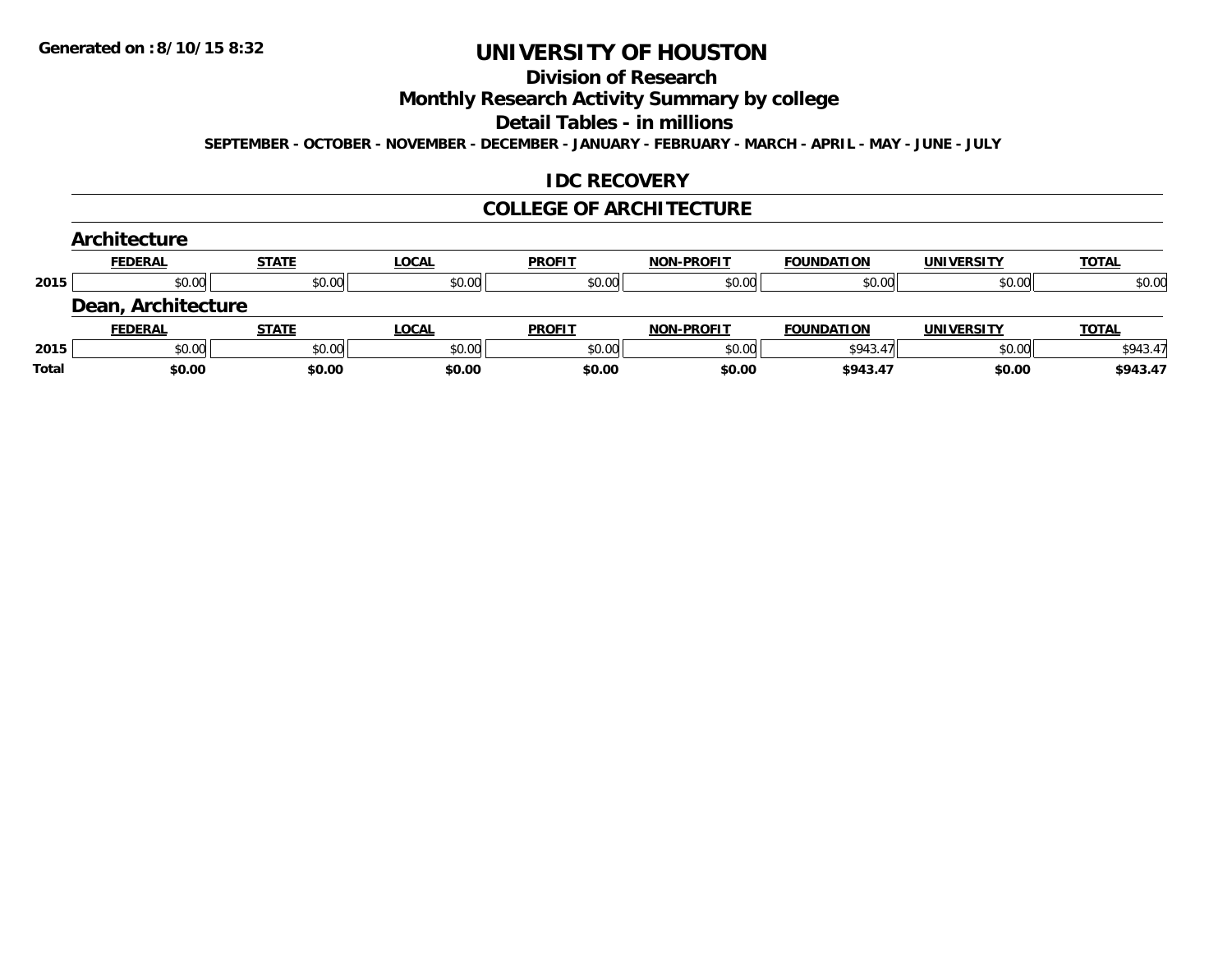# UNIVERSITY OF HOUSTON

## Division of Research

## Monthly Research Activity Summary by college

## Detail Tables - in millions

**SEPTEMBER - OCTOBER - NOVEMBER - DECEMBER - JANUARY - FEBRUARY - MARCH - APRIL - MAY - JUNE - JULY**

## IDC RECOVERY

## COLLEGE OF ARCHITECTURE

### Architecture

| | FEDERAL | STATE | LOCAL | PROFIT | NON-PROFIT | FOUNDATION | UNIVERSITY | TOTAL |
|---|---|---|---|---|---|---|---|---|
| 2015 | $0.00 | $0.00 | $0.00 | $0.00 | $0.00 | $0.00 | $0.00 | $0.00 |

### Dean, Architecture

| | FEDERAL | STATE | LOCAL | PROFIT | NON-PROFIT | FOUNDATION | UNIVERSITY | TOTAL |
|---|---|---|---|---|---|---|---|---|
| 2015 | $0.00 | $0.00 | $0.00 | $0.00 | $0.00 | $943.47 | $0.00 | $943.47 |
| **Total** | **$0.00** | **$0.00** | **$0.00** | **$0.00** | **$0.00** | **$943.47** | **$0.00** | **$943.47** |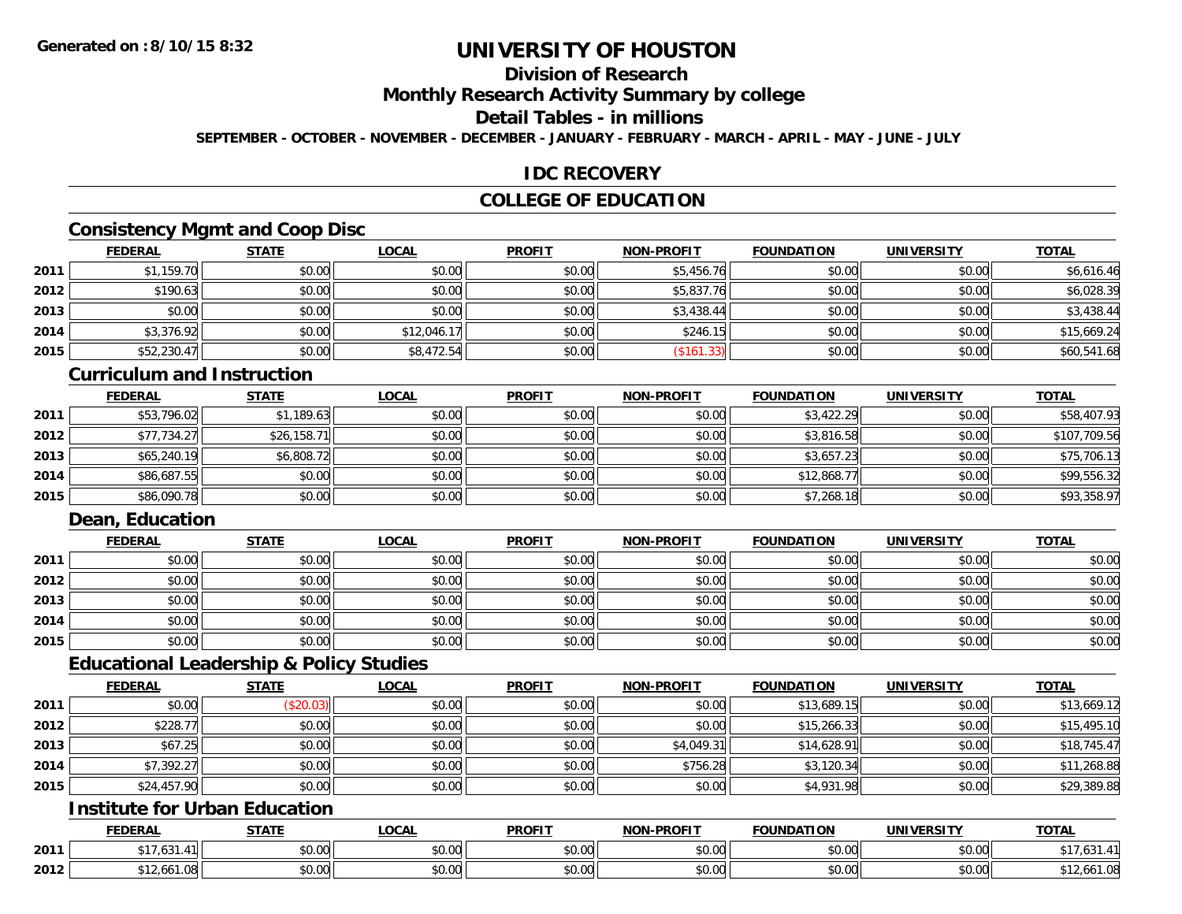**Generated on :8/10/15 8:32**

# UNIVERSITY OF HOUSTON

## Division of Research

## Monthly Research Activity Summary by college

## Detail Tables - in millions

**SEPTEMBER - OCTOBER - NOVEMBER - DECEMBER - JANUARY - FEBRUARY - MARCH - APRIL - MAY - JUNE - JULY**

## IDC RECOVERY

## COLLEGE OF EDUCATION

### Consistency Mgmt and Coop Disc

| | FEDERAL | STATE | LOCAL | PROFIT | NON-PROFIT | FOUNDATION | UNIVERSITY | TOTAL |
|---|---|---|---|---|---|---|---|---|
| 2011 | $1,159.70 | $0.00 | $0.00 | $0.00 | $5,456.76 | $0.00 | $0.00 | $6,616.46 |
| 2012 | $190.63 | $0.00 | $0.00 | $0.00 | $5,837.76 | $0.00 | $0.00 | $6,028.39 |
| 2013 | $0.00 | $0.00 | $0.00 | $0.00 | $3,438.44 | $0.00 | $0.00 | $3,438.44 |
| 2014 | $3,376.92 | $0.00 | $12,046.17 | $0.00 | $246.15 | $0.00 | $0.00 | $15,669.24 |
| 2015 | $52,230.47 | $0.00 | $8,472.54 | $0.00 | ($161.33) | $0.00 | $0.00 | $60,541.68 |

### Curriculum and Instruction

| | FEDERAL | STATE | LOCAL | PROFIT | NON-PROFIT | FOUNDATION | UNIVERSITY | TOTAL |
|---|---|---|---|---|---|---|---|---|
| 2011 | $53,796.02 | $1,189.63 | $0.00 | $0.00 | $0.00 | $3,422.29 | $0.00 | $58,407.93 |
| 2012 | $77,734.27 | $26,158.71 | $0.00 | $0.00 | $0.00 | $3,816.58 | $0.00 | $107,709.56 |
| 2013 | $65,240.19 | $6,808.72 | $0.00 | $0.00 | $0.00 | $3,657.23 | $0.00 | $75,706.13 |
| 2014 | $86,687.55 | $0.00 | $0.00 | $0.00 | $0.00 | $12,868.77 | $0.00 | $99,556.32 |
| 2015 | $86,090.78 | $0.00 | $0.00 | $0.00 | $0.00 | $7,268.18 | $0.00 | $93,358.97 |

### Dean, Education

| | FEDERAL | STATE | LOCAL | PROFIT | NON-PROFIT | FOUNDATION | UNIVERSITY | TOTAL |
|---|---|---|---|---|---|---|---|---|
| 2011 | $0.00 | $0.00 | $0.00 | $0.00 | $0.00 | $0.00 | $0.00 | $0.00 |
| 2012 | $0.00 | $0.00 | $0.00 | $0.00 | $0.00 | $0.00 | $0.00 | $0.00 |
| 2013 | $0.00 | $0.00 | $0.00 | $0.00 | $0.00 | $0.00 | $0.00 | $0.00 |
| 2014 | $0.00 | $0.00 | $0.00 | $0.00 | $0.00 | $0.00 | $0.00 | $0.00 |
| 2015 | $0.00 | $0.00 | $0.00 | $0.00 | $0.00 | $0.00 | $0.00 | $0.00 |

### Educational Leadership & Policy Studies

| | FEDERAL | STATE | LOCAL | PROFIT | NON-PROFIT | FOUNDATION | UNIVERSITY | TOTAL |
|---|---|---|---|---|---|---|---|---|
| 2011 | $0.00 | ($20.03) | $0.00 | $0.00 | $0.00 | $13,689.15 | $0.00 | $13,669.12 |
| 2012 | $228.77 | $0.00 | $0.00 | $0.00 | $0.00 | $15,266.33 | $0.00 | $15,495.10 |
| 2013 | $67.25 | $0.00 | $0.00 | $0.00 | $4,049.31 | $14,628.91 | $0.00 | $18,745.47 |
| 2014 | $7,392.27 | $0.00 | $0.00 | $0.00 | $756.28 | $3,120.34 | $0.00 | $11,268.88 |
| 2015 | $24,457.90 | $0.00 | $0.00 | $0.00 | $0.00 | $4,931.98 | $0.00 | $29,389.88 |

### Institute for Urban Education

| | FEDERAL | STATE | LOCAL | PROFIT | NON-PROFIT | FOUNDATION | UNIVERSITY | TOTAL |
|---|---|---|---|---|---|---|---|---|
| 2011 | $17,631.41 | $0.00 | $0.00 | $0.00 | $0.00 | $0.00 | $0.00 | $17,631.41 |
| 2012 | $12,661.08 | $0.00 | $0.00 | $0.00 | $0.00 | $0.00 | $0.00 | $12,661.08 |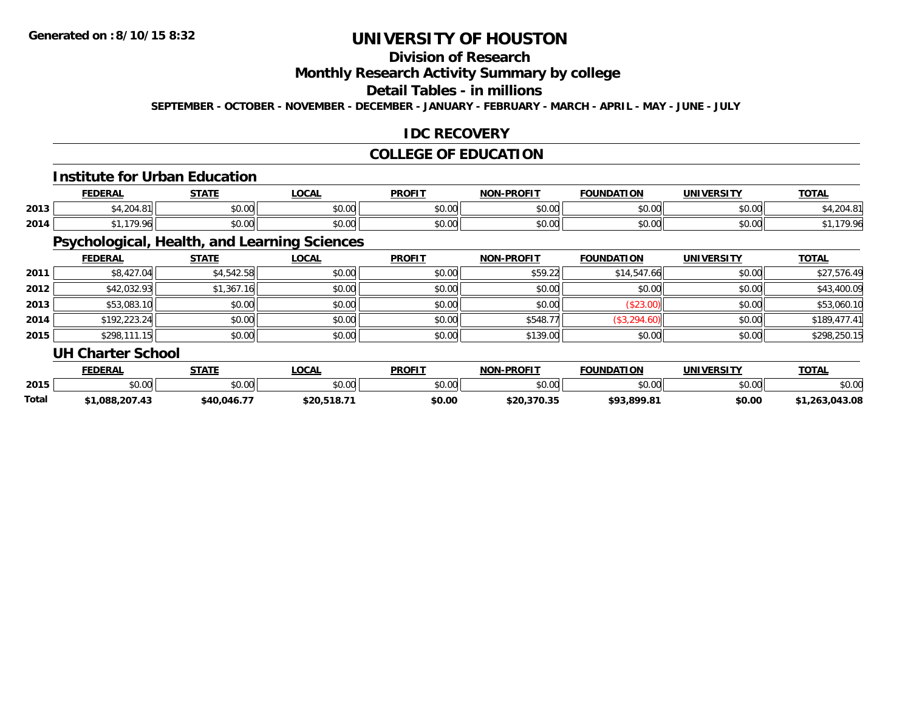Generated on :8/10/15 8:32

# UNIVERSITY OF HOUSTON

## Division of Research

## Monthly Research Activity Summary by college

## Detail Tables - in millions

SEPTEMBER - OCTOBER - NOVEMBER - DECEMBER - JANUARY - FEBRUARY - MARCH - APRIL - MAY - JUNE - JULY

## IDC RECOVERY

## COLLEGE OF EDUCATION

### Institute for Urban Education

| | FEDERAL | STATE | LOCAL | PROFIT | NON-PROFIT | FOUNDATION | UNIVERSITY | TOTAL |
|---|---|---|---|---|---|---|---|---|
| 2013 | $4,204.81 | $0.00 | $0.00 | $0.00 | $0.00 | $0.00 | $0.00 | $4,204.81 |
| 2014 | $1,179.96 | $0.00 | $0.00 | $0.00 | $0.00 | $0.00 | $0.00 | $1,179.96 |

### Psychological, Health, and Learning Sciences

| | FEDERAL | STATE | LOCAL | PROFIT | NON-PROFIT | FOUNDATION | UNIVERSITY | TOTAL |
|---|---|---|---|---|---|---|---|---|
| 2011 | $8,427.04 | $4,542.58 | $0.00 | $0.00 | $59.22 | $14,547.66 | $0.00 | $27,576.49 |
| 2012 | $42,032.93 | $1,367.16 | $0.00 | $0.00 | $0.00 | $0.00 | $0.00 | $43,400.09 |
| 2013 | $53,083.10 | $0.00 | $0.00 | $0.00 | $0.00 | ($23.00) | $0.00 | $53,060.10 |
| 2014 | $192,223.24 | $0.00 | $0.00 | $0.00 | $548.77 | ($3,294.60) | $0.00 | $189,477.41 |
| 2015 | $298,111.15 | $0.00 | $0.00 | $0.00 | $139.00 | $0.00 | $0.00 | $298,250.15 |

### UH Charter School

| | FEDERAL | STATE | LOCAL | PROFIT | NON-PROFIT | FOUNDATION | UNIVERSITY | TOTAL |
|---|---|---|---|---|---|---|---|---|
| 2015 | $0.00 | $0.00 | $0.00 | $0.00 | $0.00 | $0.00 | $0.00 | $0.00 |
| **Total** | **$1,088,207.43** | **$40,046.77** | **$20,518.71** | **$0.00** | **$20,370.35** | **$93,899.81** | **$0.00** | **$1,263,043.08** |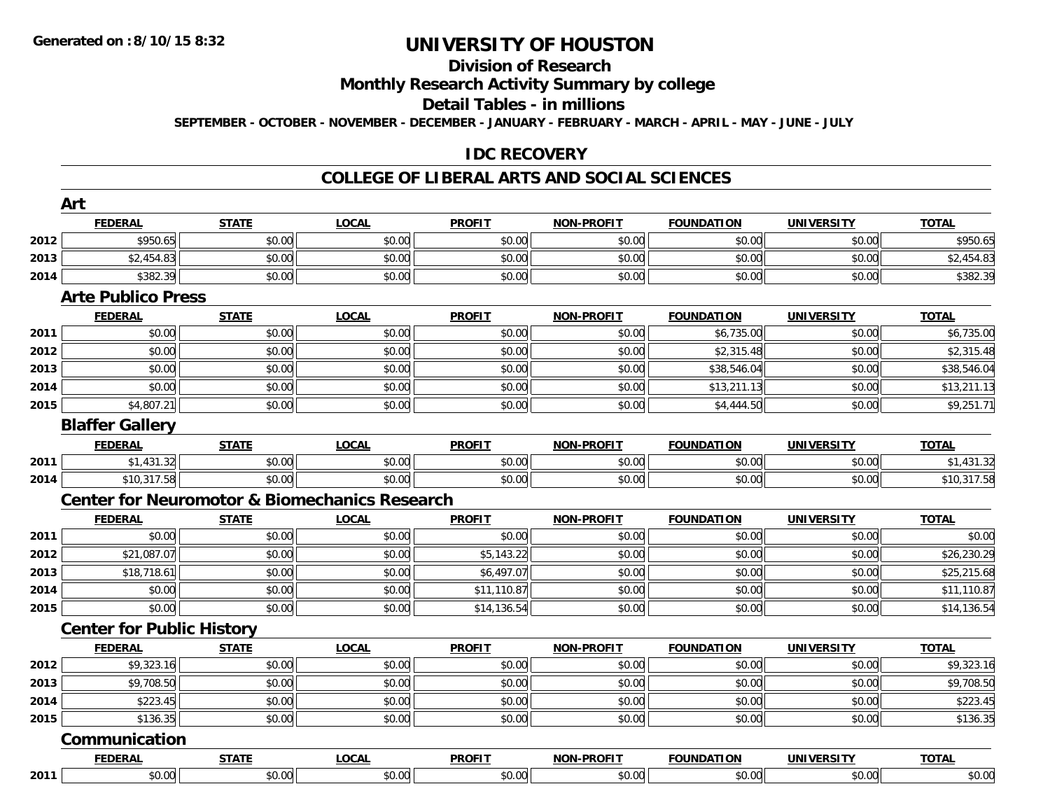**Generated on :8/10/15 8:32**

# UNIVERSITY OF HOUSTON

## Division of Research

## Monthly Research Activity Summary by college

## Detail Tables - in millions

**SEPTEMBER - OCTOBER - NOVEMBER - DECEMBER - JANUARY - FEBRUARY - MARCH - APRIL - MAY - JUNE - JULY**

## IDC RECOVERY

## COLLEGE OF LIBERAL ARTS AND SOCIAL SCIENCES

### Art

| | FEDERAL | STATE | LOCAL | PROFIT | NON-PROFIT | FOUNDATION | UNIVERSITY | TOTAL |
|---|---|---|---|---|---|---|---|---|
| 2012 | $950.65 | $0.00 | $0.00 | $0.00 | $0.00 | $0.00 | $0.00 | $950.65 |
| 2013 | $2,454.83 | $0.00 | $0.00 | $0.00 | $0.00 | $0.00 | $0.00 | $2,454.83 |
| 2014 | $382.39 | $0.00 | $0.00 | $0.00 | $0.00 | $0.00 | $0.00 | $382.39 |

### Arte Publico Press

| | FEDERAL | STATE | LOCAL | PROFIT | NON-PROFIT | FOUNDATION | UNIVERSITY | TOTAL |
|---|---|---|---|---|---|---|---|---|
| 2011 | $0.00 | $0.00 | $0.00 | $0.00 | $0.00 | $6,735.00 | $0.00 | $6,735.00 |
| 2012 | $0.00 | $0.00 | $0.00 | $0.00 | $0.00 | $2,315.48 | $0.00 | $2,315.48 |
| 2013 | $0.00 | $0.00 | $0.00 | $0.00 | $0.00 | $38,546.04 | $0.00 | $38,546.04 |
| 2014 | $0.00 | $0.00 | $0.00 | $0.00 | $0.00 | $13,211.13 | $0.00 | $13,211.13 |
| 2015 | $4,807.21 | $0.00 | $0.00 | $0.00 | $0.00 | $4,444.50 | $0.00 | $9,251.71 |

### Blaffer Gallery

| | FEDERAL | STATE | LOCAL | PROFIT | NON-PROFIT | FOUNDATION | UNIVERSITY | TOTAL |
|---|---|---|---|---|---|---|---|---|
| 2011 | $1,431.32 | $0.00 | $0.00 | $0.00 | $0.00 | $0.00 | $0.00 | $1,431.32 |
| 2014 | $10,317.58 | $0.00 | $0.00 | $0.00 | $0.00 | $0.00 | $0.00 | $10,317.58 |

### Center for Neuromotor & Biomechanics Research

| | FEDERAL | STATE | LOCAL | PROFIT | NON-PROFIT | FOUNDATION | UNIVERSITY | TOTAL |
|---|---|---|---|---|---|---|---|---|
| 2011 | $0.00 | $0.00 | $0.00 | $0.00 | $0.00 | $0.00 | $0.00 | $0.00 |
| 2012 | $21,087.07 | $0.00 | $0.00 | $5,143.22 | $0.00 | $0.00 | $0.00 | $26,230.29 |
| 2013 | $18,718.61 | $0.00 | $0.00 | $6,497.07 | $0.00 | $0.00 | $0.00 | $25,215.68 |
| 2014 | $0.00 | $0.00 | $0.00 | $11,110.87 | $0.00 | $0.00 | $0.00 | $11,110.87 |
| 2015 | $0.00 | $0.00 | $0.00 | $14,136.54 | $0.00 | $0.00 | $0.00 | $14,136.54 |

### Center for Public History

| | FEDERAL | STATE | LOCAL | PROFIT | NON-PROFIT | FOUNDATION | UNIVERSITY | TOTAL |
|---|---|---|---|---|---|---|---|---|
| 2012 | $9,323.16 | $0.00 | $0.00 | $0.00 | $0.00 | $0.00 | $0.00 | $9,323.16 |
| 2013 | $9,708.50 | $0.00 | $0.00 | $0.00 | $0.00 | $0.00 | $0.00 | $9,708.50 |
| 2014 | $223.45 | $0.00 | $0.00 | $0.00 | $0.00 | $0.00 | $0.00 | $223.45 |
| 2015 | $136.35 | $0.00 | $0.00 | $0.00 | $0.00 | $0.00 | $0.00 | $136.35 |

### Communication

| | FEDERAL | STATE | LOCAL | PROFIT | NON-PROFIT | FOUNDATION | UNIVERSITY | TOTAL |
|---|---|---|---|---|---|---|---|---|
| 2011 | $0.00 | $0.00 | $0.00 | $0.00 | $0.00 | $0.00 | $0.00 | $0.00 |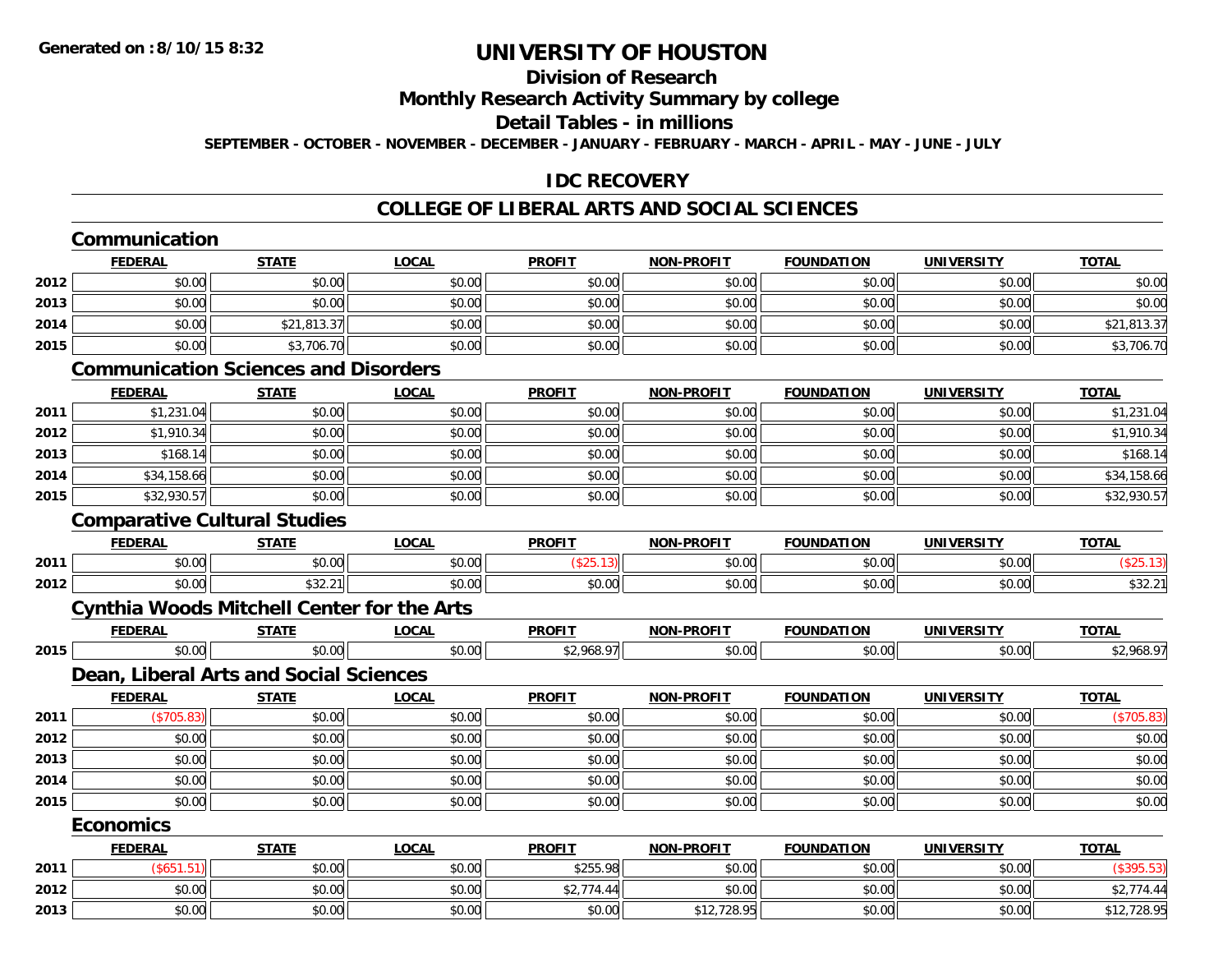# UNIVERSITY OF HOUSTON

## Division of Research

## Monthly Research Activity Summary by college

## Detail Tables - in millions

**SEPTEMBER - OCTOBER - NOVEMBER - DECEMBER - JANUARY - FEBRUARY - MARCH - APRIL - MAY - JUNE - JULY**

## IDC RECOVERY

## COLLEGE OF LIBERAL ARTS AND SOCIAL SCIENCES

### Communication

| | FEDERAL | STATE | LOCAL | PROFIT | NON-PROFIT | FOUNDATION | UNIVERSITY | TOTAL |
|---|---|---|---|---|---|---|---|---|
| 2012 | $0.00 | $0.00 | $0.00 | $0.00 | $0.00 | $0.00 | $0.00 | $0.00 |
| 2013 | $0.00 | $0.00 | $0.00 | $0.00 | $0.00 | $0.00 | $0.00 | $0.00 |
| 2014 | $0.00 | $21,813.37 | $0.00 | $0.00 | $0.00 | $0.00 | $0.00 | $21,813.37 |
| 2015 | $0.00 | $3,706.70 | $0.00 | $0.00 | $0.00 | $0.00 | $0.00 | $3,706.70 |

### Communication Sciences and Disorders

| | FEDERAL | STATE | LOCAL | PROFIT | NON-PROFIT | FOUNDATION | UNIVERSITY | TOTAL |
|---|---|---|---|---|---|---|---|---|
| 2011 | $1,231.04 | $0.00 | $0.00 | $0.00 | $0.00 | $0.00 | $0.00 | $1,231.04 |
| 2012 | $1,910.34 | $0.00 | $0.00 | $0.00 | $0.00 | $0.00 | $0.00 | $1,910.34 |
| 2013 | $168.14 | $0.00 | $0.00 | $0.00 | $0.00 | $0.00 | $0.00 | $168.14 |
| 2014 | $34,158.66 | $0.00 | $0.00 | $0.00 | $0.00 | $0.00 | $0.00 | $34,158.66 |
| 2015 | $32,930.57 | $0.00 | $0.00 | $0.00 | $0.00 | $0.00 | $0.00 | $32,930.57 |

### Comparative Cultural Studies

| | FEDERAL | STATE | LOCAL | PROFIT | NON-PROFIT | FOUNDATION | UNIVERSITY | TOTAL |
|---|---|---|---|---|---|---|---|---|
| 2011 | $0.00 | $0.00 | $0.00 | ($25.13) | $0.00 | $0.00 | $0.00 | ($25.13) |
| 2012 | $0.00 | $32.21 | $0.00 | $0.00 | $0.00 | $0.00 | $0.00 | $32.21 |

### Cynthia Woods Mitchell Center for the Arts

| | FEDERAL | STATE | LOCAL | PROFIT | NON-PROFIT | FOUNDATION | UNIVERSITY | TOTAL |
|---|---|---|---|---|---|---|---|---|
| 2015 | $0.00 | $0.00 | $0.00 | $2,968.97 | $0.00 | $0.00 | $0.00 | $2,968.97 |

### Dean, Liberal Arts and Social Sciences

| | FEDERAL | STATE | LOCAL | PROFIT | NON-PROFIT | FOUNDATION | UNIVERSITY | TOTAL |
|---|---|---|---|---|---|---|---|---|
| 2011 | ($705.83) | $0.00 | $0.00 | $0.00 | $0.00 | $0.00 | $0.00 | ($705.83) |
| 2012 | $0.00 | $0.00 | $0.00 | $0.00 | $0.00 | $0.00 | $0.00 | $0.00 |
| 2013 | $0.00 | $0.00 | $0.00 | $0.00 | $0.00 | $0.00 | $0.00 | $0.00 |
| 2014 | $0.00 | $0.00 | $0.00 | $0.00 | $0.00 | $0.00 | $0.00 | $0.00 |
| 2015 | $0.00 | $0.00 | $0.00 | $0.00 | $0.00 | $0.00 | $0.00 | $0.00 |

### Economics

| | FEDERAL | STATE | LOCAL | PROFIT | NON-PROFIT | FOUNDATION | UNIVERSITY | TOTAL |
|---|---|---|---|---|---|---|---|---|
| 2011 | ($651.51) | $0.00 | $0.00 | $255.98 | $0.00 | $0.00 | $0.00 | ($395.53) |
| 2012 | $0.00 | $0.00 | $0.00 | $2,774.44 | $0.00 | $0.00 | $0.00 | $2,774.44 |
| 2013 | $0.00 | $0.00 | $0.00 | $0.00 | $12,728.95 | $0.00 | $0.00 | $12,728.95 |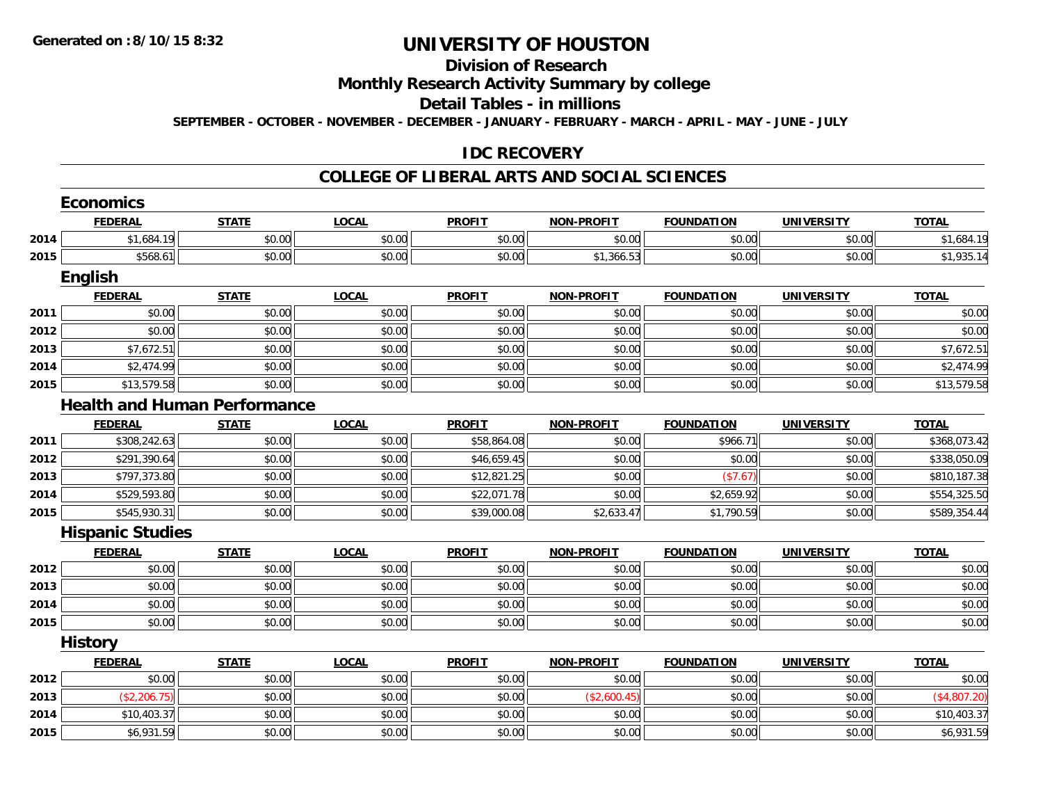**Generated on :8/10/15 8:32**

# UNIVERSITY OF HOUSTON

## Division of Research

## Monthly Research Activity Summary by college

## Detail Tables - in millions

**SEPTEMBER - OCTOBER - NOVEMBER - DECEMBER - JANUARY - FEBRUARY - MARCH - APRIL - MAY - JUNE - JULY**

## IDC RECOVERY

## COLLEGE OF LIBERAL ARTS AND SOCIAL SCIENCES

### Economics

| | FEDERAL | STATE | LOCAL | PROFIT | NON-PROFIT | FOUNDATION | UNIVERSITY | TOTAL |
|---|---|---|---|---|---|---|---|---|
| 2014 | $1,684.19 | $0.00 | $0.00 | $0.00 | $0.00 | $0.00 | $0.00 | $1,684.19 |
| 2015 | $568.61 | $0.00 | $0.00 | $0.00 | $1,366.53 | $0.00 | $0.00 | $1,935.14 |

### English

| | FEDERAL | STATE | LOCAL | PROFIT | NON-PROFIT | FOUNDATION | UNIVERSITY | TOTAL |
|---|---|---|---|---|---|---|---|---|
| 2011 | $0.00 | $0.00 | $0.00 | $0.00 | $0.00 | $0.00 | $0.00 | $0.00 |
| 2012 | $0.00 | $0.00 | $0.00 | $0.00 | $0.00 | $0.00 | $0.00 | $0.00 |
| 2013 | $7,672.51 | $0.00 | $0.00 | $0.00 | $0.00 | $0.00 | $0.00 | $7,672.51 |
| 2014 | $2,474.99 | $0.00 | $0.00 | $0.00 | $0.00 | $0.00 | $0.00 | $2,474.99 |
| 2015 | $13,579.58 | $0.00 | $0.00 | $0.00 | $0.00 | $0.00 | $0.00 | $13,579.58 |

### Health and Human Performance

| | FEDERAL | STATE | LOCAL | PROFIT | NON-PROFIT | FOUNDATION | UNIVERSITY | TOTAL |
|---|---|---|---|---|---|---|---|---|
| 2011 | $308,242.63 | $0.00 | $0.00 | $58,864.08 | $0.00 | $966.71 | $0.00 | $368,073.42 |
| 2012 | $291,390.64 | $0.00 | $0.00 | $46,659.45 | $0.00 | $0.00 | $0.00 | $338,050.09 |
| 2013 | $797,373.80 | $0.00 | $0.00 | $12,821.25 | $0.00 | ($7.67) | $0.00 | $810,187.38 |
| 2014 | $529,593.80 | $0.00 | $0.00 | $22,071.78 | $0.00 | $2,659.92 | $0.00 | $554,325.50 |
| 2015 | $545,930.31 | $0.00 | $0.00 | $39,000.08 | $2,633.47 | $1,790.59 | $0.00 | $589,354.44 |

### Hispanic Studies

| | FEDERAL | STATE | LOCAL | PROFIT | NON-PROFIT | FOUNDATION | UNIVERSITY | TOTAL |
|---|---|---|---|---|---|---|---|---|
| 2012 | $0.00 | $0.00 | $0.00 | $0.00 | $0.00 | $0.00 | $0.00 | $0.00 |
| 2013 | $0.00 | $0.00 | $0.00 | $0.00 | $0.00 | $0.00 | $0.00 | $0.00 |
| 2014 | $0.00 | $0.00 | $0.00 | $0.00 | $0.00 | $0.00 | $0.00 | $0.00 |
| 2015 | $0.00 | $0.00 | $0.00 | $0.00 | $0.00 | $0.00 | $0.00 | $0.00 |

### History

| | FEDERAL | STATE | LOCAL | PROFIT | NON-PROFIT | FOUNDATION | UNIVERSITY | TOTAL |
|---|---|---|---|---|---|---|---|---|
| 2012 | $0.00 | $0.00 | $0.00 | $0.00 | $0.00 | $0.00 | $0.00 | $0.00 |
| 2013 | ($2,206.75) | $0.00 | $0.00 | $0.00 | ($2,600.45) | $0.00 | $0.00 | ($4,807.20) |
| 2014 | $10,403.37 | $0.00 | $0.00 | $0.00 | $0.00 | $0.00 | $0.00 | $10,403.37 |
| 2015 | $6,931.59 | $0.00 | $0.00 | $0.00 | $0.00 | $0.00 | $0.00 | $6,931.59 |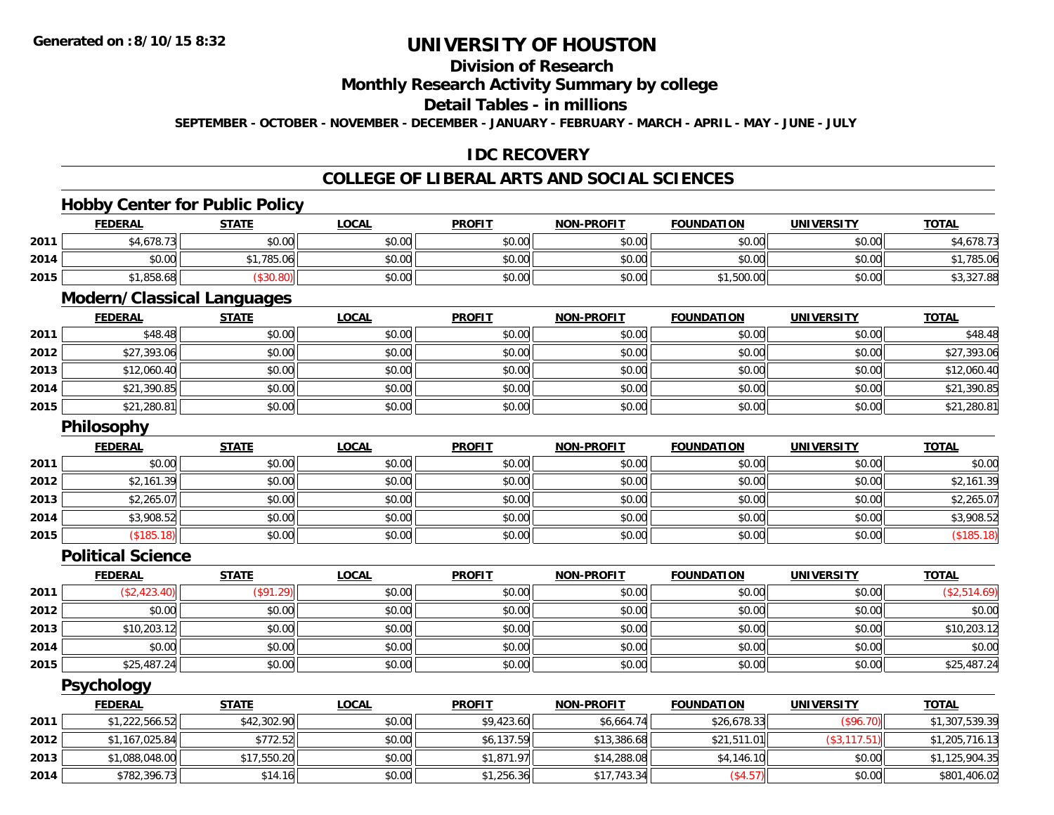**Generated on :8/10/15 8:32**

# UNIVERSITY OF HOUSTON

## Division of Research

## Monthly Research Activity Summary by college

## Detail Tables - in millions

**SEPTEMBER - OCTOBER - NOVEMBER - DECEMBER - JANUARY - FEBRUARY - MARCH - APRIL - MAY - JUNE - JULY**

## IDC RECOVERY

## COLLEGE OF LIBERAL ARTS AND SOCIAL SCIENCES

### Hobby Center for Public Policy

| | FEDERAL | STATE | LOCAL | PROFIT | NON-PROFIT | FOUNDATION | UNIVERSITY | TOTAL |
|---|---|---|---|---|---|---|---|---|
| 2011 | $4,678.73 | $0.00 | $0.00 | $0.00 | $0.00 | $0.00 | $0.00 | $4,678.73 |
| 2014 | $0.00 | $1,785.06 | $0.00 | $0.00 | $0.00 | $0.00 | $0.00 | $1,785.06 |
| 2015 | $1,858.68 | ($30.80) | $0.00 | $0.00 | $0.00 | $1,500.00 | $0.00 | $3,327.88 |

### Modern/Classical Languages

| | FEDERAL | STATE | LOCAL | PROFIT | NON-PROFIT | FOUNDATION | UNIVERSITY | TOTAL |
|---|---|---|---|---|---|---|---|---|
| 2011 | $48.48 | $0.00 | $0.00 | $0.00 | $0.00 | $0.00 | $0.00 | $48.48 |
| 2012 | $27,393.06 | $0.00 | $0.00 | $0.00 | $0.00 | $0.00 | $0.00 | $27,393.06 |
| 2013 | $12,060.40 | $0.00 | $0.00 | $0.00 | $0.00 | $0.00 | $0.00 | $12,060.40 |
| 2014 | $21,390.85 | $0.00 | $0.00 | $0.00 | $0.00 | $0.00 | $0.00 | $21,390.85 |
| 2015 | $21,280.81 | $0.00 | $0.00 | $0.00 | $0.00 | $0.00 | $0.00 | $21,280.81 |

### Philosophy

| | FEDERAL | STATE | LOCAL | PROFIT | NON-PROFIT | FOUNDATION | UNIVERSITY | TOTAL |
|---|---|---|---|---|---|---|---|---|
| 2011 | $0.00 | $0.00 | $0.00 | $0.00 | $0.00 | $0.00 | $0.00 | $0.00 |
| 2012 | $2,161.39 | $0.00 | $0.00 | $0.00 | $0.00 | $0.00 | $0.00 | $2,161.39 |
| 2013 | $2,265.07 | $0.00 | $0.00 | $0.00 | $0.00 | $0.00 | $0.00 | $2,265.07 |
| 2014 | $3,908.52 | $0.00 | $0.00 | $0.00 | $0.00 | $0.00 | $0.00 | $3,908.52 |
| 2015 | ($185.18) | $0.00 | $0.00 | $0.00 | $0.00 | $0.00 | $0.00 | ($185.18) |

### Political Science

| | FEDERAL | STATE | LOCAL | PROFIT | NON-PROFIT | FOUNDATION | UNIVERSITY | TOTAL |
|---|---|---|---|---|---|---|---|---|
| 2011 | ($2,423.40) | ($91.29) | $0.00 | $0.00 | $0.00 | $0.00 | $0.00 | ($2,514.69) |
| 2012 | $0.00 | $0.00 | $0.00 | $0.00 | $0.00 | $0.00 | $0.00 | $0.00 |
| 2013 | $10,203.12 | $0.00 | $0.00 | $0.00 | $0.00 | $0.00 | $0.00 | $10,203.12 |
| 2014 | $0.00 | $0.00 | $0.00 | $0.00 | $0.00 | $0.00 | $0.00 | $0.00 |
| 2015 | $25,487.24 | $0.00 | $0.00 | $0.00 | $0.00 | $0.00 | $0.00 | $25,487.24 |

### Psychology

| | FEDERAL | STATE | LOCAL | PROFIT | NON-PROFIT | FOUNDATION | UNIVERSITY | TOTAL |
|---|---|---|---|---|---|---|---|---|
| 2011 | $1,222,566.52 | $42,302.90 | $0.00 | $9,423.60 | $6,664.74 | $26,678.33 | ($96.70) | $1,307,539.39 |
| 2012 | $1,167,025.84 | $772.52 | $0.00 | $6,137.59 | $13,386.68 | $21,511.01 | ($3,117.51) | $1,205,716.13 |
| 2013 | $1,088,048.00 | $17,550.20 | $0.00 | $1,871.97 | $14,288.08 | $4,146.10 | $0.00 | $1,125,904.35 |
| 2014 | $782,396.73 | $14.16 | $0.00 | $1,256.36 | $17,743.34 | ($4.57) | $0.00 | $801,406.02 |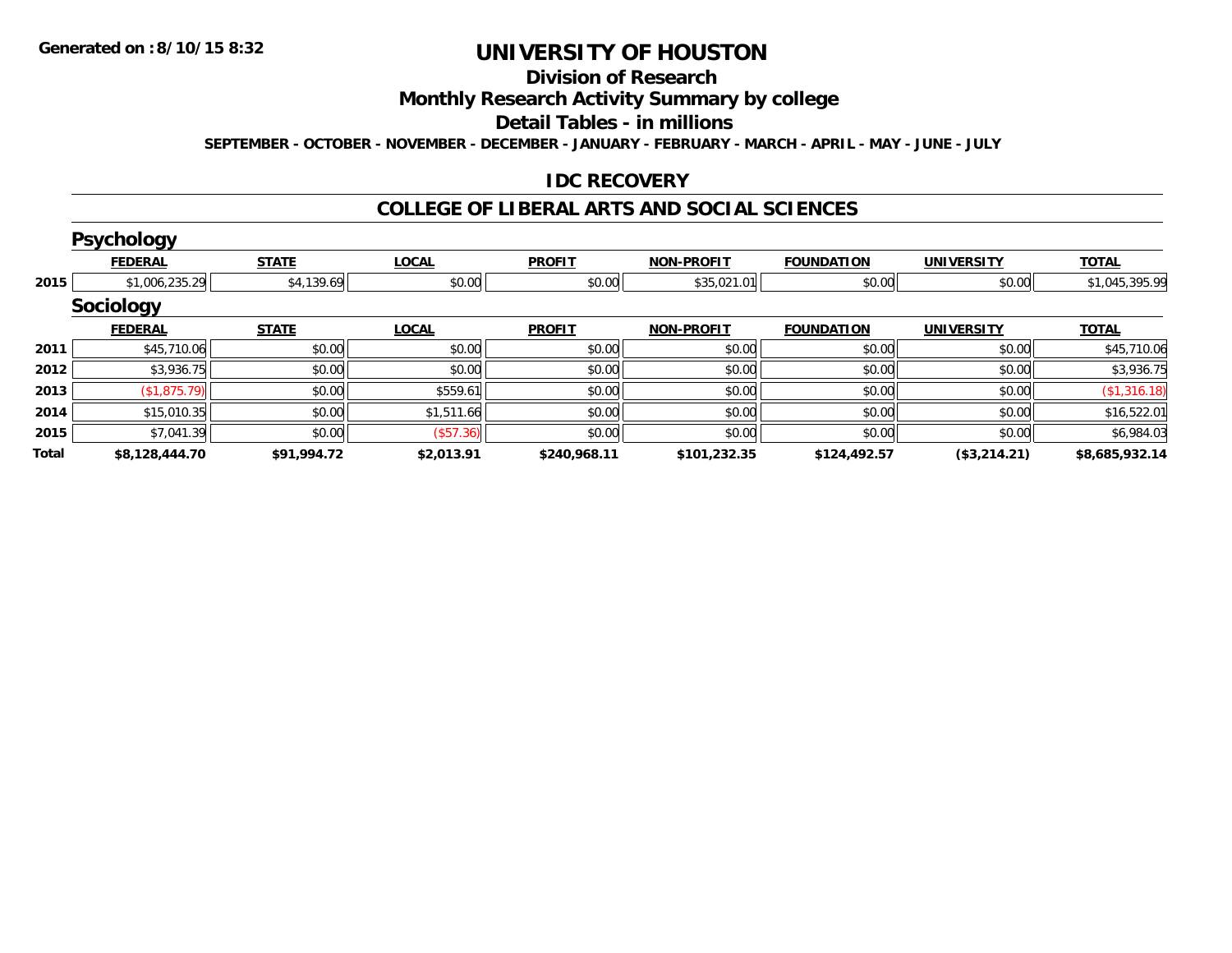**Generated on :8/10/15 8:32**

# UNIVERSITY OF HOUSTON

## Division of Research

## Monthly Research Activity Summary by college

## Detail Tables - in millions

**SEPTEMBER - OCTOBER - NOVEMBER - DECEMBER - JANUARY - FEBRUARY - MARCH - APRIL - MAY - JUNE - JULY**

### IDC RECOVERY

### COLLEGE OF LIBERAL ARTS AND SOCIAL SCIENCES

#### Psychology

| | FEDERAL | STATE | LOCAL | PROFIT | NON-PROFIT | FOUNDATION | UNIVERSITY | TOTAL |
|---|---|---|---|---|---|---|---|---|
| 2015 | $1,006,235.29 | $4,139.69 | $0.00 | $0.00 | $35,021.01 | $0.00 | $0.00 | $1,045,395.99 |

#### Sociology

| | FEDERAL | STATE | LOCAL | PROFIT | NON-PROFIT | FOUNDATION | UNIVERSITY | TOTAL |
|---|---|---|---|---|---|---|---|---|
| 2011 | $45,710.06 | $0.00 | $0.00 | $0.00 | $0.00 | $0.00 | $0.00 | $45,710.06 |
| 2012 | $3,936.75 | $0.00 | $0.00 | $0.00 | $0.00 | $0.00 | $0.00 | $3,936.75 |
| 2013 | ($1,875.79) | $0.00 | $559.61 | $0.00 | $0.00 | $0.00 | $0.00 | ($1,316.18) |
| 2014 | $15,010.35 | $0.00 | $1,511.66 | $0.00 | $0.00 | $0.00 | $0.00 | $16,522.01 |
| 2015 | $7,041.39 | $0.00 | ($57.36) | $0.00 | $0.00 | $0.00 | $0.00 | $6,984.03 |
| **Total** | **$8,128,444.70** | **$91,994.72** | **$2,013.91** | **$240,968.11** | **$101,232.35** | **$124,492.57** | **($3,214.21)** | **$8,685,932.14** |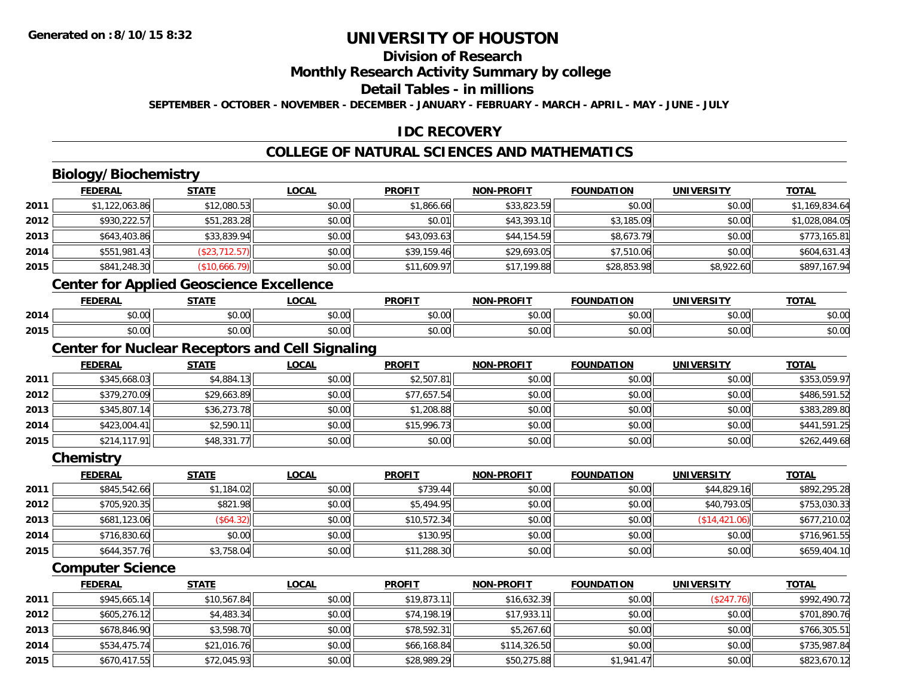Generated on :8/10/15 8:32

# UNIVERSITY OF HOUSTON

## Division of Research

## Monthly Research Activity Summary by college

## Detail Tables - in millions

SEPTEMBER - OCTOBER - NOVEMBER - DECEMBER - JANUARY - FEBRUARY - MARCH - APRIL - MAY - JUNE - JULY

## IDC RECOVERY

## COLLEGE OF NATURAL SCIENCES AND MATHEMATICS

### Biology/Biochemistry

| | FEDERAL | STATE | LOCAL | PROFIT | NON-PROFIT | FOUNDATION | UNIVERSITY | TOTAL |
|---|---|---|---|---|---|---|---|---|
| 2011 | $1,122,063.86 | $12,080.53 | $0.00 | $1,866.66 | $33,823.59 | $0.00 | $0.00 | $1,169,834.64 |
| 2012 | $930,222.57 | $51,283.28 | $0.00 | $0.01 | $43,393.10 | $3,185.09 | $0.00 | $1,028,084.05 |
| 2013 | $643,403.86 | $33,839.94 | $0.00 | $43,093.63 | $44,154.59 | $8,673.79 | $0.00 | $773,165.81 |
| 2014 | $551,981.43 | ($23,712.57) | $0.00 | $39,159.46 | $29,693.05 | $7,510.06 | $0.00 | $604,631.43 |
| 2015 | $841,248.30 | ($10,666.79) | $0.00 | $11,609.97 | $17,199.88 | $28,853.98 | $8,922.60 | $897,167.94 |

### Center for Applied Geoscience Excellence

| | FEDERAL | STATE | LOCAL | PROFIT | NON-PROFIT | FOUNDATION | UNIVERSITY | TOTAL |
|---|---|---|---|---|---|---|---|---|
| 2014 | $0.00 | $0.00 | $0.00 | $0.00 | $0.00 | $0.00 | $0.00 | $0.00 |
| 2015 | $0.00 | $0.00 | $0.00 | $0.00 | $0.00 | $0.00 | $0.00 | $0.00 |

### Center for Nuclear Receptors and Cell Signaling

| | FEDERAL | STATE | LOCAL | PROFIT | NON-PROFIT | FOUNDATION | UNIVERSITY | TOTAL |
|---|---|---|---|---|---|---|---|---|
| 2011 | $345,668.03 | $4,884.13 | $0.00 | $2,507.81 | $0.00 | $0.00 | $0.00 | $353,059.97 |
| 2012 | $379,270.09 | $29,663.89 | $0.00 | $77,657.54 | $0.00 | $0.00 | $0.00 | $486,591.52 |
| 2013 | $345,807.14 | $36,273.78 | $0.00 | $1,208.88 | $0.00 | $0.00 | $0.00 | $383,289.80 |
| 2014 | $423,004.41 | $2,590.11 | $0.00 | $15,996.73 | $0.00 | $0.00 | $0.00 | $441,591.25 |
| 2015 | $214,117.91 | $48,331.77 | $0.00 | $0.00 | $0.00 | $0.00 | $0.00 | $262,449.68 |

### Chemistry

| | FEDERAL | STATE | LOCAL | PROFIT | NON-PROFIT | FOUNDATION | UNIVERSITY | TOTAL |
|---|---|---|---|---|---|---|---|---|
| 2011 | $845,542.66 | $1,184.02 | $0.00 | $739.44 | $0.00 | $0.00 | $44,829.16 | $892,295.28 |
| 2012 | $705,920.35 | $821.98 | $0.00 | $5,494.95 | $0.00 | $0.00 | $40,793.05 | $753,030.33 |
| 2013 | $681,123.06 | ($64.32) | $0.00 | $10,572.34 | $0.00 | $0.00 | ($14,421.06) | $677,210.02 |
| 2014 | $716,830.60 | $0.00 | $0.00 | $130.95 | $0.00 | $0.00 | $0.00 | $716,961.55 |
| 2015 | $644,357.76 | $3,758.04 | $0.00 | $11,288.30 | $0.00 | $0.00 | $0.00 | $659,404.10 |

### Computer Science

| | FEDERAL | STATE | LOCAL | PROFIT | NON-PROFIT | FOUNDATION | UNIVERSITY | TOTAL |
|---|---|---|---|---|---|---|---|---|
| 2011 | $945,665.14 | $10,567.84 | $0.00 | $19,873.11 | $16,632.39 | $0.00 | ($247.76) | $992,490.72 |
| 2012 | $605,276.12 | $4,483.34 | $0.00 | $74,198.19 | $17,933.11 | $0.00 | $0.00 | $701,890.76 |
| 2013 | $678,846.90 | $3,598.70 | $0.00 | $78,592.31 | $5,267.60 | $0.00 | $0.00 | $766,305.51 |
| 2014 | $534,475.74 | $21,016.76 | $0.00 | $66,168.84 | $114,326.50 | $0.00 | $0.00 | $735,987.84 |
| 2015 | $670,417.55 | $72,045.93 | $0.00 | $28,989.29 | $50,275.88 | $1,941.47 | $0.00 | $823,670.12 |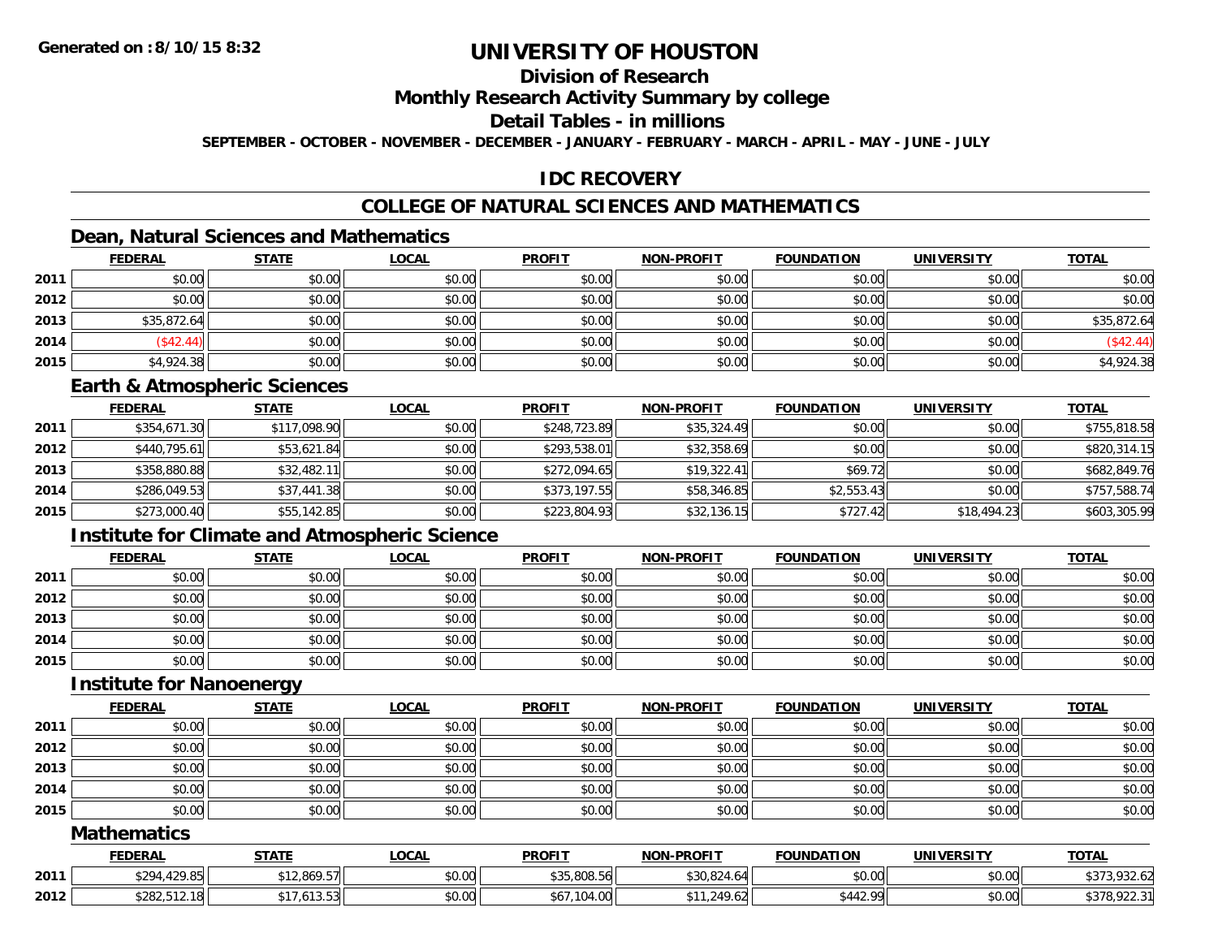# UNIVERSITY OF HOUSTON

## Division of Research

## Monthly Research Activity Summary by college

## Detail Tables - in millions

**SEPTEMBER - OCTOBER - NOVEMBER - DECEMBER - JANUARY - FEBRUARY - MARCH - APRIL - MAY - JUNE - JULY**

## IDC RECOVERY

## COLLEGE OF NATURAL SCIENCES AND MATHEMATICS

### Dean, Natural Sciences and Mathematics

| | FEDERAL | STATE | LOCAL | PROFIT | NON-PROFIT | FOUNDATION | UNIVERSITY | TOTAL |
|---|---|---|---|---|---|---|---|---|
| 2011 | $0.00 | $0.00 | $0.00 | $0.00 | $0.00 | $0.00 | $0.00 | $0.00 |
| 2012 | $0.00 | $0.00 | $0.00 | $0.00 | $0.00 | $0.00 | $0.00 | $0.00 |
| 2013 | $35,872.64 | $0.00 | $0.00 | $0.00 | $0.00 | $0.00 | $0.00 | $35,872.64 |
| 2014 | ($42.44) | $0.00 | $0.00 | $0.00 | $0.00 | $0.00 | $0.00 | ($42.44) |
| 2015 | $4,924.38 | $0.00 | $0.00 | $0.00 | $0.00 | $0.00 | $0.00 | $4,924.38 |

### Earth & Atmospheric Sciences

| | FEDERAL | STATE | LOCAL | PROFIT | NON-PROFIT | FOUNDATION | UNIVERSITY | TOTAL |
|---|---|---|---|---|---|---|---|---|
| 2011 | $354,671.30 | $117,098.90 | $0.00 | $248,723.89 | $35,324.49 | $0.00 | $0.00 | $755,818.58 |
| 2012 | $440,795.61 | $53,621.84 | $0.00 | $293,538.01 | $32,358.69 | $0.00 | $0.00 | $820,314.15 |
| 2013 | $358,880.88 | $32,482.11 | $0.00 | $272,094.65 | $19,322.41 | $69.72 | $0.00 | $682,849.76 |
| 2014 | $286,049.53 | $37,441.38 | $0.00 | $373,197.55 | $58,346.85 | $2,553.43 | $0.00 | $757,588.74 |
| 2015 | $273,000.40 | $55,142.85 | $0.00 | $223,804.93 | $32,136.15 | $727.42 | $18,494.23 | $603,305.99 |

### Institute for Climate and Atmospheric Science

| | FEDERAL | STATE | LOCAL | PROFIT | NON-PROFIT | FOUNDATION | UNIVERSITY | TOTAL |
|---|---|---|---|---|---|---|---|---|
| 2011 | $0.00 | $0.00 | $0.00 | $0.00 | $0.00 | $0.00 | $0.00 | $0.00 |
| 2012 | $0.00 | $0.00 | $0.00 | $0.00 | $0.00 | $0.00 | $0.00 | $0.00 |
| 2013 | $0.00 | $0.00 | $0.00 | $0.00 | $0.00 | $0.00 | $0.00 | $0.00 |
| 2014 | $0.00 | $0.00 | $0.00 | $0.00 | $0.00 | $0.00 | $0.00 | $0.00 |
| 2015 | $0.00 | $0.00 | $0.00 | $0.00 | $0.00 | $0.00 | $0.00 | $0.00 |

### Institute for Nanoenergy

| | FEDERAL | STATE | LOCAL | PROFIT | NON-PROFIT | FOUNDATION | UNIVERSITY | TOTAL |
|---|---|---|---|---|---|---|---|---|
| 2011 | $0.00 | $0.00 | $0.00 | $0.00 | $0.00 | $0.00 | $0.00 | $0.00 |
| 2012 | $0.00 | $0.00 | $0.00 | $0.00 | $0.00 | $0.00 | $0.00 | $0.00 |
| 2013 | $0.00 | $0.00 | $0.00 | $0.00 | $0.00 | $0.00 | $0.00 | $0.00 |
| 2014 | $0.00 | $0.00 | $0.00 | $0.00 | $0.00 | $0.00 | $0.00 | $0.00 |
| 2015 | $0.00 | $0.00 | $0.00 | $0.00 | $0.00 | $0.00 | $0.00 | $0.00 |

### Mathematics

| | FEDERAL | STATE | LOCAL | PROFIT | NON-PROFIT | FOUNDATION | UNIVERSITY | TOTAL |
|---|---|---|---|---|---|---|---|---|
| 2011 | $294,429.85 | $12,869.57 | $0.00 | $35,808.56 | $30,824.64 | $0.00 | $0.00 | $373,932.62 |
| 2012 | $282,512.18 | $17,613.53 | $0.00 | $67,104.00 | $11,249.62 | $442.99 | $0.00 | $378,922.31 |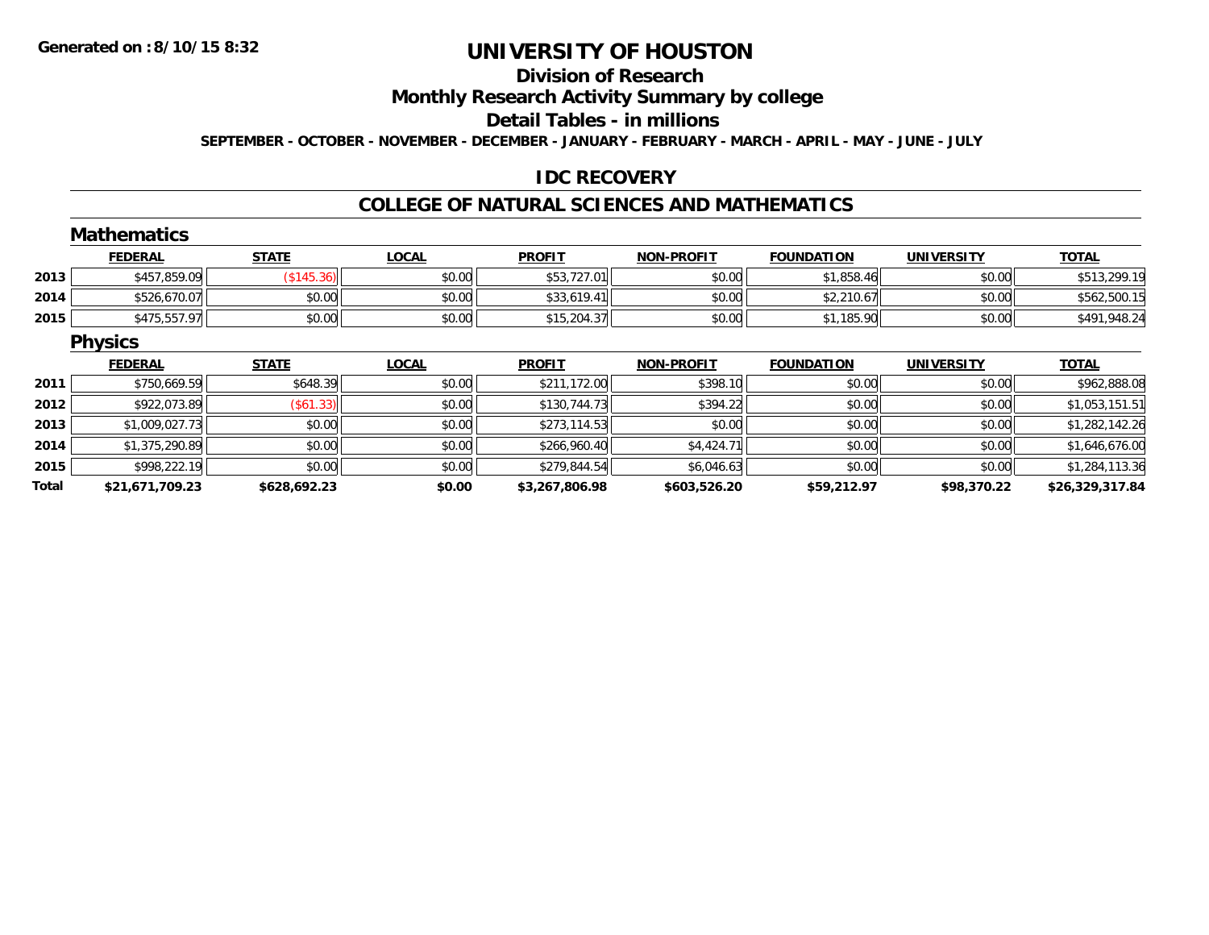# UNIVERSITY OF HOUSTON

## Division of Research

## Monthly Research Activity Summary by college

## Detail Tables - in millions

SEPTEMBER - OCTOBER - NOVEMBER - DECEMBER - JANUARY - FEBRUARY - MARCH - APRIL - MAY - JUNE - JULY

## IDC RECOVERY

## COLLEGE OF NATURAL SCIENCES AND MATHEMATICS

### Mathematics

| | FEDERAL | STATE | LOCAL | PROFIT | NON-PROFIT | FOUNDATION | UNIVERSITY | TOTAL |
|---|---|---|---|---|---|---|---|---|
| 2013 | $457,859.09 | ($145.36) | $0.00 | $53,727.01 | $0.00 | $1,858.46 | $0.00 | $513,299.19 |
| 2014 | $526,670.07 | $0.00 | $0.00 | $33,619.41 | $0.00 | $2,210.67 | $0.00 | $562,500.15 |
| 2015 | $475,557.97 | $0.00 | $0.00 | $15,204.37 | $0.00 | $1,185.90 | $0.00 | $491,948.24 |

### Physics

| | FEDERAL | STATE | LOCAL | PROFIT | NON-PROFIT | FOUNDATION | UNIVERSITY | TOTAL |
|---|---|---|---|---|---|---|---|---|
| 2011 | $750,669.59 | $648.39 | $0.00 | $211,172.00 | $398.10 | $0.00 | $0.00 | $962,888.08 |
| 2012 | $922,073.89 | ($61.33) | $0.00 | $130,744.73 | $394.22 | $0.00 | $0.00 | $1,053,151.51 |
| 2013 | $1,009,027.73 | $0.00 | $0.00 | $273,114.53 | $0.00 | $0.00 | $0.00 | $1,282,142.26 |
| 2014 | $1,375,290.89 | $0.00 | $0.00 | $266,960.40 | $4,424.71 | $0.00 | $0.00 | $1,646,676.00 |
| 2015 | $998,222.19 | $0.00 | $0.00 | $279,844.54 | $6,046.63 | $0.00 | $0.00 | $1,284,113.36 |
| **Total** | **$21,671,709.23** | **$628,692.23** | **$0.00** | **$3,267,806.98** | **$603,526.20** | **$59,212.97** | **$98,370.22** | **$26,329,317.84** |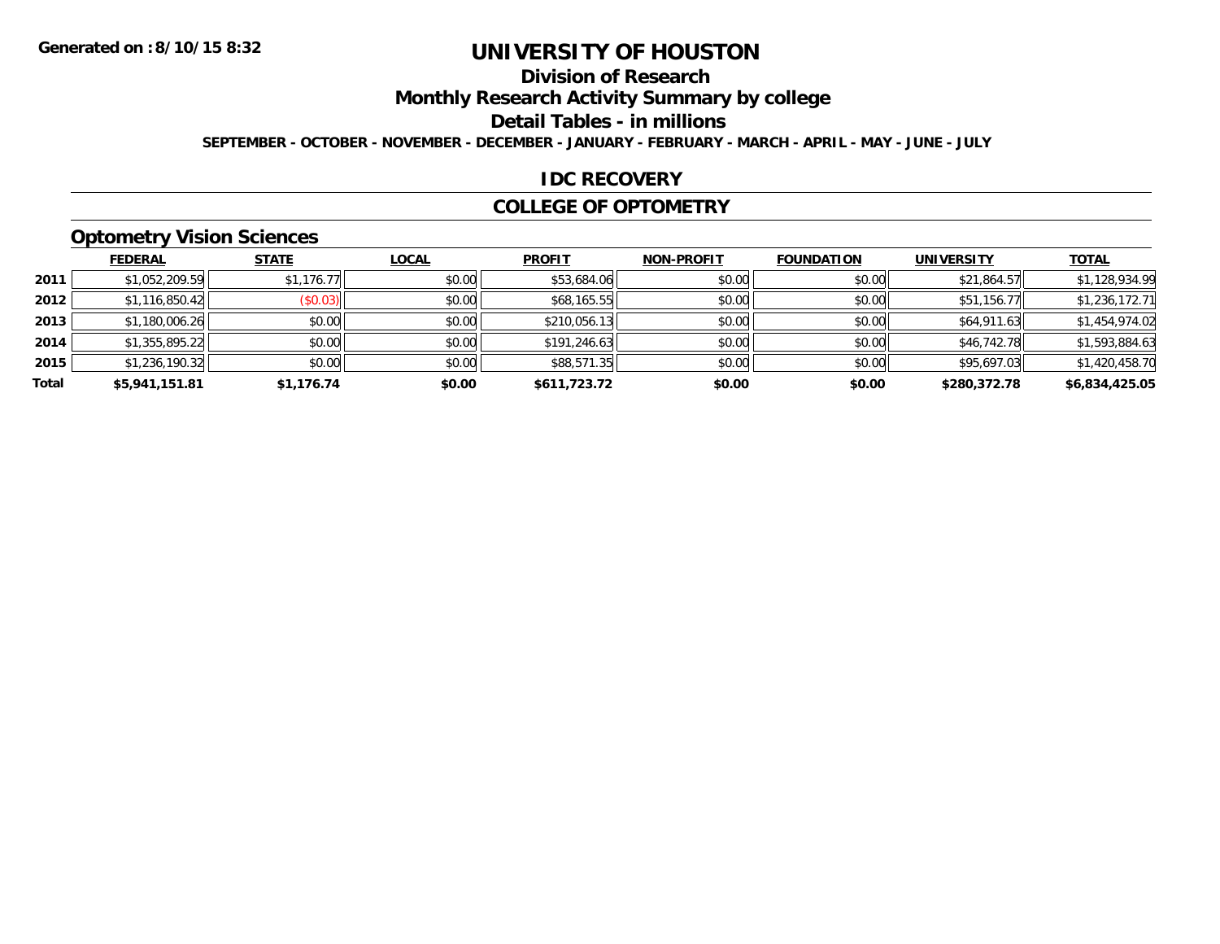**Generated on :8/10/15 8:32**

# UNIVERSITY OF HOUSTON

## Division of Research

## Monthly Research Activity Summary by college

## Detail Tables - in millions

**SEPTEMBER - OCTOBER - NOVEMBER - DECEMBER - JANUARY - FEBRUARY - MARCH - APRIL - MAY - JUNE - JULY**

## IDC RECOVERY

## COLLEGE OF OPTOMETRY

### Optometry Vision Sciences

| | FEDERAL | STATE | LOCAL | PROFIT | NON-PROFIT | FOUNDATION | UNIVERSITY | TOTAL |
|---|---|---|---|---|---|---|---|---|
| 2011 | $1,052,209.59 | $1,176.77 | $0.00 | $53,684.06 | $0.00 | $0.00 | $21,864.57 | $1,128,934.99 |
| 2012 | $1,116,850.42 | ($0.03) | $0.00 | $68,165.55 | $0.00 | $0.00 | $51,156.77 | $1,236,172.71 |
| 2013 | $1,180,006.26 | $0.00 | $0.00 | $210,056.13 | $0.00 | $0.00 | $64,911.63 | $1,454,974.02 |
| 2014 | $1,355,895.22 | $0.00 | $0.00 | $191,246.63 | $0.00 | $0.00 | $46,742.78 | $1,593,884.63 |
| 2015 | $1,236,190.32 | $0.00 | $0.00 | $88,571.35 | $0.00 | $0.00 | $95,697.03 | $1,420,458.70 |
| **Total** | **$5,941,151.81** | **$1,176.74** | **$0.00** | **$611,723.72** | **$0.00** | **$0.00** | **$280,372.78** | **$6,834,425.05** |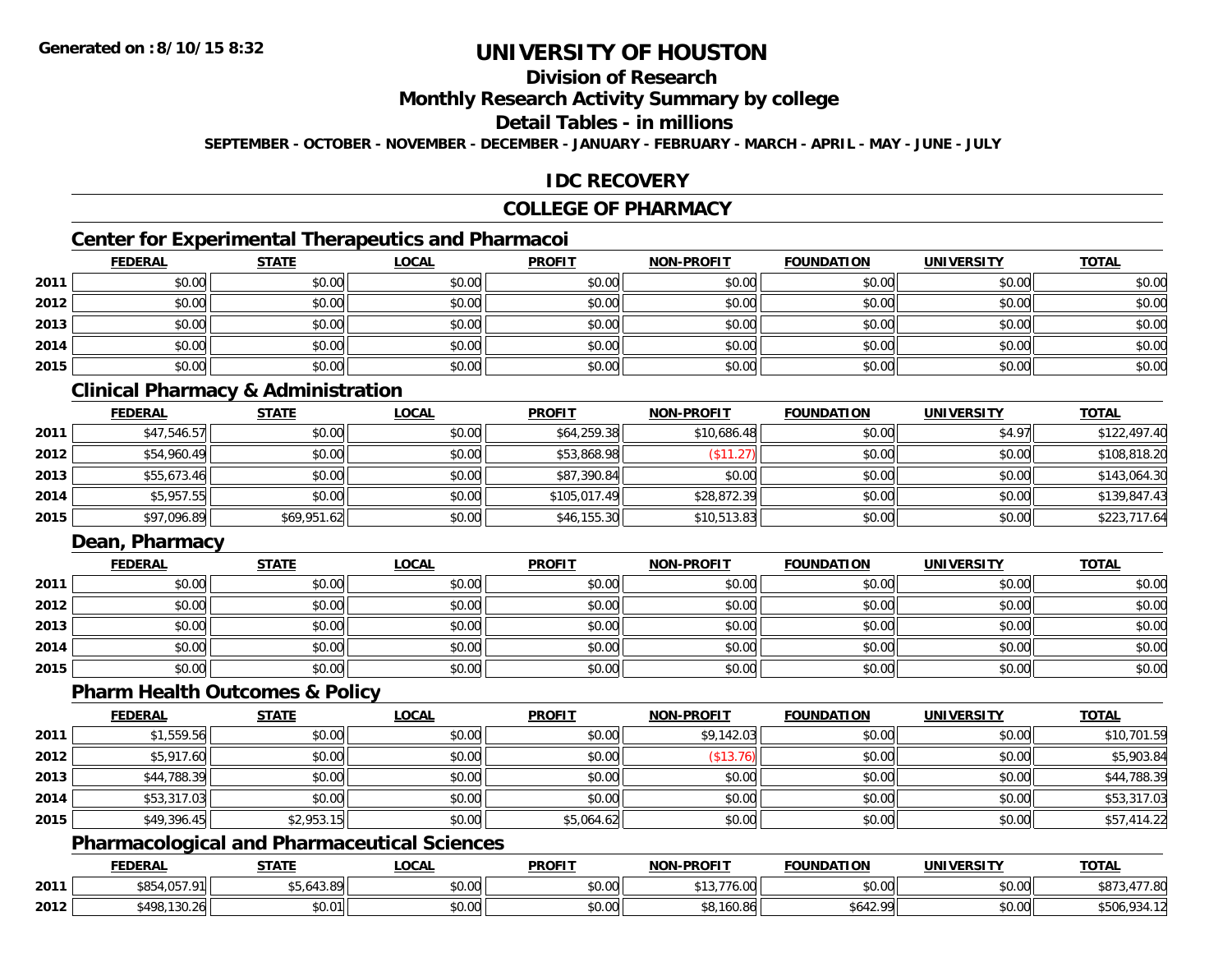# UNIVERSITY OF HOUSTON

## Division of Research

## Monthly Research Activity Summary by college

## Detail Tables - in millions

SEPTEMBER - OCTOBER - NOVEMBER - DECEMBER - JANUARY - FEBRUARY - MARCH - APRIL - MAY - JUNE - JULY

Generated on : 8/10/15 8:32

## IDC RECOVERY

## COLLEGE OF PHARMACY

### Center for Experimental Therapeutics and Pharmacoi

| | FEDERAL | STATE | LOCAL | PROFIT | NON-PROFIT | FOUNDATION | UNIVERSITY | TOTAL |
|---|---|---|---|---|---|---|---|---|
| 2011 | $0.00 | $0.00 | $0.00 | $0.00 | $0.00 | $0.00 | $0.00 | $0.00 |
| 2012 | $0.00 | $0.00 | $0.00 | $0.00 | $0.00 | $0.00 | $0.00 | $0.00 |
| 2013 | $0.00 | $0.00 | $0.00 | $0.00 | $0.00 | $0.00 | $0.00 | $0.00 |
| 2014 | $0.00 | $0.00 | $0.00 | $0.00 | $0.00 | $0.00 | $0.00 | $0.00 |
| 2015 | $0.00 | $0.00 | $0.00 | $0.00 | $0.00 | $0.00 | $0.00 | $0.00 |

### Clinical Pharmacy & Administration

| | FEDERAL | STATE | LOCAL | PROFIT | NON-PROFIT | FOUNDATION | UNIVERSITY | TOTAL |
|---|---|---|---|---|---|---|---|---|
| 2011 | $47,546.57 | $0.00 | $0.00 | $64,259.38 | $10,686.48 | $0.00 | $4.97 | $122,497.40 |
| 2012 | $54,960.49 | $0.00 | $0.00 | $53,868.98 | ($11.27) | $0.00 | $0.00 | $108,818.20 |
| 2013 | $55,673.46 | $0.00 | $0.00 | $87,390.84 | $0.00 | $0.00 | $0.00 | $143,064.30 |
| 2014 | $5,957.55 | $0.00 | $0.00 | $105,017.49 | $28,872.39 | $0.00 | $0.00 | $139,847.43 |
| 2015 | $97,096.89 | $69,951.62 | $0.00 | $46,155.30 | $10,513.83 | $0.00 | $0.00 | $223,717.64 |

### Dean, Pharmacy

| | FEDERAL | STATE | LOCAL | PROFIT | NON-PROFIT | FOUNDATION | UNIVERSITY | TOTAL |
|---|---|---|---|---|---|---|---|---|
| 2011 | $0.00 | $0.00 | $0.00 | $0.00 | $0.00 | $0.00 | $0.00 | $0.00 |
| 2012 | $0.00 | $0.00 | $0.00 | $0.00 | $0.00 | $0.00 | $0.00 | $0.00 |
| 2013 | $0.00 | $0.00 | $0.00 | $0.00 | $0.00 | $0.00 | $0.00 | $0.00 |
| 2014 | $0.00 | $0.00 | $0.00 | $0.00 | $0.00 | $0.00 | $0.00 | $0.00 |
| 2015 | $0.00 | $0.00 | $0.00 | $0.00 | $0.00 | $0.00 | $0.00 | $0.00 |

### Pharm Health Outcomes & Policy

| | FEDERAL | STATE | LOCAL | PROFIT | NON-PROFIT | FOUNDATION | UNIVERSITY | TOTAL |
|---|---|---|---|---|---|---|---|---|
| 2011 | $1,559.56 | $0.00 | $0.00 | $0.00 | $9,142.03 | $0.00 | $0.00 | $10,701.59 |
| 2012 | $5,917.60 | $0.00 | $0.00 | $0.00 | ($13.76) | $0.00 | $0.00 | $5,903.84 |
| 2013 | $44,788.39 | $0.00 | $0.00 | $0.00 | $0.00 | $0.00 | $0.00 | $44,788.39 |
| 2014 | $53,317.03 | $0.00 | $0.00 | $0.00 | $0.00 | $0.00 | $0.00 | $53,317.03 |
| 2015 | $49,396.45 | $2,953.15 | $0.00 | $5,064.62 | $0.00 | $0.00 | $0.00 | $57,414.22 |

### Pharmacological and Pharmaceutical Sciences

| | FEDERAL | STATE | LOCAL | PROFIT | NON-PROFIT | FOUNDATION | UNIVERSITY | TOTAL |
|---|---|---|---|---|---|---|---|---|
| 2011 | $854,057.91 | $5,643.89 | $0.00 | $0.00 | $13,776.00 | $0.00 | $0.00 | $873,477.80 |
| 2012 | $498,130.26 | $0.01 | $0.00 | $0.00 | $8,160.86 | $642.99 | $0.00 | $506,934.12 |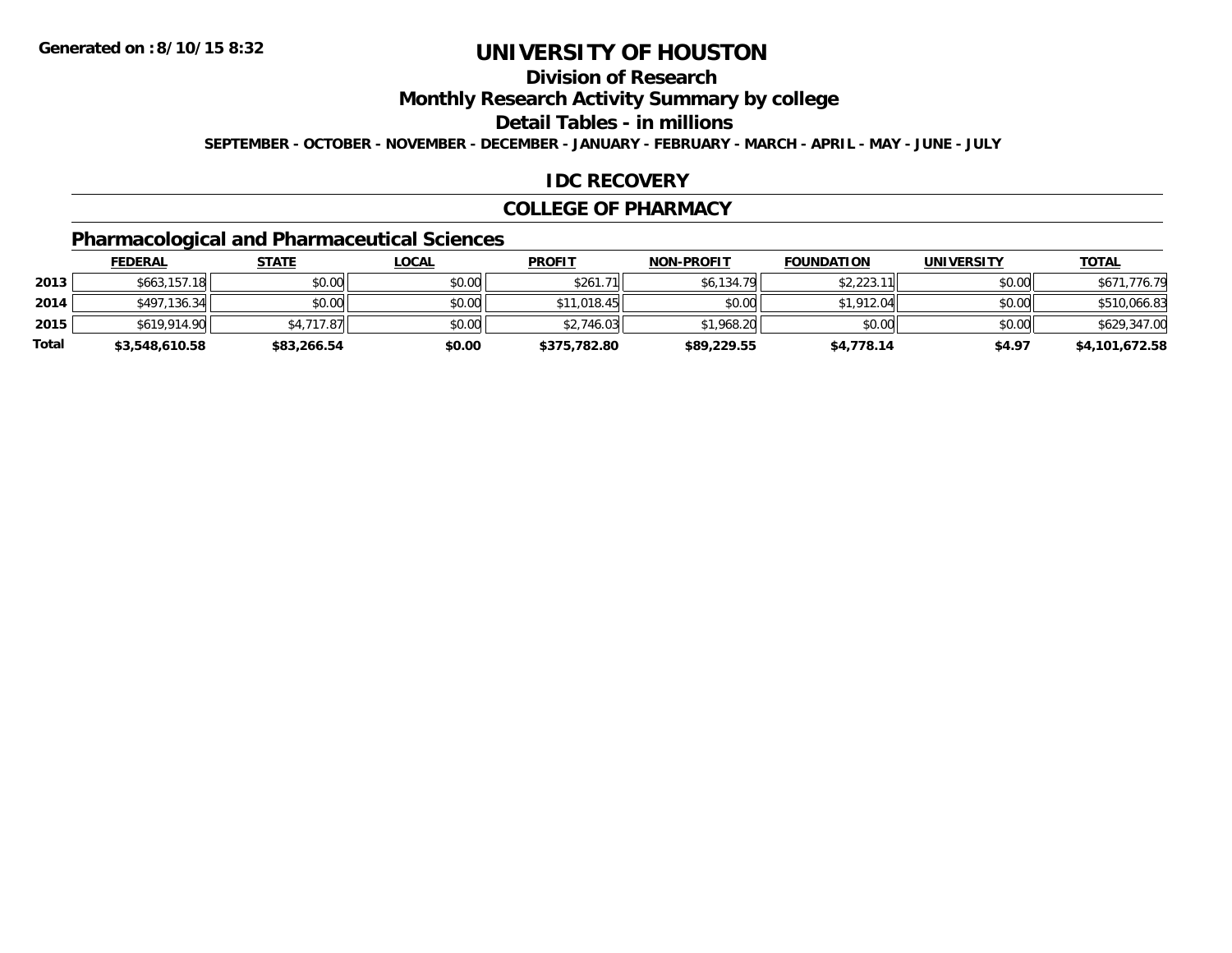**Generated on :8/10/15 8:32**

# UNIVERSITY OF HOUSTON

## Division of Research

## Monthly Research Activity Summary by college

## Detail Tables - in millions

**SEPTEMBER - OCTOBER - NOVEMBER - DECEMBER - JANUARY - FEBRUARY - MARCH - APRIL - MAY - JUNE - JULY**

## IDC RECOVERY

## COLLEGE OF PHARMACY

### Pharmacological and Pharmaceutical Sciences

| | FEDERAL | STATE | LOCAL | PROFIT | NON-PROFIT | FOUNDATION | UNIVERSITY | TOTAL |
|---|---|---|---|---|---|---|---|---|
| **2013** | $663,157.18 | $0.00 | $0.00 | $261.71 | $6,134.79 | $2,223.11 | $0.00 | $671,776.79 |
| **2014** | $497,136.34 | $0.00 | $0.00 | $11,018.45 | $0.00 | $1,912.04 | $0.00 | $510,066.83 |
| **2015** | $619,914.90 | $4,717.87 | $0.00 | $2,746.03 | $1,968.20 | $0.00 | $0.00 | $629,347.00 |
| **Total** | **$3,548,610.58** | **$83,266.54** | **$0.00** | **$375,782.80** | **$89,229.55** | **$4,778.14** | **$4.97** | **$4,101,672.58** |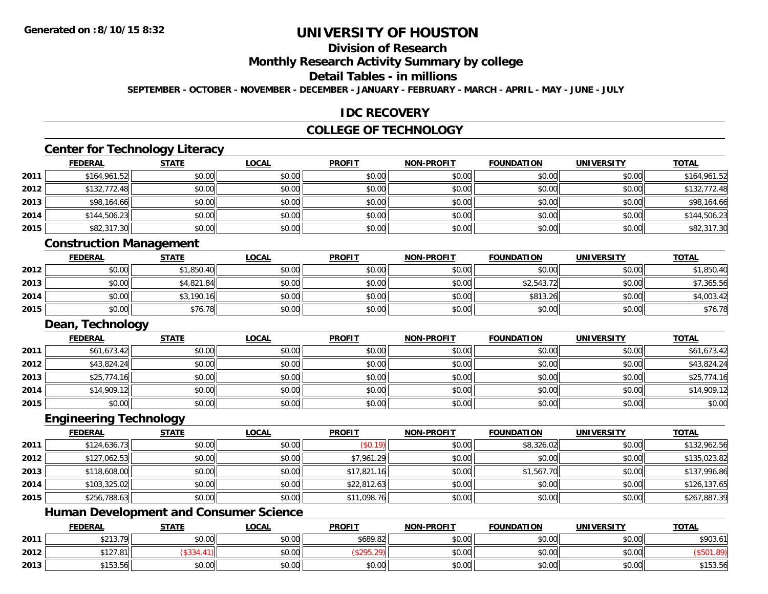# UNIVERSITY OF HOUSTON

## Division of Research

## Monthly Research Activity Summary by college

## Detail Tables - in millions

**SEPTEMBER - OCTOBER - NOVEMBER - DECEMBER - JANUARY - FEBRUARY - MARCH - APRIL - MAY - JUNE - JULY**

**Generated on : 8/10/15 8:32**

## IDC RECOVERY

## COLLEGE OF TECHNOLOGY

### Center for Technology Literacy

| | FEDERAL | STATE | LOCAL | PROFIT | NON-PROFIT | FOUNDATION | UNIVERSITY | TOTAL |
|---|---|---|---|---|---|---|---|---|
| 2011 | $164,961.52 | $0.00 | $0.00 | $0.00 | $0.00 | $0.00 | $0.00 | $164,961.52 |
| 2012 | $132,772.48 | $0.00 | $0.00 | $0.00 | $0.00 | $0.00 | $0.00 | $132,772.48 |
| 2013 | $98,164.66 | $0.00 | $0.00 | $0.00 | $0.00 | $0.00 | $0.00 | $98,164.66 |
| 2014 | $144,506.23 | $0.00 | $0.00 | $0.00 | $0.00 | $0.00 | $0.00 | $144,506.23 |
| 2015 | $82,317.30 | $0.00 | $0.00 | $0.00 | $0.00 | $0.00 | $0.00 | $82,317.30 |

### Construction Management

| | FEDERAL | STATE | LOCAL | PROFIT | NON-PROFIT | FOUNDATION | UNIVERSITY | TOTAL |
|---|---|---|---|---|---|---|---|---|
| 2012 | $0.00 | $1,850.40 | $0.00 | $0.00 | $0.00 | $0.00 | $0.00 | $1,850.40 |
| 2013 | $0.00 | $4,821.84 | $0.00 | $0.00 | $0.00 | $2,543.72 | $0.00 | $7,365.56 |
| 2014 | $0.00 | $3,190.16 | $0.00 | $0.00 | $0.00 | $813.26 | $0.00 | $4,003.42 |
| 2015 | $0.00 | $76.78 | $0.00 | $0.00 | $0.00 | $0.00 | $0.00 | $76.78 |

### Dean, Technology

| | FEDERAL | STATE | LOCAL | PROFIT | NON-PROFIT | FOUNDATION | UNIVERSITY | TOTAL |
|---|---|---|---|---|---|---|---|---|
| 2011 | $61,673.42 | $0.00 | $0.00 | $0.00 | $0.00 | $0.00 | $0.00 | $61,673.42 |
| 2012 | $43,824.24 | $0.00 | $0.00 | $0.00 | $0.00 | $0.00 | $0.00 | $43,824.24 |
| 2013 | $25,774.16 | $0.00 | $0.00 | $0.00 | $0.00 | $0.00 | $0.00 | $25,774.16 |
| 2014 | $14,909.12 | $0.00 | $0.00 | $0.00 | $0.00 | $0.00 | $0.00 | $14,909.12 |
| 2015 | $0.00 | $0.00 | $0.00 | $0.00 | $0.00 | $0.00 | $0.00 | $0.00 |

### Engineering Technology

| | FEDERAL | STATE | LOCAL | PROFIT | NON-PROFIT | FOUNDATION | UNIVERSITY | TOTAL |
|---|---|---|---|---|---|---|---|---|
| 2011 | $124,636.73 | $0.00 | $0.00 | ($0.19) | $0.00 | $8,326.02 | $0.00 | $132,962.56 |
| 2012 | $127,062.53 | $0.00 | $0.00 | $7,961.29 | $0.00 | $0.00 | $0.00 | $135,023.82 |
| 2013 | $118,608.00 | $0.00 | $0.00 | $17,821.16 | $0.00 | $1,567.70 | $0.00 | $137,996.86 |
| 2014 | $103,325.02 | $0.00 | $0.00 | $22,812.63 | $0.00 | $0.00 | $0.00 | $126,137.65 |
| 2015 | $256,788.63 | $0.00 | $0.00 | $11,098.76 | $0.00 | $0.00 | $0.00 | $267,887.39 |

### Human Development and Consumer Science

| | FEDERAL | STATE | LOCAL | PROFIT | NON-PROFIT | FOUNDATION | UNIVERSITY | TOTAL |
|---|---|---|---|---|---|---|---|---|
| 2011 | $213.79 | $0.00 | $0.00 | $689.82 | $0.00 | $0.00 | $0.00 | $903.61 |
| 2012 | $127.81 | ($334.41) | $0.00 | ($295.29) | $0.00 | $0.00 | $0.00 | ($501.89) |
| 2013 | $153.56 | $0.00 | $0.00 | $0.00 | $0.00 | $0.00 | $0.00 | $153.56 |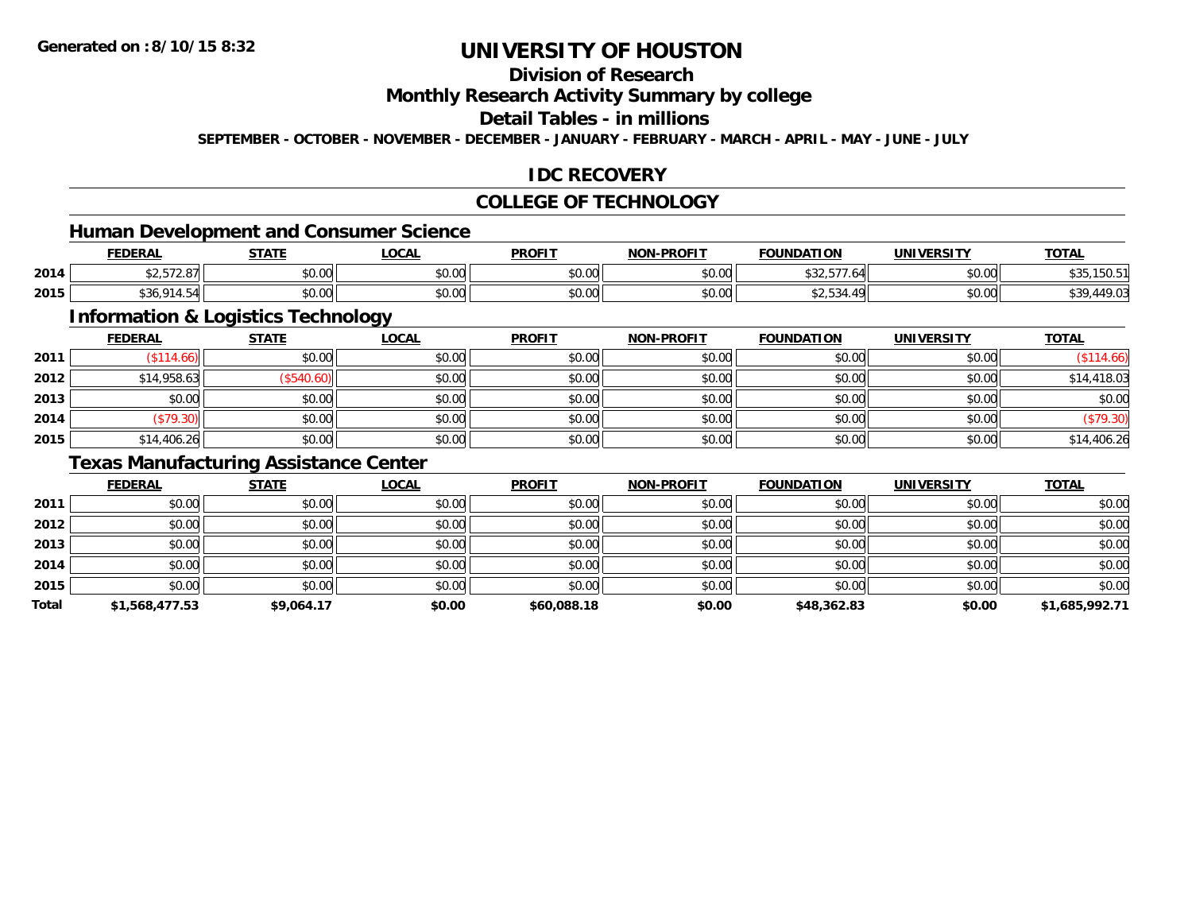**Generated on :8/10/15 8:32**

# UNIVERSITY OF HOUSTON

## Division of Research

## Monthly Research Activity Summary by college

## Detail Tables - in millions

**SEPTEMBER - OCTOBER - NOVEMBER - DECEMBER - JANUARY - FEBRUARY - MARCH - APRIL - MAY - JUNE - JULY**

## IDC RECOVERY

## COLLEGE OF TECHNOLOGY

### Human Development and Consumer Science

| | FEDERAL | STATE | LOCAL | PROFIT | NON-PROFIT | FOUNDATION | UNIVERSITY | TOTAL |
|---|---|---|---|---|---|---|---|---|
| 2014 | $2,572.87 | $0.00 | $0.00 | $0.00 | $0.00 | $32,577.64 | $0.00 | $35,150.51 |
| 2015 | $36,914.54 | $0.00 | $0.00 | $0.00 | $0.00 | $2,534.49 | $0.00 | $39,449.03 |

### Information & Logistics Technology

| | FEDERAL | STATE | LOCAL | PROFIT | NON-PROFIT | FOUNDATION | UNIVERSITY | TOTAL |
|---|---|---|---|---|---|---|---|---|
| 2011 | ($114.66) | $0.00 | $0.00 | $0.00 | $0.00 | $0.00 | $0.00 | ($114.66) |
| 2012 | $14,958.63 | ($540.60) | $0.00 | $0.00 | $0.00 | $0.00 | $0.00 | $14,418.03 |
| 2013 | $0.00 | $0.00 | $0.00 | $0.00 | $0.00 | $0.00 | $0.00 | $0.00 |
| 2014 | ($79.30) | $0.00 | $0.00 | $0.00 | $0.00 | $0.00 | $0.00 | ($79.30) |
| 2015 | $14,406.26 | $0.00 | $0.00 | $0.00 | $0.00 | $0.00 | $0.00 | $14,406.26 |

### Texas Manufacturing Assistance Center

| | FEDERAL | STATE | LOCAL | PROFIT | NON-PROFIT | FOUNDATION | UNIVERSITY | TOTAL |
|---|---|---|---|---|---|---|---|---|
| 2011 | $0.00 | $0.00 | $0.00 | $0.00 | $0.00 | $0.00 | $0.00 | $0.00 |
| 2012 | $0.00 | $0.00 | $0.00 | $0.00 | $0.00 | $0.00 | $0.00 | $0.00 |
| 2013 | $0.00 | $0.00 | $0.00 | $0.00 | $0.00 | $0.00 | $0.00 | $0.00 |
| 2014 | $0.00 | $0.00 | $0.00 | $0.00 | $0.00 | $0.00 | $0.00 | $0.00 |
| 2015 | $0.00 | $0.00 | $0.00 | $0.00 | $0.00 | $0.00 | $0.00 | $0.00 |
| **Total** | **$1,568,477.53** | **$9,064.17** | **$0.00** | **$60,088.18** | **$0.00** | **$48,362.83** | **$0.00** | **$1,685,992.71** |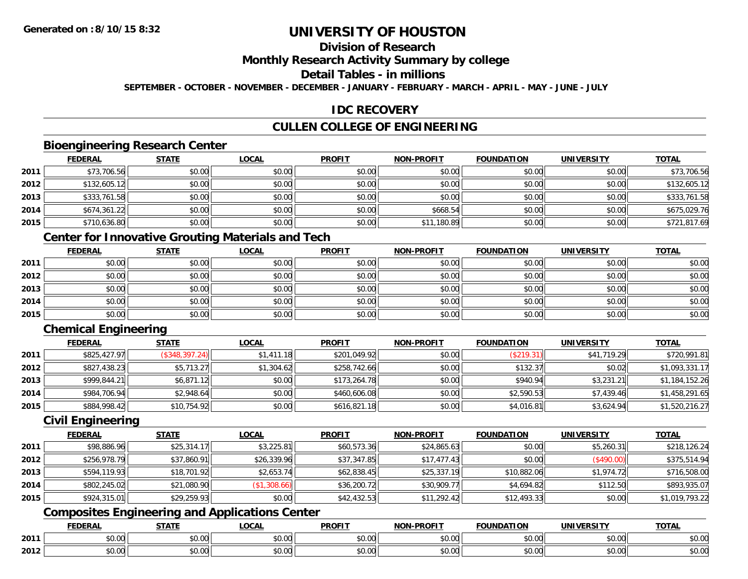# UNIVERSITY OF HOUSTON

## Division of Research

## Monthly Research Activity Summary by college

## Detail Tables - in millions

SEPTEMBER - OCTOBER - NOVEMBER - DECEMBER - JANUARY - FEBRUARY - MARCH - APRIL - MAY - JUNE - JULY

Generated on : 8/10/15 8:32

## IDC RECOVERY

## CULLEN COLLEGE OF ENGINEERING

### Bioengineering Research Center

| | FEDERAL | STATE | LOCAL | PROFIT | NON-PROFIT | FOUNDATION | UNIVERSITY | TOTAL |
|---|---|---|---|---|---|---|---|---|
| 2011 | $73,706.56 | $0.00 | $0.00 | $0.00 | $0.00 | $0.00 | $0.00 | $73,706.56 |
| 2012 | $132,605.12 | $0.00 | $0.00 | $0.00 | $0.00 | $0.00 | $0.00 | $132,605.12 |
| 2013 | $333,761.58 | $0.00 | $0.00 | $0.00 | $0.00 | $0.00 | $0.00 | $333,761.58 |
| 2014 | $674,361.22 | $0.00 | $0.00 | $0.00 | $668.54 | $0.00 | $0.00 | $675,029.76 |
| 2015 | $710,636.80 | $0.00 | $0.00 | $0.00 | $11,180.89 | $0.00 | $0.00 | $721,817.69 |

### Center for Innovative Grouting Materials and Tech

| | FEDERAL | STATE | LOCAL | PROFIT | NON-PROFIT | FOUNDATION | UNIVERSITY | TOTAL |
|---|---|---|---|---|---|---|---|---|
| 2011 | $0.00 | $0.00 | $0.00 | $0.00 | $0.00 | $0.00 | $0.00 | $0.00 |
| 2012 | $0.00 | $0.00 | $0.00 | $0.00 | $0.00 | $0.00 | $0.00 | $0.00 |
| 2013 | $0.00 | $0.00 | $0.00 | $0.00 | $0.00 | $0.00 | $0.00 | $0.00 |
| 2014 | $0.00 | $0.00 | $0.00 | $0.00 | $0.00 | $0.00 | $0.00 | $0.00 |
| 2015 | $0.00 | $0.00 | $0.00 | $0.00 | $0.00 | $0.00 | $0.00 | $0.00 |

### Chemical Engineering

| | FEDERAL | STATE | LOCAL | PROFIT | NON-PROFIT | FOUNDATION | UNIVERSITY | TOTAL |
|---|---|---|---|---|---|---|---|---|
| 2011 | $825,427.97 | ($348,397.24) | $1,411.18 | $201,049.92 | $0.00 | ($219.31) | $41,719.29 | $720,991.81 |
| 2012 | $827,438.23 | $5,713.27 | $1,304.62 | $258,742.66 | $0.00 | $132.37 | $0.02 | $1,093,331.17 |
| 2013 | $999,844.21 | $6,871.12 | $0.00 | $173,264.78 | $0.00 | $940.94 | $3,231.21 | $1,184,152.26 |
| 2014 | $984,706.94 | $2,948.64 | $0.00 | $460,606.08 | $0.00 | $2,590.53 | $7,439.46 | $1,458,291.65 |
| 2015 | $884,998.42 | $10,754.92 | $0.00 | $616,821.18 | $0.00 | $4,016.81 | $3,624.94 | $1,520,216.27 |

### Civil Engineering

| | FEDERAL | STATE | LOCAL | PROFIT | NON-PROFIT | FOUNDATION | UNIVERSITY | TOTAL |
|---|---|---|---|---|---|---|---|---|
| 2011 | $98,886.96 | $25,314.17 | $3,225.81 | $60,573.36 | $24,865.63 | $0.00 | $5,260.31 | $218,126.24 |
| 2012 | $256,978.79 | $37,860.91 | $26,339.96 | $37,347.85 | $17,477.43 | $0.00 | ($490.00) | $375,514.94 |
| 2013 | $594,119.93 | $18,701.92 | $2,653.74 | $62,838.45 | $25,337.19 | $10,882.06 | $1,974.72 | $716,508.00 |
| 2014 | $802,245.02 | $21,080.90 | ($1,308.66) | $36,200.72 | $30,909.77 | $4,694.82 | $112.50 | $893,935.07 |
| 2015 | $924,315.01 | $29,259.93 | $0.00 | $42,432.53 | $11,292.42 | $12,493.33 | $0.00 | $1,019,793.22 |

### Composites Engineering and Applications Center

| | FEDERAL | STATE | LOCAL | PROFIT | NON-PROFIT | FOUNDATION | UNIVERSITY | TOTAL |
|---|---|---|---|---|---|---|---|---|
| 2011 | $0.00 | $0.00 | $0.00 | $0.00 | $0.00 | $0.00 | $0.00 | $0.00 |
| 2012 | $0.00 | $0.00 | $0.00 | $0.00 | $0.00 | $0.00 | $0.00 | $0.00 |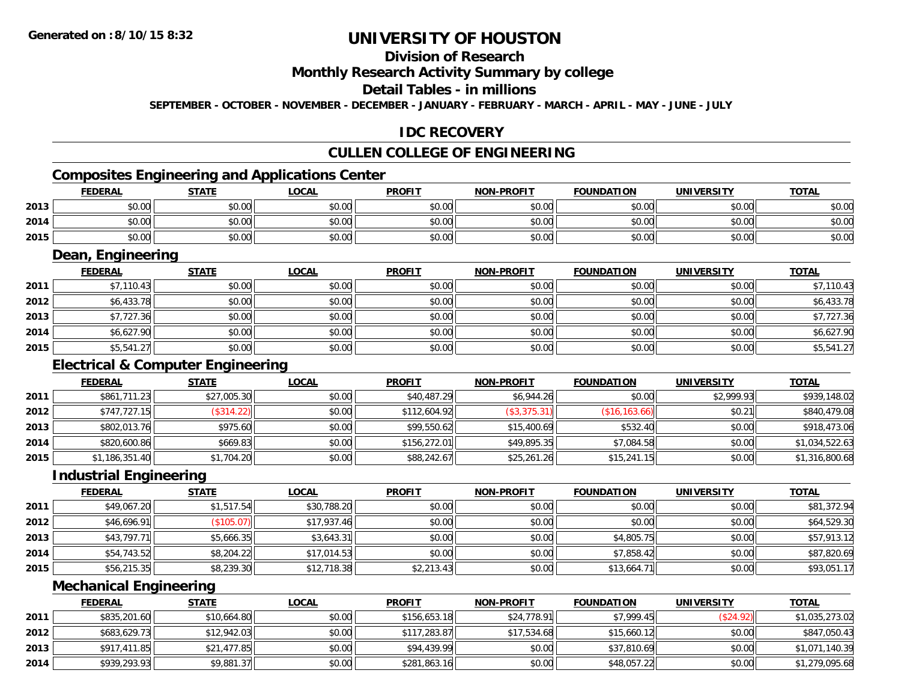**Generated on :8/10/15 8:32**

# UNIVERSITY OF HOUSTON

## Division of Research

## Monthly Research Activity Summary by college

## Detail Tables - in millions

**SEPTEMBER - OCTOBER - NOVEMBER - DECEMBER - JANUARY - FEBRUARY - MARCH - APRIL - MAY - JUNE - JULY**

## IDC RECOVERY

## CULLEN COLLEGE OF ENGINEERING

### Composites Engineering and Applications Center

| | FEDERAL | STATE | LOCAL | PROFIT | NON-PROFIT | FOUNDATION | UNIVERSITY | TOTAL |
|---|---|---|---|---|---|---|---|---|
| 2013 | $0.00 | $0.00 | $0.00 | $0.00 | $0.00 | $0.00 | $0.00 | $0.00 |
| 2014 | $0.00 | $0.00 | $0.00 | $0.00 | $0.00 | $0.00 | $0.00 | $0.00 |
| 2015 | $0.00 | $0.00 | $0.00 | $0.00 | $0.00 | $0.00 | $0.00 | $0.00 |

### Dean, Engineering

| | FEDERAL | STATE | LOCAL | PROFIT | NON-PROFIT | FOUNDATION | UNIVERSITY | TOTAL |
|---|---|---|---|---|---|---|---|---|
| 2011 | $7,110.43 | $0.00 | $0.00 | $0.00 | $0.00 | $0.00 | $0.00 | $7,110.43 |
| 2012 | $6,433.78 | $0.00 | $0.00 | $0.00 | $0.00 | $0.00 | $0.00 | $6,433.78 |
| 2013 | $7,727.36 | $0.00 | $0.00 | $0.00 | $0.00 | $0.00 | $0.00 | $7,727.36 |
| 2014 | $6,627.90 | $0.00 | $0.00 | $0.00 | $0.00 | $0.00 | $0.00 | $6,627.90 |
| 2015 | $5,541.27 | $0.00 | $0.00 | $0.00 | $0.00 | $0.00 | $0.00 | $5,541.27 |

### Electrical & Computer Engineering

| | FEDERAL | STATE | LOCAL | PROFIT | NON-PROFIT | FOUNDATION | UNIVERSITY | TOTAL |
|---|---|---|---|---|---|---|---|---|
| 2011 | $861,711.23 | $27,005.30 | $0.00 | $40,487.29 | $6,944.26 | $0.00 | $2,999.93 | $939,148.02 |
| 2012 | $747,727.15 | ($314.22) | $0.00 | $112,604.92 | ($3,375.31) | ($16,163.66) | $0.21 | $840,479.08 |
| 2013 | $802,013.76 | $975.60 | $0.00 | $99,550.62 | $15,400.69 | $532.40 | $0.00 | $918,473.06 |
| 2014 | $820,600.86 | $669.83 | $0.00 | $156,272.01 | $49,895.35 | $7,084.58 | $0.00 | $1,034,522.63 |
| 2015 | $1,186,351.40 | $1,704.20 | $0.00 | $88,242.67 | $25,261.26 | $15,241.15 | $0.00 | $1,316,800.68 |

### Industrial Engineering

| | FEDERAL | STATE | LOCAL | PROFIT | NON-PROFIT | FOUNDATION | UNIVERSITY | TOTAL |
|---|---|---|---|---|---|---|---|---|
| 2011 | $49,067.20 | $1,517.54 | $30,788.20 | $0.00 | $0.00 | $0.00 | $0.00 | $81,372.94 |
| 2012 | $46,696.91 | ($105.07) | $17,937.46 | $0.00 | $0.00 | $0.00 | $0.00 | $64,529.30 |
| 2013 | $43,797.71 | $5,666.35 | $3,643.31 | $0.00 | $0.00 | $4,805.75 | $0.00 | $57,913.12 |
| 2014 | $54,743.52 | $8,204.22 | $17,014.53 | $0.00 | $0.00 | $7,858.42 | $0.00 | $87,820.69 |
| 2015 | $56,215.35 | $8,239.30 | $12,718.38 | $2,213.43 | $0.00 | $13,664.71 | $0.00 | $93,051.17 |

### Mechanical Engineering

| | FEDERAL | STATE | LOCAL | PROFIT | NON-PROFIT | FOUNDATION | UNIVERSITY | TOTAL |
|---|---|---|---|---|---|---|---|---|
| 2011 | $835,201.60 | $10,664.80 | $0.00 | $156,653.18 | $24,778.91 | $7,999.45 | ($24.92) | $1,035,273.02 |
| 2012 | $683,629.73 | $12,942.03 | $0.00 | $117,283.87 | $17,534.68 | $15,660.12 | $0.00 | $847,050.43 |
| 2013 | $917,411.85 | $21,477.85 | $0.00 | $94,439.99 | $0.00 | $37,810.69 | $0.00 | $1,071,140.39 |
| 2014 | $939,293.93 | $9,881.37 | $0.00 | $281,863.16 | $0.00 | $48,057.22 | $0.00 | $1,279,095.68 |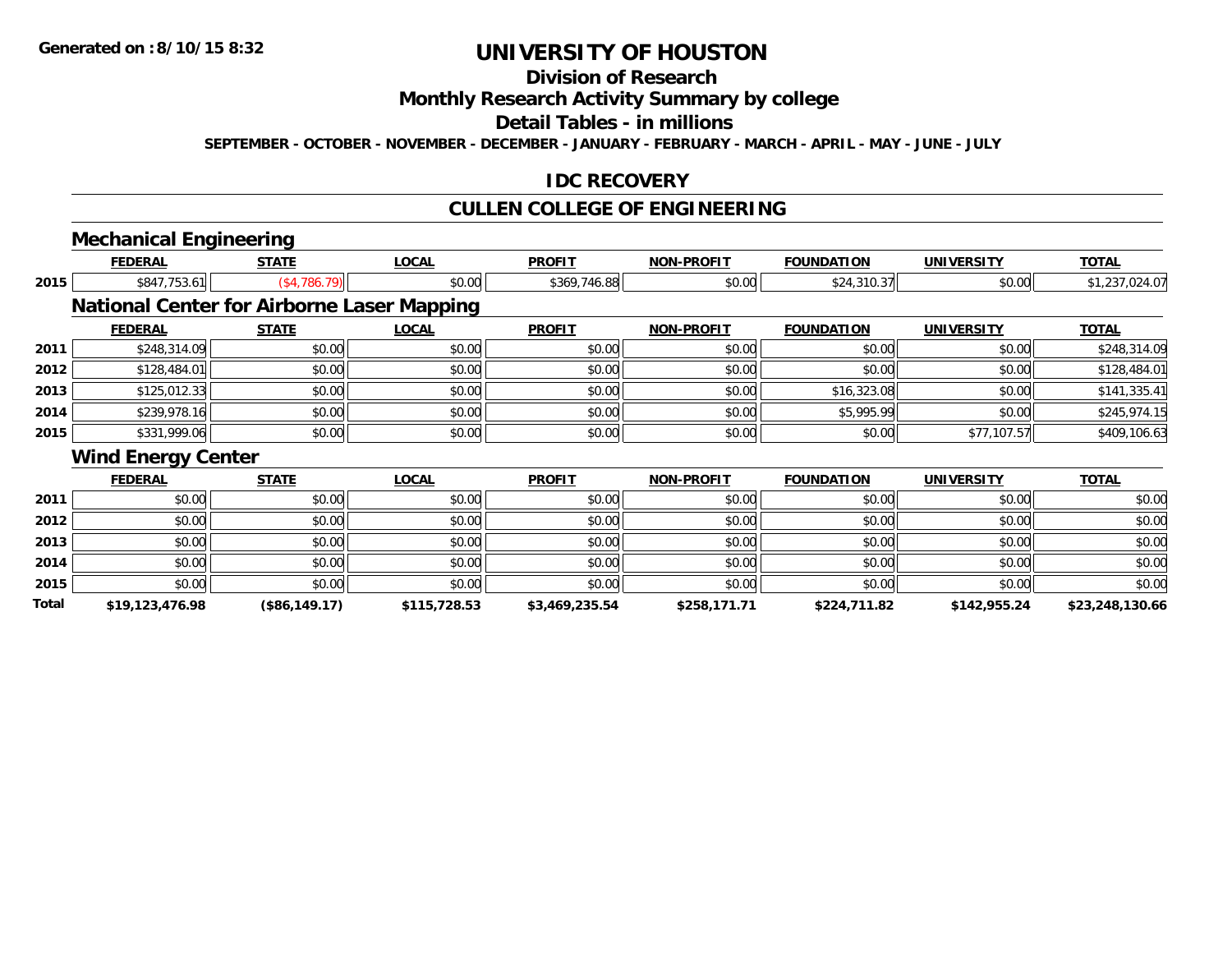**Generated on :8/10/15 8:32**

# UNIVERSITY OF HOUSTON

## Division of Research

## Monthly Research Activity Summary by college

## Detail Tables - in millions

**SEPTEMBER - OCTOBER - NOVEMBER - DECEMBER - JANUARY - FEBRUARY - MARCH - APRIL - MAY - JUNE - JULY**

## IDC RECOVERY

## CULLEN COLLEGE OF ENGINEERING

### Mechanical Engineering

| | FEDERAL | STATE | LOCAL | PROFIT | NON-PROFIT | FOUNDATION | UNIVERSITY | TOTAL |
|---|---|---|---|---|---|---|---|---|
| 2015 | $847,753.61 | ($4,786.79) | $0.00 | $369,746.88 | $0.00 | $24,310.37 | $0.00 | $1,237,024.07 |

### National Center for Airborne Laser Mapping

| | FEDERAL | STATE | LOCAL | PROFIT | NON-PROFIT | FOUNDATION | UNIVERSITY | TOTAL |
|---|---|---|---|---|---|---|---|---|
| 2011 | $248,314.09 | $0.00 | $0.00 | $0.00 | $0.00 | $0.00 | $0.00 | $248,314.09 |
| 2012 | $128,484.01 | $0.00 | $0.00 | $0.00 | $0.00 | $0.00 | $0.00 | $128,484.01 |
| 2013 | $125,012.33 | $0.00 | $0.00 | $0.00 | $0.00 | $16,323.08 | $0.00 | $141,335.41 |
| 2014 | $239,978.16 | $0.00 | $0.00 | $0.00 | $0.00 | $5,995.99 | $0.00 | $245,974.15 |
| 2015 | $331,999.06 | $0.00 | $0.00 | $0.00 | $0.00 | $0.00 | $77,107.57 | $409,106.63 |

### Wind Energy Center

| | FEDERAL | STATE | LOCAL | PROFIT | NON-PROFIT | FOUNDATION | UNIVERSITY | TOTAL |
|---|---|---|---|---|---|---|---|---|
| 2011 | $0.00 | $0.00 | $0.00 | $0.00 | $0.00 | $0.00 | $0.00 | $0.00 |
| 2012 | $0.00 | $0.00 | $0.00 | $0.00 | $0.00 | $0.00 | $0.00 | $0.00 |
| 2013 | $0.00 | $0.00 | $0.00 | $0.00 | $0.00 | $0.00 | $0.00 | $0.00 |
| 2014 | $0.00 | $0.00 | $0.00 | $0.00 | $0.00 | $0.00 | $0.00 | $0.00 |
| 2015 | $0.00 | $0.00 | $0.00 | $0.00 | $0.00 | $0.00 | $0.00 | $0.00 |
| **Total** | **$19,123,476.98** | **($86,149.17)** | **$115,728.53** | **$3,469,235.54** | **$258,171.71** | **$224,711.82** | **$142,955.24** | **$23,248,130.66** |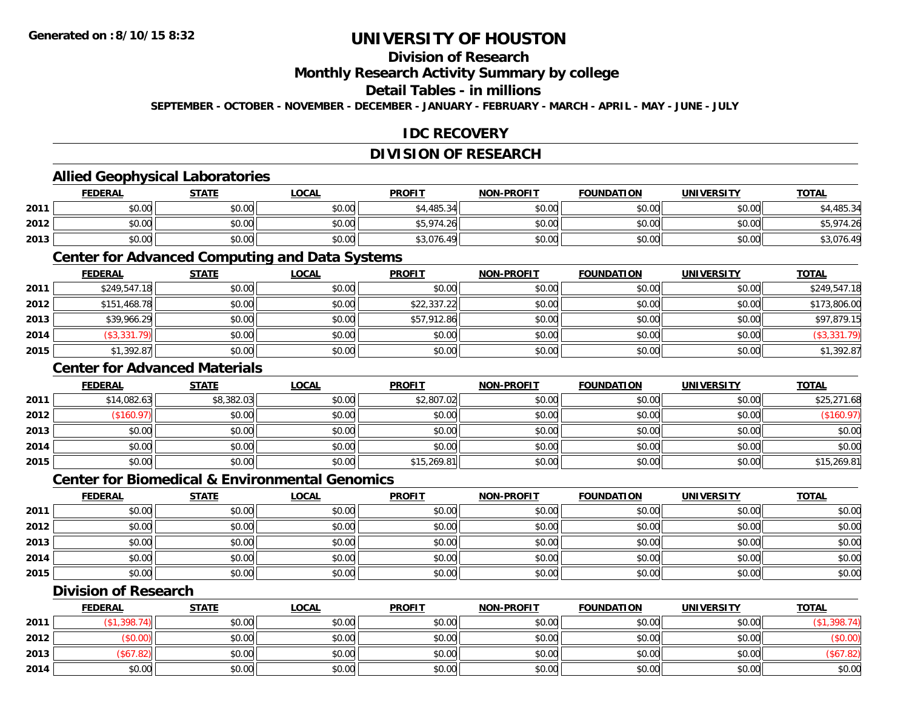**Generated on :8/10/15 8:32**

# UNIVERSITY OF HOUSTON

## Division of Research

## Monthly Research Activity Summary by college

## Detail Tables - in millions

**SEPTEMBER - OCTOBER - NOVEMBER - DECEMBER - JANUARY - FEBRUARY - MARCH - APRIL - MAY - JUNE - JULY**

## IDC RECOVERY

## DIVISION OF RESEARCH

### Allied Geophysical Laboratories

| | FEDERAL | STATE | LOCAL | PROFIT | NON-PROFIT | FOUNDATION | UNIVERSITY | TOTAL |
|---|---|---|---|---|---|---|---|---|
| 2011 | $0.00 | $0.00 | $0.00 | $4,485.34 | $0.00 | $0.00 | $0.00 | $4,485.34 |
| 2012 | $0.00 | $0.00 | $0.00 | $5,974.26 | $0.00 | $0.00 | $0.00 | $5,974.26 |
| 2013 | $0.00 | $0.00 | $0.00 | $3,076.49 | $0.00 | $0.00 | $0.00 | $3,076.49 |

### Center for Advanced Computing and Data Systems

| | FEDERAL | STATE | LOCAL | PROFIT | NON-PROFIT | FOUNDATION | UNIVERSITY | TOTAL |
|---|---|---|---|---|---|---|---|---|
| 2011 | $249,547.18 | $0.00 | $0.00 | $0.00 | $0.00 | $0.00 | $0.00 | $249,547.18 |
| 2012 | $151,468.78 | $0.00 | $0.00 | $22,337.22 | $0.00 | $0.00 | $0.00 | $173,806.00 |
| 2013 | $39,966.29 | $0.00 | $0.00 | $57,912.86 | $0.00 | $0.00 | $0.00 | $97,879.15 |
| 2014 | ($3,331.79) | $0.00 | $0.00 | $0.00 | $0.00 | $0.00 | $0.00 | ($3,331.79) |
| 2015 | $1,392.87 | $0.00 | $0.00 | $0.00 | $0.00 | $0.00 | $0.00 | $1,392.87 |

### Center for Advanced Materials

| | FEDERAL | STATE | LOCAL | PROFIT | NON-PROFIT | FOUNDATION | UNIVERSITY | TOTAL |
|---|---|---|---|---|---|---|---|---|
| 2011 | $14,082.63 | $8,382.03 | $0.00 | $2,807.02 | $0.00 | $0.00 | $0.00 | $25,271.68 |
| 2012 | ($160.97) | $0.00 | $0.00 | $0.00 | $0.00 | $0.00 | $0.00 | ($160.97) |
| 2013 | $0.00 | $0.00 | $0.00 | $0.00 | $0.00 | $0.00 | $0.00 | $0.00 |
| 2014 | $0.00 | $0.00 | $0.00 | $0.00 | $0.00 | $0.00 | $0.00 | $0.00 |
| 2015 | $0.00 | $0.00 | $0.00 | $15,269.81 | $0.00 | $0.00 | $0.00 | $15,269.81 |

### Center for Biomedical & Environmental Genomics

| | FEDERAL | STATE | LOCAL | PROFIT | NON-PROFIT | FOUNDATION | UNIVERSITY | TOTAL |
|---|---|---|---|---|---|---|---|---|
| 2011 | $0.00 | $0.00 | $0.00 | $0.00 | $0.00 | $0.00 | $0.00 | $0.00 |
| 2012 | $0.00 | $0.00 | $0.00 | $0.00 | $0.00 | $0.00 | $0.00 | $0.00 |
| 2013 | $0.00 | $0.00 | $0.00 | $0.00 | $0.00 | $0.00 | $0.00 | $0.00 |
| 2014 | $0.00 | $0.00 | $0.00 | $0.00 | $0.00 | $0.00 | $0.00 | $0.00 |
| 2015 | $0.00 | $0.00 | $0.00 | $0.00 | $0.00 | $0.00 | $0.00 | $0.00 |

### Division of Research

| | FEDERAL | STATE | LOCAL | PROFIT | NON-PROFIT | FOUNDATION | UNIVERSITY | TOTAL |
|---|---|---|---|---|---|---|---|---|
| 2011 | ($1,398.74) | $0.00 | $0.00 | $0.00 | $0.00 | $0.00 | $0.00 | ($1,398.74) |
| 2012 | ($0.00) | $0.00 | $0.00 | $0.00 | $0.00 | $0.00 | $0.00 | ($0.00) |
| 2013 | ($67.82) | $0.00 | $0.00 | $0.00 | $0.00 | $0.00 | $0.00 | ($67.82) |
| 2014 | $0.00 | $0.00 | $0.00 | $0.00 | $0.00 | $0.00 | $0.00 | $0.00 |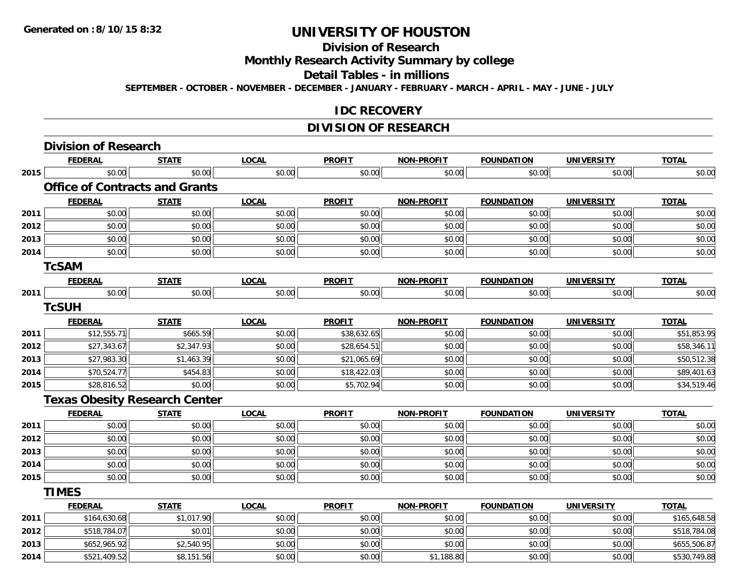# UNIVERSITY OF HOUSTON

## Division of Research

## Monthly Research Activity Summary by college

## Detail Tables - in millions

**SEPTEMBER - OCTOBER - NOVEMBER - DECEMBER - JANUARY - FEBRUARY - MARCH - APRIL - MAY - JUNE - JULY**

## IDC RECOVERY

## DIVISION OF RESEARCH

### Division of Research

| | FEDERAL | STATE | LOCAL | PROFIT | NON-PROFIT | FOUNDATION | UNIVERSITY | TOTAL |
|---|---|---|---|---|---|---|---|---|
| 2015 | $0.00 | $0.00 | $0.00 | $0.00 | $0.00 | $0.00 | $0.00 | $0.00 |

### Office of Contracts and Grants

| | FEDERAL | STATE | LOCAL | PROFIT | NON-PROFIT | FOUNDATION | UNIVERSITY | TOTAL |
|---|---|---|---|---|---|---|---|---|
| 2011 | $0.00 | $0.00 | $0.00 | $0.00 | $0.00 | $0.00 | $0.00 | $0.00 |
| 2012 | $0.00 | $0.00 | $0.00 | $0.00 | $0.00 | $0.00 | $0.00 | $0.00 |
| 2013 | $0.00 | $0.00 | $0.00 | $0.00 | $0.00 | $0.00 | $0.00 | $0.00 |
| 2014 | $0.00 | $0.00 | $0.00 | $0.00 | $0.00 | $0.00 | $0.00 | $0.00 |

### TcSAM

| | FEDERAL | STATE | LOCAL | PROFIT | NON-PROFIT | FOUNDATION | UNIVERSITY | TOTAL |
|---|---|---|---|---|---|---|---|---|
| 2011 | $0.00 | $0.00 | $0.00 | $0.00 | $0.00 | $0.00 | $0.00 | $0.00 |

### TcSUH

| | FEDERAL | STATE | LOCAL | PROFIT | NON-PROFIT | FOUNDATION | UNIVERSITY | TOTAL |
|---|---|---|---|---|---|---|---|---|
| 2011 | $12,555.71 | $665.59 | $0.00 | $38,632.65 | $0.00 | $0.00 | $0.00 | $51,853.95 |
| 2012 | $27,343.67 | $2,347.93 | $0.00 | $28,654.51 | $0.00 | $0.00 | $0.00 | $58,346.11 |
| 2013 | $27,983.30 | $1,463.39 | $0.00 | $21,065.69 | $0.00 | $0.00 | $0.00 | $50,512.38 |
| 2014 | $70,524.77 | $454.83 | $0.00 | $18,422.03 | $0.00 | $0.00 | $0.00 | $89,401.63 |
| 2015 | $28,816.52 | $0.00 | $0.00 | $5,702.94 | $0.00 | $0.00 | $0.00 | $34,519.46 |

### Texas Obesity Research Center

| | FEDERAL | STATE | LOCAL | PROFIT | NON-PROFIT | FOUNDATION | UNIVERSITY | TOTAL |
|---|---|---|---|---|---|---|---|---|
| 2011 | $0.00 | $0.00 | $0.00 | $0.00 | $0.00 | $0.00 | $0.00 | $0.00 |
| 2012 | $0.00 | $0.00 | $0.00 | $0.00 | $0.00 | $0.00 | $0.00 | $0.00 |
| 2013 | $0.00 | $0.00 | $0.00 | $0.00 | $0.00 | $0.00 | $0.00 | $0.00 |
| 2014 | $0.00 | $0.00 | $0.00 | $0.00 | $0.00 | $0.00 | $0.00 | $0.00 |
| 2015 | $0.00 | $0.00 | $0.00 | $0.00 | $0.00 | $0.00 | $0.00 | $0.00 |

### TIMES

| | FEDERAL | STATE | LOCAL | PROFIT | NON-PROFIT | FOUNDATION | UNIVERSITY | TOTAL |
|---|---|---|---|---|---|---|---|---|
| 2011 | $164,630.68 | $1,017.90 | $0.00 | $0.00 | $0.00 | $0.00 | $0.00 | $165,648.58 |
| 2012 | $518,784.07 | $0.01 | $0.00 | $0.00 | $0.00 | $0.00 | $0.00 | $518,784.08 |
| 2013 | $652,965.92 | $2,540.95 | $0.00 | $0.00 | $0.00 | $0.00 | $0.00 | $655,506.87 |
| 2014 | $521,409.52 | $8,151.56 | $0.00 | $0.00 | $1,188.80 | $0.00 | $0.00 | $530,749.88 |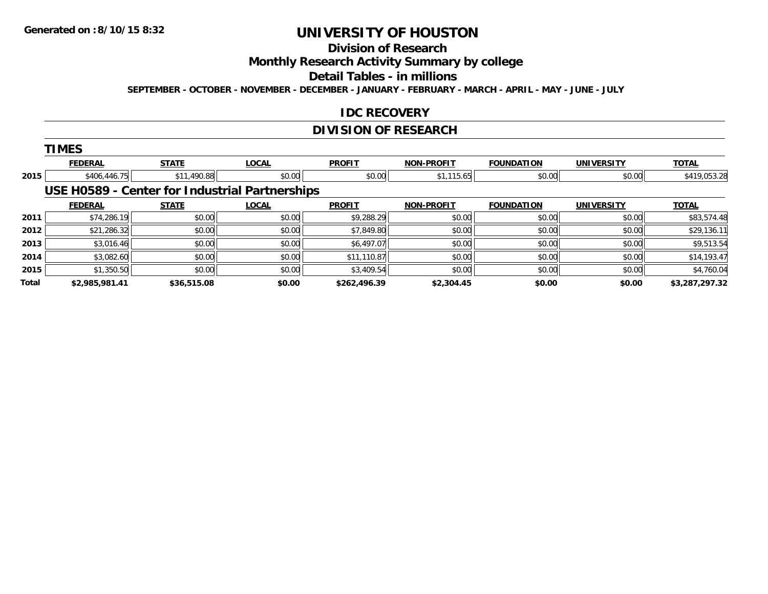**Generated on :8/10/15 8:32**

# UNIVERSITY OF HOUSTON

## Division of Research

## Monthly Research Activity Summary by college

## Detail Tables - in millions

**SEPTEMBER - OCTOBER - NOVEMBER - DECEMBER - JANUARY - FEBRUARY - MARCH - APRIL - MAY - JUNE - JULY**

## IDC RECOVERY

## DIVISION OF RESEARCH

### TIMES

| | FEDERAL | STATE | LOCAL | PROFIT | NON-PROFIT | FOUNDATION | UNIVERSITY | TOTAL |
|---|---|---|---|---|---|---|---|---|
| 2015 | $406,446.75 | $11,490.88 | $0.00 | $0.00 | $1,115.65 | $0.00 | $0.00 | $419,053.28 |

### USE H0589 - Center for Industrial Partnerships

| | FEDERAL | STATE | LOCAL | PROFIT | NON-PROFIT | FOUNDATION | UNIVERSITY | TOTAL |
|---|---|---|---|---|---|---|---|---|
| 2011 | $74,286.19 | $0.00 | $0.00 | $9,288.29 | $0.00 | $0.00 | $0.00 | $83,574.48 |
| 2012 | $21,286.32 | $0.00 | $0.00 | $7,849.80 | $0.00 | $0.00 | $0.00 | $29,136.11 |
| 2013 | $3,016.46 | $0.00 | $0.00 | $6,497.07 | $0.00 | $0.00 | $0.00 | $9,513.54 |
| 2014 | $3,082.60 | $0.00 | $0.00 | $11,110.87 | $0.00 | $0.00 | $0.00 | $14,193.47 |
| 2015 | $1,350.50 | $0.00 | $0.00 | $3,409.54 | $0.00 | $0.00 | $0.00 | $4,760.04 |
| **Total** | **$2,985,981.41** | **$36,515.08** | **$0.00** | **$262,496.39** | **$2,304.45** | **$0.00** | **$0.00** | **$3,287,297.32** |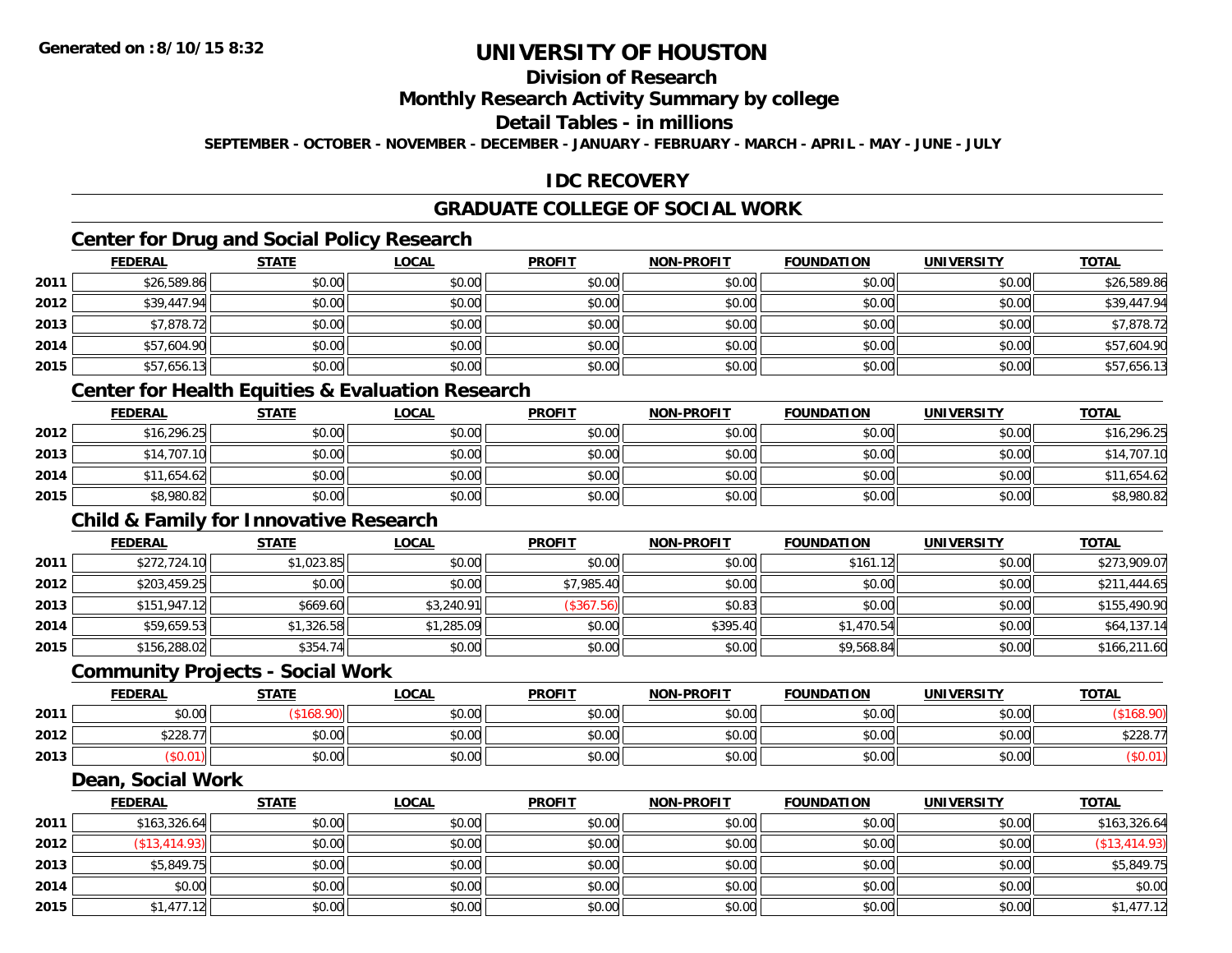**Generated on :8/10/15 8:32**

# UNIVERSITY OF HOUSTON

## Division of Research

## Monthly Research Activity Summary by college

## Detail Tables - in millions

**SEPTEMBER - OCTOBER - NOVEMBER - DECEMBER - JANUARY - FEBRUARY - MARCH - APRIL - MAY - JUNE - JULY**

## IDC RECOVERY

## GRADUATE COLLEGE OF SOCIAL WORK

### Center for Drug and Social Policy Research

| | FEDERAL | STATE | LOCAL | PROFIT | NON-PROFIT | FOUNDATION | UNIVERSITY | TOTAL |
|---|---|---|---|---|---|---|---|---|
| 2011 | $26,589.86 | $0.00 | $0.00 | $0.00 | $0.00 | $0.00 | $0.00 | $26,589.86 |
| 2012 | $39,447.94 | $0.00 | $0.00 | $0.00 | $0.00 | $0.00 | $0.00 | $39,447.94 |
| 2013 | $7,878.72 | $0.00 | $0.00 | $0.00 | $0.00 | $0.00 | $0.00 | $7,878.72 |
| 2014 | $57,604.90 | $0.00 | $0.00 | $0.00 | $0.00 | $0.00 | $0.00 | $57,604.90 |
| 2015 | $57,656.13 | $0.00 | $0.00 | $0.00 | $0.00 | $0.00 | $0.00 | $57,656.13 |

### Center for Health Equities & Evaluation Research

| | FEDERAL | STATE | LOCAL | PROFIT | NON-PROFIT | FOUNDATION | UNIVERSITY | TOTAL |
|---|---|---|---|---|---|---|---|---|
| 2012 | $16,296.25 | $0.00 | $0.00 | $0.00 | $0.00 | $0.00 | $0.00 | $16,296.25 |
| 2013 | $14,707.10 | $0.00 | $0.00 | $0.00 | $0.00 | $0.00 | $0.00 | $14,707.10 |
| 2014 | $11,654.62 | $0.00 | $0.00 | $0.00 | $0.00 | $0.00 | $0.00 | $11,654.62 |
| 2015 | $8,980.82 | $0.00 | $0.00 | $0.00 | $0.00 | $0.00 | $0.00 | $8,980.82 |

### Child & Family for Innovative Research

| | FEDERAL | STATE | LOCAL | PROFIT | NON-PROFIT | FOUNDATION | UNIVERSITY | TOTAL |
|---|---|---|---|---|---|---|---|---|
| 2011 | $272,724.10 | $1,023.85 | $0.00 | $0.00 | $0.00 | $161.12 | $0.00 | $273,909.07 |
| 2012 | $203,459.25 | $0.00 | $0.00 | $7,985.40 | $0.00 | $0.00 | $0.00 | $211,444.65 |
| 2013 | $151,947.12 | $669.60 | $3,240.91 | ($367.56) | $0.83 | $0.00 | $0.00 | $155,490.90 |
| 2014 | $59,659.53 | $1,326.58 | $1,285.09 | $0.00 | $395.40 | $1,470.54 | $0.00 | $64,137.14 |
| 2015 | $156,288.02 | $354.74 | $0.00 | $0.00 | $0.00 | $9,568.84 | $0.00 | $166,211.60 |

### Community Projects - Social Work

| | FEDERAL | STATE | LOCAL | PROFIT | NON-PROFIT | FOUNDATION | UNIVERSITY | TOTAL |
|---|---|---|---|---|---|---|---|---|
| 2011 | $0.00 | ($168.90) | $0.00 | $0.00 | $0.00 | $0.00 | $0.00 | ($168.90) |
| 2012 | $228.77 | $0.00 | $0.00 | $0.00 | $0.00 | $0.00 | $0.00 | $228.77 |
| 2013 | ($0.01) | $0.00 | $0.00 | $0.00 | $0.00 | $0.00 | $0.00 | ($0.01) |

### Dean, Social Work

| | FEDERAL | STATE | LOCAL | PROFIT | NON-PROFIT | FOUNDATION | UNIVERSITY | TOTAL |
|---|---|---|---|---|---|---|---|---|
| 2011 | $163,326.64 | $0.00 | $0.00 | $0.00 | $0.00 | $0.00 | $0.00 | $163,326.64 |
| 2012 | ($13,414.93) | $0.00 | $0.00 | $0.00 | $0.00 | $0.00 | $0.00 | ($13,414.93) |
| 2013 | $5,849.75 | $0.00 | $0.00 | $0.00 | $0.00 | $0.00 | $0.00 | $5,849.75 |
| 2014 | $0.00 | $0.00 | $0.00 | $0.00 | $0.00 | $0.00 | $0.00 | $0.00 |
| 2015 | $1,477.12 | $0.00 | $0.00 | $0.00 | $0.00 | $0.00 | $0.00 | $1,477.12 |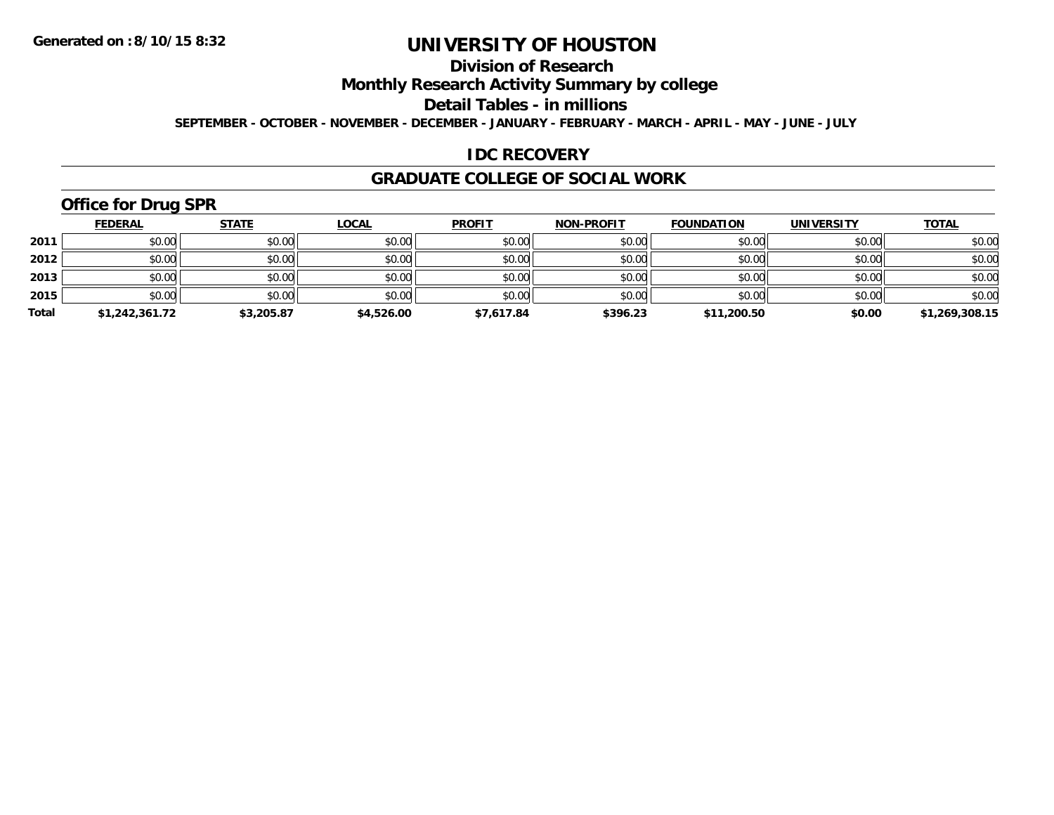Generated on :8/10/15 8:32

# UNIVERSITY OF HOUSTON

## Division of Research

## Monthly Research Activity Summary by college

## Detail Tables - in millions

SEPTEMBER - OCTOBER - NOVEMBER - DECEMBER - JANUARY - FEBRUARY - MARCH - APRIL - MAY - JUNE - JULY

## IDC RECOVERY

## GRADUATE COLLEGE OF SOCIAL WORK

### Office for Drug SPR

| | FEDERAL | STATE | LOCAL | PROFIT | NON-PROFIT | FOUNDATION | UNIVERSITY | TOTAL |
|---|---|---|---|---|---|---|---|---|
| 2011 | $0.00 | $0.00 | $0.00 | $0.00 | $0.00 | $0.00 | $0.00 | $0.00 |
| 2012 | $0.00 | $0.00 | $0.00 | $0.00 | $0.00 | $0.00 | $0.00 | $0.00 |
| 2013 | $0.00 | $0.00 | $0.00 | $0.00 | $0.00 | $0.00 | $0.00 | $0.00 |
| 2015 | $0.00 | $0.00 | $0.00 | $0.00 | $0.00 | $0.00 | $0.00 | $0.00 |
| **Total** | **$1,242,361.72** | **$3,205.87** | **$4,526.00** | **$7,617.84** | **$396.23** | **$11,200.50** | **$0.00** | **$1,269,308.15** |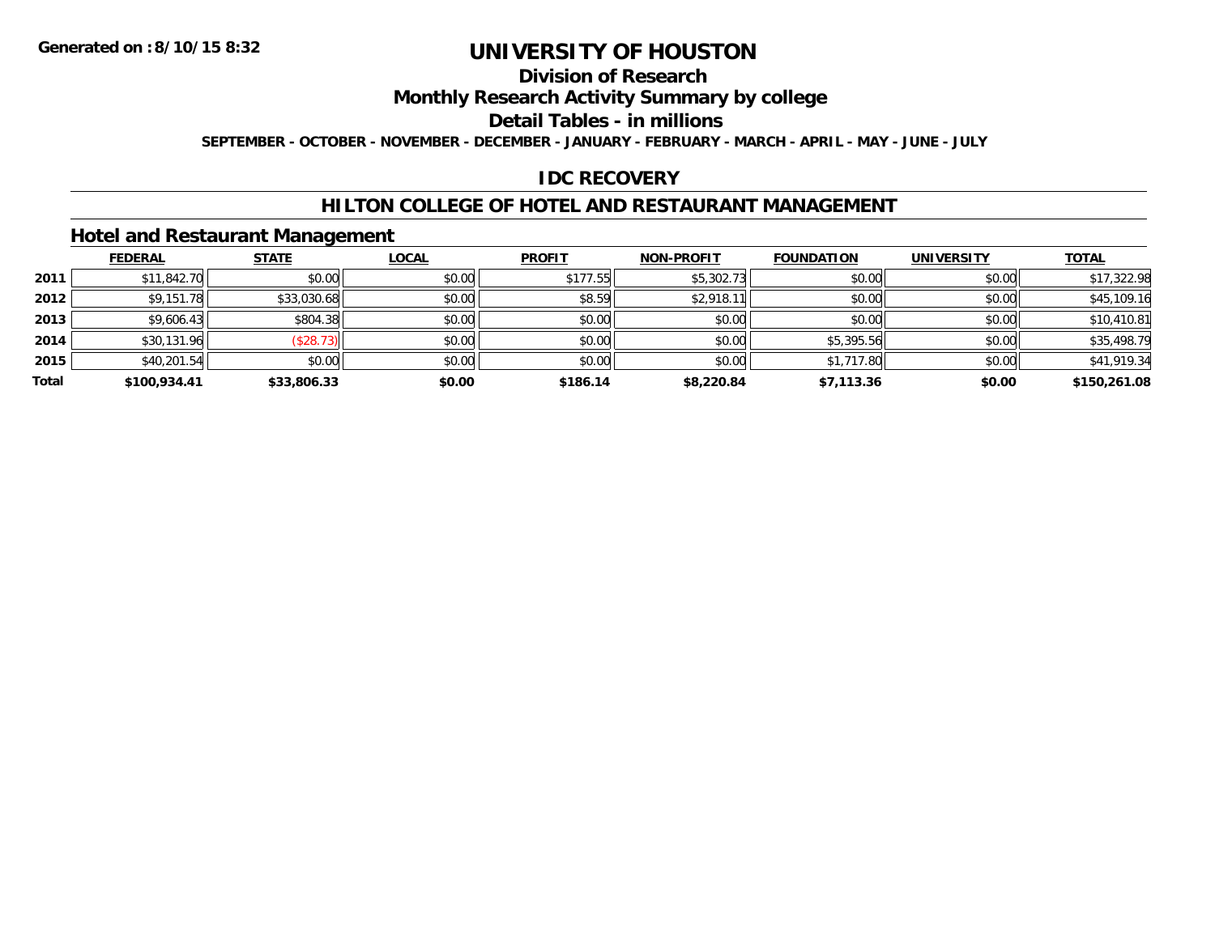**Generated on :8/10/15 8:32**

# UNIVERSITY OF HOUSTON

## Division of Research

## Monthly Research Activity Summary by college

## Detail Tables - in millions

**SEPTEMBER - OCTOBER - NOVEMBER - DECEMBER - JANUARY - FEBRUARY - MARCH - APRIL - MAY - JUNE - JULY**

## IDC RECOVERY

## HILTON COLLEGE OF HOTEL AND RESTAURANT MANAGEMENT

### Hotel and Restaurant Management

| | FEDERAL | STATE | LOCAL | PROFIT | NON-PROFIT | FOUNDATION | UNIVERSITY | TOTAL |
|---|---|---|---|---|---|---|---|---|
| **2011** | $11,842.70 | $0.00 | $0.00 | $177.55 | $5,302.73 | $0.00 | $0.00 | $17,322.98 |
| **2012** | $9,151.78 | $33,030.68 | $0.00 | $8.59 | $2,918.11 | $0.00 | $0.00 | $45,109.16 |
| **2013** | $9,606.43 | $804.38 | $0.00 | $0.00 | $0.00 | $0.00 | $0.00 | $10,410.81 |
| **2014** | $30,131.96 | ($28.73) | $0.00 | $0.00 | $0.00 | $5,395.56 | $0.00 | $35,498.79 |
| **2015** | $40,201.54 | $0.00 | $0.00 | $0.00 | $0.00 | $1,717.80 | $0.00 | $41,919.34 |
| **Total** | **$100,934.41** | **$33,806.33** | **$0.00** | **$186.14** | **$8,220.84** | **$7,113.36** | **$0.00** | **$150,261.08** |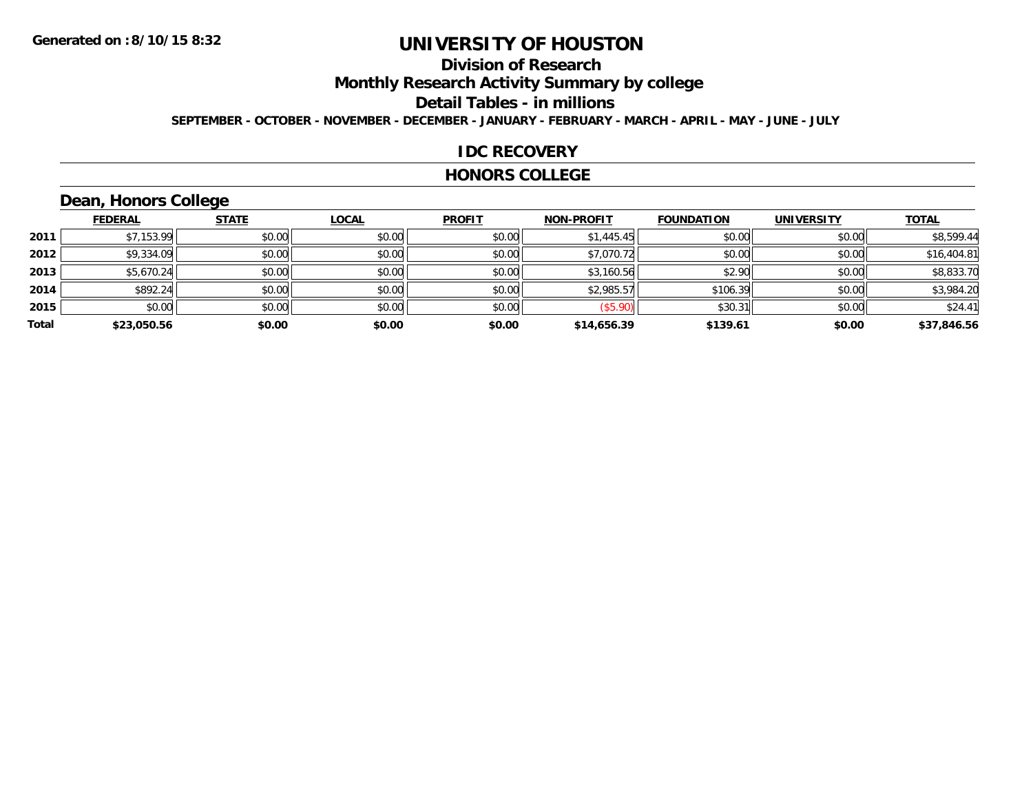Generated on :8/10/15 8:32

# UNIVERSITY OF HOUSTON

## Division of Research

## Monthly Research Activity Summary by college

## Detail Tables - in millions

SEPTEMBER - OCTOBER - NOVEMBER - DECEMBER - JANUARY - FEBRUARY - MARCH - APRIL - MAY - JUNE - JULY

## IDC RECOVERY

## HONORS COLLEGE

### Dean, Honors College

| | FEDERAL | STATE | LOCAL | PROFIT | NON-PROFIT | FOUNDATION | UNIVERSITY | TOTAL |
|---|---|---|---|---|---|---|---|---|
| 2011 | $7,153.99 | $0.00 | $0.00 | $0.00 | $1,445.45 | $0.00 | $0.00 | $8,599.44 |
| 2012 | $9,334.09 | $0.00 | $0.00 | $0.00 | $7,070.72 | $0.00 | $0.00 | $16,404.81 |
| 2013 | $5,670.24 | $0.00 | $0.00 | $0.00 | $3,160.56 | $2.90 | $0.00 | $8,833.70 |
| 2014 | $892.24 | $0.00 | $0.00 | $0.00 | $2,985.57 | $106.39 | $0.00 | $3,984.20 |
| 2015 | $0.00 | $0.00 | $0.00 | $0.00 | ($5.90) | $30.31 | $0.00 | $24.41 |
| **Total** | **$23,050.56** | **$0.00** | **$0.00** | **$0.00** | **$14,656.39** | **$139.61** | **$0.00** | **$37,846.56** |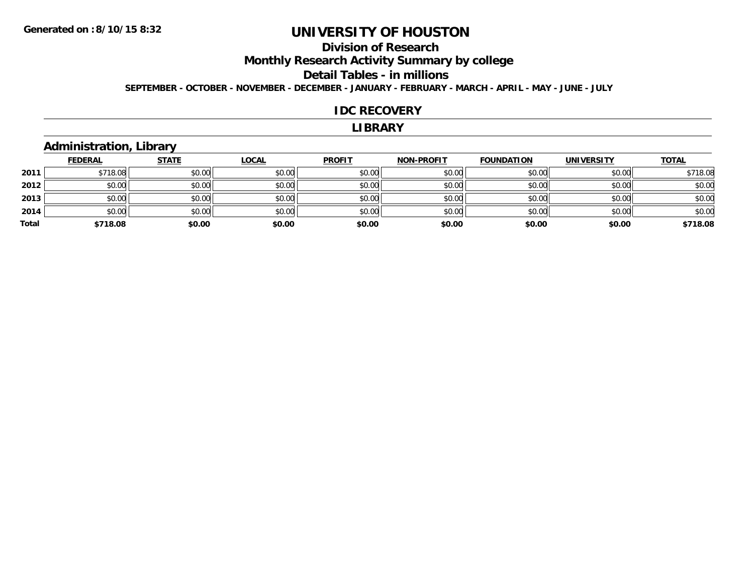Generated on :8/10/15 8:32

# UNIVERSITY OF HOUSTON

## Division of Research

## Monthly Research Activity Summary by college

## Detail Tables - in millions

SEPTEMBER - OCTOBER - NOVEMBER - DECEMBER - JANUARY - FEBRUARY - MARCH - APRIL - MAY - JUNE - JULY

## IDC RECOVERY

## LIBRARY

### Administration, Library

| | FEDERAL | STATE | LOCAL | PROFIT | NON-PROFIT | FOUNDATION | UNIVERSITY | TOTAL |
|---|---|---|---|---|---|---|---|---|
| 2011 | $718.08 | $0.00 | $0.00 | $0.00 | $0.00 | $0.00 | $0.00 | $718.08 |
| 2012 | $0.00 | $0.00 | $0.00 | $0.00 | $0.00 | $0.00 | $0.00 | $0.00 |
| 2013 | $0.00 | $0.00 | $0.00 | $0.00 | $0.00 | $0.00 | $0.00 | $0.00 |
| 2014 | $0.00 | $0.00 | $0.00 | $0.00 | $0.00 | $0.00 | $0.00 | $0.00 |
| **Total** | **$718.08** | **$0.00** | **$0.00** | **$0.00** | **$0.00** | **$0.00** | **$0.00** | **$718.08** |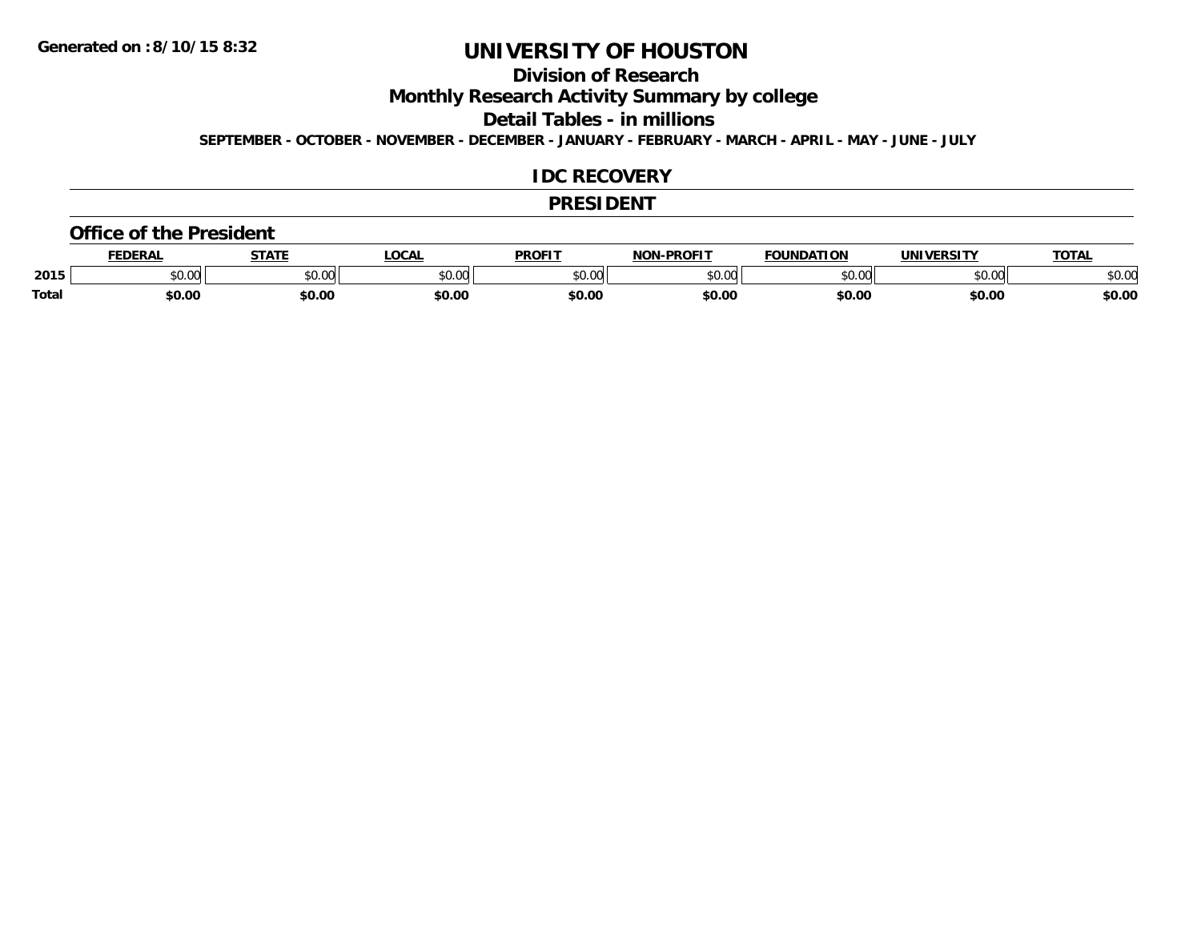Generated on :8/10/15 8:32

# UNIVERSITY OF HOUSTON

## Division of Research

## Monthly Research Activity Summary by college

## Detail Tables - in millions

**SEPTEMBER - OCTOBER - NOVEMBER - DECEMBER - JANUARY - FEBRUARY - MARCH - APRIL - MAY - JUNE - JULY**

## IDC RECOVERY

## PRESIDENT

### Office of the President

| | FEDERAL | STATE | LOCAL | PROFIT | NON-PROFIT | FOUNDATION | UNIVERSITY | TOTAL |
|---|---|---|---|---|---|---|---|---|
| 2015 | $0.00 | $0.00 | $0.00 | $0.00 | $0.00 | $0.00 | $0.00 | $0.00 |
| **Total** | **$0.00** | **$0.00** | **$0.00** | **$0.00** | **$0.00** | **$0.00** | **$0.00** | **$0.00** |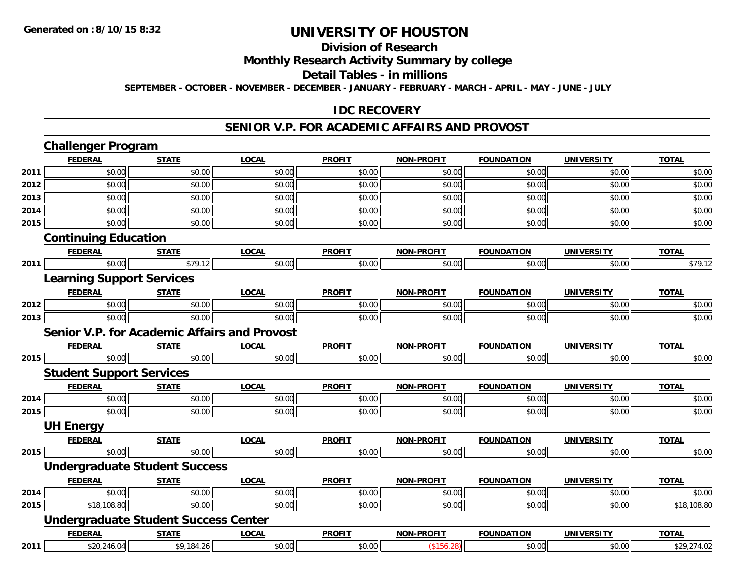**Generated on :8/10/15 8:32**

# UNIVERSITY OF HOUSTON

## Division of Research

## Monthly Research Activity Summary by college

## Detail Tables - in millions

**SEPTEMBER - OCTOBER - NOVEMBER - DECEMBER - JANUARY - FEBRUARY - MARCH - APRIL - MAY - JUNE - JULY**

### IDC RECOVERY

### SENIOR V.P. FOR ACADEMIC AFFAIRS AND PROVOST

#### Challenger Program

| | FEDERAL | STATE | LOCAL | PROFIT | NON-PROFIT | FOUNDATION | UNIVERSITY | TOTAL |
|---|---|---|---|---|---|---|---|---|
| 2011 | $0.00 | $0.00 | $0.00 | $0.00 | $0.00 | $0.00 | $0.00 | $0.00 |
| 2012 | $0.00 | $0.00 | $0.00 | $0.00 | $0.00 | $0.00 | $0.00 | $0.00 |
| 2013 | $0.00 | $0.00 | $0.00 | $0.00 | $0.00 | $0.00 | $0.00 | $0.00 |
| 2014 | $0.00 | $0.00 | $0.00 | $0.00 | $0.00 | $0.00 | $0.00 | $0.00 |
| 2015 | $0.00 | $0.00 | $0.00 | $0.00 | $0.00 | $0.00 | $0.00 | $0.00 |

#### Continuing Education

| | FEDERAL | STATE | LOCAL | PROFIT | NON-PROFIT | FOUNDATION | UNIVERSITY | TOTAL |
|---|---|---|---|---|---|---|---|---|
| 2011 | $0.00 | $79.12 | $0.00 | $0.00 | $0.00 | $0.00 | $0.00 | $79.12 |

#### Learning Support Services

| | FEDERAL | STATE | LOCAL | PROFIT | NON-PROFIT | FOUNDATION | UNIVERSITY | TOTAL |
|---|---|---|---|---|---|---|---|---|
| 2012 | $0.00 | $0.00 | $0.00 | $0.00 | $0.00 | $0.00 | $0.00 | $0.00 |
| 2013 | $0.00 | $0.00 | $0.00 | $0.00 | $0.00 | $0.00 | $0.00 | $0.00 |

#### Senior V.P. for Academic Affairs and Provost

| | FEDERAL | STATE | LOCAL | PROFIT | NON-PROFIT | FOUNDATION | UNIVERSITY | TOTAL |
|---|---|---|---|---|---|---|---|---|
| 2015 | $0.00 | $0.00 | $0.00 | $0.00 | $0.00 | $0.00 | $0.00 | $0.00 |

#### Student Support Services

| | FEDERAL | STATE | LOCAL | PROFIT | NON-PROFIT | FOUNDATION | UNIVERSITY | TOTAL |
|---|---|---|---|---|---|---|---|---|
| 2014 | $0.00 | $0.00 | $0.00 | $0.00 | $0.00 | $0.00 | $0.00 | $0.00 |
| 2015 | $0.00 | $0.00 | $0.00 | $0.00 | $0.00 | $0.00 | $0.00 | $0.00 |

#### UH Energy

| | FEDERAL | STATE | LOCAL | PROFIT | NON-PROFIT | FOUNDATION | UNIVERSITY | TOTAL |
|---|---|---|---|---|---|---|---|---|
| 2015 | $0.00 | $0.00 | $0.00 | $0.00 | $0.00 | $0.00 | $0.00 | $0.00 |

#### Undergraduate Student Success

| | FEDERAL | STATE | LOCAL | PROFIT | NON-PROFIT | FOUNDATION | UNIVERSITY | TOTAL |
|---|---|---|---|---|---|---|---|---|
| 2014 | $0.00 | $0.00 | $0.00 | $0.00 | $0.00 | $0.00 | $0.00 | $0.00 |
| 2015 | $18,108.80 | $0.00 | $0.00 | $0.00 | $0.00 | $0.00 | $0.00 | $18,108.80 |

#### Undergraduate Student Success Center

| | FEDERAL | STATE | LOCAL | PROFIT | NON-PROFIT | FOUNDATION | UNIVERSITY | TOTAL |
|---|---|---|---|---|---|---|---|---|
| 2011 | $20,246.04 | $9,184.26 | $0.00 | $0.00 | ($156.28) | $0.00 | $0.00 | $29,274.02 |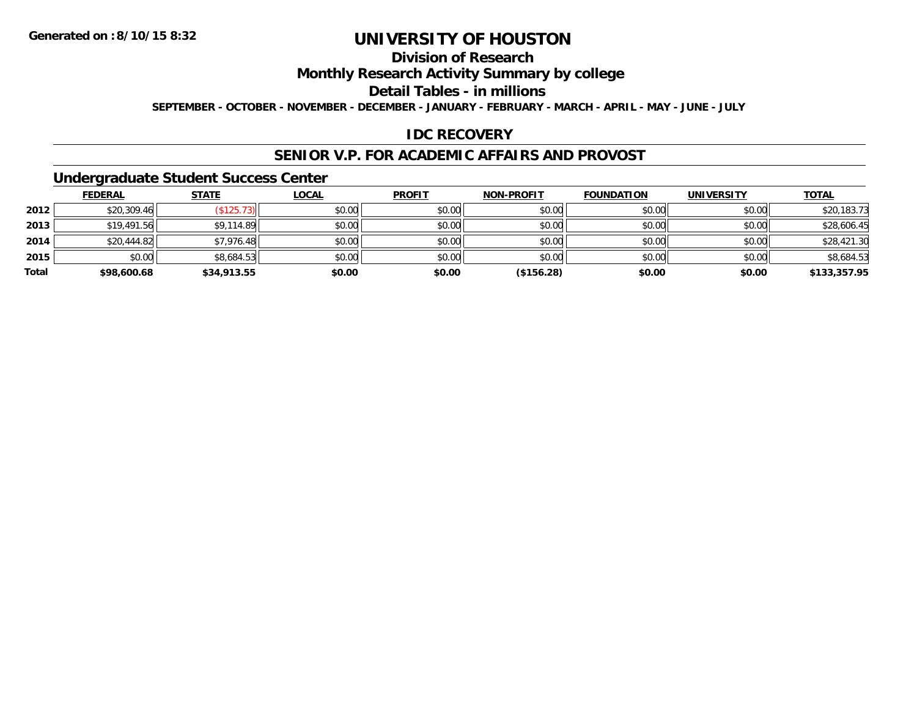Generated on :8/10/15 8:32

# UNIVERSITY OF HOUSTON

## Division of Research

## Monthly Research Activity Summary by college

## Detail Tables - in millions

**SEPTEMBER - OCTOBER - NOVEMBER - DECEMBER - JANUARY - FEBRUARY - MARCH - APRIL - MAY - JUNE - JULY**

## IDC RECOVERY

## SENIOR V.P. FOR ACADEMIC AFFAIRS AND PROVOST

### Undergraduate Student Success Center

| | FEDERAL | STATE | LOCAL | PROFIT | NON-PROFIT | FOUNDATION | UNIVERSITY | TOTAL |
|---|---|---|---|---|---|---|---|---|
| 2012 | $20,309.46 | ($125.73) | $0.00 | $0.00 | $0.00 | $0.00 | $0.00 | $20,183.73 |
| 2013 | $19,491.56 | $9,114.89 | $0.00 | $0.00 | $0.00 | $0.00 | $0.00 | $28,606.45 |
| 2014 | $20,444.82 | $7,976.48 | $0.00 | $0.00 | $0.00 | $0.00 | $0.00 | $28,421.30 |
| 2015 | $0.00 | $8,684.53 | $0.00 | $0.00 | $0.00 | $0.00 | $0.00 | $8,684.53 |
| **Total** | **$98,600.68** | **$34,913.55** | **$0.00** | **$0.00** | **($156.28)** | **$0.00** | **$0.00** | **$133,357.95** |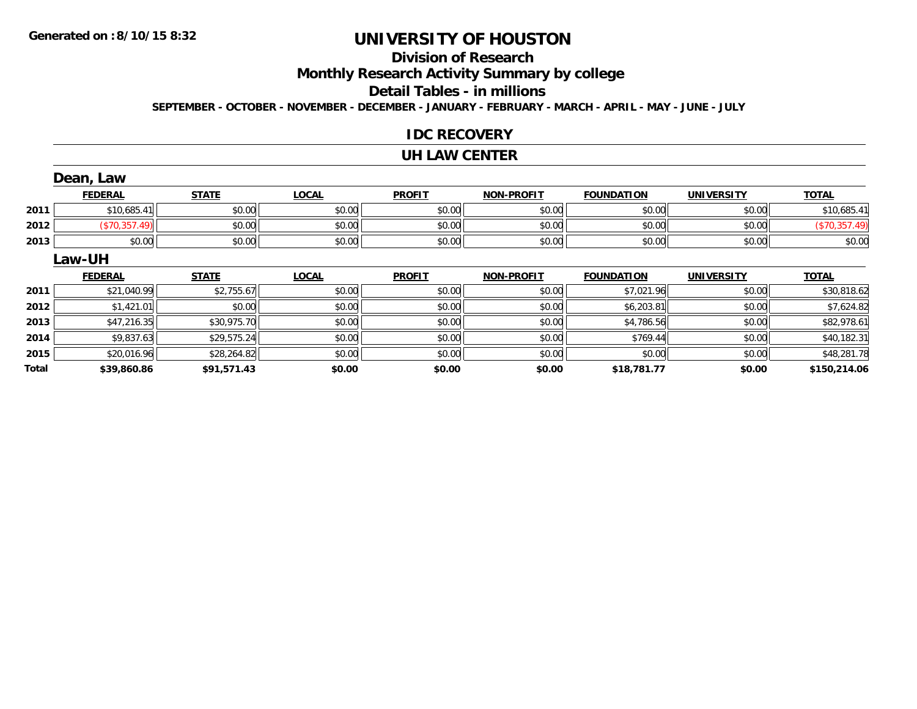Generated on :8/10/15 8:32

# UNIVERSITY OF HOUSTON

## Division of Research

## Monthly Research Activity Summary by college

## Detail Tables - in millions

SEPTEMBER - OCTOBER - NOVEMBER - DECEMBER - JANUARY - FEBRUARY - MARCH - APRIL - MAY - JUNE - JULY

### IDC RECOVERY

### UH LAW CENTER

#### Dean, Law

| | FEDERAL | STATE | LOCAL | PROFIT | NON-PROFIT | FOUNDATION | UNIVERSITY | TOTAL |
|---|---|---|---|---|---|---|---|---|
| 2011 | $10,685.41 | $0.00 | $0.00 | $0.00 | $0.00 | $0.00 | $0.00 | $10,685.41 |
| 2012 | ($70,357.49) | $0.00 | $0.00 | $0.00 | $0.00 | $0.00 | $0.00 | ($70,357.49) |
| 2013 | $0.00 | $0.00 | $0.00 | $0.00 | $0.00 | $0.00 | $0.00 | $0.00 |

#### Law-UH

| | FEDERAL | STATE | LOCAL | PROFIT | NON-PROFIT | FOUNDATION | UNIVERSITY | TOTAL |
|---|---|---|---|---|---|---|---|---|
| 2011 | $21,040.99 | $2,755.67 | $0.00 | $0.00 | $0.00 | $7,021.96 | $0.00 | $30,818.62 |
| 2012 | $1,421.01 | $0.00 | $0.00 | $0.00 | $0.00 | $6,203.81 | $0.00 | $7,624.82 |
| 2013 | $47,216.35 | $30,975.70 | $0.00 | $0.00 | $0.00 | $4,786.56 | $0.00 | $82,978.61 |
| 2014 | $9,837.63 | $29,575.24 | $0.00 | $0.00 | $0.00 | $769.44 | $0.00 | $40,182.31 |
| 2015 | $20,016.96 | $28,264.82 | $0.00 | $0.00 | $0.00 | $0.00 | $0.00 | $48,281.78 |
| **Total** | **$39,860.86** | **$91,571.43** | **$0.00** | **$0.00** | **$0.00** | **$18,781.77** | **$0.00** | **$150,214.06** |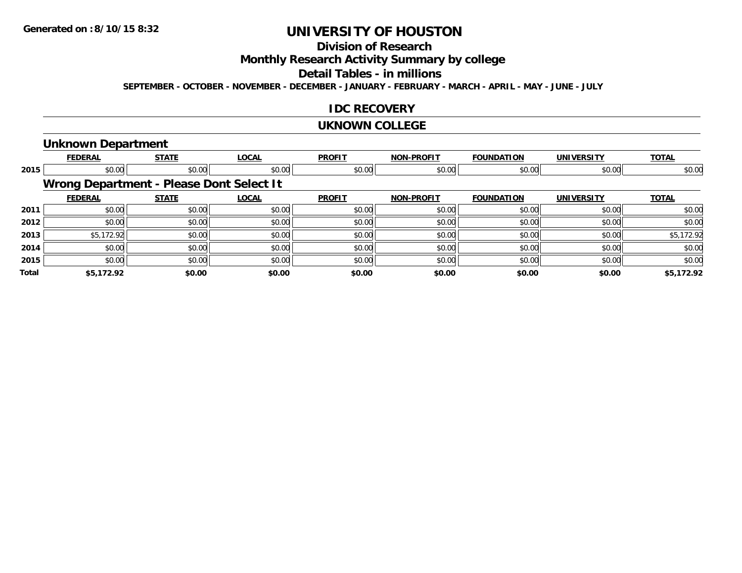**Generated on :8/10/15 8:32**

# UNIVERSITY OF HOUSTON

## Division of Research

## Monthly Research Activity Summary by college

## Detail Tables - in millions

**SEPTEMBER - OCTOBER - NOVEMBER - DECEMBER - JANUARY - FEBRUARY - MARCH - APRIL - MAY - JUNE - JULY**

## IDC RECOVERY

## UKNOWN COLLEGE

### Unknown Department

| | FEDERAL | STATE | LOCAL | PROFIT | NON-PROFIT | FOUNDATION | UNIVERSITY | TOTAL |
|---|---|---|---|---|---|---|---|---|
| 2015 | $0.00 | $0.00 | $0.00 | $0.00 | $0.00 | $0.00 | $0.00 | $0.00 |

### Wrong Department - Please Dont Select It

| | FEDERAL | STATE | LOCAL | PROFIT | NON-PROFIT | FOUNDATION | UNIVERSITY | TOTAL |
|---|---|---|---|---|---|---|---|---|
| 2011 | $0.00 | $0.00 | $0.00 | $0.00 | $0.00 | $0.00 | $0.00 | $0.00 |
| 2012 | $0.00 | $0.00 | $0.00 | $0.00 | $0.00 | $0.00 | $0.00 | $0.00 |
| 2013 | $5,172.92 | $0.00 | $0.00 | $0.00 | $0.00 | $0.00 | $0.00 | $5,172.92 |
| 2014 | $0.00 | $0.00 | $0.00 | $0.00 | $0.00 | $0.00 | $0.00 | $0.00 |
| 2015 | $0.00 | $0.00 | $0.00 | $0.00 | $0.00 | $0.00 | $0.00 | $0.00 |
| **Total** | **$5,172.92** | **$0.00** | **$0.00** | **$0.00** | **$0.00** | **$0.00** | **$0.00** | **$5,172.92** |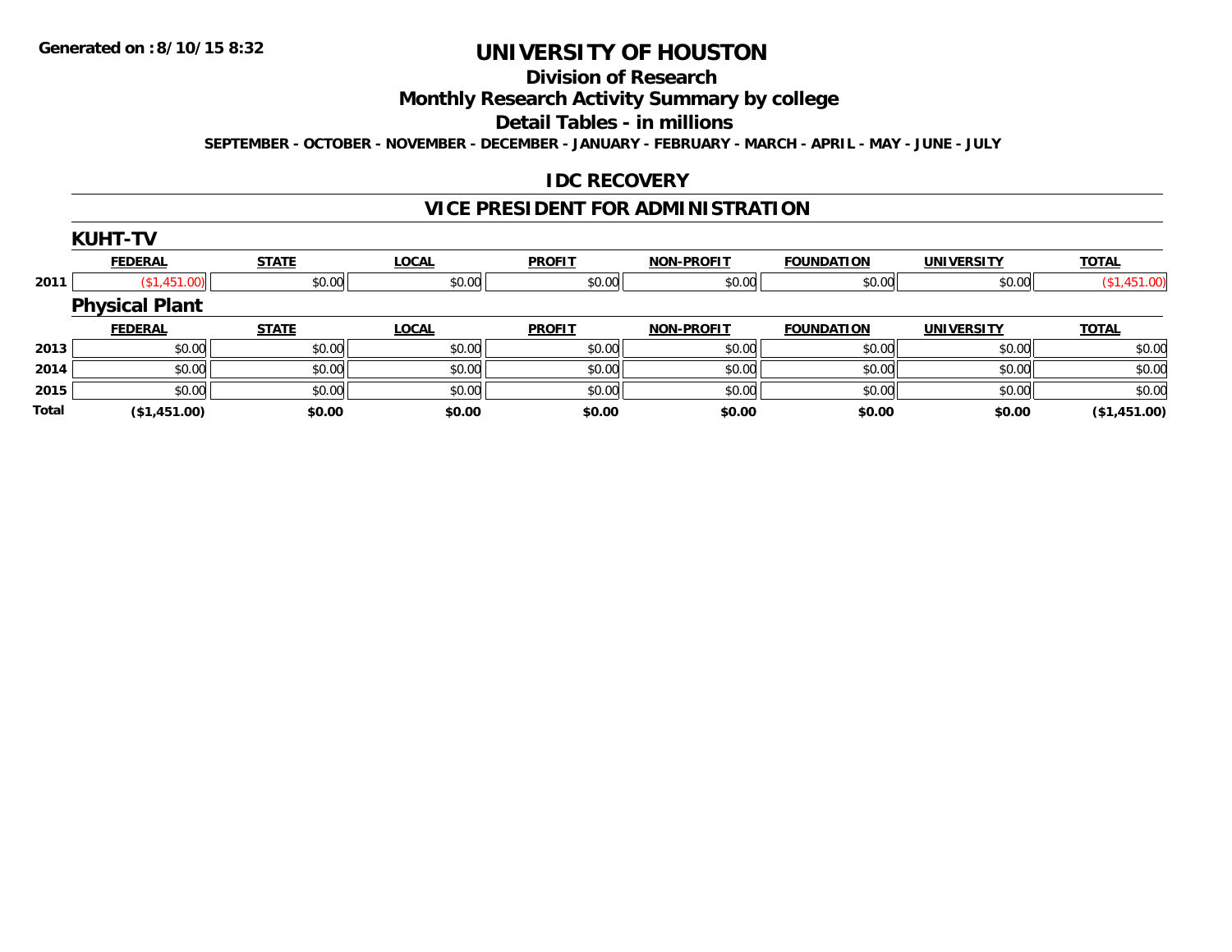**Generated on :8/10/15 8:32**

# UNIVERSITY OF HOUSTON

## Division of Research

## Monthly Research Activity Summary by college

## Detail Tables - in millions

**SEPTEMBER - OCTOBER - NOVEMBER - DECEMBER - JANUARY - FEBRUARY - MARCH - APRIL - MAY - JUNE - JULY**

## IDC RECOVERY

## VICE PRESIDENT FOR ADMINISTRATION

### KUHT-TV

| | FEDERAL | STATE | LOCAL | PROFIT | NON-PROFIT | FOUNDATION | UNIVERSITY | TOTAL |
|---|---|---|---|---|---|---|---|---|
| 2011 | ($1,451.00) | $0.00 | $0.00 | $0.00 | $0.00 | $0.00 | $0.00 | ($1,451.00) |

### Physical Plant

| | FEDERAL | STATE | LOCAL | PROFIT | NON-PROFIT | FOUNDATION | UNIVERSITY | TOTAL |
|---|---|---|---|---|---|---|---|---|
| 2013 | $0.00 | $0.00 | $0.00 | $0.00 | $0.00 | $0.00 | $0.00 | $0.00 |
| 2014 | $0.00 | $0.00 | $0.00 | $0.00 | $0.00 | $0.00 | $0.00 | $0.00 |
| 2015 | $0.00 | $0.00 | $0.00 | $0.00 | $0.00 | $0.00 | $0.00 | $0.00 |
| **Total** | **($1,451.00)** | **$0.00** | **$0.00** | **$0.00** | **$0.00** | **$0.00** | **$0.00** | **($1,451.00)** |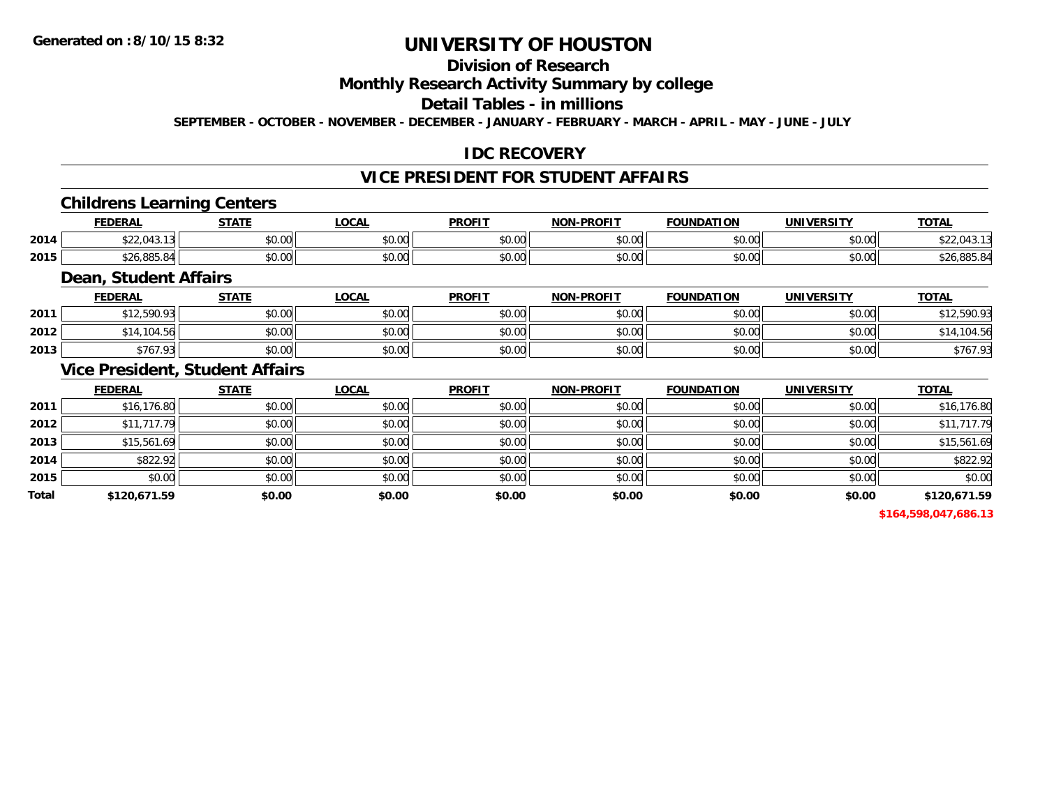Generated on :8/10/15 8:32

# UNIVERSITY OF HOUSTON

## Division of Research

## Monthly Research Activity Summary by college

## Detail Tables - in millions

SEPTEMBER - OCTOBER - NOVEMBER - DECEMBER - JANUARY - FEBRUARY - MARCH - APRIL - MAY - JUNE - JULY

## IDC RECOVERY

## VICE PRESIDENT FOR STUDENT AFFAIRS

### Childrens Learning Centers

| | FEDERAL | STATE | LOCAL | PROFIT | NON-PROFIT | FOUNDATION | UNIVERSITY | TOTAL |
|---|---|---|---|---|---|---|---|---|
| 2014 | $22,043.13 | $0.00 | $0.00 | $0.00 | $0.00 | $0.00 | $0.00 | $22,043.13 |
| 2015 | $26,885.84 | $0.00 | $0.00 | $0.00 | $0.00 | $0.00 | $0.00 | $26,885.84 |

### Dean, Student Affairs

| | FEDERAL | STATE | LOCAL | PROFIT | NON-PROFIT | FOUNDATION | UNIVERSITY | TOTAL |
|---|---|---|---|---|---|---|---|---|
| 2011 | $12,590.93 | $0.00 | $0.00 | $0.00 | $0.00 | $0.00 | $0.00 | $12,590.93 |
| 2012 | $14,104.56 | $0.00 | $0.00 | $0.00 | $0.00 | $0.00 | $0.00 | $14,104.56 |
| 2013 | $767.93 | $0.00 | $0.00 | $0.00 | $0.00 | $0.00 | $0.00 | $767.93 |

### Vice President, Student Affairs

| | FEDERAL | STATE | LOCAL | PROFIT | NON-PROFIT | FOUNDATION | UNIVERSITY | TOTAL |
|---|---|---|---|---|---|---|---|---|
| 2011 | $16,176.80 | $0.00 | $0.00 | $0.00 | $0.00 | $0.00 | $0.00 | $16,176.80 |
| 2012 | $11,717.79 | $0.00 | $0.00 | $0.00 | $0.00 | $0.00 | $0.00 | $11,717.79 |
| 2013 | $15,561.69 | $0.00 | $0.00 | $0.00 | $0.00 | $0.00 | $0.00 | $15,561.69 |
| 2014 | $822.92 | $0.00 | $0.00 | $0.00 | $0.00 | $0.00 | $0.00 | $822.92 |
| 2015 | $0.00 | $0.00 | $0.00 | $0.00 | $0.00 | $0.00 | $0.00 | $0.00 |
| **Total** | **$120,671.59** | **$0.00** | **$0.00** | **$0.00** | **$0.00** | **$0.00** | **$0.00** | **$120,671.59** |

**$164,598,047,686.13**